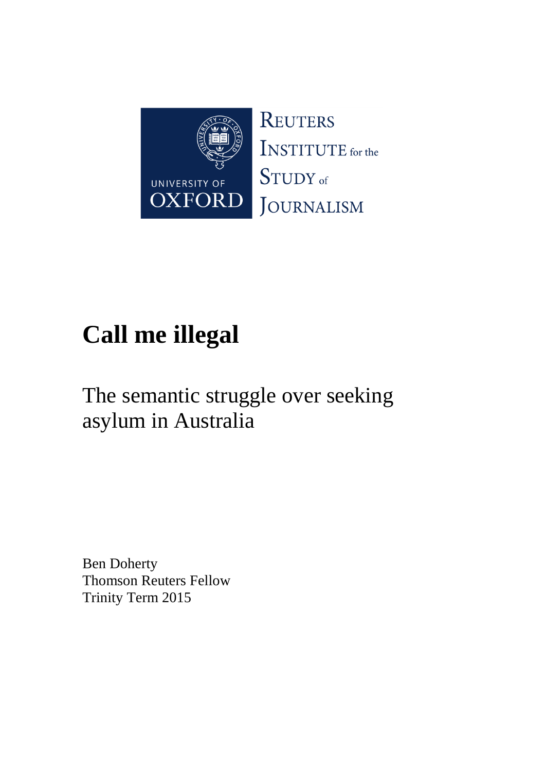UNIVERSITY OF OXFORD

REUTERS INSTITUTE for the STUDY of JOURNALISM

# Call me illegal

## The semantic struggle over seeking asylum in Australia

Ben Doherty
Thomson Reuters Fellow
Trinity Term 2015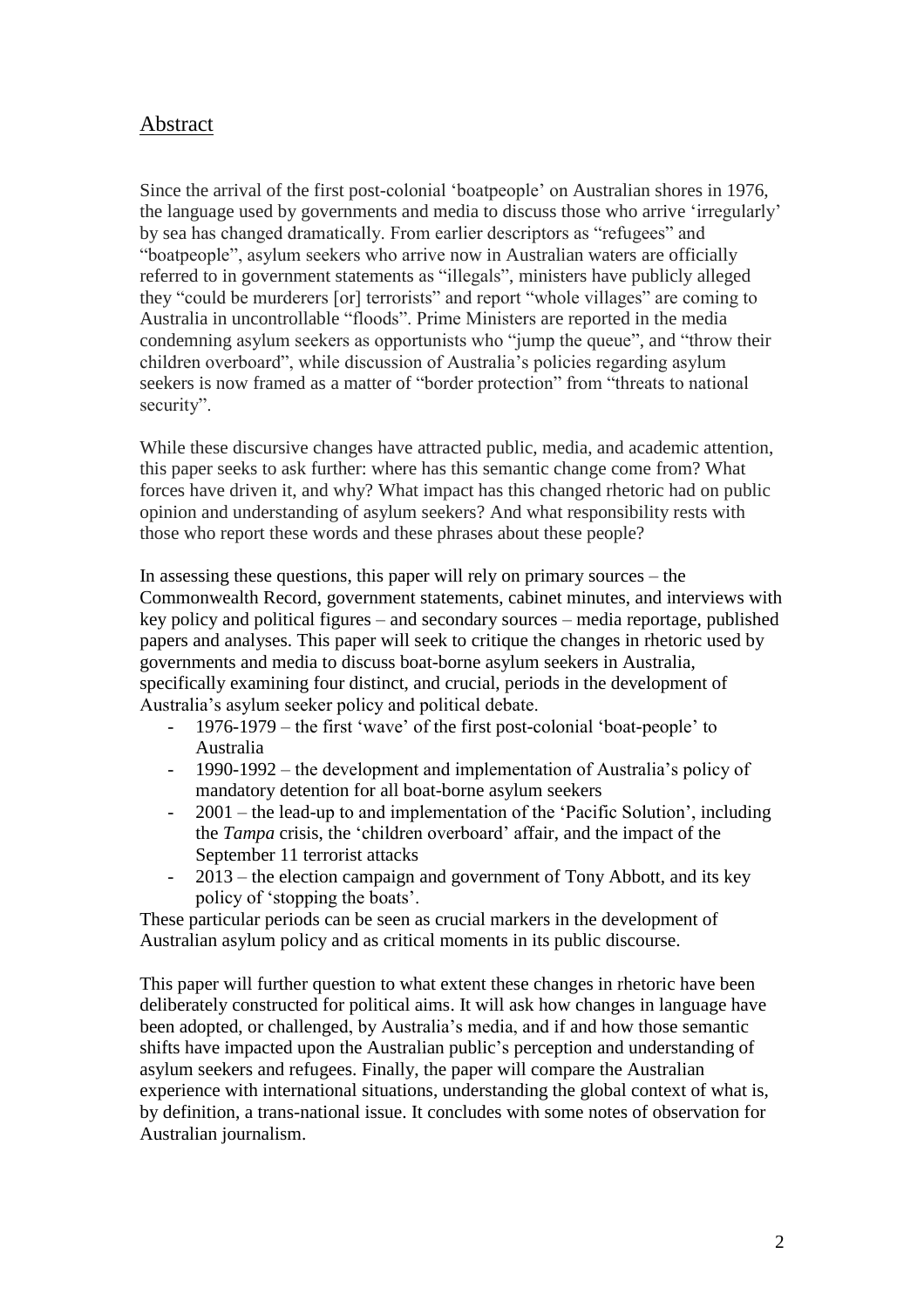## Abstract

Since the arrival of the first post-colonial 'boatpeople' on Australian shores in 1976, the language used by governments and media to discuss those who arrive 'irregularly' by sea has changed dramatically. From earlier descriptors as "refugees" and "boatpeople", asylum seekers who arrive now in Australian waters are officially referred to in government statements as "illegals", ministers have publicly alleged they "could be murderers [or] terrorists" and report "whole villages" are coming to Australia in uncontrollable "floods". Prime Ministers are reported in the media condemning asylum seekers as opportunists who "jump the queue", and "throw their children overboard", while discussion of Australia's policies regarding asylum seekers is now framed as a matter of "border protection" from "threats to national security".

While these discursive changes have attracted public, media, and academic attention, this paper seeks to ask further: where has this semantic change come from? What forces have driven it, and why? What impact has this changed rhetoric had on public opinion and understanding of asylum seekers? And what responsibility rests with those who report these words and these phrases about these people?

In assessing these questions, this paper will rely on primary sources – the Commonwealth Record, government statements, cabinet minutes, and interviews with key policy and political figures – and secondary sources – media reportage, published papers and analyses. This paper will seek to critique the changes in rhetoric used by governments and media to discuss boat-borne asylum seekers in Australia, specifically examining four distinct, and crucial, periods in the development of Australia's asylum seeker policy and political debate.

- 1976-1979 – the first 'wave' of the first post-colonial 'boat-people' to Australia
- 1990-1992 – the development and implementation of Australia's policy of mandatory detention for all boat-borne asylum seekers
- 2001 – the lead-up to and implementation of the 'Pacific Solution', including the *Tampa* crisis, the 'children overboard' affair, and the impact of the September 11 terrorist attacks
- 2013 – the election campaign and government of Tony Abbott, and its key policy of 'stopping the boats'.

These particular periods can be seen as crucial markers in the development of Australian asylum policy and as critical moments in its public discourse.

This paper will further question to what extent these changes in rhetoric have been deliberately constructed for political aims. It will ask how changes in language have been adopted, or challenged, by Australia's media, and if and how those semantic shifts have impacted upon the Australian public's perception and understanding of asylum seekers and refugees. Finally, the paper will compare the Australian experience with international situations, understanding the global context of what is, by definition, a trans-national issue. It concludes with some notes of observation for Australian journalism.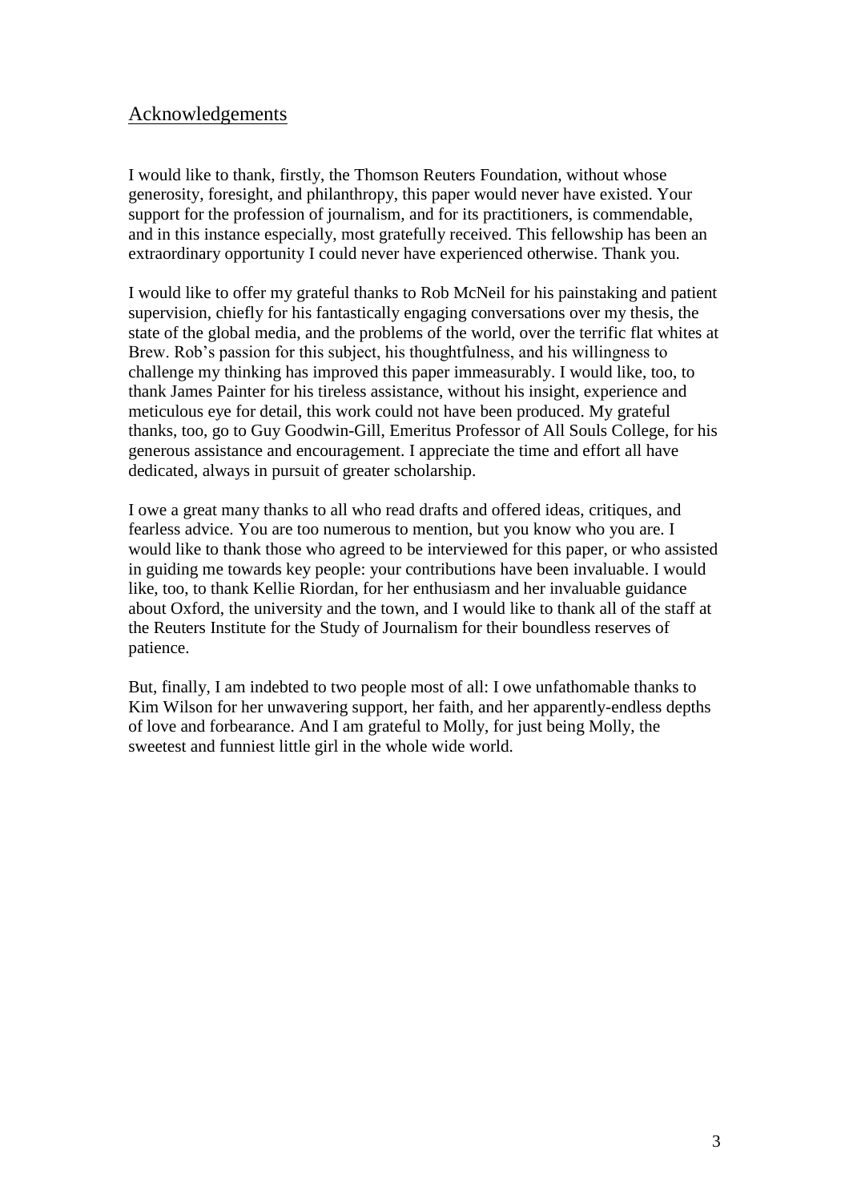## Acknowledgements

I would like to thank, firstly, the Thomson Reuters Foundation, without whose generosity, foresight, and philanthropy, this paper would never have existed. Your support for the profession of journalism, and for its practitioners, is commendable, and in this instance especially, most gratefully received. This fellowship has been an extraordinary opportunity I could never have experienced otherwise. Thank you.

I would like to offer my grateful thanks to Rob McNeil for his painstaking and patient supervision, chiefly for his fantastically engaging conversations over my thesis, the state of the global media, and the problems of the world, over the terrific flat whites at Brew. Rob's passion for this subject, his thoughtfulness, and his willingness to challenge my thinking has improved this paper immeasurably. I would like, too, to thank James Painter for his tireless assistance, without his insight, experience and meticulous eye for detail, this work could not have been produced. My grateful thanks, too, go to Guy Goodwin-Gill, Emeritus Professor of All Souls College, for his generous assistance and encouragement. I appreciate the time and effort all have dedicated, always in pursuit of greater scholarship.

I owe a great many thanks to all who read drafts and offered ideas, critiques, and fearless advice. You are too numerous to mention, but you know who you are. I would like to thank those who agreed to be interviewed for this paper, or who assisted in guiding me towards key people: your contributions have been invaluable. I would like, too, to thank Kellie Riordan, for her enthusiasm and her invaluable guidance about Oxford, the university and the town, and I would like to thank all of the staff at the Reuters Institute for the Study of Journalism for their boundless reserves of patience.

But, finally, I am indebted to two people most of all: I owe unfathomable thanks to Kim Wilson for her unwavering support, her faith, and her apparently-endless depths of love and forbearance. And I am grateful to Molly, for just being Molly, the sweetest and funniest little girl in the whole wide world.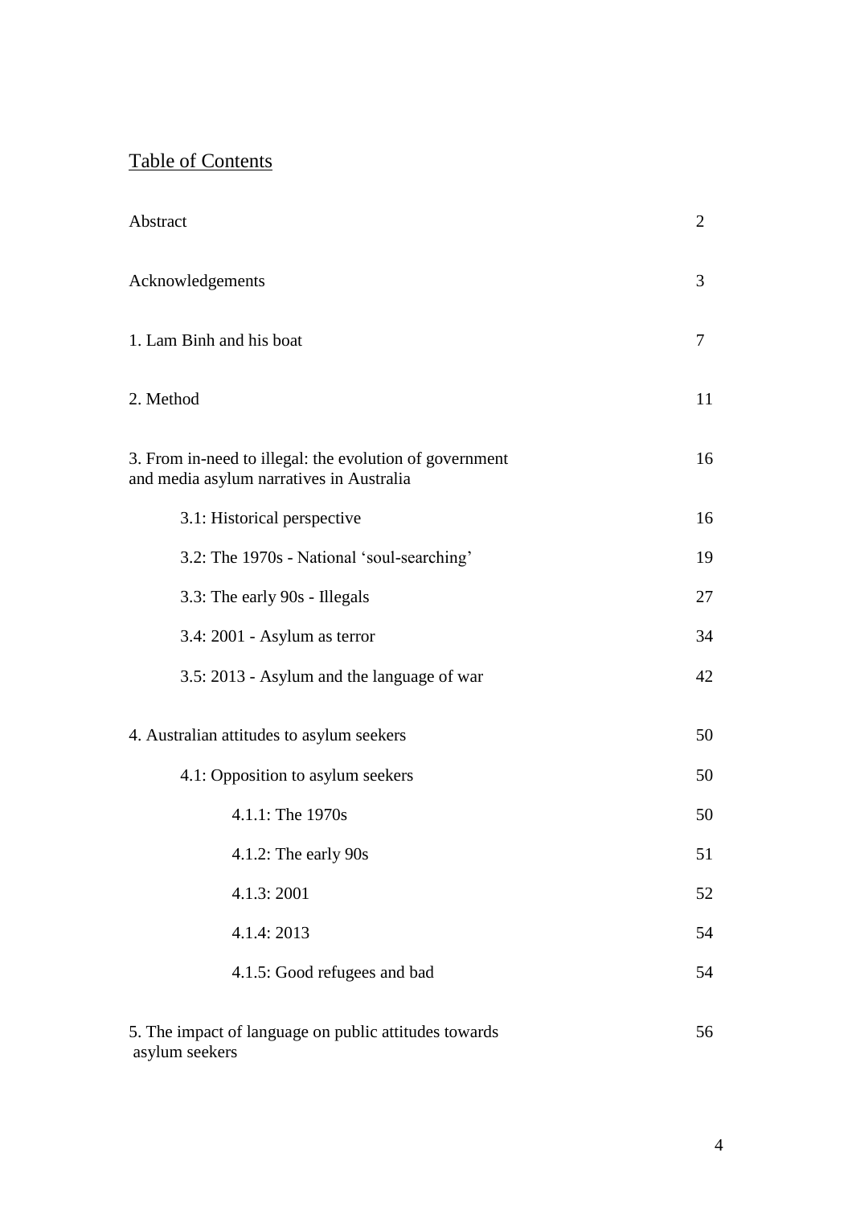# Table of Contents

| | |
|---|---|
| Abstract | 2 |
| Acknowledgements | 3 |
| 1. Lam Binh and his boat | 7 |
| 2. Method | 11 |
| 3. From in-need to illegal: the evolution of government and media asylum narratives in Australia | 16 |
| 3.1: Historical perspective | 16 |
| 3.2: The 1970s - National 'soul-searching' | 19 |
| 3.3: The early 90s - Illegals | 27 |
| 3.4: 2001 - Asylum as terror | 34 |
| 3.5: 2013 - Asylum and the language of war | 42 |
| 4. Australian attitudes to asylum seekers | 50 |
| 4.1: Opposition to asylum seekers | 50 |
| 4.1.1: The 1970s | 50 |
| 4.1.2: The early 90s | 51 |
| 4.1.3: 2001 | 52 |
| 4.1.4: 2013 | 54 |
| 4.1.5: Good refugees and bad | 54 |
| 5. The impact of language on public attitudes towards asylum seekers | 56 |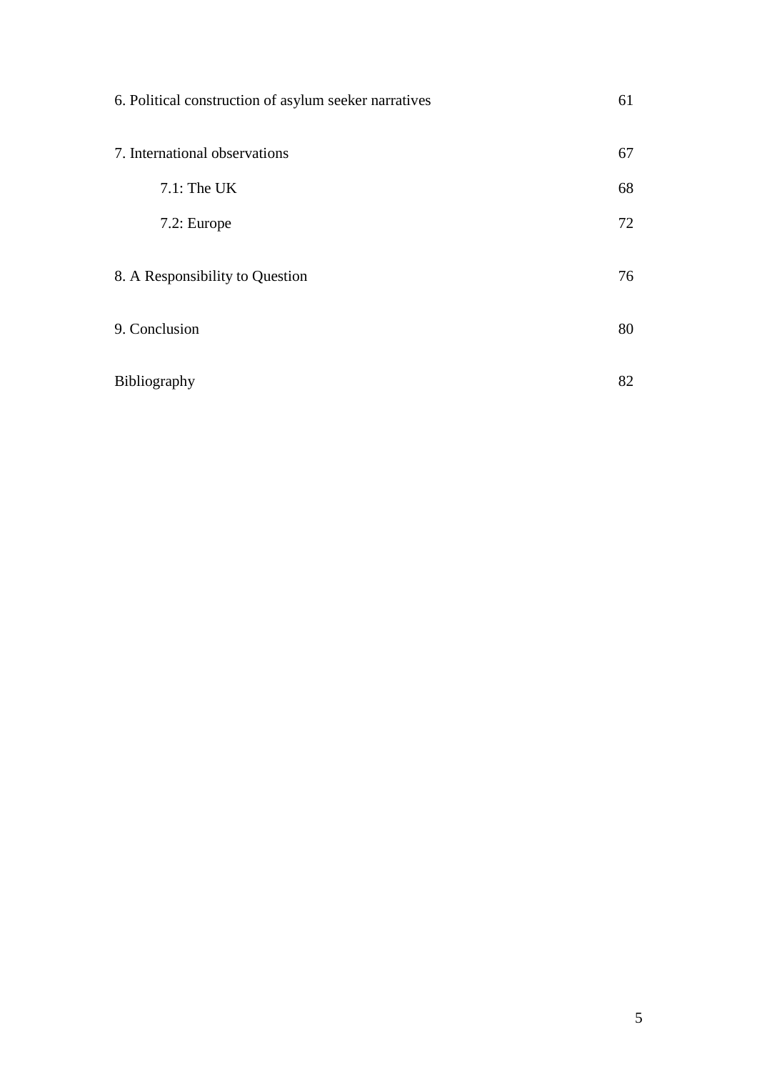6. Political construction of asylum seeker narratives 61

7. International observations 67

  7.1: The UK 68

  7.2: Europe 72

8. A Responsibility to Question 76

9. Conclusion 80

Bibliography 82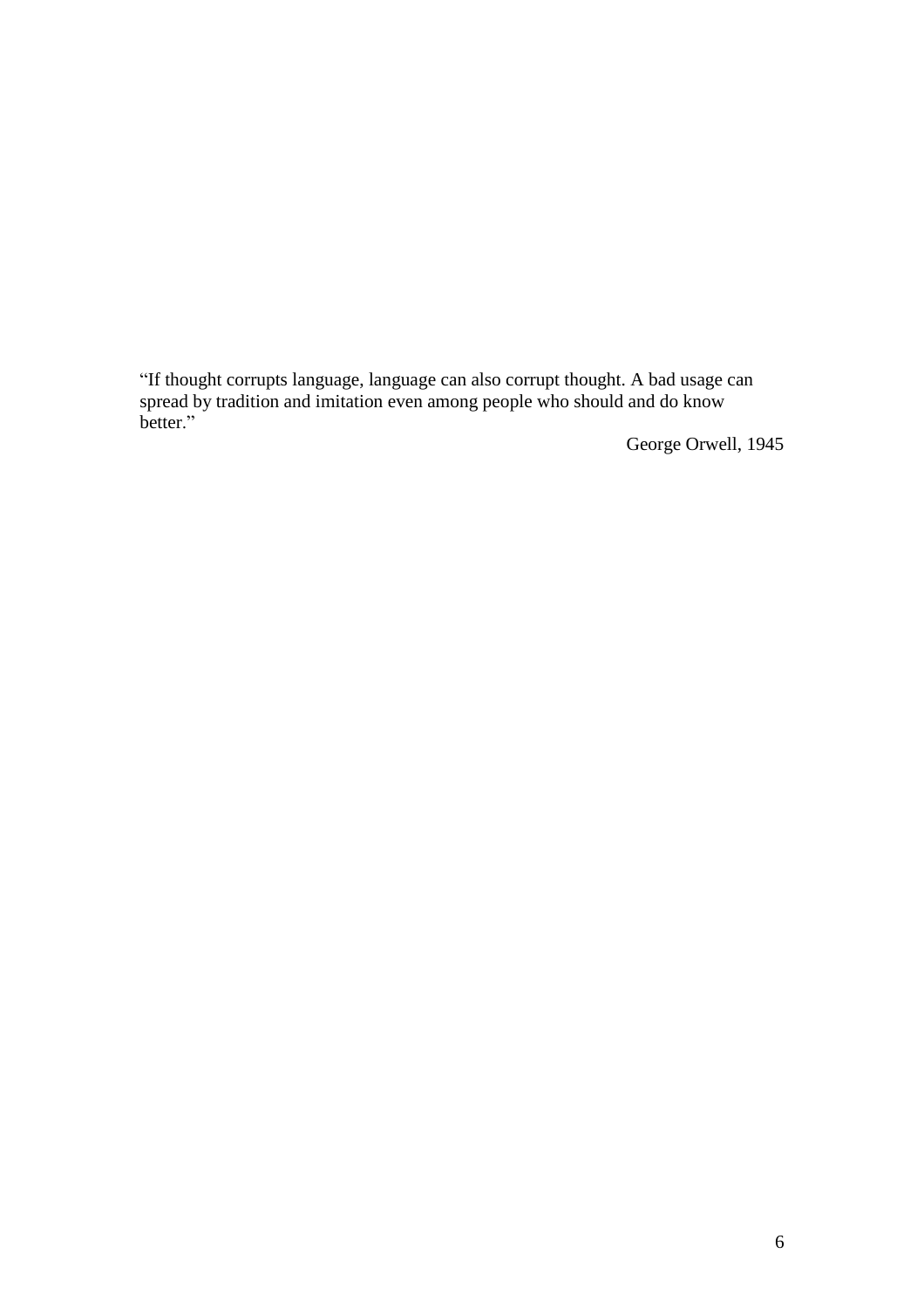"If thought corrupts language, language can also corrupt thought. A bad usage can spread by tradition and imitation even among people who should and do know better."

George Orwell, 1945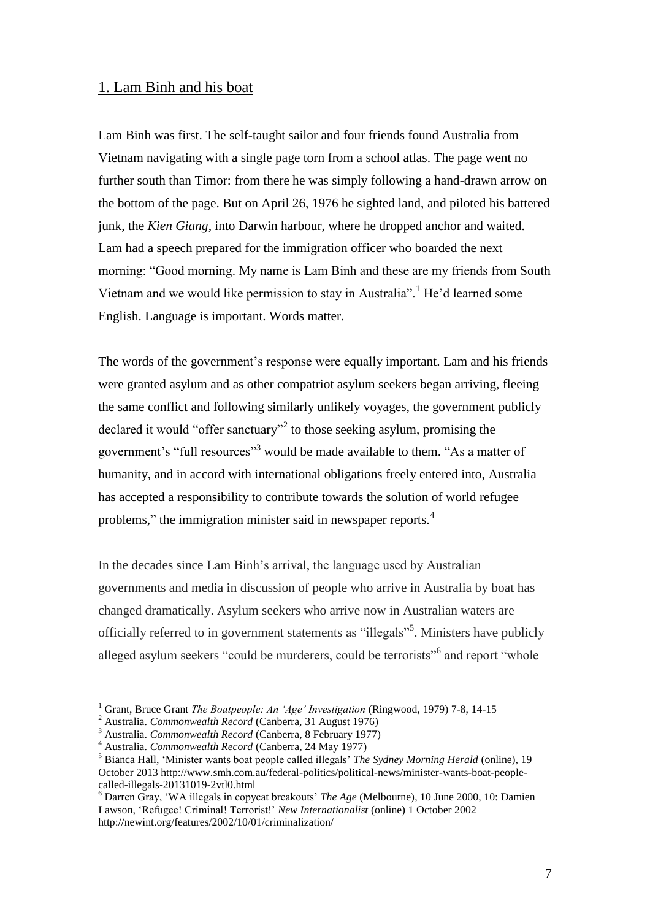## 1. Lam Binh and his boat

Lam Binh was first. The self-taught sailor and four friends found Australia from Vietnam navigating with a single page torn from a school atlas. The page went no further south than Timor: from there he was simply following a hand-drawn arrow on the bottom of the page. But on April 26, 1976 he sighted land, and piloted his battered junk, the *Kien Giang*, into Darwin harbour, where he dropped anchor and waited. Lam had a speech prepared for the immigration officer who boarded the next morning: "Good morning. My name is Lam Binh and these are my friends from South Vietnam and we would like permission to stay in Australia".[1] He'd learned some English. Language is important. Words matter.

The words of the government's response were equally important. Lam and his friends were granted asylum and as other compatriot asylum seekers began arriving, fleeing the same conflict and following similarly unlikely voyages, the government publicly declared it would "offer sanctuary"[2] to those seeking asylum, promising the government's "full resources"[3] would be made available to them. "As a matter of humanity, and in accord with international obligations freely entered into, Australia has accepted a responsibility to contribute towards the solution of world refugee problems," the immigration minister said in newspaper reports.[4]

In the decades since Lam Binh's arrival, the language used by Australian governments and media in discussion of people who arrive in Australia by boat has changed dramatically. Asylum seekers who arrive now in Australian waters are officially referred to in government statements as "illegals"[5]. Ministers have publicly alleged asylum seekers "could be murderers, could be terrorists"[6] and report "whole

---

[1] Grant, Bruce Grant *The Boatpeople: An 'Age' Investigation* (Ringwood, 1979) 7-8, 14-15

[2] Australia. *Commonwealth Record* (Canberra, 31 August 1976)

[3] Australia. *Commonwealth Record* (Canberra, 8 February 1977)

[4] Australia. *Commonwealth Record* (Canberra, 24 May 1977)

[5] Bianca Hall, 'Minister wants boat people called illegals' *The Sydney Morning Herald* (online), 19 October 2013 http://www.smh.com.au/federal-politics/political-news/minister-wants-boat-people-called-illegals-20131019-2vtl0.html

[6] Darren Gray, 'WA illegals in copycat breakouts' *The Age* (Melbourne), 10 June 2000, 10: Damien Lawson, 'Refugee! Criminal! Terrorist!' *New Internationalist* (online) 1 October 2002 http://newint.org/features/2002/10/01/criminalization/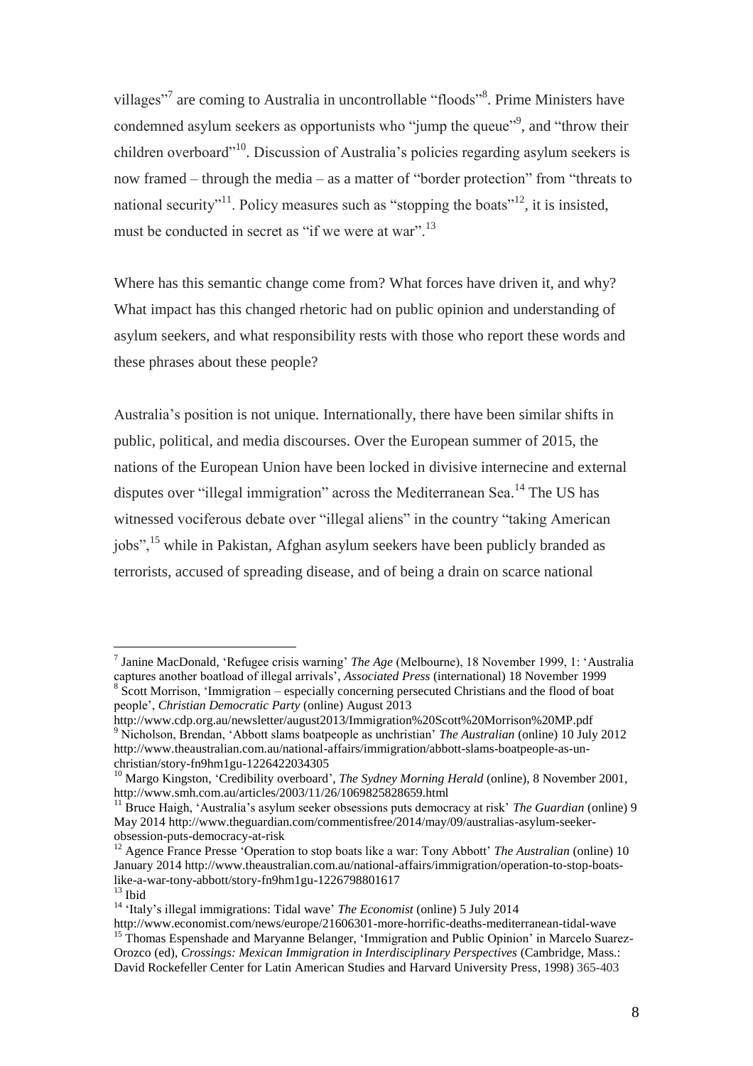villages"[7] are coming to Australia in uncontrollable "floods"[8]. Prime Ministers have condemned asylum seekers as opportunists who "jump the queue"[9], and "throw their children overboard"[10]. Discussion of Australia's policies regarding asylum seekers is now framed – through the media – as a matter of "border protection" from "threats to national security"[11]. Policy measures such as "stopping the boats"[12], it is insisted, must be conducted in secret as "if we were at war".[13]

Where has this semantic change come from? What forces have driven it, and why? What impact has this changed rhetoric had on public opinion and understanding of asylum seekers, and what responsibility rests with those who report these words and these phrases about these people?

Australia's position is not unique. Internationally, there have been similar shifts in public, political, and media discourses. Over the European summer of 2015, the nations of the European Union have been locked in divisive internecine and external disputes over "illegal immigration" across the Mediterranean Sea.[14] The US has witnessed vociferous debate over "illegal aliens" in the country "taking American jobs",[15] while in Pakistan, Afghan asylum seekers have been publicly branded as terrorists, accused of spreading disease, and of being a drain on scarce national

---

[7] Janine MacDonald, 'Refugee crisis warning' *The Age* (Melbourne), 18 November 1999, 1: 'Australia captures another boatload of illegal arrivals', *Associated Press* (international) 18 November 1999

[8] Scott Morrison, 'Immigration – especially concerning persecuted Christians and the flood of boat people', *Christian Democratic Party* (online) August 2013 http://www.cdp.org.au/newsletter/august2013/Immigration%20Scott%20Morrison%20MP.pdf

[9] Nicholson, Brendan, 'Abbott slams boatpeople as unchristian' *The Australian* (online) 10 July 2012 http://www.theaustralian.com.au/national-affairs/immigration/abbott-slams-boatpeople-as-un-christian/story-fn9hm1gu-1226422034305

[10] Margo Kingston, 'Credibility overboard', *The Sydney Morning Herald* (online), 8 November 2001, http://www.smh.com.au/articles/2003/11/26/1069825828659.html

[11] Bruce Haigh, 'Australia's asylum seeker obsessions puts democracy at risk' *The Guardian* (online) 9 May 2014 http://www.theguardian.com/commentisfree/2014/may/09/australias-asylum-seeker-obsession-puts-democracy-at-risk

[12] Agence France Presse 'Operation to stop boats like a war: Tony Abbott' *The Australian* (online) 10 January 2014 http://www.theaustralian.com.au/national-affairs/immigration/operation-to-stop-boats-like-a-war-tony-abbott/story-fn9hm1gu-1226798801617

[13] Ibid

[14] 'Italy's illegal immigrations: Tidal wave' *The Economist* (online) 5 July 2014 http://www.economist.com/news/europe/21606301-more-horrific-deaths-mediterranean-tidal-wave

[15] Thomas Espenshade and Maryanne Belanger, 'Immigration and Public Opinion' in Marcelo Suarez-Orozco (ed), *Crossings: Mexican Immigration in Interdisciplinary Perspectives* (Cambridge, Mass.: David Rockefeller Center for Latin American Studies and Harvard University Press, 1998) 365-403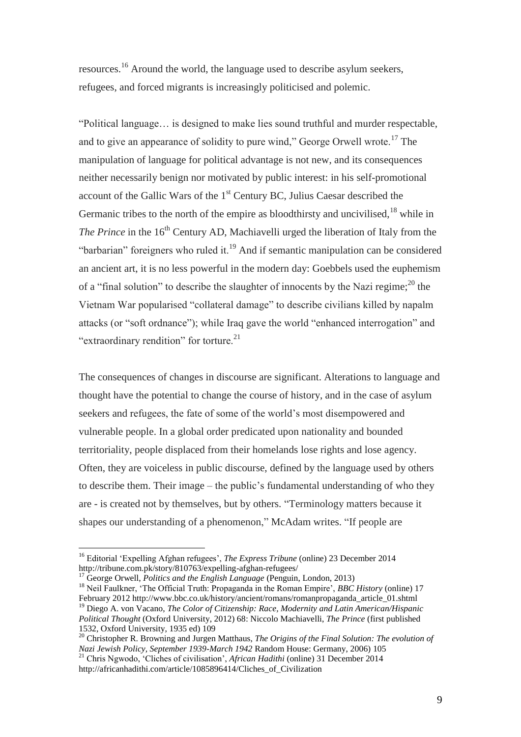resources.[16] Around the world, the language used to describe asylum seekers, refugees, and forced migrants is increasingly politicised and polemic.

"Political language… is designed to make lies sound truthful and murder respectable, and to give an appearance of solidity to pure wind," George Orwell wrote.[17] The manipulation of language for political advantage is not new, and its consequences neither necessarily benign nor motivated by public interest: in his self-promotional account of the Gallic Wars of the 1st Century BC, Julius Caesar described the Germanic tribes to the north of the empire as bloodthirsty and uncivilised,[18] while in *The Prince* in the 16th Century AD, Machiavelli urged the liberation of Italy from the "barbarian" foreigners who ruled it.[19] And if semantic manipulation can be considered an ancient art, it is no less powerful in the modern day: Goebbels used the euphemism of a "final solution" to describe the slaughter of innocents by the Nazi regime;[20] the Vietnam War popularised "collateral damage" to describe civilians killed by napalm attacks (or "soft ordnance"); while Iraq gave the world "enhanced interrogation" and "extraordinary rendition" for torture.[21]

The consequences of changes in discourse are significant. Alterations to language and thought have the potential to change the course of history, and in the case of asylum seekers and refugees, the fate of some of the world's most disempowered and vulnerable people. In a global order predicated upon nationality and bounded territoriality, people displaced from their homelands lose rights and lose agency. Often, they are voiceless in public discourse, defined by the language used by others to describe them. Their image – the public's fundamental understanding of who they are - is created not by themselves, but by others. "Terminology matters because it shapes our understanding of a phenomenon," McAdam writes. "If people are

---

[16] Editorial 'Expelling Afghan refugees', *The Express Tribune* (online) 23 December 2014 http://tribune.com.pk/story/810763/expelling-afghan-refugees/

[17] George Orwell, *Politics and the English Language* (Penguin, London, 2013)

[18] Neil Faulkner, 'The Official Truth: Propaganda in the Roman Empire', *BBC History* (online) 17 February 2012 http://www.bbc.co.uk/history/ancient/romans/romanpropaganda_article_01.shtml

[19] Diego A. von Vacano, *The Color of Citizenship: Race, Modernity and Latin American/Hispanic Political Thought* (Oxford University, 2012) 68: Niccolo Machiavelli, *The Prince* (first published 1532, Oxford University, 1935 ed) 109

[20] Christopher R. Browning and Jurgen Matthaus, *The Origins of the Final Solution: The evolution of Nazi Jewish Policy, September 1939-March 1942* Random House: Germany, 2006) 105

[21] Chris Ngwodo, 'Cliches of civilisation', *African Hadithi* (online) 31 December 2014 http://africanhadithi.com/article/1085896414/Cliches_of_Civilization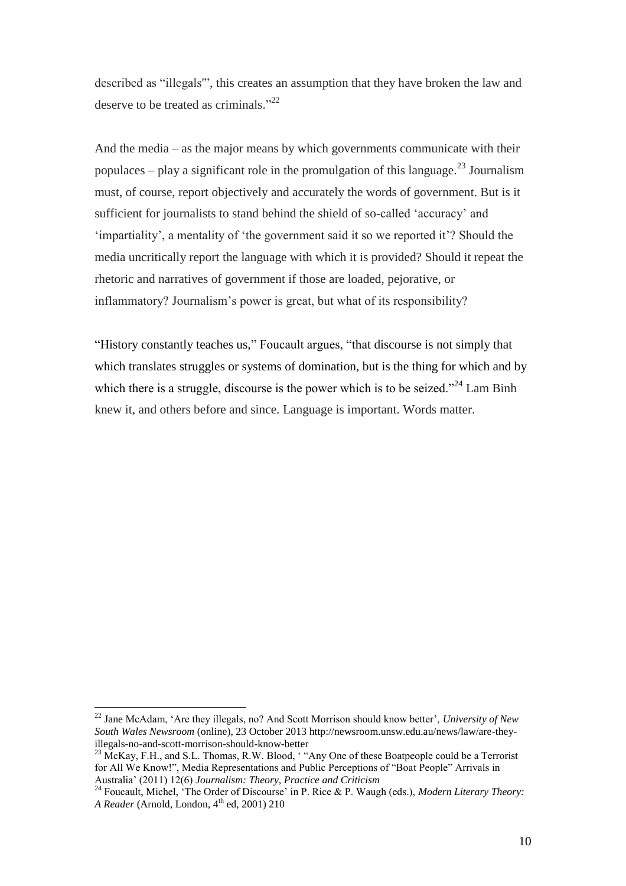described as "illegals'", this creates an assumption that they have broken the law and deserve to be treated as criminals."[22]

And the media – as the major means by which governments communicate with their populaces – play a significant role in the promulgation of this language.[23] Journalism must, of course, report objectively and accurately the words of government. But is it sufficient for journalists to stand behind the shield of so-called 'accuracy' and 'impartiality', a mentality of 'the government said it so we reported it'? Should the media uncritically report the language with which it is provided? Should it repeat the rhetoric and narratives of government if those are loaded, pejorative, or inflammatory? Journalism's power is great, but what of its responsibility?

"History constantly teaches us," Foucault argues, "that discourse is not simply that which translates struggles or systems of domination, but is the thing for which and by which there is a struggle, discourse is the power which is to be seized."[24] Lam Binh knew it, and others before and since. Language is important. Words matter.

---

[22] Jane McAdam, 'Are they illegals, no? And Scott Morrison should know better', *University of New South Wales Newsroom* (online), 23 October 2013 http://newsroom.unsw.edu.au/news/law/are-they-illegals-no-and-scott-morrison-should-know-better

[23] McKay, F.H., and S.L. Thomas, R.W. Blood, ' "Any One of these Boatpeople could be a Terrorist for All We Know!", Media Representations and Public Perceptions of "Boat People" Arrivals in Australia' (2011) 12(6) *Journalism: Theory, Practice and Criticism*

[24] Foucault, Michel, 'The Order of Discourse' in P. Rice & P. Waugh (eds.), *Modern Literary Theory: A Reader* (Arnold, London, 4th ed, 2001) 210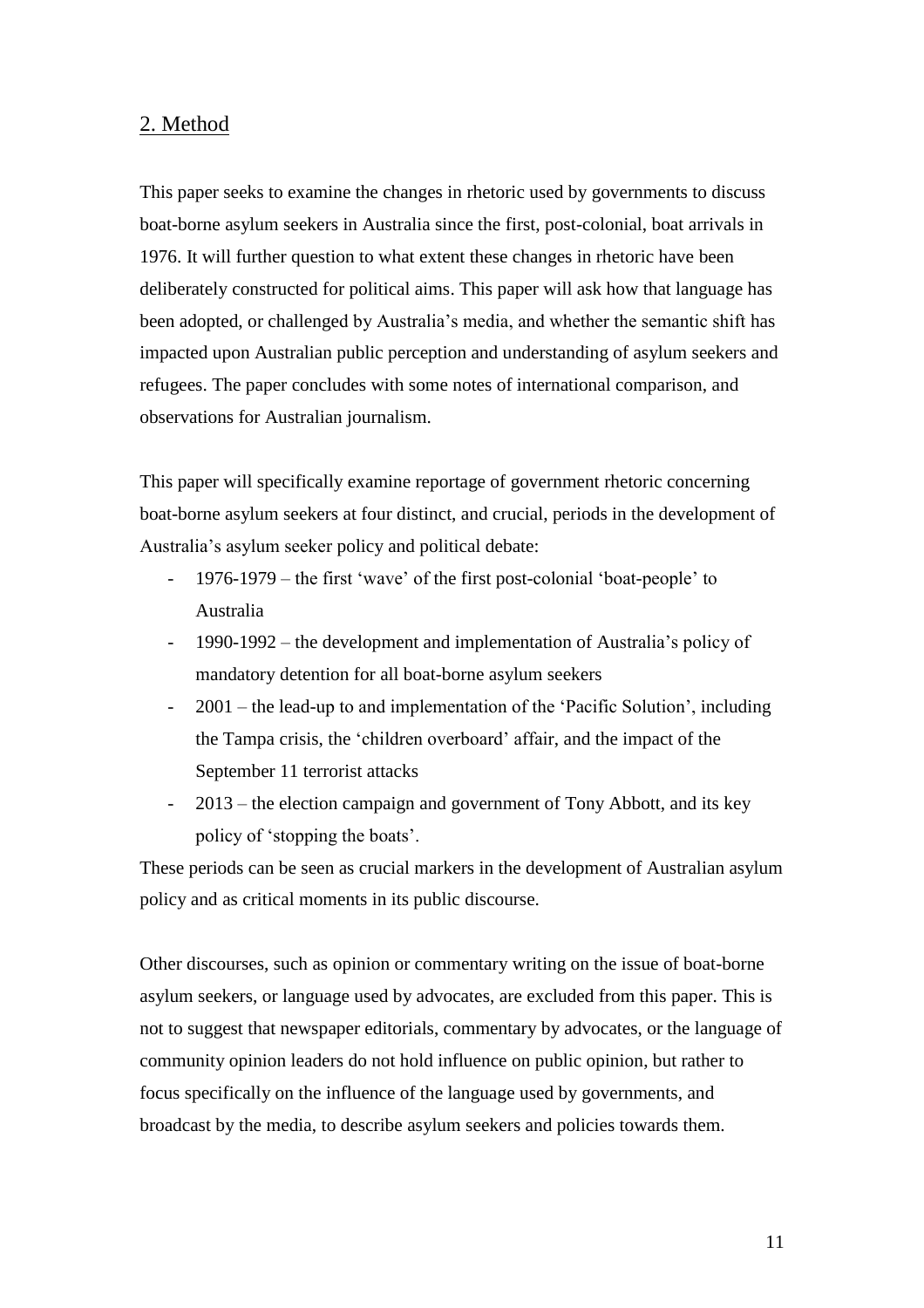## 2. Method

This paper seeks to examine the changes in rhetoric used by governments to discuss boat-borne asylum seekers in Australia since the first, post-colonial, boat arrivals in 1976. It will further question to what extent these changes in rhetoric have been deliberately constructed for political aims. This paper will ask how that language has been adopted, or challenged by Australia's media, and whether the semantic shift has impacted upon Australian public perception and understanding of asylum seekers and refugees. The paper concludes with some notes of international comparison, and observations for Australian journalism.

This paper will specifically examine reportage of government rhetoric concerning boat-borne asylum seekers at four distinct, and crucial, periods in the development of Australia's asylum seeker policy and political debate:

- 1976-1979 – the first 'wave' of the first post-colonial 'boat-people' to Australia
- 1990-1992 – the development and implementation of Australia's policy of mandatory detention for all boat-borne asylum seekers
- 2001 – the lead-up to and implementation of the 'Pacific Solution', including the Tampa crisis, the 'children overboard' affair, and the impact of the September 11 terrorist attacks
- 2013 – the election campaign and government of Tony Abbott, and its key policy of 'stopping the boats'.

These periods can be seen as crucial markers in the development of Australian asylum policy and as critical moments in its public discourse.

Other discourses, such as opinion or commentary writing on the issue of boat-borne asylum seekers, or language used by advocates, are excluded from this paper. This is not to suggest that newspaper editorials, commentary by advocates, or the language of community opinion leaders do not hold influence on public opinion, but rather to focus specifically on the influence of the language used by governments, and broadcast by the media, to describe asylum seekers and policies towards them.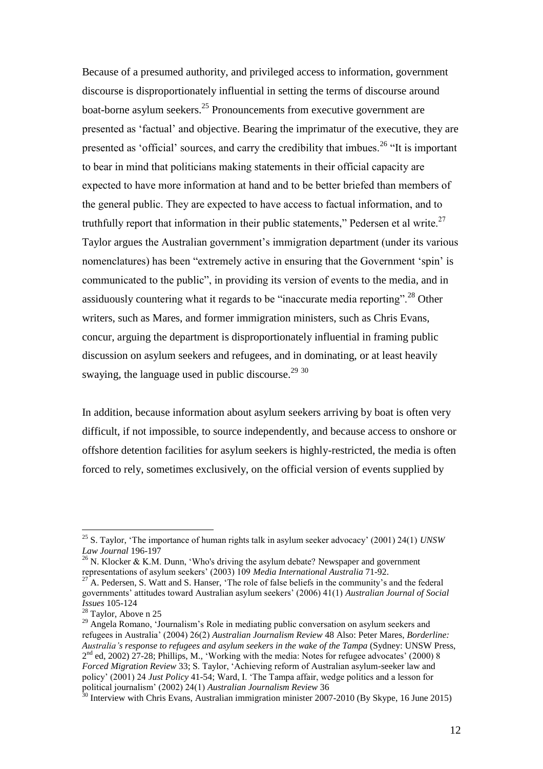Because of a presumed authority, and privileged access to information, government discourse is disproportionately influential in setting the terms of discourse around boat-borne asylum seekers.[25] Pronouncements from executive government are presented as 'factual' and objective. Bearing the imprimatur of the executive, they are presented as 'official' sources, and carry the credibility that imbues.[26] "It is important to bear in mind that politicians making statements in their official capacity are expected to have more information at hand and to be better briefed than members of the general public. They are expected to have access to factual information, and to truthfully report that information in their public statements," Pedersen et al write.[27] Taylor argues the Australian government's immigration department (under its various nomenclatures) has been "extremely active in ensuring that the Government 'spin' is communicated to the public", in providing its version of events to the media, and in assiduously countering what it regards to be "inaccurate media reporting".[28] Other writers, such as Mares, and former immigration ministers, such as Chris Evans, concur, arguing the department is disproportionately influential in framing public discussion on asylum seekers and refugees, and in dominating, or at least heavily swaying, the language used in public discourse.[29] [30]

In addition, because information about asylum seekers arriving by boat is often very difficult, if not impossible, to source independently, and because access to onshore or offshore detention facilities for asylum seekers is highly-restricted, the media is often forced to rely, sometimes exclusively, on the official version of events supplied by

---

[25] S. Taylor, 'The importance of human rights talk in asylum seeker advocacy' (2001) 24(1) *UNSW Law Journal* 196-197

[26] N. Klocker & K.M. Dunn, 'Who's driving the asylum debate? Newspaper and government representations of asylum seekers' (2003) 109 *Media International Australia* 71-92.

[27] A. Pedersen, S. Watt and S. Hanser, 'The role of false beliefs in the community's and the federal governments' attitudes toward Australian asylum seekers' (2006) 41(1) *Australian Journal of Social Issues* 105-124

[28] Taylor, Above n 25

[29] Angela Romano, 'Journalism's Role in mediating public conversation on asylum seekers and refugees in Australia' (2004) 26(2) *Australian Journalism Review* 48 Also: Peter Mares, *Borderline: Australia's response to refugees and asylum seekers in the wake of the Tampa* (Sydney: UNSW Press, 2nd ed, 2002) 27-28; Phillips, M., 'Working with the media: Notes for refugee advocates' (2000) 8 *Forced Migration Review* 33; S. Taylor, 'Achieving reform of Australian asylum-seeker law and policy' (2001) 24 *Just Policy* 41-54; Ward, I. 'The Tampa affair, wedge politics and a lesson for political journalism' (2002) 24(1) *Australian Journalism Review* 36

[30] Interview with Chris Evans, Australian immigration minister 2007-2010 (By Skype, 16 June 2015)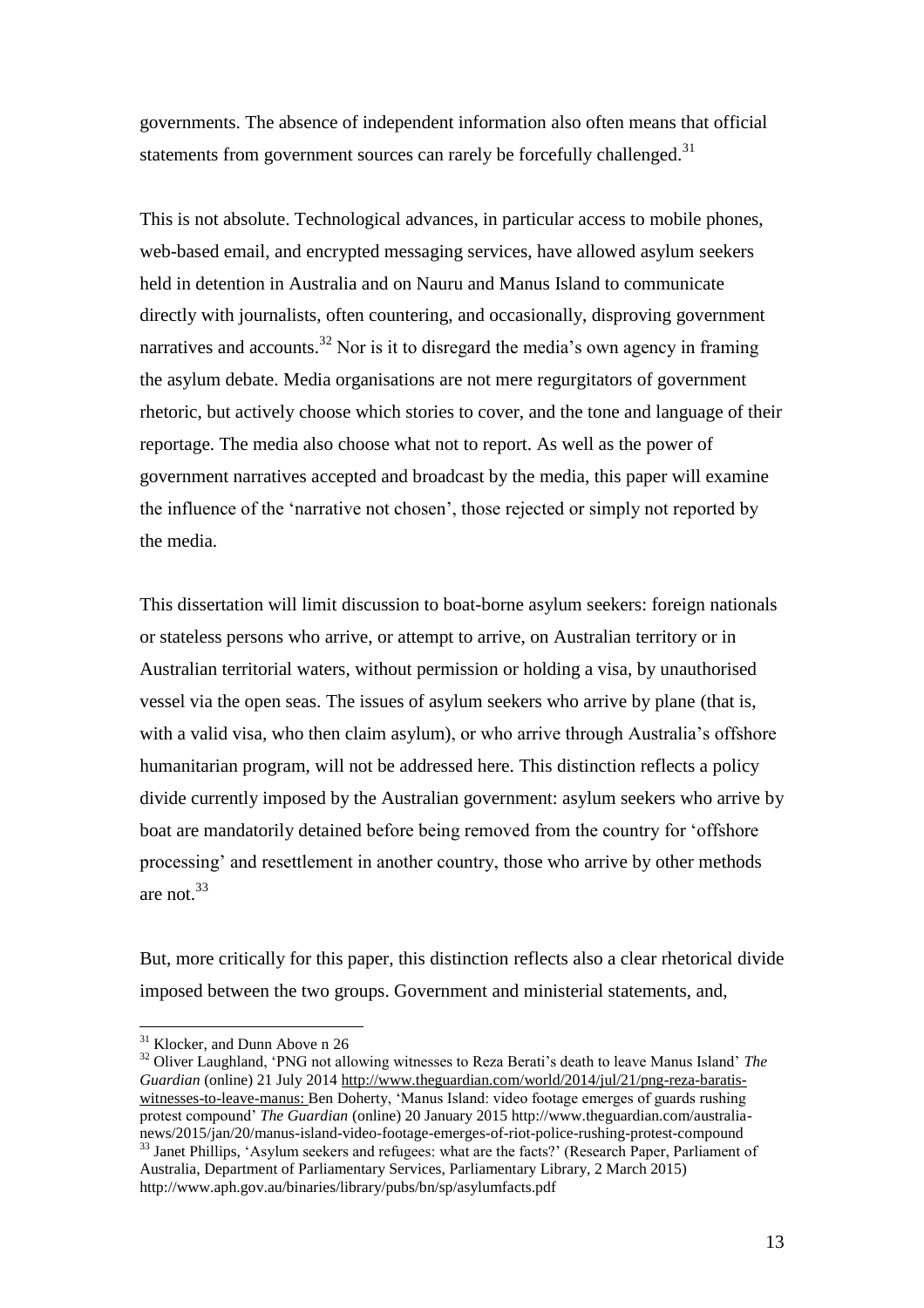governments. The absence of independent information also often means that official statements from government sources can rarely be forcefully challenged.[31]

This is not absolute. Technological advances, in particular access to mobile phones, web-based email, and encrypted messaging services, have allowed asylum seekers held in detention in Australia and on Nauru and Manus Island to communicate directly with journalists, often countering, and occasionally, disproving government narratives and accounts.[32] Nor is it to disregard the media's own agency in framing the asylum debate. Media organisations are not mere regurgitators of government rhetoric, but actively choose which stories to cover, and the tone and language of their reportage. The media also choose what not to report. As well as the power of government narratives accepted and broadcast by the media, this paper will examine the influence of the 'narrative not chosen', those rejected or simply not reported by the media.

This dissertation will limit discussion to boat-borne asylum seekers: foreign nationals or stateless persons who arrive, or attempt to arrive, on Australian territory or in Australian territorial waters, without permission or holding a visa, by unauthorised vessel via the open seas. The issues of asylum seekers who arrive by plane (that is, with a valid visa, who then claim asylum), or who arrive through Australia's offshore humanitarian program, will not be addressed here. This distinction reflects a policy divide currently imposed by the Australian government: asylum seekers who arrive by boat are mandatorily detained before being removed from the country for 'offshore processing' and resettlement in another country, those who arrive by other methods are not.[33]

But, more critically for this paper, this distinction reflects also a clear rhetorical divide imposed between the two groups. Government and ministerial statements, and,

---

[31] Klocker, and Dunn Above n 26

[32] Oliver Laughland, 'PNG not allowing witnesses to Reza Berati's death to leave Manus Island' *The Guardian* (online) 21 July 2014 http://www.theguardian.com/world/2014/jul/21/png-reza-baratis-witnesses-to-leave-manus: Ben Doherty, 'Manus Island: video footage emerges of guards rushing protest compound' *The Guardian* (online) 20 January 2015 http://www.theguardian.com/australia-news/2015/jan/20/manus-island-video-footage-emerges-of-riot-police-rushing-protest-compound

[33] Janet Phillips, 'Asylum seekers and refugees: what are the facts?' (Research Paper, Parliament of Australia, Department of Parliamentary Services, Parliamentary Library, 2 March 2015) http://www.aph.gov.au/binaries/library/pubs/bn/sp/asylumfacts.pdf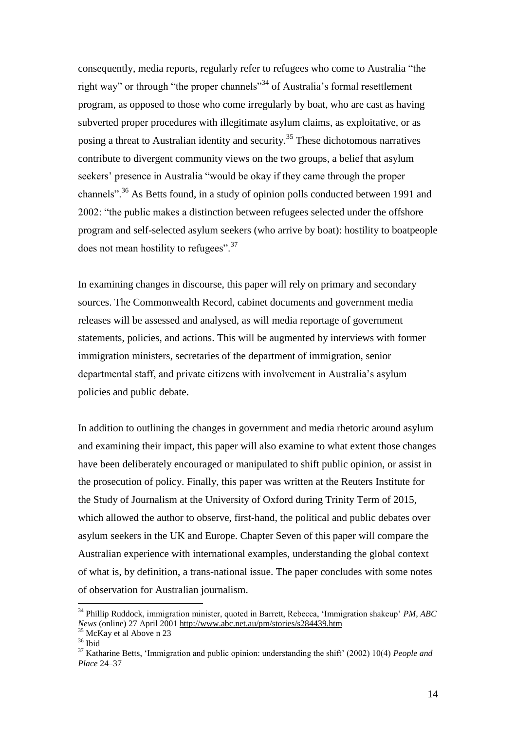consequently, media reports, regularly refer to refugees who come to Australia "the right way" or through "the proper channels"[34] of Australia's formal resettlement program, as opposed to those who come irregularly by boat, who are cast as having subverted proper procedures with illegitimate asylum claims, as exploitative, or as posing a threat to Australian identity and security.[35] These dichotomous narratives contribute to divergent community views on the two groups, a belief that asylum seekers' presence in Australia "would be okay if they came through the proper channels".[36] As Betts found, in a study of opinion polls conducted between 1991 and 2002: "the public makes a distinction between refugees selected under the offshore program and self-selected asylum seekers (who arrive by boat): hostility to boatpeople does not mean hostility to refugees".[37]

In examining changes in discourse, this paper will rely on primary and secondary sources. The Commonwealth Record, cabinet documents and government media releases will be assessed and analysed, as will media reportage of government statements, policies, and actions. This will be augmented by interviews with former immigration ministers, secretaries of the department of immigration, senior departmental staff, and private citizens with involvement in Australia's asylum policies and public debate.

In addition to outlining the changes in government and media rhetoric around asylum and examining their impact, this paper will also examine to what extent those changes have been deliberately encouraged or manipulated to shift public opinion, or assist in the prosecution of policy. Finally, this paper was written at the Reuters Institute for the Study of Journalism at the University of Oxford during Trinity Term of 2015, which allowed the author to observe, first-hand, the political and public debates over asylum seekers in the UK and Europe. Chapter Seven of this paper will compare the Australian experience with international examples, understanding the global context of what is, by definition, a trans-national issue. The paper concludes with some notes of observation for Australian journalism.

---

[34] Phillip Ruddock, immigration minister, quoted in Barrett, Rebecca, 'Immigration shakeup' *PM, ABC News* (online) 27 April 2001 http://www.abc.net.au/pm/stories/s284439.htm

[35] McKay et al Above n 23

[36] Ibid

[37] Katharine Betts, 'Immigration and public opinion: understanding the shift' (2002) 10(4) *People and Place* 24–37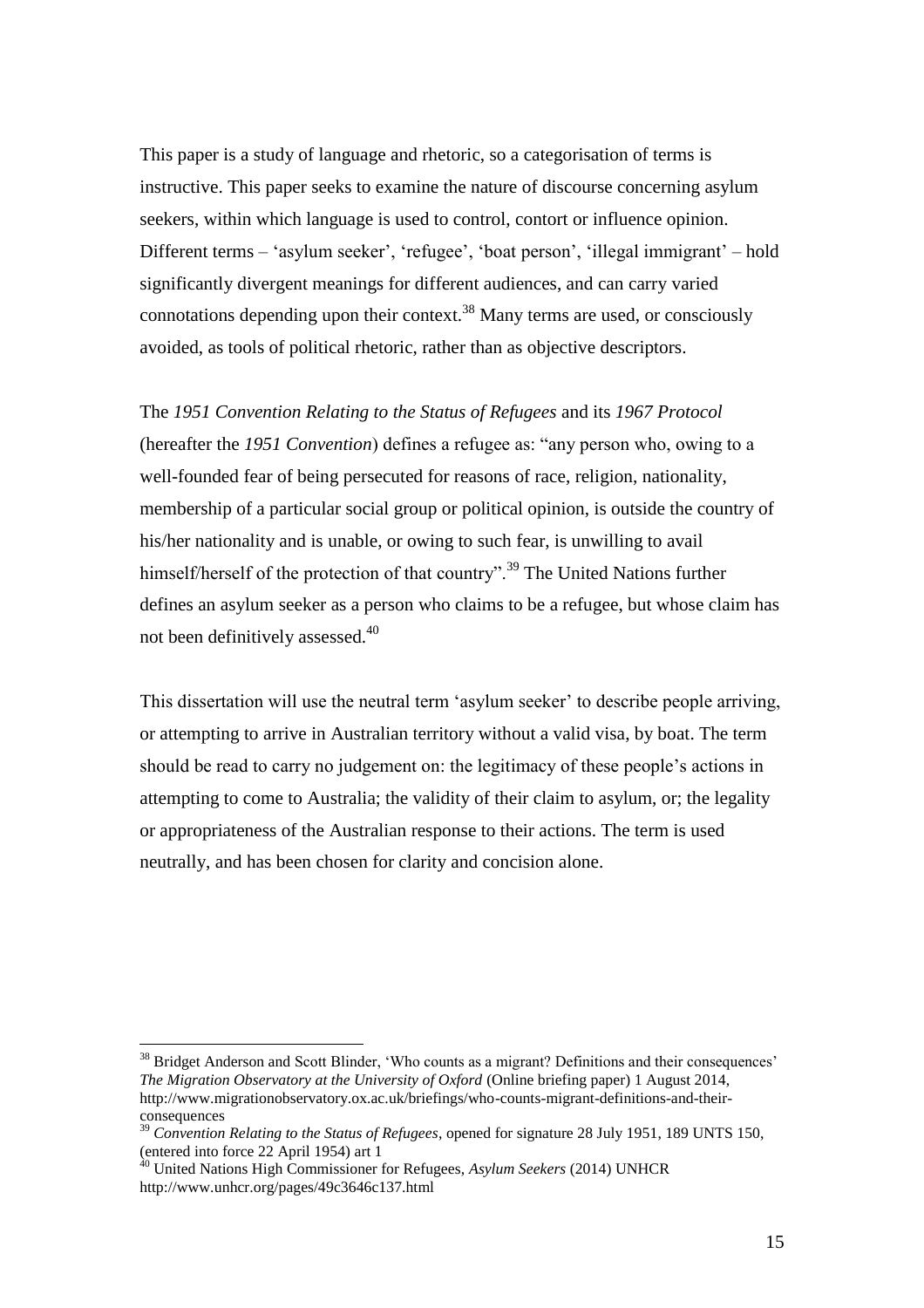This paper is a study of language and rhetoric, so a categorisation of terms is instructive. This paper seeks to examine the nature of discourse concerning asylum seekers, within which language is used to control, contort or influence opinion. Different terms – 'asylum seeker', 'refugee', 'boat person', 'illegal immigrant' – hold significantly divergent meanings for different audiences, and can carry varied connotations depending upon their context.[38] Many terms are used, or consciously avoided, as tools of political rhetoric, rather than as objective descriptors.

The *1951 Convention Relating to the Status of Refugees* and its *1967 Protocol* (hereafter the *1951 Convention*) defines a refugee as: "any person who, owing to a well-founded fear of being persecuted for reasons of race, religion, nationality, membership of a particular social group or political opinion, is outside the country of his/her nationality and is unable, or owing to such fear, is unwilling to avail himself/herself of the protection of that country".[39] The United Nations further defines an asylum seeker as a person who claims to be a refugee, but whose claim has not been definitively assessed.[40]

This dissertation will use the neutral term 'asylum seeker' to describe people arriving, or attempting to arrive in Australian territory without a valid visa, by boat. The term should be read to carry no judgement on: the legitimacy of these people's actions in attempting to come to Australia; the validity of their claim to asylum, or; the legality or appropriateness of the Australian response to their actions. The term is used neutrally, and has been chosen for clarity and concision alone.

---

[38] Bridget Anderson and Scott Blinder, 'Who counts as a migrant? Definitions and their consequences' *The Migration Observatory at the University of Oxford* (Online briefing paper) 1 August 2014, http://www.migrationobservatory.ox.ac.uk/briefings/who-counts-migrant-definitions-and-their-consequences

[39] *Convention Relating to the Status of Refugees*, opened for signature 28 July 1951, 189 UNTS 150, (entered into force 22 April 1954) art 1

[40] United Nations High Commissioner for Refugees, *Asylum Seekers* (2014) UNHCR http://www.unhcr.org/pages/49c3646c137.html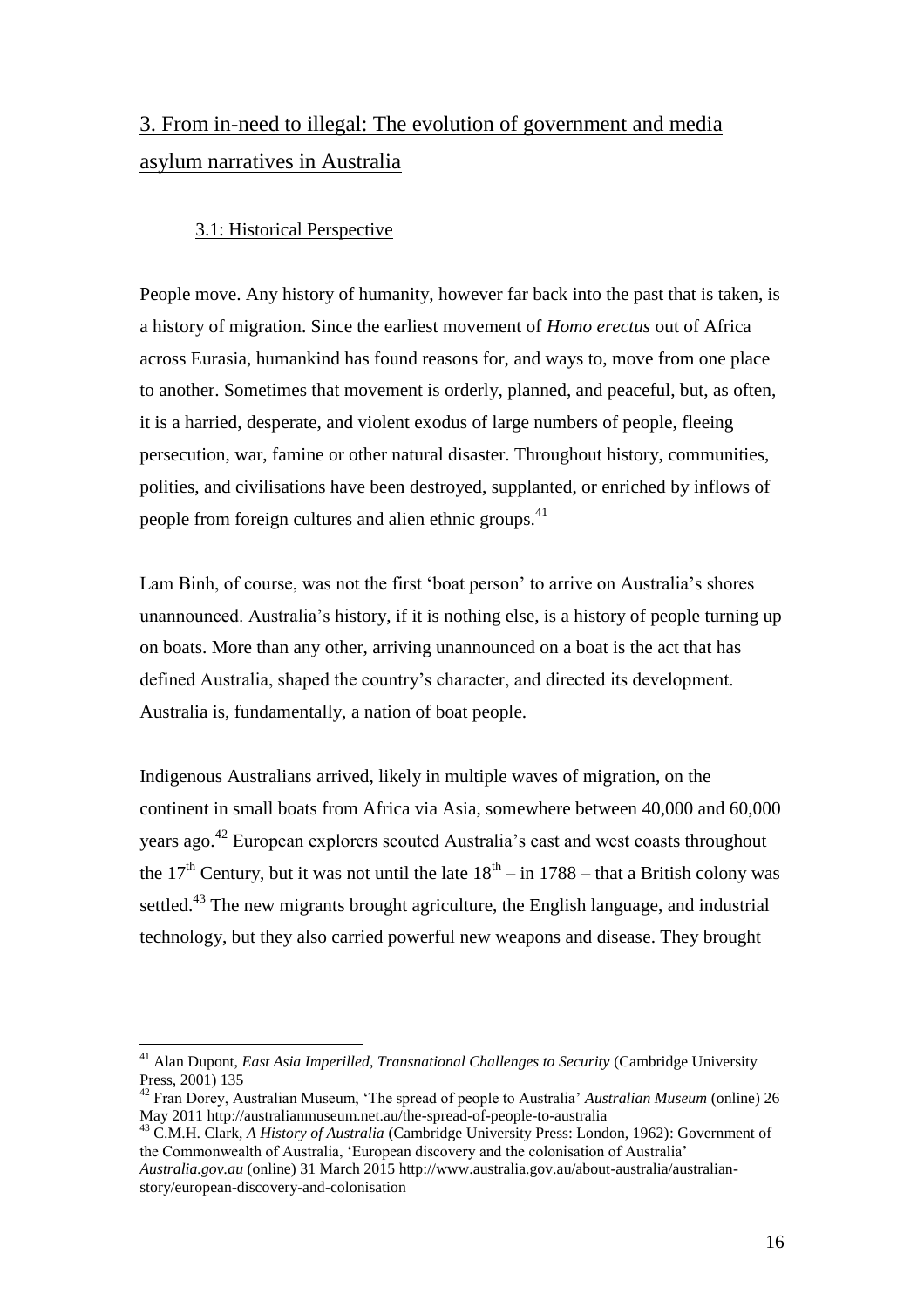## 3. From in-need to illegal: The evolution of government and media asylum narratives in Australia

### 3.1: Historical Perspective

People move. Any history of humanity, however far back into the past that is taken, is a history of migration. Since the earliest movement of *Homo erectus* out of Africa across Eurasia, humankind has found reasons for, and ways to, move from one place to another. Sometimes that movement is orderly, planned, and peaceful, but, as often, it is a harried, desperate, and violent exodus of large numbers of people, fleeing persecution, war, famine or other natural disaster. Throughout history, communities, polities, and civilisations have been destroyed, supplanted, or enriched by inflows of people from foreign cultures and alien ethnic groups.[41]

Lam Binh, of course, was not the first 'boat person' to arrive on Australia's shores unannounced. Australia's history, if it is nothing else, is a history of people turning up on boats. More than any other, arriving unannounced on a boat is the act that has defined Australia, shaped the country's character, and directed its development. Australia is, fundamentally, a nation of boat people.

Indigenous Australians arrived, likely in multiple waves of migration, on the continent in small boats from Africa via Asia, somewhere between 40,000 and 60,000 years ago.[42] European explorers scouted Australia's east and west coasts throughout the 17th Century, but it was not until the late 18th – in 1788 – that a British colony was settled.[43] The new migrants brought agriculture, the English language, and industrial technology, but they also carried powerful new weapons and disease. They brought

---

[41] Alan Dupont, *East Asia Imperilled, Transnational Challenges to Security* (Cambridge University Press, 2001) 135

[42] Fran Dorey, Australian Museum, 'The spread of people to Australia' *Australian Museum* (online) 26 May 2011 http://australianmuseum.net.au/the-spread-of-people-to-australia

[43] C.M.H. Clark, *A History of Australia* (Cambridge University Press: London, 1962): Government of the Commonwealth of Australia, 'European discovery and the colonisation of Australia' *Australia.gov.au* (online) 31 March 2015 http://www.australia.gov.au/about-australia/australian-story/european-discovery-and-colonisation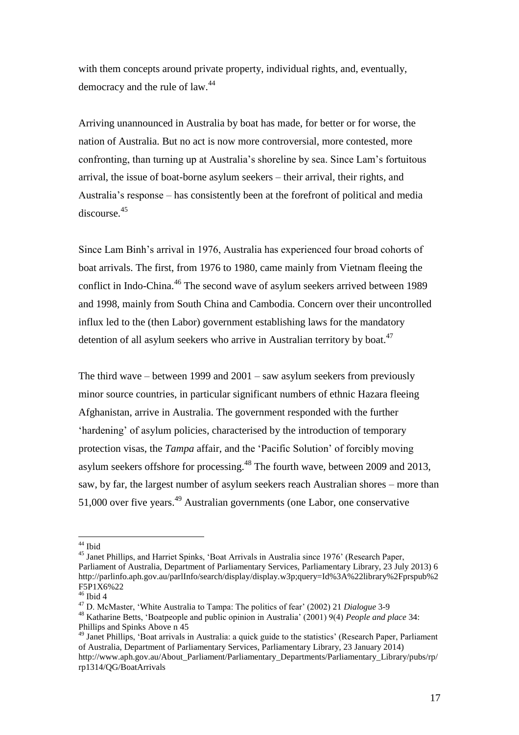with them concepts around private property, individual rights, and, eventually, democracy and the rule of law.[44]

Arriving unannounced in Australia by boat has made, for better or for worse, the nation of Australia. But no act is now more controversial, more contested, more confronting, than turning up at Australia's shoreline by sea. Since Lam's fortuitous arrival, the issue of boat-borne asylum seekers – their arrival, their rights, and Australia's response – has consistently been at the forefront of political and media discourse.[45]

Since Lam Binh's arrival in 1976, Australia has experienced four broad cohorts of boat arrivals. The first, from 1976 to 1980, came mainly from Vietnam fleeing the conflict in Indo-China.[46] The second wave of asylum seekers arrived between 1989 and 1998, mainly from South China and Cambodia. Concern over their uncontrolled influx led to the (then Labor) government establishing laws for the mandatory detention of all asylum seekers who arrive in Australian territory by boat.[47]

The third wave – between 1999 and 2001 – saw asylum seekers from previously minor source countries, in particular significant numbers of ethnic Hazara fleeing Afghanistan, arrive in Australia. The government responded with the further 'hardening' of asylum policies, characterised by the introduction of temporary protection visas, the *Tampa* affair, and the 'Pacific Solution' of forcibly moving asylum seekers offshore for processing.[48] The fourth wave, between 2009 and 2013, saw, by far, the largest number of asylum seekers reach Australian shores – more than 51,000 over five years.[49] Australian governments (one Labor, one conservative

---

[44] Ibid

[45] Janet Phillips, and Harriet Spinks, 'Boat Arrivals in Australia since 1976' (Research Paper, Parliament of Australia, Department of Parliamentary Services, Parliamentary Library, 23 July 2013) 6 http://parlinfo.aph.gov.au/parlInfo/search/display/display.w3p;query=Id%3A%22library%2Fprspub%2F5P1X6%22

[46] Ibid 4

[47] D. McMaster, 'White Australia to Tampa: The politics of fear' (2002) 21 *Dialogue* 3-9

[48] Katharine Betts, 'Boatpeople and public opinion in Australia' (2001) 9(4) *People and place* 34: Phillips and Spinks Above n 45

[49] Janet Phillips, 'Boat arrivals in Australia: a quick guide to the statistics' (Research Paper, Parliament of Australia, Department of Parliamentary Services, Parliamentary Library, 23 January 2014) http://www.aph.gov.au/About_Parliament/Parliamentary_Departments/Parliamentary_Library/pubs/rp/rp1314/QG/BoatArrivals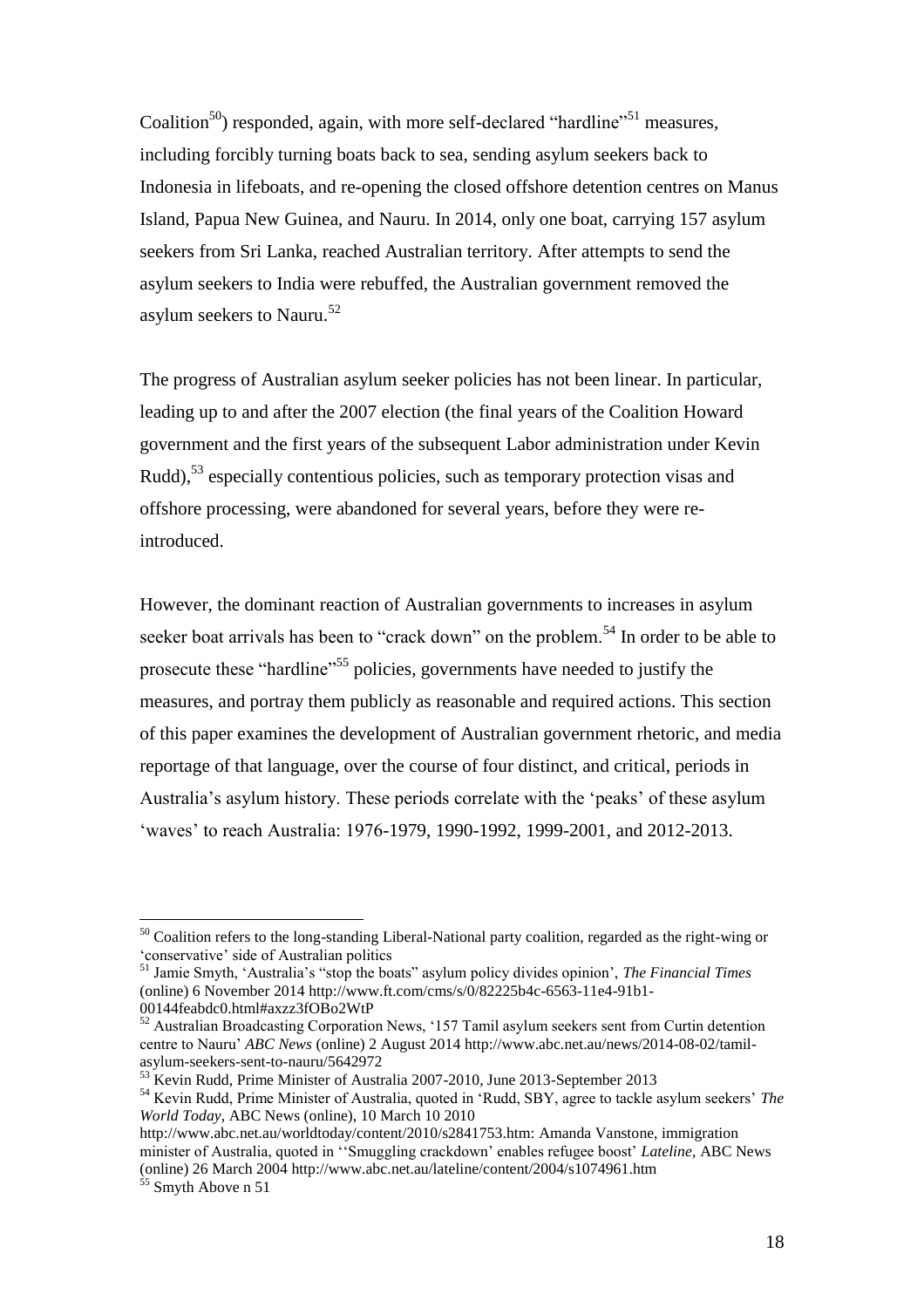Coalition[50]) responded, again, with more self-declared "hardline"[51] measures, including forcibly turning boats back to sea, sending asylum seekers back to Indonesia in lifeboats, and re-opening the closed offshore detention centres on Manus Island, Papua New Guinea, and Nauru. In 2014, only one boat, carrying 157 asylum seekers from Sri Lanka, reached Australian territory. After attempts to send the asylum seekers to India were rebuffed, the Australian government removed the asylum seekers to Nauru.[52]

The progress of Australian asylum seeker policies has not been linear. In particular, leading up to and after the 2007 election (the final years of the Coalition Howard government and the first years of the subsequent Labor administration under Kevin Rudd),[53] especially contentious policies, such as temporary protection visas and offshore processing, were abandoned for several years, before they were re-introduced.

However, the dominant reaction of Australian governments to increases in asylum seeker boat arrivals has been to "crack down" on the problem.[54] In order to be able to prosecute these "hardline"[55] policies, governments have needed to justify the measures, and portray them publicly as reasonable and required actions. This section of this paper examines the development of Australian government rhetoric, and media reportage of that language, over the course of four distinct, and critical, periods in Australia's asylum history. These periods correlate with the 'peaks' of these asylum 'waves' to reach Australia: 1976-1979, 1990-1992, 1999-2001, and 2012-2013.

---

[50] Coalition refers to the long-standing Liberal-National party coalition, regarded as the right-wing or 'conservative' side of Australian politics

[51] Jamie Smyth, 'Australia's "stop the boats" asylum policy divides opinion', *The Financial Times* (online) 6 November 2014 http://www.ft.com/cms/s/0/82225b4c-6563-11e4-91b1-00144feabdc0.html#axzz3fOBo2WtP

[52] Australian Broadcasting Corporation News, '157 Tamil asylum seekers sent from Curtin detention centre to Nauru' *ABC News* (online) 2 August 2014 http://www.abc.net.au/news/2014-08-02/tamil-asylum-seekers-sent-to-nauru/5642972

[53] Kevin Rudd, Prime Minister of Australia 2007-2010, June 2013-September 2013

[54] Kevin Rudd, Prime Minister of Australia, quoted in 'Rudd, SBY, agree to tackle asylum seekers' *The World Today*, ABC News (online), 10 March 10 2010 http://www.abc.net.au/worldtoday/content/2010/s2841753.htm: Amanda Vanstone, immigration minister of Australia, quoted in ''Smuggling crackdown' enables refugee boost' *Lateline*, ABC News (online) 26 March 2004 http://www.abc.net.au/lateline/content/2004/s1074961.htm

[55] Smyth Above n 51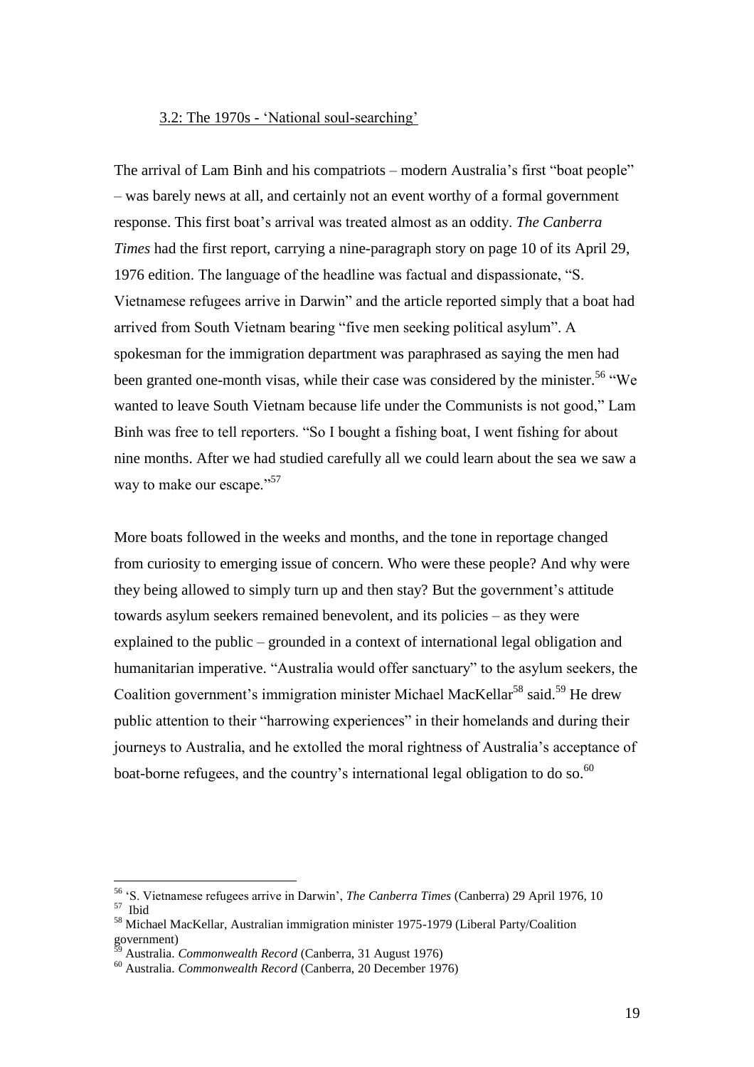### 3.2: The 1970s - 'National soul-searching'

The arrival of Lam Binh and his compatriots – modern Australia's first "boat people" – was barely news at all, and certainly not an event worthy of a formal government response. This first boat's arrival was treated almost as an oddity. *The Canberra Times* had the first report, carrying a nine-paragraph story on page 10 of its April 29, 1976 edition. The language of the headline was factual and dispassionate, "S. Vietnamese refugees arrive in Darwin" and the article reported simply that a boat had arrived from South Vietnam bearing "five men seeking political asylum". A spokesman for the immigration department was paraphrased as saying the men had been granted one-month visas, while their case was considered by the minister.[56] "We wanted to leave South Vietnam because life under the Communists is not good," Lam Binh was free to tell reporters. "So I bought a fishing boat, I went fishing for about nine months. After we had studied carefully all we could learn about the sea we saw a way to make our escape."[57]

More boats followed in the weeks and months, and the tone in reportage changed from curiosity to emerging issue of concern. Who were these people? And why were they being allowed to simply turn up and then stay? But the government's attitude towards asylum seekers remained benevolent, and its policies – as they were explained to the public – grounded in a context of international legal obligation and humanitarian imperative. "Australia would offer sanctuary" to the asylum seekers, the Coalition government's immigration minister Michael MacKellar[58] said.[59] He drew public attention to their "harrowing experiences" in their homelands and during their journeys to Australia, and he extolled the moral rightness of Australia's acceptance of boat-borne refugees, and the country's international legal obligation to do so.[60]

---

[56] 'S. Vietnamese refugees arrive in Darwin', *The Canberra Times* (Canberra) 29 April 1976, 10

[57] Ibid

[58] Michael MacKellar, Australian immigration minister 1975-1979 (Liberal Party/Coalition government)

[59] Australia. *Commonwealth Record* (Canberra, 31 August 1976)

[60] Australia. *Commonwealth Record* (Canberra, 20 December 1976)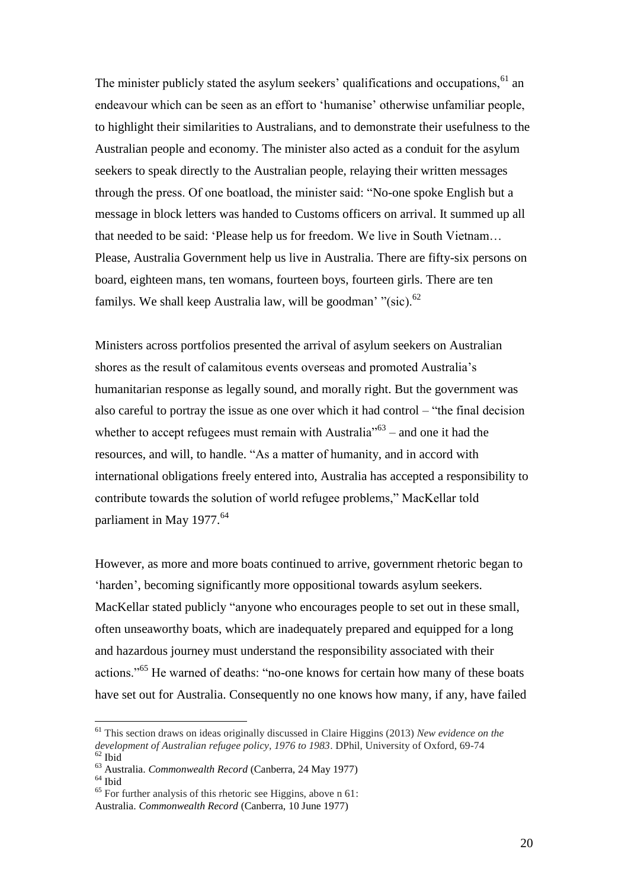The minister publicly stated the asylum seekers' qualifications and occupations,[61] an endeavour which can be seen as an effort to 'humanise' otherwise unfamiliar people, to highlight their similarities to Australians, and to demonstrate their usefulness to the Australian people and economy. The minister also acted as a conduit for the asylum seekers to speak directly to the Australian people, relaying their written messages through the press. Of one boatload, the minister said: "No-one spoke English but a message in block letters was handed to Customs officers on arrival. It summed up all that needed to be said: 'Please help us for freedom. We live in South Vietnam… Please, Australia Government help us live in Australia. There are fifty-six persons on board, eighteen mans, ten womans, fourteen boys, fourteen girls. There are ten familys. We shall keep Australia law, will be goodman' "(sic).[62]

Ministers across portfolios presented the arrival of asylum seekers on Australian shores as the result of calamitous events overseas and promoted Australia's humanitarian response as legally sound, and morally right. But the government was also careful to portray the issue as one over which it had control – "the final decision whether to accept refugees must remain with Australia"[63] – and one it had the resources, and will, to handle. "As a matter of humanity, and in accord with international obligations freely entered into, Australia has accepted a responsibility to contribute towards the solution of world refugee problems," MacKellar told parliament in May 1977.[64]

However, as more and more boats continued to arrive, government rhetoric began to 'harden', becoming significantly more oppositional towards asylum seekers. MacKellar stated publicly "anyone who encourages people to set out in these small, often unseaworthy boats, which are inadequately prepared and equipped for a long and hazardous journey must understand the responsibility associated with their actions."[65] He warned of deaths: "no-one knows for certain how many of these boats have set out for Australia. Consequently no one knows how many, if any, have failed

---

[61] This section draws on ideas originally discussed in Claire Higgins (2013) *New evidence on the development of Australian refugee policy, 1976 to 1983*. DPhil, University of Oxford, 69-74

[62] Ibid

[63] Australia. *Commonwealth Record* (Canberra, 24 May 1977)

[64] Ibid

[65] For further analysis of this rhetoric see Higgins, above n 61:
Australia. *Commonwealth Record* (Canberra, 10 June 1977)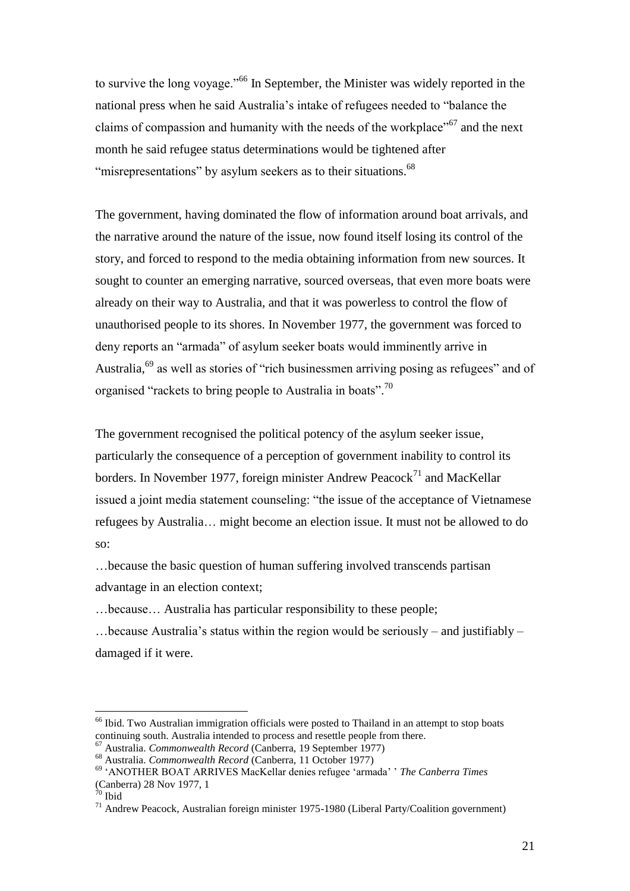to survive the long voyage."[66] In September, the Minister was widely reported in the national press when he said Australia's intake of refugees needed to "balance the claims of compassion and humanity with the needs of the workplace"[67] and the next month he said refugee status determinations would be tightened after "misrepresentations" by asylum seekers as to their situations.[68]

The government, having dominated the flow of information around boat arrivals, and the narrative around the nature of the issue, now found itself losing its control of the story, and forced to respond to the media obtaining information from new sources. It sought to counter an emerging narrative, sourced overseas, that even more boats were already on their way to Australia, and that it was powerless to control the flow of unauthorised people to its shores. In November 1977, the government was forced to deny reports an "armada" of asylum seeker boats would imminently arrive in Australia,[69] as well as stories of "rich businessmen arriving posing as refugees" and of organised "rackets to bring people to Australia in boats".[70]

The government recognised the political potency of the asylum seeker issue, particularly the consequence of a perception of government inability to control its borders. In November 1977, foreign minister Andrew Peacock[71] and MacKellar issued a joint media statement counseling: "the issue of the acceptance of Vietnamese refugees by Australia… might become an election issue. It must not be allowed to do so:

…because the basic question of human suffering involved transcends partisan advantage in an election context;

…because… Australia has particular responsibility to these people;

…because Australia's status within the region would be seriously – and justifiably – damaged if it were.

---

[66] Ibid. Two Australian immigration officials were posted to Thailand in an attempt to stop boats continuing south. Australia intended to process and resettle people from there.

[67] Australia. *Commonwealth Record* (Canberra, 19 September 1977)

[68] Australia. *Commonwealth Record* (Canberra, 11 October 1977)

[69] 'ANOTHER BOAT ARRIVES MacKellar denies refugee 'armada' ' *The Canberra Times* (Canberra) 28 Nov 1977, 1

[70] Ibid

[71] Andrew Peacock, Australian foreign minister 1975-1980 (Liberal Party/Coalition government)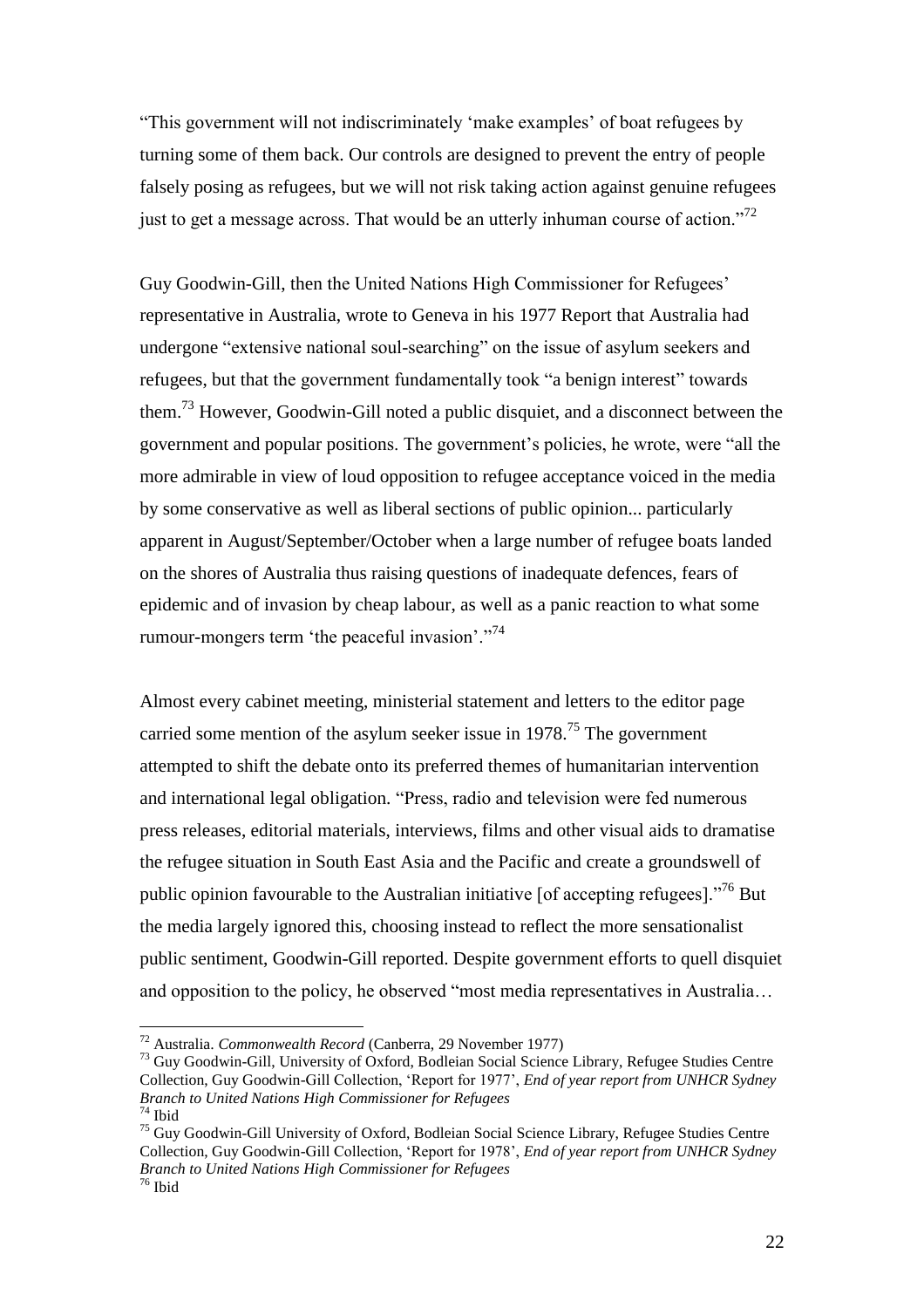"This government will not indiscriminately 'make examples' of boat refugees by turning some of them back. Our controls are designed to prevent the entry of people falsely posing as refugees, but we will not risk taking action against genuine refugees just to get a message across. That would be an utterly inhuman course of action."[72]

Guy Goodwin-Gill, then the United Nations High Commissioner for Refugees' representative in Australia, wrote to Geneva in his 1977 Report that Australia had undergone "extensive national soul-searching" on the issue of asylum seekers and refugees, but that the government fundamentally took "a benign interest" towards them.[73] However, Goodwin-Gill noted a public disquiet, and a disconnect between the government and popular positions. The government's policies, he wrote, were "all the more admirable in view of loud opposition to refugee acceptance voiced in the media by some conservative as well as liberal sections of public opinion... particularly apparent in August/September/October when a large number of refugee boats landed on the shores of Australia thus raising questions of inadequate defences, fears of epidemic and of invasion by cheap labour, as well as a panic reaction to what some rumour-mongers term 'the peaceful invasion'."[74]

Almost every cabinet meeting, ministerial statement and letters to the editor page carried some mention of the asylum seeker issue in 1978.[75] The government attempted to shift the debate onto its preferred themes of humanitarian intervention and international legal obligation. "Press, radio and television were fed numerous press releases, editorial materials, interviews, films and other visual aids to dramatise the refugee situation in South East Asia and the Pacific and create a groundswell of public opinion favourable to the Australian initiative [of accepting refugees]."[76] But the media largely ignored this, choosing instead to reflect the more sensationalist public sentiment, Goodwin-Gill reported. Despite government efforts to quell disquiet and opposition to the policy, he observed "most media representatives in Australia…

---

[72] Australia. *Commonwealth Record* (Canberra, 29 November 1977)

[73] Guy Goodwin-Gill, University of Oxford, Bodleian Social Science Library, Refugee Studies Centre Collection, Guy Goodwin-Gill Collection, 'Report for 1977', *End of year report from UNHCR Sydney Branch to United Nations High Commissioner for Refugees*

[74] Ibid

[75] Guy Goodwin-Gill University of Oxford, Bodleian Social Science Library, Refugee Studies Centre Collection, Guy Goodwin-Gill Collection, 'Report for 1978', *End of year report from UNHCR Sydney Branch to United Nations High Commissioner for Refugees*

[76] Ibid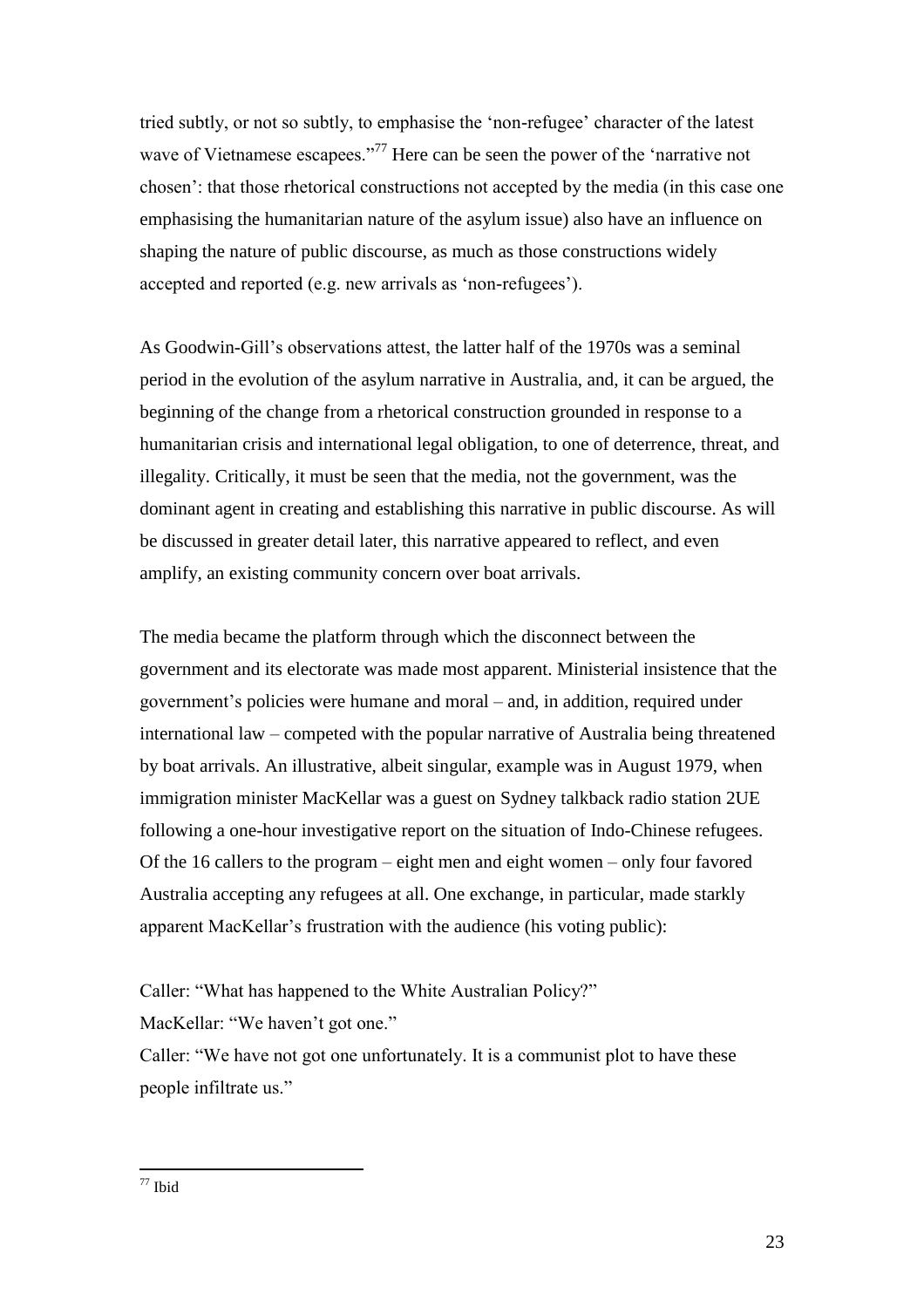tried subtly, or not so subtly, to emphasise the 'non-refugee' character of the latest wave of Vietnamese escapees."[77] Here can be seen the power of the 'narrative not chosen': that those rhetorical constructions not accepted by the media (in this case one emphasising the humanitarian nature of the asylum issue) also have an influence on shaping the nature of public discourse, as much as those constructions widely accepted and reported (e.g. new arrivals as 'non-refugees').

As Goodwin-Gill's observations attest, the latter half of the 1970s was a seminal period in the evolution of the asylum narrative in Australia, and, it can be argued, the beginning of the change from a rhetorical construction grounded in response to a humanitarian crisis and international legal obligation, to one of deterrence, threat, and illegality. Critically, it must be seen that the media, not the government, was the dominant agent in creating and establishing this narrative in public discourse. As will be discussed in greater detail later, this narrative appeared to reflect, and even amplify, an existing community concern over boat arrivals.

The media became the platform through which the disconnect between the government and its electorate was made most apparent. Ministerial insistence that the government's policies were humane and moral – and, in addition, required under international law – competed with the popular narrative of Australia being threatened by boat arrivals. An illustrative, albeit singular, example was in August 1979, when immigration minister MacKellar was a guest on Sydney talkback radio station 2UE following a one-hour investigative report on the situation of Indo-Chinese refugees. Of the 16 callers to the program – eight men and eight women – only four favored Australia accepting any refugees at all. One exchange, in particular, made starkly apparent MacKellar's frustration with the audience (his voting public):

Caller: "What has happened to the White Australian Policy?"

MacKellar: "We haven't got one."

Caller: "We have not got one unfortunately. It is a communist plot to have these people infiltrate us."

---

[77] Ibid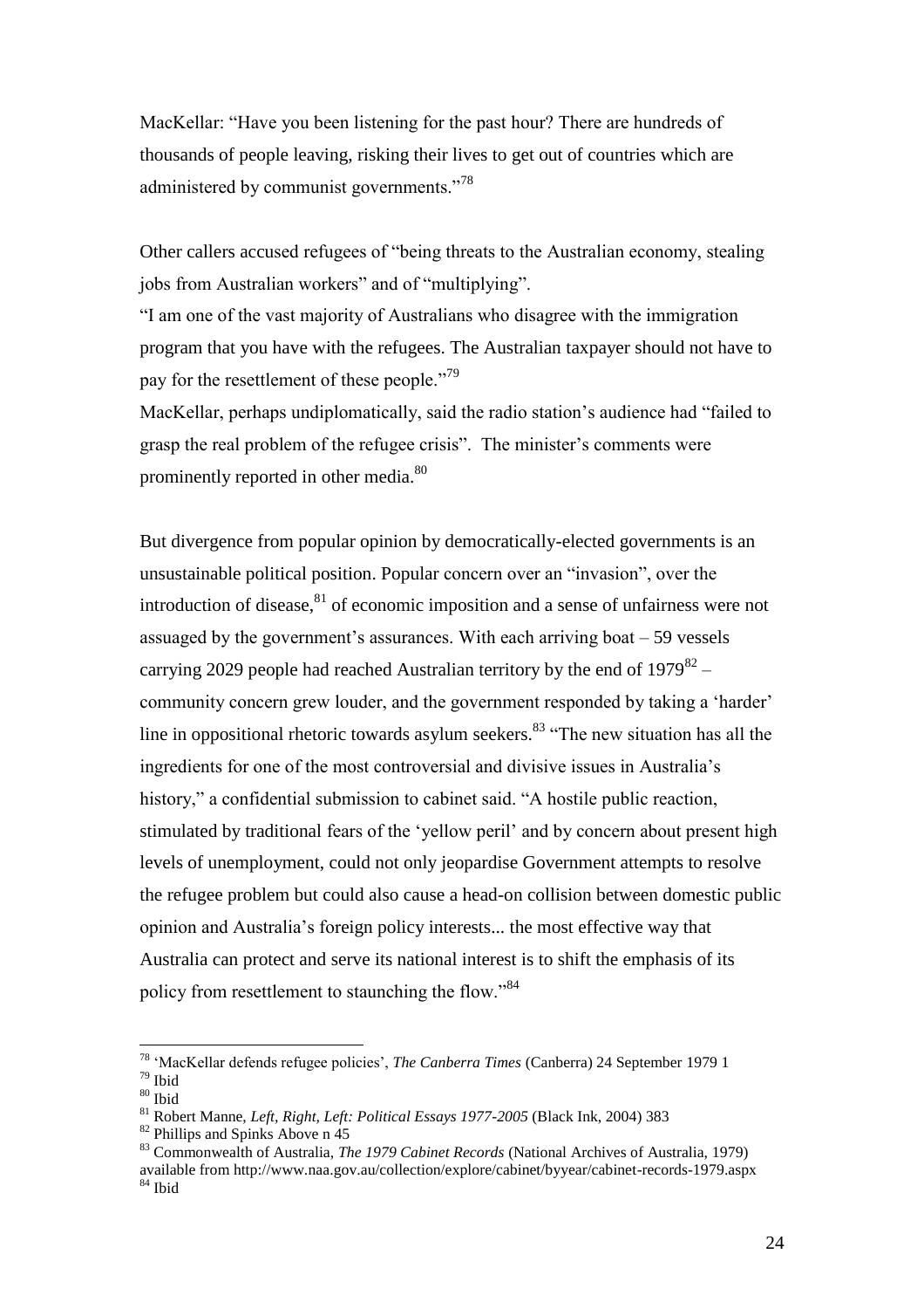MacKellar: "Have you been listening for the past hour? There are hundreds of thousands of people leaving, risking their lives to get out of countries which are administered by communist governments."[78]

Other callers accused refugees of "being threats to the Australian economy, stealing jobs from Australian workers" and of "multiplying".

"I am one of the vast majority of Australians who disagree with the immigration program that you have with the refugees. The Australian taxpayer should not have to pay for the resettlement of these people."[79]

MacKellar, perhaps undiplomatically, said the radio station's audience had "failed to grasp the real problem of the refugee crisis". The minister's comments were prominently reported in other media.[80]

But divergence from popular opinion by democratically-elected governments is an unsustainable political position. Popular concern over an "invasion", over the introduction of disease,[81] of economic imposition and a sense of unfairness were not assuaged by the government's assurances. With each arriving boat – 59 vessels carrying 2029 people had reached Australian territory by the end of 1979[82] – community concern grew louder, and the government responded by taking a 'harder' line in oppositional rhetoric towards asylum seekers.[83] "The new situation has all the ingredients for one of the most controversial and divisive issues in Australia's history," a confidential submission to cabinet said. "A hostile public reaction, stimulated by traditional fears of the 'yellow peril' and by concern about present high levels of unemployment, could not only jeopardise Government attempts to resolve the refugee problem but could also cause a head-on collision between domestic public opinion and Australia's foreign policy interests... the most effective way that Australia can protect and serve its national interest is to shift the emphasis of its policy from resettlement to staunching the flow."[84]

---

[78] 'MacKellar defends refugee policies', *The Canberra Times* (Canberra) 24 September 1979 1

[79] Ibid

[80] Ibid

[81] Robert Manne, *Left, Right, Left: Political Essays 1977-2005* (Black Ink, 2004) 383

[82] Phillips and Spinks Above n 45

[83] Commonwealth of Australia, *The 1979 Cabinet Records* (National Archives of Australia, 1979) available from http://www.naa.gov.au/collection/explore/cabinet/byyear/cabinet-records-1979.aspx

[84] Ibid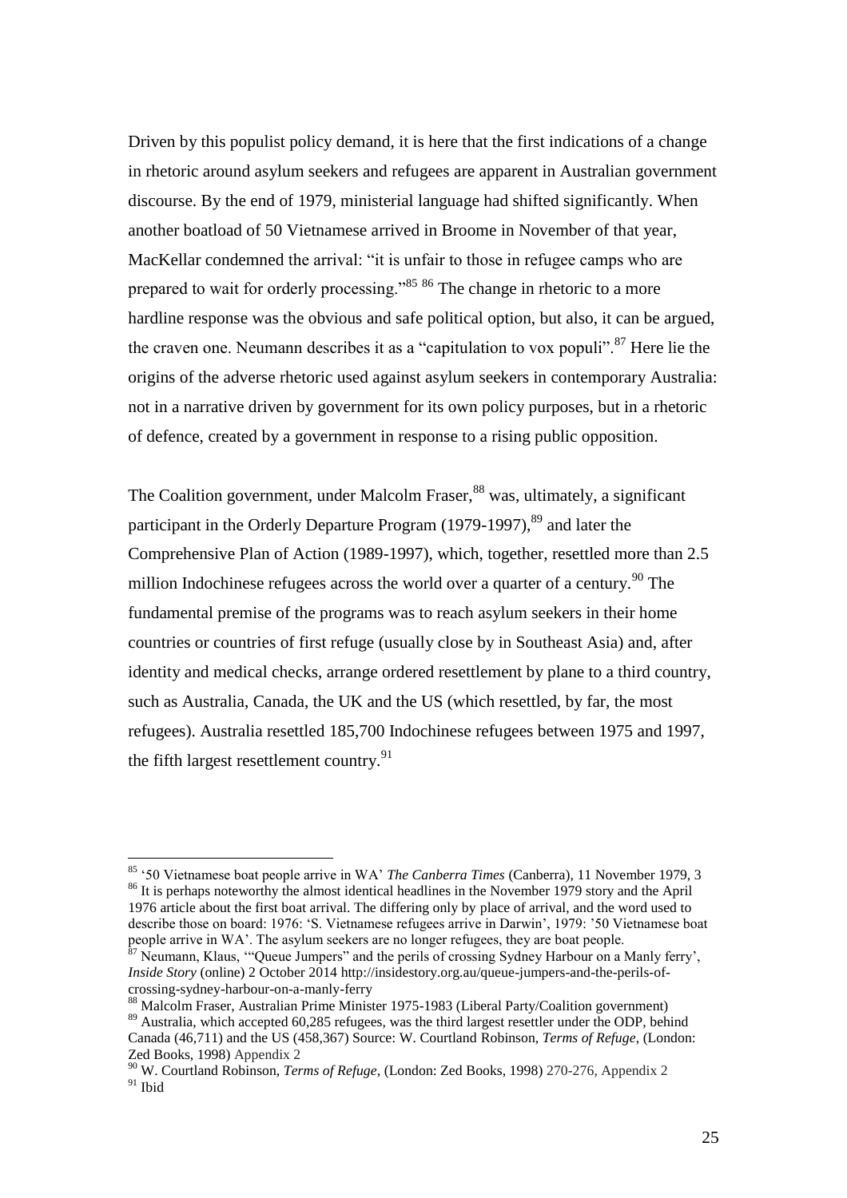Driven by this populist policy demand, it is here that the first indications of a change in rhetoric around asylum seekers and refugees are apparent in Australian government discourse. By the end of 1979, ministerial language had shifted significantly. When another boatload of 50 Vietnamese arrived in Broome in November of that year, MacKellar condemned the arrival: "it is unfair to those in refugee camps who are prepared to wait for orderly processing."[85] [86] The change in rhetoric to a more hardline response was the obvious and safe political option, but also, it can be argued, the craven one. Neumann describes it as a "capitulation to vox populi".[87] Here lie the origins of the adverse rhetoric used against asylum seekers in contemporary Australia: not in a narrative driven by government for its own policy purposes, but in a rhetoric of defence, created by a government in response to a rising public opposition.

The Coalition government, under Malcolm Fraser,[88] was, ultimately, a significant participant in the Orderly Departure Program (1979-1997),[89] and later the Comprehensive Plan of Action (1989-1997), which, together, resettled more than 2.5 million Indochinese refugees across the world over a quarter of a century.[90] The fundamental premise of the programs was to reach asylum seekers in their home countries or countries of first refuge (usually close by in Southeast Asia) and, after identity and medical checks, arrange ordered resettlement by plane to a third country, such as Australia, Canada, the UK and the US (which resettled, by far, the most refugees). Australia resettled 185,700 Indochinese refugees between 1975 and 1997, the fifth largest resettlement country.[91]

---

[85] '50 Vietnamese boat people arrive in WA' *The Canberra Times* (Canberra), 11 November 1979, 3

[86] It is perhaps noteworthy the almost identical headlines in the November 1979 story and the April 1976 article about the first boat arrival. The differing only by place of arrival, and the word used to describe those on board: 1976: 'S. Vietnamese refugees arrive in Darwin', 1979: '50 Vietnamese boat people arrive in WA'. The asylum seekers are no longer refugees, they are boat people.

[87] Neumann, Klaus, '"Queue Jumpers" and the perils of crossing Sydney Harbour on a Manly ferry', *Inside Story* (online) 2 October 2014 http://insidestory.org.au/queue-jumpers-and-the-perils-of-crossing-sydney-harbour-on-a-manly-ferry

[88] Malcolm Fraser, Australian Prime Minister 1975-1983 (Liberal Party/Coalition government)

[89] Australia, which accepted 60,285 refugees, was the third largest resettler under the ODP, behind Canada (46,711) and the US (458,367) Source: W. Courtland Robinson, *Terms of Refuge*, (London: Zed Books, 1998) Appendix 2

[90] W. Courtland Robinson, *Terms of Refuge*, (London: Zed Books, 1998) 270-276, Appendix 2

[91] Ibid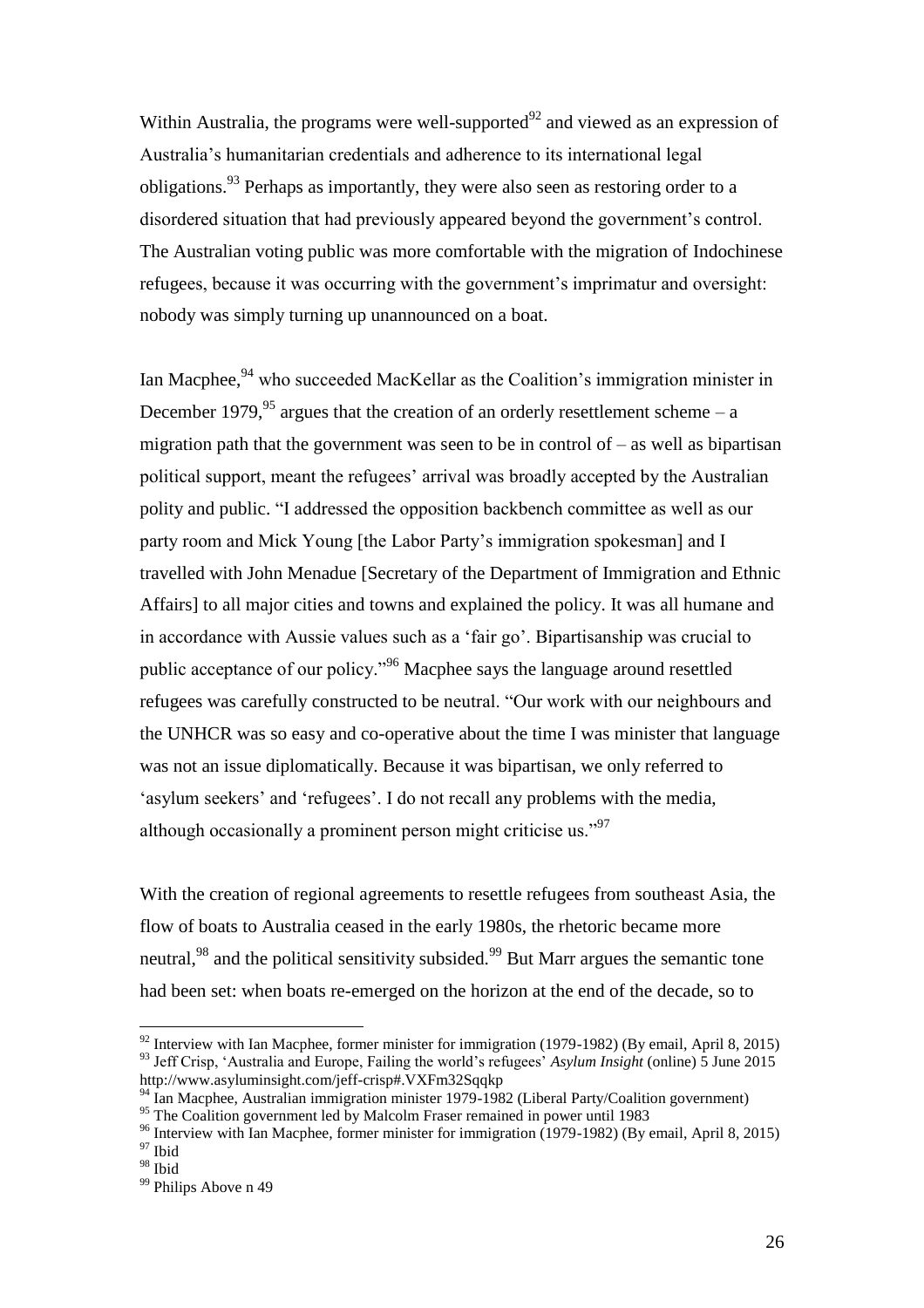Within Australia, the programs were well-supported[92] and viewed as an expression of Australia's humanitarian credentials and adherence to its international legal obligations.[93] Perhaps as importantly, they were also seen as restoring order to a disordered situation that had previously appeared beyond the government's control. The Australian voting public was more comfortable with the migration of Indochinese refugees, because it was occurring with the government's imprimatur and oversight: nobody was simply turning up unannounced on a boat.

Ian Macphee,[94] who succeeded MacKellar as the Coalition's immigration minister in December 1979,[95] argues that the creation of an orderly resettlement scheme – a migration path that the government was seen to be in control of – as well as bipartisan political support, meant the refugees' arrival was broadly accepted by the Australian polity and public. "I addressed the opposition backbench committee as well as our party room and Mick Young [the Labor Party's immigration spokesman] and I travelled with John Menadue [Secretary of the Department of Immigration and Ethnic Affairs] to all major cities and towns and explained the policy. It was all humane and in accordance with Aussie values such as a 'fair go'. Bipartisanship was crucial to public acceptance of our policy."[96] Macphee says the language around resettled refugees was carefully constructed to be neutral. "Our work with our neighbours and the UNHCR was so easy and co-operative about the time I was minister that language was not an issue diplomatically. Because it was bipartisan, we only referred to 'asylum seekers' and 'refugees'. I do not recall any problems with the media, although occasionally a prominent person might criticise us."[97]

With the creation of regional agreements to resettle refugees from southeast Asia, the flow of boats to Australia ceased in the early 1980s, the rhetoric became more neutral,[98] and the political sensitivity subsided.[99] But Marr argues the semantic tone had been set: when boats re-emerged on the horizon at the end of the decade, so to

---

[92] Interview with Ian Macphee, former minister for immigration (1979-1982) (By email, April 8, 2015)

[93] Jeff Crisp, 'Australia and Europe, Failing the world's refugees' *Asylum Insight* (online) 5 June 2015 http://www.asyluminsight.com/jeff-crisp#.VXFm32Sqqkp

[94] Ian Macphee, Australian immigration minister 1979-1982 (Liberal Party/Coalition government)

[95] The Coalition government led by Malcolm Fraser remained in power until 1983

[96] Interview with Ian Macphee, former minister for immigration (1979-1982) (By email, April 8, 2015)

[97] Ibid

[98] Ibid

[99] Philips Above n 49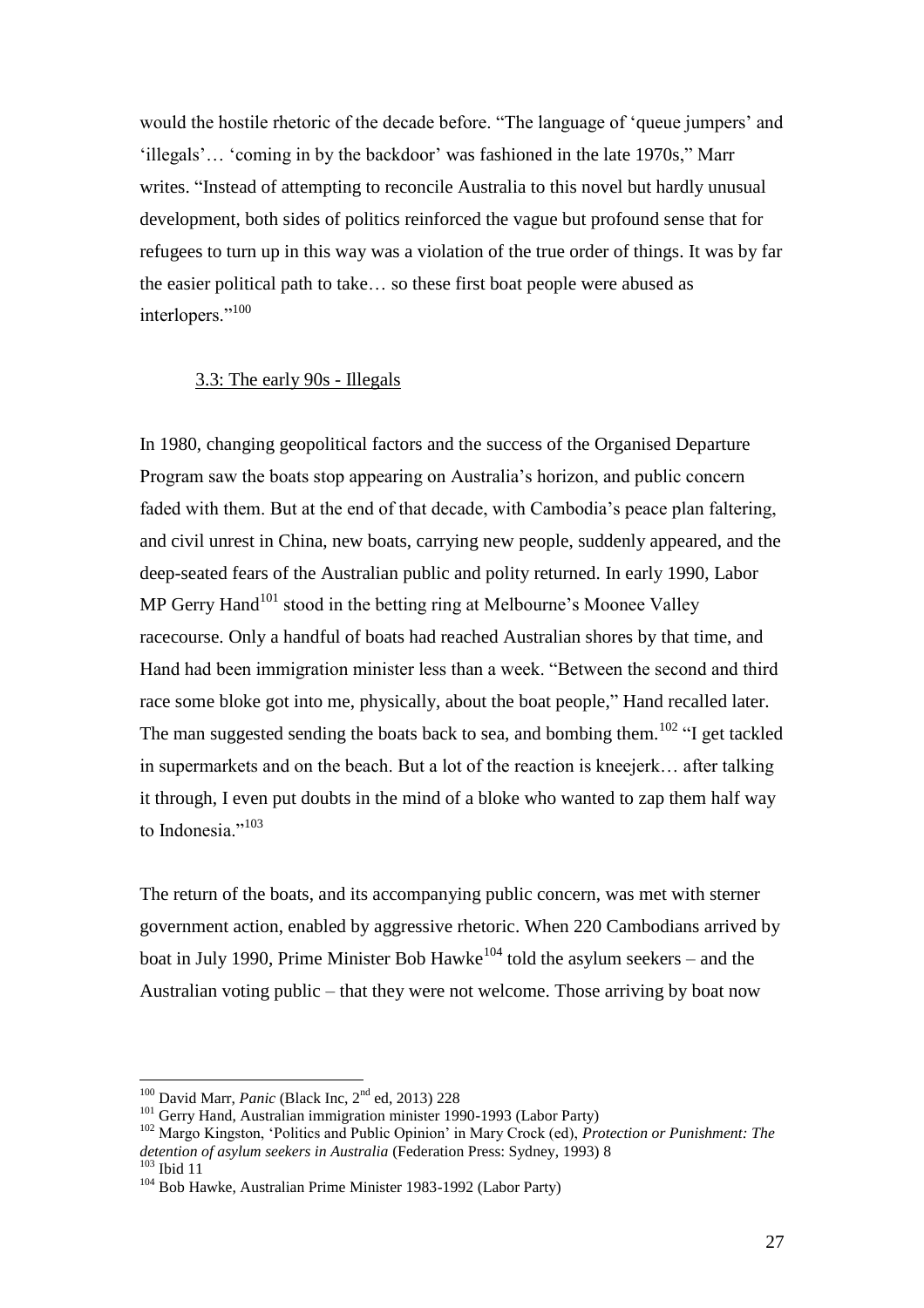would the hostile rhetoric of the decade before. "The language of 'queue jumpers' and 'illegals'… 'coming in by the backdoor' was fashioned in the late 1970s," Marr writes. "Instead of attempting to reconcile Australia to this novel but hardly unusual development, both sides of politics reinforced the vague but profound sense that for refugees to turn up in this way was a violation of the true order of things. It was by far the easier political path to take… so these first boat people were abused as interlopers."[100]

### 3.3: The early 90s - Illegals

In 1980, changing geopolitical factors and the success of the Organised Departure Program saw the boats stop appearing on Australia's horizon, and public concern faded with them. But at the end of that decade, with Cambodia's peace plan faltering, and civil unrest in China, new boats, carrying new people, suddenly appeared, and the deep-seated fears of the Australian public and polity returned. In early 1990, Labor MP Gerry Hand[101] stood in the betting ring at Melbourne's Moonee Valley racecourse. Only a handful of boats had reached Australian shores by that time, and Hand had been immigration minister less than a week. "Between the second and third race some bloke got into me, physically, about the boat people," Hand recalled later. The man suggested sending the boats back to sea, and bombing them.[102] "I get tackled in supermarkets and on the beach. But a lot of the reaction is kneejerk… after talking it through, I even put doubts in the mind of a bloke who wanted to zap them half way to Indonesia."[103]

The return of the boats, and its accompanying public concern, was met with sterner government action, enabled by aggressive rhetoric. When 220 Cambodians arrived by boat in July 1990, Prime Minister Bob Hawke[104] told the asylum seekers – and the Australian voting public – that they were not welcome. Those arriving by boat now

---

[100] David Marr, *Panic* (Black Inc, 2nd ed, 2013) 228

[101] Gerry Hand, Australian immigration minister 1990-1993 (Labor Party)

[102] Margo Kingston, 'Politics and Public Opinion' in Mary Crock (ed), *Protection or Punishment: The detention of asylum seekers in Australia* (Federation Press: Sydney, 1993) 8

[103] Ibid 11

[104] Bob Hawke, Australian Prime Minister 1983-1992 (Labor Party)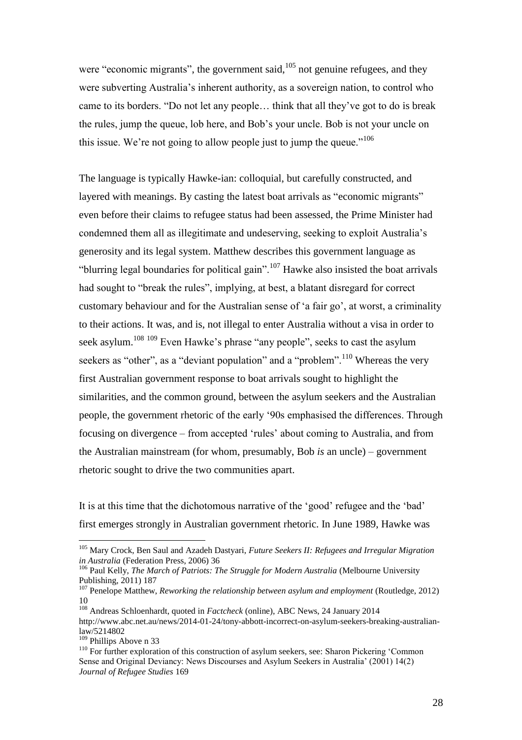were "economic migrants", the government said,[105] not genuine refugees, and they were subverting Australia's inherent authority, as a sovereign nation, to control who came to its borders. "Do not let any people… think that all they've got to do is break the rules, jump the queue, lob here, and Bob's your uncle. Bob is not your uncle on this issue. We're not going to allow people just to jump the queue."[106]

The language is typically Hawke-ian: colloquial, but carefully constructed, and layered with meanings. By casting the latest boat arrivals as "economic migrants" even before their claims to refugee status had been assessed, the Prime Minister had condemned them all as illegitimate and undeserving, seeking to exploit Australia's generosity and its legal system. Matthew describes this government language as "blurring legal boundaries for political gain".[107] Hawke also insisted the boat arrivals had sought to "break the rules", implying, at best, a blatant disregard for correct customary behaviour and for the Australian sense of 'a fair go', at worst, a criminality to their actions. It was, and is, not illegal to enter Australia without a visa in order to seek asylum.[108] [109] Even Hawke's phrase "any people", seeks to cast the asylum seekers as "other", as a "deviant population" and a "problem".[110] Whereas the very first Australian government response to boat arrivals sought to highlight the similarities, and the common ground, between the asylum seekers and the Australian people, the government rhetoric of the early '90s emphasised the differences. Through focusing on divergence – from accepted 'rules' about coming to Australia, and from the Australian mainstream (for whom, presumably, Bob *is* an uncle) – government rhetoric sought to drive the two communities apart.

It is at this time that the dichotomous narrative of the 'good' refugee and the 'bad' first emerges strongly in Australian government rhetoric. In June 1989, Hawke was

---

[105] Mary Crock, Ben Saul and Azadeh Dastyari, *Future Seekers II: Refugees and Irregular Migration in Australia* (Federation Press, 2006) 36

[106] Paul Kelly, *The March of Patriots: The Struggle for Modern Australia* (Melbourne University Publishing, 2011) 187

[107] Penelope Matthew, *Reworking the relationship between asylum and employment* (Routledge, 2012) 10

[108] Andreas Schloenhardt, quoted in *Factcheck* (online), ABC News, 24 January 2014 http://www.abc.net.au/news/2014-01-24/tony-abbott-incorrect-on-asylum-seekers-breaking-australian-law/5214802

[109] Phillips Above n 33

[110] For further exploration of this construction of asylum seekers, see: Sharon Pickering 'Common Sense and Original Deviancy: News Discourses and Asylum Seekers in Australia' (2001) 14(2) *Journal of Refugee Studies* 169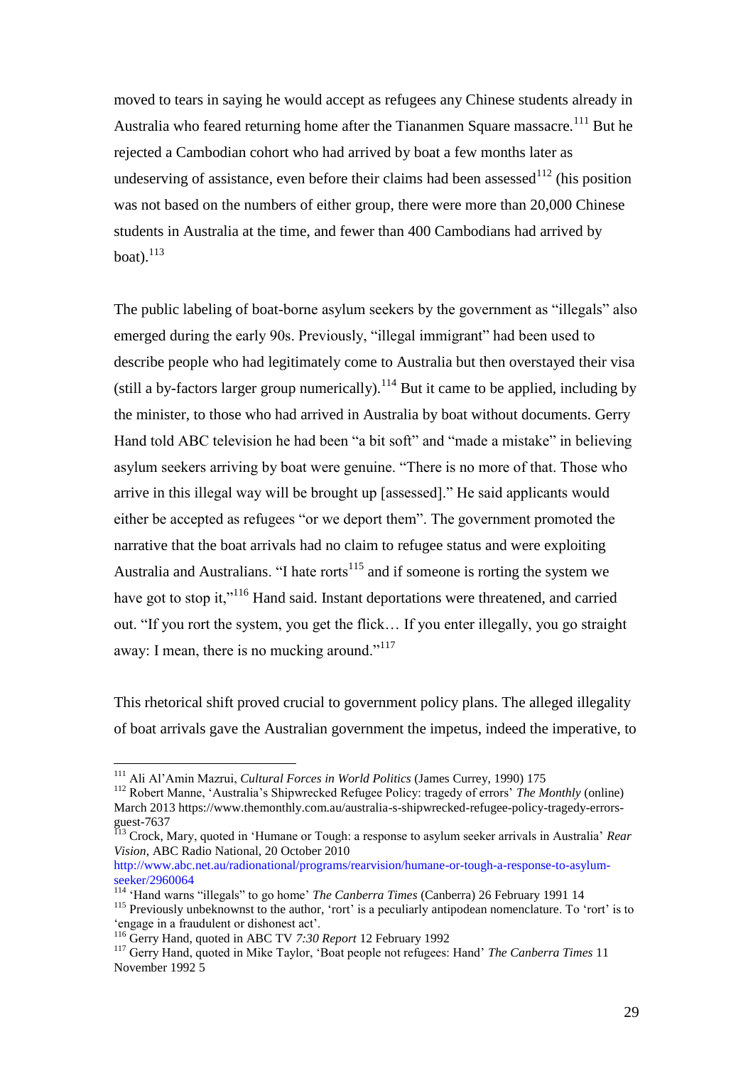moved to tears in saying he would accept as refugees any Chinese students already in Australia who feared returning home after the Tiananmen Square massacre.[111] But he rejected a Cambodian cohort who had arrived by boat a few months later as undeserving of assistance, even before their claims had been assessed[112] (his position was not based on the numbers of either group, there were more than 20,000 Chinese students in Australia at the time, and fewer than 400 Cambodians had arrived by boat).[113]

The public labeling of boat-borne asylum seekers by the government as "illegals" also emerged during the early 90s. Previously, "illegal immigrant" had been used to describe people who had legitimately come to Australia but then overstayed their visa (still a by-factors larger group numerically).[114] But it came to be applied, including by the minister, to those who had arrived in Australia by boat without documents. Gerry Hand told ABC television he had been "a bit soft" and "made a mistake" in believing asylum seekers arriving by boat were genuine. "There is no more of that. Those who arrive in this illegal way will be brought up [assessed]." He said applicants would either be accepted as refugees "or we deport them". The government promoted the narrative that the boat arrivals had no claim to refugee status and were exploiting Australia and Australians. "I hate rorts[115] and if someone is rorting the system we have got to stop it,"[116] Hand said. Instant deportations were threatened, and carried out. "If you rort the system, you get the flick… If you enter illegally, you go straight away: I mean, there is no mucking around."[117]

This rhetorical shift proved crucial to government policy plans. The alleged illegality of boat arrivals gave the Australian government the impetus, indeed the imperative, to

---

[111] Ali Al'Amin Mazrui, *Cultural Forces in World Politics* (James Currey, 1990) 175

[112] Robert Manne, 'Australia's Shipwrecked Refugee Policy: tragedy of errors' *The Monthly* (online) March 2013 https://www.themonthly.com.au/australia-s-shipwrecked-refugee-policy-tragedy-errors-guest-7637

[113] Crock, Mary, quoted in 'Humane or Tough: a response to asylum seeker arrivals in Australia' *Rear Vision*, ABC Radio National, 20 October 2010 http://www.abc.net.au/radionational/programs/rearvision/humane-or-tough-a-response-to-asylum-seeker/2960064

[114] 'Hand warns "illegals" to go home' *The Canberra Times* (Canberra) 26 February 1991 14

[115] Previously unbeknownst to the author, 'rort' is a peculiarly antipodean nomenclature. To 'rort' is to 'engage in a fraudulent or dishonest act'.

[116] Gerry Hand, quoted in ABC TV *7:30 Report* 12 February 1992

[117] Gerry Hand, quoted in Mike Taylor, 'Boat people not refugees: Hand' *The Canberra Times* 11 November 1992 5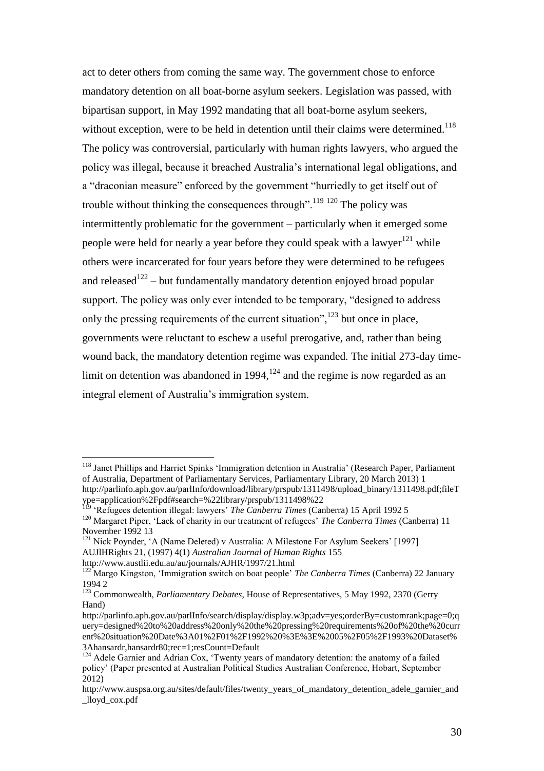act to deter others from coming the same way. The government chose to enforce mandatory detention on all boat-borne asylum seekers. Legislation was passed, with bipartisan support, in May 1992 mandating that all boat-borne asylum seekers, without exception, were to be held in detention until their claims were determined.[118] The policy was controversial, particularly with human rights lawyers, who argued the policy was illegal, because it breached Australia's international legal obligations, and a "draconian measure" enforced by the government "hurriedly to get itself out of trouble without thinking the consequences through".[119] [120] The policy was intermittently problematic for the government – particularly when it emerged some people were held for nearly a year before they could speak with a lawyer[121] while others were incarcerated for four years before they were determined to be refugees and released[122] – but fundamentally mandatory detention enjoyed broad popular support. The policy was only ever intended to be temporary, "designed to address only the pressing requirements of the current situation",[123] but once in place, governments were reluctant to eschew a useful prerogative, and, rather than being wound back, the mandatory detention regime was expanded. The initial 273-day time-limit on detention was abandoned in 1994,[124] and the regime is now regarded as an integral element of Australia's immigration system.

---

[118] Janet Phillips and Harriet Spinks 'Immigration detention in Australia' (Research Paper, Parliament of Australia, Department of Parliamentary Services, Parliamentary Library, 20 March 2013) 1 http://parlinfo.aph.gov.au/parlInfo/download/library/prspub/1311498/upload_binary/1311498.pdf;fileType=application%2Fpdf#search=%22library/prspub/1311498%22

[119] 'Refugees detention illegal: lawyers' *The Canberra Times* (Canberra) 15 April 1992 5

[120] Margaret Piper, 'Lack of charity in our treatment of refugees' *The Canberra Times* (Canberra) 11 November 1992 13

[121] Nick Poynder, 'A (Name Deleted) v Australia: A Milestone For Asylum Seekers' [1997] AUJlHRights 21, (1997) 4(1) *Australian Journal of Human Rights* 155 http://www.austlii.edu.au/au/journals/AJHR/1997/21.html

[122] Margo Kingston, 'Immigration switch on boat people' *The Canberra Times* (Canberra) 22 January 1994 2

[123] Commonwealth, *Parliamentary Debates*, House of Representatives, 5 May 1992, 2370 (Gerry Hand) http://parlinfo.aph.gov.au/parlInfo/search/display/display.w3p;adv=yes;orderBy=customrank;page=0;query=designed%20to%20address%20only%20the%20pressing%20requirements%20of%20the%20current%20situation%20Date%3A01%2F01%2F1992%20%3E%3E%2005%2F05%2F1993%20Dataset%3Ahansardr,hansardr80;rec=1;resCount=Default

[124] Adele Garnier and Adrian Cox, 'Twenty years of mandatory detention: the anatomy of a failed policy' (Paper presented at Australian Political Studies Australian Conference, Hobart, September 2012) http://www.auspsa.org.au/sites/default/files/twenty_years_of_mandatory_detention_adele_garnier_and_lloyd_cox.pdf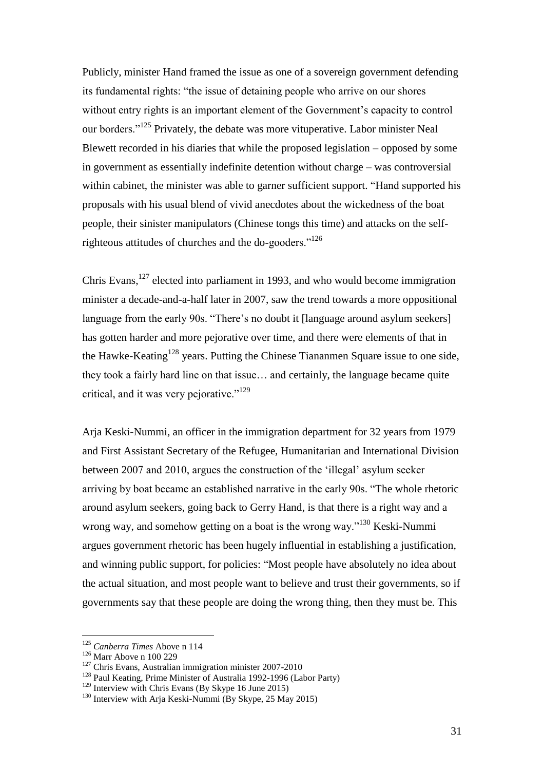Publicly, minister Hand framed the issue as one of a sovereign government defending its fundamental rights: "the issue of detaining people who arrive on our shores without entry rights is an important element of the Government's capacity to control our borders."[125] Privately, the debate was more vituperative. Labor minister Neal Blewett recorded in his diaries that while the proposed legislation – opposed by some in government as essentially indefinite detention without charge – was controversial within cabinet, the minister was able to garner sufficient support. "Hand supported his proposals with his usual blend of vivid anecdotes about the wickedness of the boat people, their sinister manipulators (Chinese tongs this time) and attacks on the self-righteous attitudes of churches and the do-gooders."[126]

Chris Evans,[127] elected into parliament in 1993, and who would become immigration minister a decade-and-a-half later in 2007, saw the trend towards a more oppositional language from the early 90s. "There's no doubt it [language around asylum seekers] has gotten harder and more pejorative over time, and there were elements of that in the Hawke-Keating[128] years. Putting the Chinese Tiananmen Square issue to one side, they took a fairly hard line on that issue… and certainly, the language became quite critical, and it was very pejorative."[129]

Arja Keski-Nummi, an officer in the immigration department for 32 years from 1979 and First Assistant Secretary of the Refugee, Humanitarian and International Division between 2007 and 2010, argues the construction of the 'illegal' asylum seeker arriving by boat became an established narrative in the early 90s. "The whole rhetoric around asylum seekers, going back to Gerry Hand, is that there is a right way and a wrong way, and somehow getting on a boat is the wrong way."[130] Keski-Nummi argues government rhetoric has been hugely influential in establishing a justification, and winning public support, for policies: "Most people have absolutely no idea about the actual situation, and most people want to believe and trust their governments, so if governments say that these people are doing the wrong thing, then they must be. This

---

[125] *Canberra Times* Above n 114

[126] Marr Above n 100 229

[127] Chris Evans, Australian immigration minister 2007-2010

[128] Paul Keating, Prime Minister of Australia 1992-1996 (Labor Party)

[129] Interview with Chris Evans (By Skype 16 June 2015)

[130] Interview with Arja Keski-Nummi (By Skype, 25 May 2015)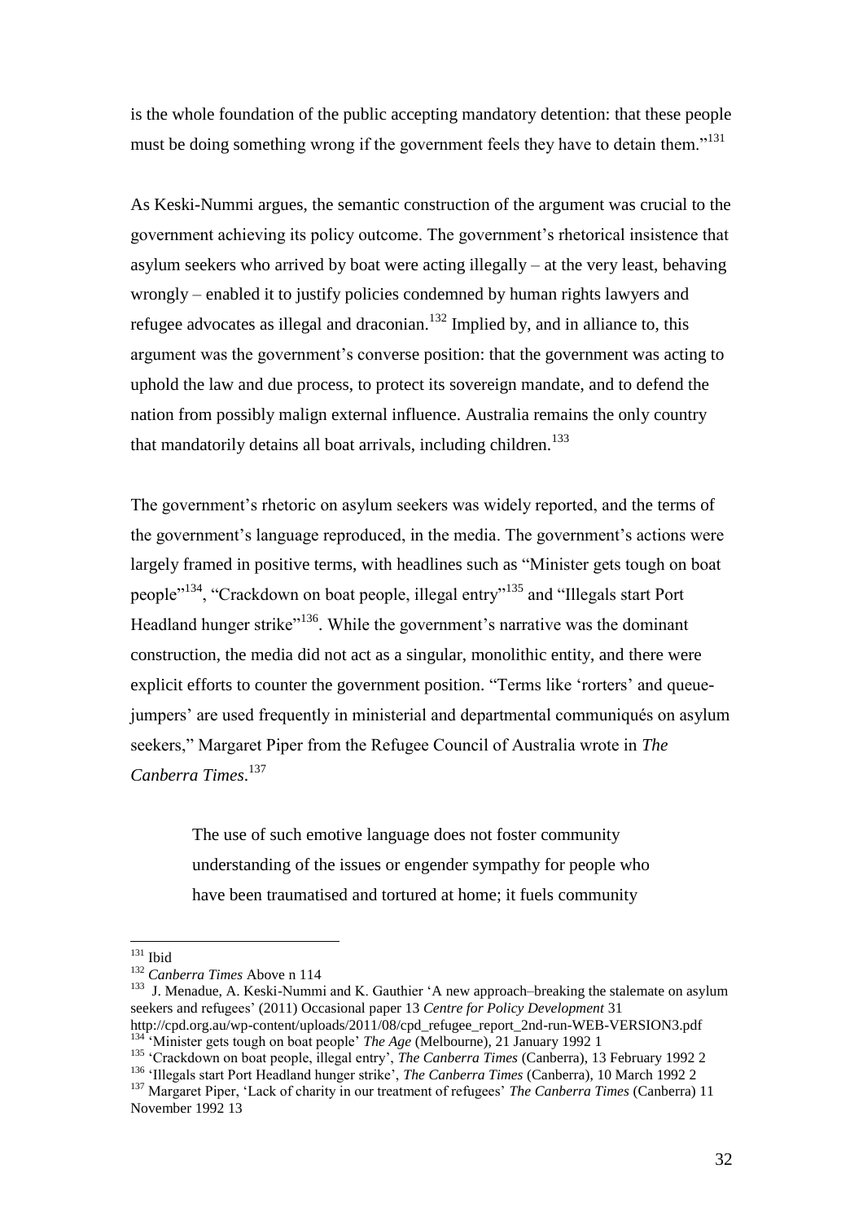is the whole foundation of the public accepting mandatory detention: that these people must be doing something wrong if the government feels they have to detain them."[131]

As Keski-Nummi argues, the semantic construction of the argument was crucial to the government achieving its policy outcome. The government's rhetorical insistence that asylum seekers who arrived by boat were acting illegally – at the very least, behaving wrongly – enabled it to justify policies condemned by human rights lawyers and refugee advocates as illegal and draconian.[132] Implied by, and in alliance to, this argument was the government's converse position: that the government was acting to uphold the law and due process, to protect its sovereign mandate, and to defend the nation from possibly malign external influence. Australia remains the only country that mandatorily detains all boat arrivals, including children.[133]

The government's rhetoric on asylum seekers was widely reported, and the terms of the government's language reproduced, in the media. The government's actions were largely framed in positive terms, with headlines such as "Minister gets tough on boat people"[134], "Crackdown on boat people, illegal entry"[135] and "Illegals start Port Headland hunger strike"[136]. While the government's narrative was the dominant construction, the media did not act as a singular, monolithic entity, and there were explicit efforts to counter the government position. "Terms like 'rorters' and queue-jumpers' are used frequently in ministerial and departmental communiqués on asylum seekers," Margaret Piper from the Refugee Council of Australia wrote in *The Canberra Times*.[137]

> The use of such emotive language does not foster community understanding of the issues or engender sympathy for people who have been traumatised and tortured at home; it fuels community

---

[131] Ibid

[132] *Canberra Times* Above n 114

[133] J. Menadue, A. Keski-Nummi and K. Gauthier 'A new approach–breaking the stalemate on asylum seekers and refugees' (2011) Occasional paper 13 *Centre for Policy Development* 31 http://cpd.org.au/wp-content/uploads/2011/08/cpd_refugee_report_2nd-run-WEB-VERSION3.pdf

[134] 'Minister gets tough on boat people' *The Age* (Melbourne), 21 January 1992 1

[135] 'Crackdown on boat people, illegal entry', *The Canberra Times* (Canberra), 13 February 1992 2

[136] 'Illegals start Port Headland hunger strike', *The Canberra Times* (Canberra), 10 March 1992 2

[137] Margaret Piper, 'Lack of charity in our treatment of refugees' *The Canberra Times* (Canberra) 11 November 1992 13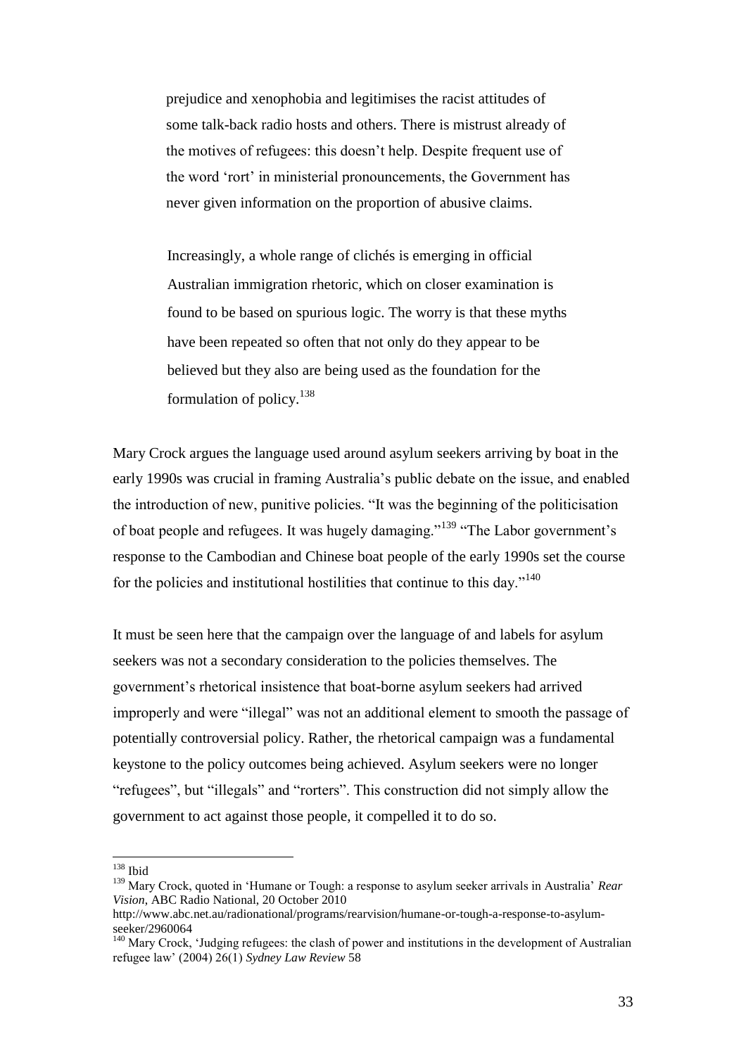> prejudice and xenophobia and legitimises the racist attitudes of some talk-back radio hosts and others. There is mistrust already of the motives of refugees: this doesn't help. Despite frequent use of the word 'rort' in ministerial pronouncements, the Government has never given information on the proportion of abusive claims.
>
> Increasingly, a whole range of clichés is emerging in official Australian immigration rhetoric, which on closer examination is found to be based on spurious logic. The worry is that these myths have been repeated so often that not only do they appear to be believed but they also are being used as the foundation for the formulation of policy.[138]

Mary Crock argues the language used around asylum seekers arriving by boat in the early 1990s was crucial in framing Australia's public debate on the issue, and enabled the introduction of new, punitive policies. "It was the beginning of the politicisation of boat people and refugees. It was hugely damaging."[139] "The Labor government's response to the Cambodian and Chinese boat people of the early 1990s set the course for the policies and institutional hostilities that continue to this day."[140]

It must be seen here that the campaign over the language of and labels for asylum seekers was not a secondary consideration to the policies themselves. The government's rhetorical insistence that boat-borne asylum seekers had arrived improperly and were "illegal" was not an additional element to smooth the passage of potentially controversial policy. Rather, the rhetorical campaign was a fundamental keystone to the policy outcomes being achieved. Asylum seekers were no longer "refugees", but "illegals" and "rorters". This construction did not simply allow the government to act against those people, it compelled it to do so.

---

[138] Ibid

[139] Mary Crock, quoted in 'Humane or Tough: a response to asylum seeker arrivals in Australia' *Rear Vision*, ABC Radio National, 20 October 2010 http://www.abc.net.au/radionational/programs/rearvision/humane-or-tough-a-response-to-asylum-seeker/2960064

[140] Mary Crock, 'Judging refugees: the clash of power and institutions in the development of Australian refugee law' (2004) 26(1) *Sydney Law Review* 58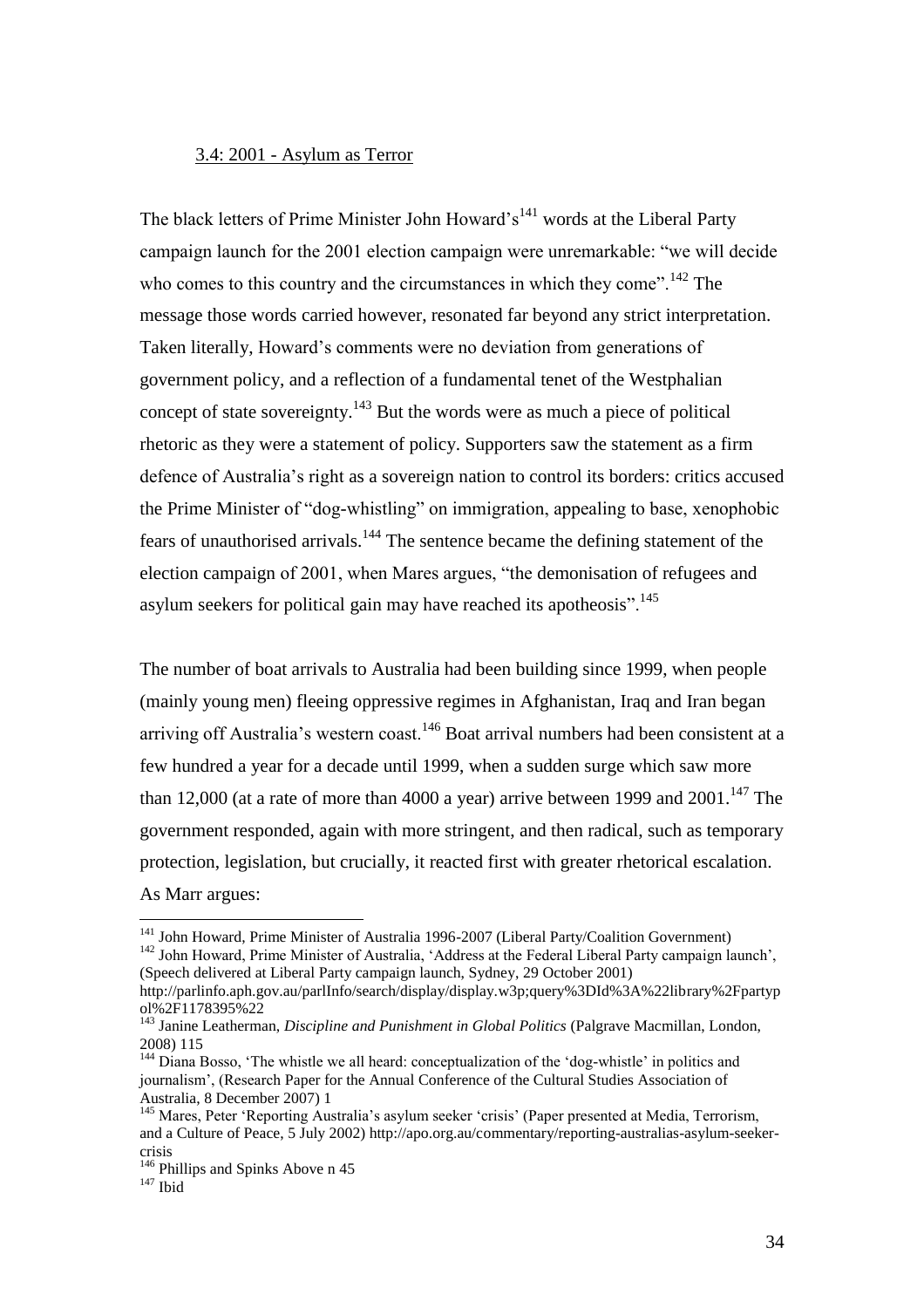### 3.4: 2001 - Asylum as Terror

The black letters of Prime Minister John Howard's[141] words at the Liberal Party campaign launch for the 2001 election campaign were unremarkable: "we will decide who comes to this country and the circumstances in which they come".[142] The message those words carried however, resonated far beyond any strict interpretation. Taken literally, Howard's comments were no deviation from generations of government policy, and a reflection of a fundamental tenet of the Westphalian concept of state sovereignty.[143] But the words were as much a piece of political rhetoric as they were a statement of policy. Supporters saw the statement as a firm defence of Australia's right as a sovereign nation to control its borders: critics accused the Prime Minister of "dog-whistling" on immigration, appealing to base, xenophobic fears of unauthorised arrivals.[144] The sentence became the defining statement of the election campaign of 2001, when Mares argues, "the demonisation of refugees and asylum seekers for political gain may have reached its apotheosis".[145]

The number of boat arrivals to Australia had been building since 1999, when people (mainly young men) fleeing oppressive regimes in Afghanistan, Iraq and Iran began arriving off Australia's western coast.[146] Boat arrival numbers had been consistent at a few hundred a year for a decade until 1999, when a sudden surge which saw more than 12,000 (at a rate of more than 4000 a year) arrive between 1999 and 2001.[147] The government responded, again with more stringent, and then radical, such as temporary protection, legislation, but crucially, it reacted first with greater rhetorical escalation. As Marr argues:

---

[141] John Howard, Prime Minister of Australia 1996-2007 (Liberal Party/Coalition Government)

[142] John Howard, Prime Minister of Australia, 'Address at the Federal Liberal Party campaign launch', (Speech delivered at Liberal Party campaign launch, Sydney, 29 October 2001) http://parlinfo.aph.gov.au/parlInfo/search/display/display.w3p;query%3DId%3A%22library%2Fpartypol%2F1178395%22

[143] Janine Leatherman, *Discipline and Punishment in Global Politics* (Palgrave Macmillan, London, 2008) 115

[144] Diana Bosso, 'The whistle we all heard: conceptualization of the 'dog-whistle' in politics and journalism', (Research Paper for the Annual Conference of the Cultural Studies Association of Australia, 8 December 2007) 1

[145] Mares, Peter 'Reporting Australia's asylum seeker 'crisis' (Paper presented at Media, Terrorism, and a Culture of Peace, 5 July 2002) http://apo.org.au/commentary/reporting-australias-asylum-seeker-crisis

[146] Phillips and Spinks Above n 45

[147] Ibid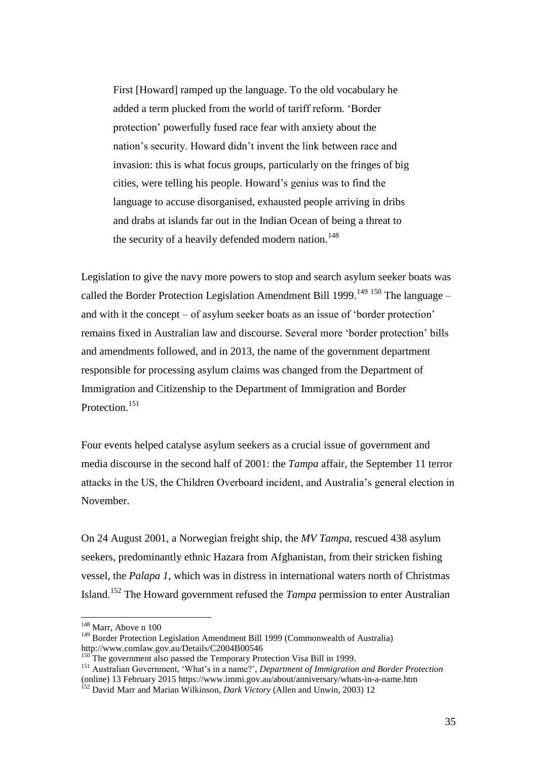> First [Howard] ramped up the language. To the old vocabulary he added a term plucked from the world of tariff reform. 'Border protection' powerfully fused race fear with anxiety about the nation's security. Howard didn't invent the link between race and invasion: this is what focus groups, particularly on the fringes of big cities, were telling his people. Howard's genius was to find the language to accuse disorganised, exhausted people arriving in dribs and drabs at islands far out in the Indian Ocean of being a threat to the security of a heavily defended modern nation.[148]

Legislation to give the navy more powers to stop and search asylum seeker boats was called the Border Protection Legislation Amendment Bill 1999.[149] [150] The language – and with it the concept – of asylum seeker boats as an issue of 'border protection' remains fixed in Australian law and discourse. Several more 'border protection' bills and amendments followed, and in 2013, the name of the government department responsible for processing asylum claims was changed from the Department of Immigration and Citizenship to the Department of Immigration and Border Protection.[151]

Four events helped catalyse asylum seekers as a crucial issue of government and media discourse in the second half of 2001: the *Tampa* affair, the September 11 terror attacks in the US, the Children Overboard incident, and Australia's general election in November.

On 24 August 2001, a Norwegian freight ship, the *MV Tampa*, rescued 438 asylum seekers, predominantly ethnic Hazara from Afghanistan, from their stricken fishing vessel, the *Palapa 1*, which was in distress in international waters north of Christmas Island.[152] The Howard government refused the *Tampa* permission to enter Australian

---

[148] Marr, Above n 100

[149] Border Protection Legislation Amendment Bill 1999 (Commonwealth of Australia) http://www.comlaw.gov.au/Details/C2004B00546

[150] The government also passed the Temporary Protection Visa Bill in 1999.

[151] Australian Government, 'What's in a name?', *Department of Immigration and Border Protection* (online) 13 February 2015 https://www.immi.gov.au/about/anniversary/whats-in-a-name.htm

[152] David Marr and Marian Wilkinson, *Dark Victory* (Allen and Unwin, 2003) 12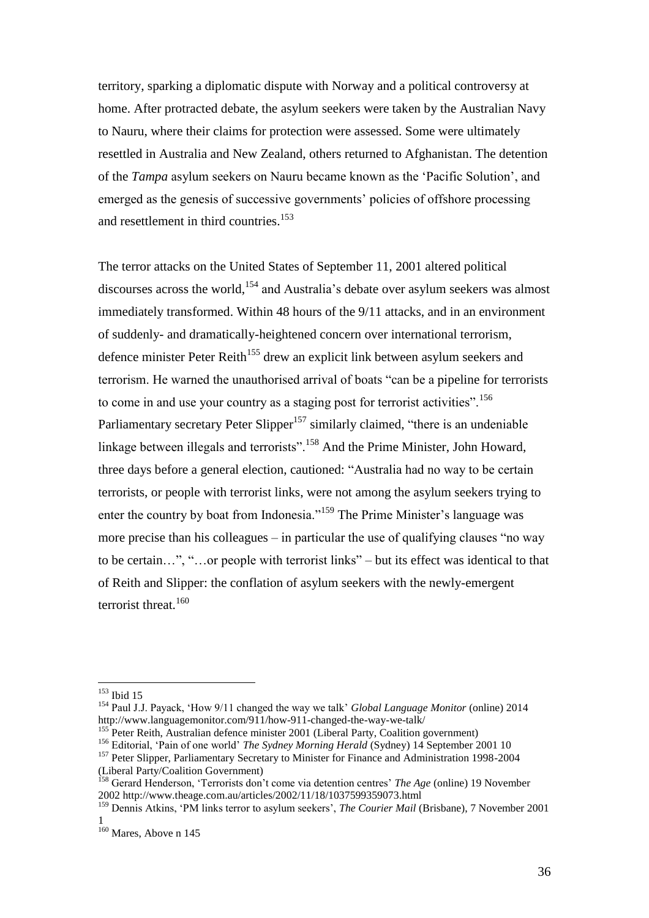territory, sparking a diplomatic dispute with Norway and a political controversy at home. After protracted debate, the asylum seekers were taken by the Australian Navy to Nauru, where their claims for protection were assessed. Some were ultimately resettled in Australia and New Zealand, others returned to Afghanistan. The detention of the *Tampa* asylum seekers on Nauru became known as the 'Pacific Solution', and emerged as the genesis of successive governments' policies of offshore processing and resettlement in third countries.[153]

The terror attacks on the United States of September 11, 2001 altered political discourses across the world,[154] and Australia's debate over asylum seekers was almost immediately transformed. Within 48 hours of the 9/11 attacks, and in an environment of suddenly- and dramatically-heightened concern over international terrorism, defence minister Peter Reith[155] drew an explicit link between asylum seekers and terrorism. He warned the unauthorised arrival of boats "can be a pipeline for terrorists to come in and use your country as a staging post for terrorist activities".[156] Parliamentary secretary Peter Slipper[157] similarly claimed, "there is an undeniable linkage between illegals and terrorists".[158] And the Prime Minister, John Howard, three days before a general election, cautioned: "Australia had no way to be certain terrorists, or people with terrorist links, were not among the asylum seekers trying to enter the country by boat from Indonesia."[159] The Prime Minister's language was more precise than his colleagues – in particular the use of qualifying clauses "no way to be certain…", "…or people with terrorist links" – but its effect was identical to that of Reith and Slipper: the conflation of asylum seekers with the newly-emergent terrorist threat.[160]

---

[153] Ibid 15

[154] Paul J.J. Payack, 'How 9/11 changed the way we talk' *Global Language Monitor* (online) 2014 http://www.languagemonitor.com/911/how-911-changed-the-way-we-talk/

[155] Peter Reith, Australian defence minister 2001 (Liberal Party, Coalition government)

[156] Editorial, 'Pain of one world' *The Sydney Morning Herald* (Sydney) 14 September 2001 10

[157] Peter Slipper, Parliamentary Secretary to Minister for Finance and Administration 1998-2004 (Liberal Party/Coalition Government)

[158] Gerard Henderson, 'Terrorists don't come via detention centres' *The Age* (online) 19 November 2002 http://www.theage.com.au/articles/2002/11/18/1037599359073.html

[159] Dennis Atkins, 'PM links terror to asylum seekers', *The Courier Mail* (Brisbane), 7 November 2001 1

[160] Mares, Above n 145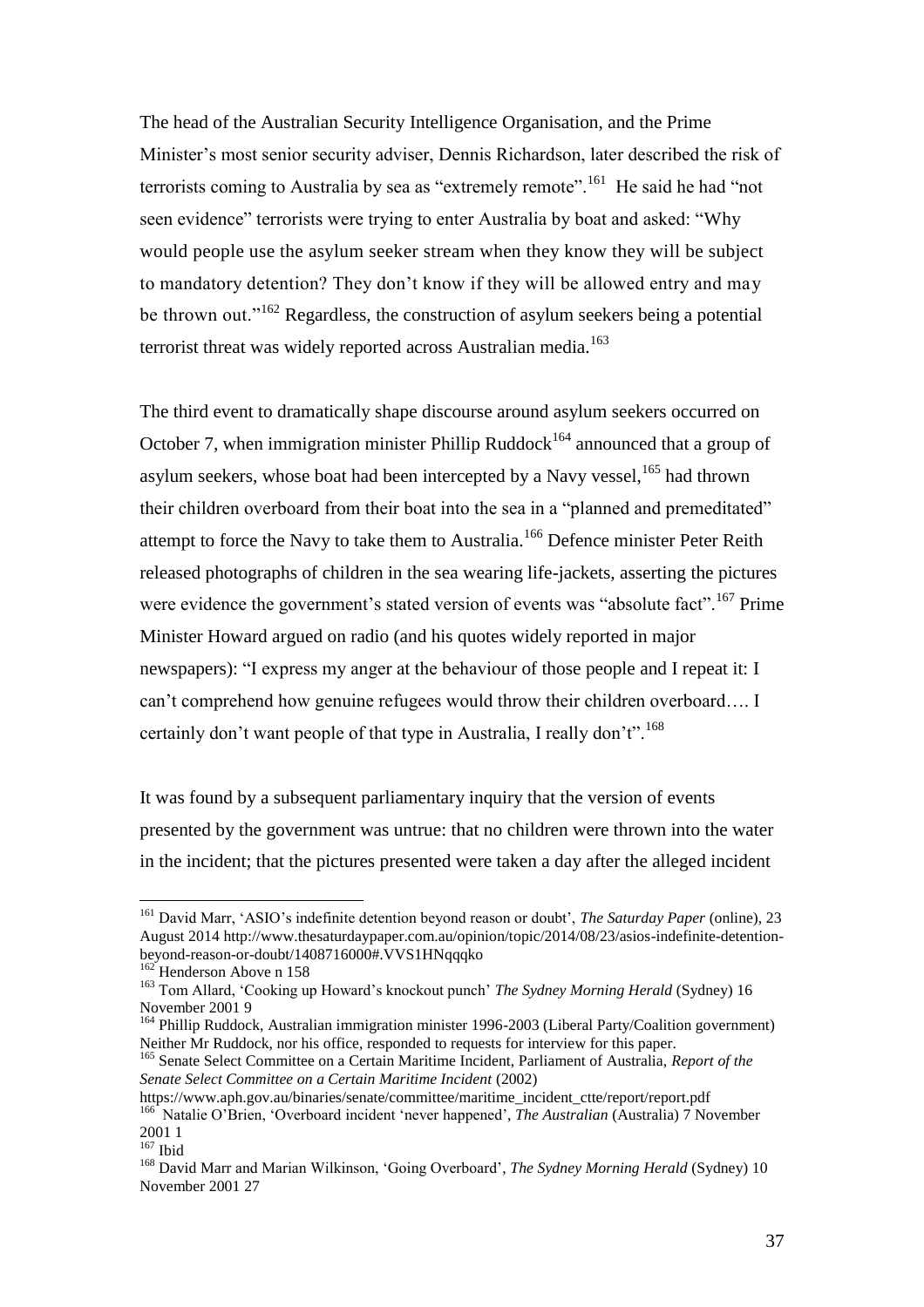The head of the Australian Security Intelligence Organisation, and the Prime Minister's most senior security adviser, Dennis Richardson, later described the risk of terrorists coming to Australia by sea as "extremely remote".[161] He said he had "not seen evidence" terrorists were trying to enter Australia by boat and asked: "Why would people use the asylum seeker stream when they know they will be subject to mandatory detention? They don't know if they will be allowed entry and may be thrown out."[162] Regardless, the construction of asylum seekers being a potential terrorist threat was widely reported across Australian media.[163]

The third event to dramatically shape discourse around asylum seekers occurred on October 7, when immigration minister Phillip Ruddock[164] announced that a group of asylum seekers, whose boat had been intercepted by a Navy vessel,[165] had thrown their children overboard from their boat into the sea in a "planned and premeditated" attempt to force the Navy to take them to Australia.[166] Defence minister Peter Reith released photographs of children in the sea wearing life-jackets, asserting the pictures were evidence the government's stated version of events was "absolute fact".[167] Prime Minister Howard argued on radio (and his quotes widely reported in major newspapers): "I express my anger at the behaviour of those people and I repeat it: I can't comprehend how genuine refugees would throw their children overboard…. I certainly don't want people of that type in Australia, I really don't".[168]

It was found by a subsequent parliamentary inquiry that the version of events presented by the government was untrue: that no children were thrown into the water in the incident; that the pictures presented were taken a day after the alleged incident

---

[161] David Marr, 'ASIO's indefinite detention beyond reason or doubt', *The Saturday Paper* (online), 23 August 2014 http://www.thesaturdaypaper.com.au/opinion/topic/2014/08/23/asios-indefinite-detention-beyond-reason-or-doubt/1408716000#.VVS1HNqqko

[162] Henderson Above n 158

[163] Tom Allard, 'Cooking up Howard's knockout punch' *The Sydney Morning Herald* (Sydney) 16 November 2001 9

[164] Phillip Ruddock, Australian immigration minister 1996-2003 (Liberal Party/Coalition government) Neither Mr Ruddock, nor his office, responded to requests for interview for this paper.

[165] Senate Select Committee on a Certain Maritime Incident, Parliament of Australia, *Report of the Senate Select Committee on a Certain Maritime Incident* (2002) https://www.aph.gov.au/binaries/senate/committee/maritime_incident_ctte/report/report.pdf

[166] Natalie O'Brien, 'Overboard incident 'never happened', *The Australian* (Australia) 7 November 2001 1

[167] Ibid

[168] David Marr and Marian Wilkinson, 'Going Overboard', *The Sydney Morning Herald* (Sydney) 10 November 2001 27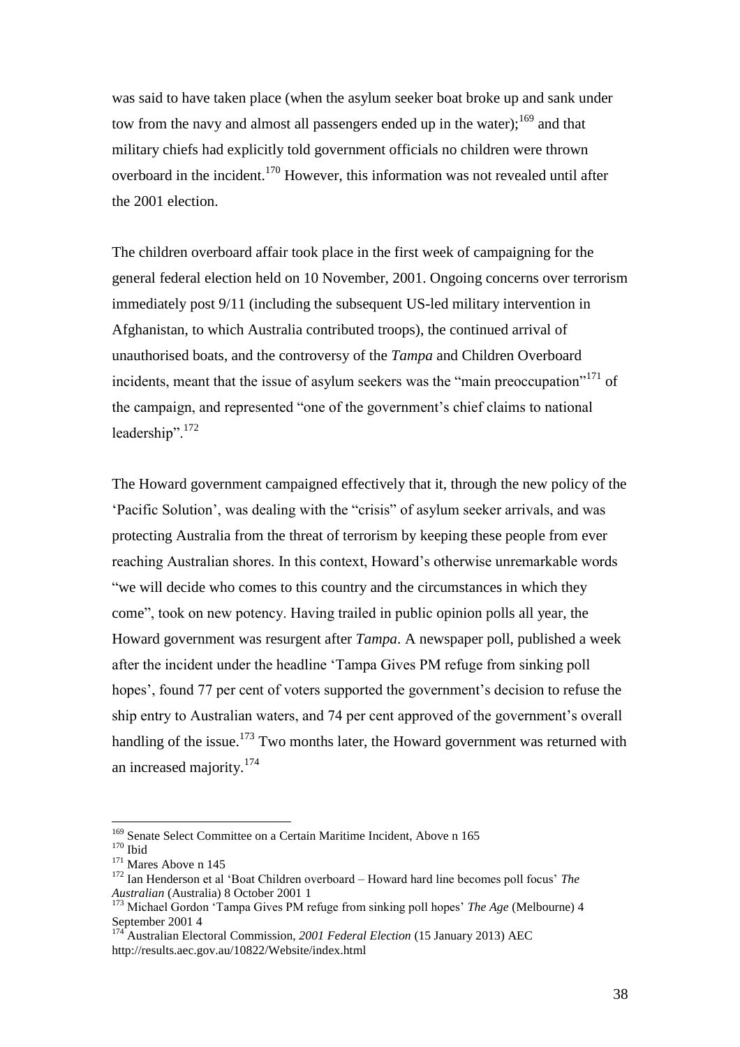was said to have taken place (when the asylum seeker boat broke up and sank under tow from the navy and almost all passengers ended up in the water);[169] and that military chiefs had explicitly told government officials no children were thrown overboard in the incident.[170] However, this information was not revealed until after the 2001 election.

The children overboard affair took place in the first week of campaigning for the general federal election held on 10 November, 2001. Ongoing concerns over terrorism immediately post 9/11 (including the subsequent US-led military intervention in Afghanistan, to which Australia contributed troops), the continued arrival of unauthorised boats, and the controversy of the *Tampa* and Children Overboard incidents, meant that the issue of asylum seekers was the "main preoccupation"[171] of the campaign, and represented "one of the government's chief claims to national leadership".[172]

The Howard government campaigned effectively that it, through the new policy of the 'Pacific Solution', was dealing with the "crisis" of asylum seeker arrivals, and was protecting Australia from the threat of terrorism by keeping these people from ever reaching Australian shores. In this context, Howard's otherwise unremarkable words "we will decide who comes to this country and the circumstances in which they come", took on new potency. Having trailed in public opinion polls all year, the Howard government was resurgent after *Tampa*. A newspaper poll, published a week after the incident under the headline 'Tampa Gives PM refuge from sinking poll hopes', found 77 per cent of voters supported the government's decision to refuse the ship entry to Australian waters, and 74 per cent approved of the government's overall handling of the issue.[173] Two months later, the Howard government was returned with an increased majority.[174]

---

[169] Senate Select Committee on a Certain Maritime Incident, Above n 165

[170] Ibid

[171] Mares Above n 145

[172] Ian Henderson et al 'Boat Children overboard – Howard hard line becomes poll focus' *The Australian* (Australia) 8 October 2001 1

[173] Michael Gordon 'Tampa Gives PM refuge from sinking poll hopes' *The Age* (Melbourne) 4 September 2001 4

[174] Australian Electoral Commission, *2001 Federal Election* (15 January 2013) AEC http://results.aec.gov.au/10822/Website/index.html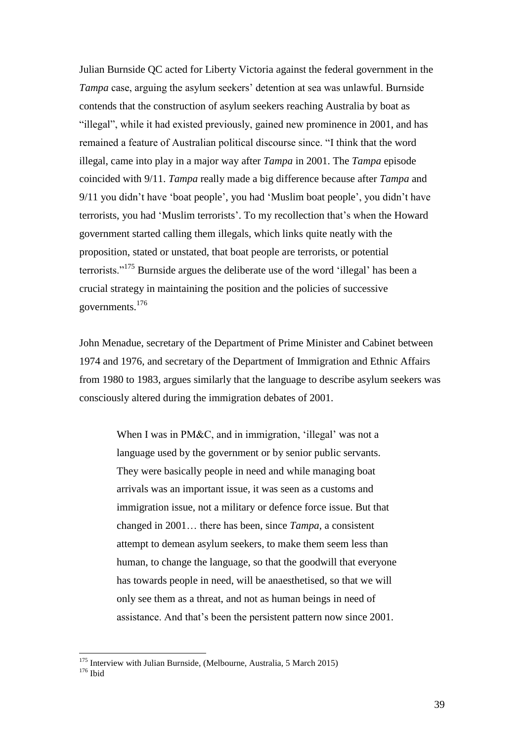Julian Burnside QC acted for Liberty Victoria against the federal government in the *Tampa* case, arguing the asylum seekers' detention at sea was unlawful. Burnside contends that the construction of asylum seekers reaching Australia by boat as "illegal", while it had existed previously, gained new prominence in 2001, and has remained a feature of Australian political discourse since. "I think that the word illegal, came into play in a major way after *Tampa* in 2001. The *Tampa* episode coincided with 9/11. *Tampa* really made a big difference because after *Tampa* and 9/11 you didn't have 'boat people', you had 'Muslim boat people', you didn't have terrorists, you had 'Muslim terrorists'. To my recollection that's when the Howard government started calling them illegals, which links quite neatly with the proposition, stated or unstated, that boat people are terrorists, or potential terrorists."[175] Burnside argues the deliberate use of the word 'illegal' has been a crucial strategy in maintaining the position and the policies of successive governments.[176]

John Menadue, secretary of the Department of Prime Minister and Cabinet between 1974 and 1976, and secretary of the Department of Immigration and Ethnic Affairs from 1980 to 1983, argues similarly that the language to describe asylum seekers was consciously altered during the immigration debates of 2001.

> When I was in PM&C, and in immigration, 'illegal' was not a language used by the government or by senior public servants. They were basically people in need and while managing boat arrivals was an important issue, it was seen as a customs and immigration issue, not a military or defence force issue. But that changed in 2001… there has been, since *Tampa*, a consistent attempt to demean asylum seekers, to make them seem less than human, to change the language, so that the goodwill that everyone has towards people in need, will be anaesthetised, so that we will only see them as a threat, and not as human beings in need of assistance. And that's been the persistent pattern now since 2001.

[175] Interview with Julian Burnside, (Melbourne, Australia, 5 March 2015)
[176] Ibid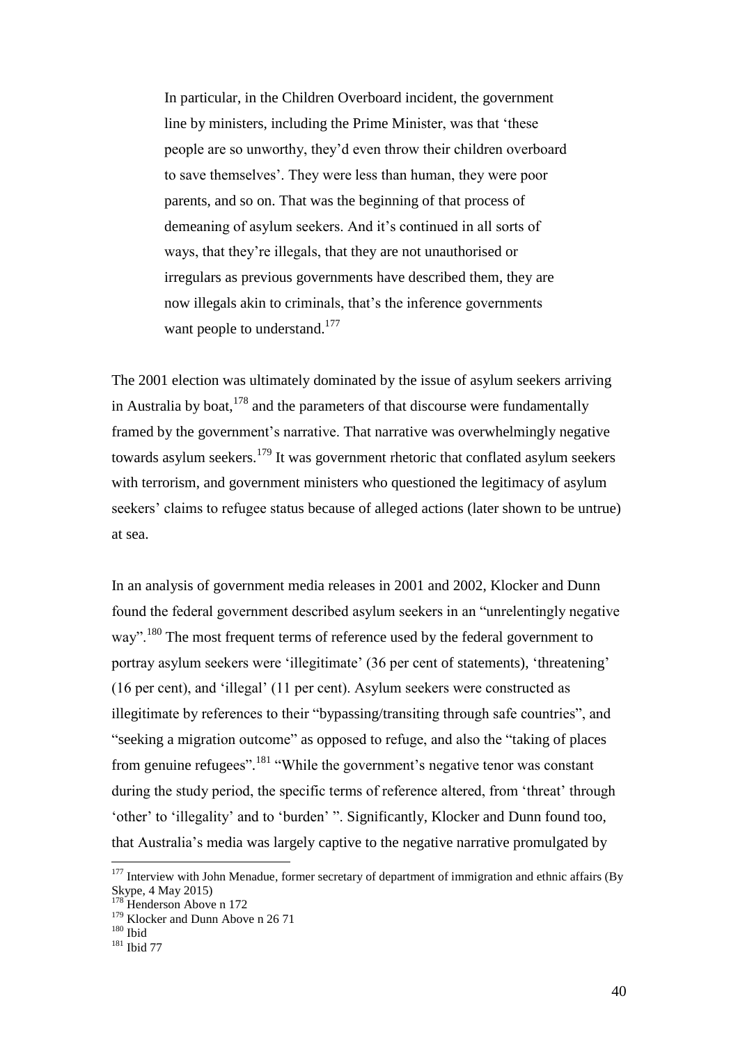> In particular, in the Children Overboard incident, the government line by ministers, including the Prime Minister, was that 'these people are so unworthy, they'd even throw their children overboard to save themselves'. They were less than human, they were poor parents, and so on. That was the beginning of that process of demeaning of asylum seekers. And it's continued in all sorts of ways, that they're illegals, that they are not unauthorised or irregulars as previous governments have described them, they are now illegals akin to criminals, that's the inference governments want people to understand.[177]

The 2001 election was ultimately dominated by the issue of asylum seekers arriving in Australia by boat,[178] and the parameters of that discourse were fundamentally framed by the government's narrative. That narrative was overwhelmingly negative towards asylum seekers.[179] It was government rhetoric that conflated asylum seekers with terrorism, and government ministers who questioned the legitimacy of asylum seekers' claims to refugee status because of alleged actions (later shown to be untrue) at sea.

In an analysis of government media releases in 2001 and 2002, Klocker and Dunn found the federal government described asylum seekers in an "unrelentingly negative way".[180] The most frequent terms of reference used by the federal government to portray asylum seekers were 'illegitimate' (36 per cent of statements), 'threatening' (16 per cent), and 'illegal' (11 per cent). Asylum seekers were constructed as illegitimate by references to their "bypassing/transiting through safe countries", and "seeking a migration outcome" as opposed to refuge, and also the "taking of places from genuine refugees".[181] "While the government's negative tenor was constant during the study period, the specific terms of reference altered, from 'threat' through 'other' to 'illegality' and to 'burden' ". Significantly, Klocker and Dunn found too, that Australia's media was largely captive to the negative narrative promulgated by

---

[177] Interview with John Menadue, former secretary of department of immigration and ethnic affairs (By Skype, 4 May 2015)

[178] Henderson Above n 172

[179] Klocker and Dunn Above n 26 71

[180] Ibid

[181] Ibid 77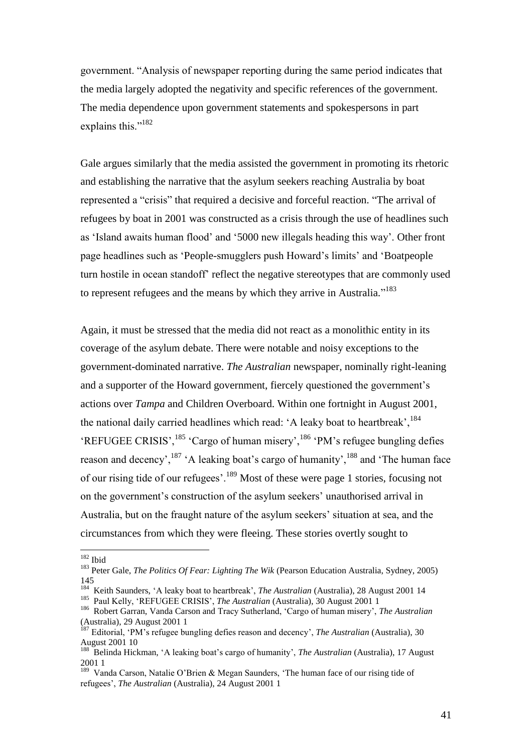government. "Analysis of newspaper reporting during the same period indicates that the media largely adopted the negativity and specific references of the government. The media dependence upon government statements and spokespersons in part explains this."[182]

Gale argues similarly that the media assisted the government in promoting its rhetoric and establishing the narrative that the asylum seekers reaching Australia by boat represented a "crisis" that required a decisive and forceful reaction. "The arrival of refugees by boat in 2001 was constructed as a crisis through the use of headlines such as 'Island awaits human flood' and '5000 new illegals heading this way'. Other front page headlines such as 'People-smugglers push Howard's limits' and 'Boatpeople turn hostile in ocean standoff' reflect the negative stereotypes that are commonly used to represent refugees and the means by which they arrive in Australia."[183]

Again, it must be stressed that the media did not react as a monolithic entity in its coverage of the asylum debate. There were notable and noisy exceptions to the government-dominated narrative. *The Australian* newspaper, nominally right-leaning and a supporter of the Howard government, fiercely questioned the government's actions over *Tampa* and Children Overboard. Within one fortnight in August 2001, the national daily carried headlines which read: 'A leaky boat to heartbreak',[184] 'REFUGEE CRISIS',[185] 'Cargo of human misery',[186] 'PM's refugee bungling defies reason and decency',[187] 'A leaking boat's cargo of humanity',[188] and 'The human face of our rising tide of our refugees'.[189] Most of these were page 1 stories, focusing not on the government's construction of the asylum seekers' unauthorised arrival in Australia, but on the fraught nature of the asylum seekers' situation at sea, and the circumstances from which they were fleeing. These stories overtly sought to

---

[182] Ibid

[183] Peter Gale, *The Politics Of Fear: Lighting The Wik* (Pearson Education Australia, Sydney, 2005) 145

[184] Keith Saunders, 'A leaky boat to heartbreak', *The Australian* (Australia), 28 August 2001 14

[185] Paul Kelly, 'REFUGEE CRISIS', *The Australian* (Australia), 30 August 2001 1

[186] Robert Garran, Vanda Carson and Tracy Sutherland, 'Cargo of human misery', *The Australian* (Australia), 29 August 2001 1

[187] Editorial, 'PM's refugee bungling defies reason and decency', *The Australian* (Australia), 30 August 2001 10

[188] Belinda Hickman, 'A leaking boat's cargo of humanity', *The Australian* (Australia), 17 August 2001 1

[189] Vanda Carson, Natalie O'Brien & Megan Saunders, 'The human face of our rising tide of refugees', *The Australian* (Australia), 24 August 2001 1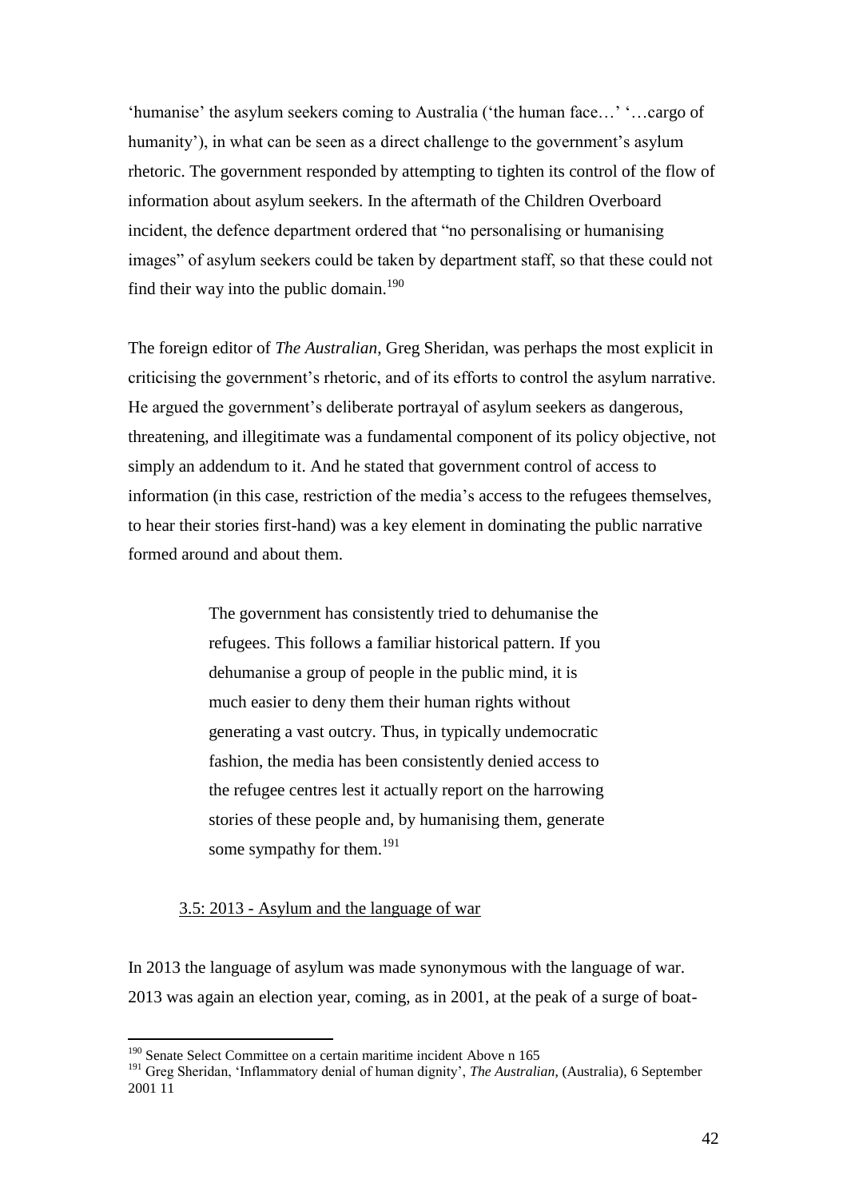'humanise' the asylum seekers coming to Australia ('the human face…' '…cargo of humanity'), in what can be seen as a direct challenge to the government's asylum rhetoric. The government responded by attempting to tighten its control of the flow of information about asylum seekers. In the aftermath of the Children Overboard incident, the defence department ordered that "no personalising or humanising images" of asylum seekers could be taken by department staff, so that these could not find their way into the public domain.[190]

The foreign editor of *The Australian*, Greg Sheridan, was perhaps the most explicit in criticising the government's rhetoric, and of its efforts to control the asylum narrative. He argued the government's deliberate portrayal of asylum seekers as dangerous, threatening, and illegitimate was a fundamental component of its policy objective, not simply an addendum to it. And he stated that government control of access to information (in this case, restriction of the media's access to the refugees themselves, to hear their stories first-hand) was a key element in dominating the public narrative formed around and about them.

> The government has consistently tried to dehumanise the refugees. This follows a familiar historical pattern. If you dehumanise a group of people in the public mind, it is much easier to deny them their human rights without generating a vast outcry. Thus, in typically undemocratic fashion, the media has been consistently denied access to the refugee centres lest it actually report on the harrowing stories of these people and, by humanising them, generate some sympathy for them.[191]

### 3.5: 2013 - Asylum and the language of war

In 2013 the language of asylum was made synonymous with the language of war. 2013 was again an election year, coming, as in 2001, at the peak of a surge of boat-

---

[190] Senate Select Committee on a certain maritime incident Above n 165

[191] Greg Sheridan, 'Inflammatory denial of human dignity', *The Australian*, (Australia), 6 September 2001 11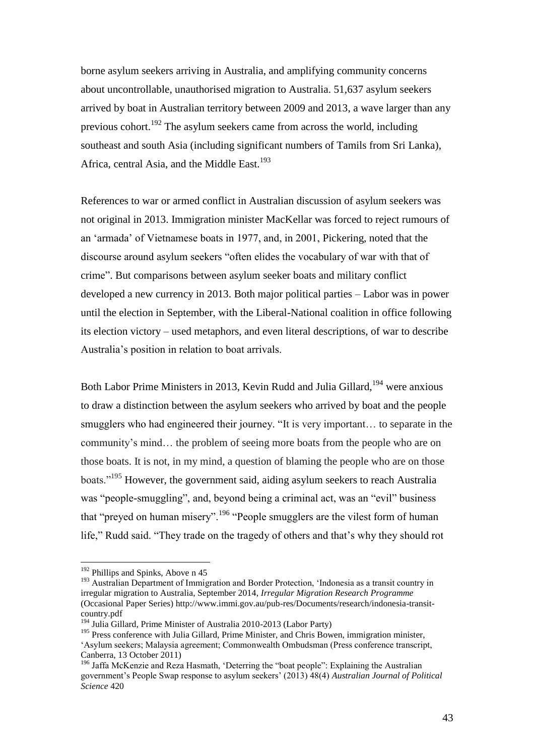borne asylum seekers arriving in Australia, and amplifying community concerns about uncontrollable, unauthorised migration to Australia. 51,637 asylum seekers arrived by boat in Australian territory between 2009 and 2013, a wave larger than any previous cohort.[192] The asylum seekers came from across the world, including southeast and south Asia (including significant numbers of Tamils from Sri Lanka), Africa, central Asia, and the Middle East.[193]

References to war or armed conflict in Australian discussion of asylum seekers was not original in 2013. Immigration minister MacKellar was forced to reject rumours of an 'armada' of Vietnamese boats in 1977, and, in 2001, Pickering, noted that the discourse around asylum seekers "often elides the vocabulary of war with that of crime". But comparisons between asylum seeker boats and military conflict developed a new currency in 2013. Both major political parties – Labor was in power until the election in September, with the Liberal-National coalition in office following its election victory – used metaphors, and even literal descriptions, of war to describe Australia's position in relation to boat arrivals.

Both Labor Prime Ministers in 2013, Kevin Rudd and Julia Gillard,[194] were anxious to draw a distinction between the asylum seekers who arrived by boat and the people smugglers who had engineered their journey. "It is very important… to separate in the community's mind… the problem of seeing more boats from the people who are on those boats. It is not, in my mind, a question of blaming the people who are on those boats."[195] However, the government said, aiding asylum seekers to reach Australia was "people-smuggling", and, beyond being a criminal act, was an "evil" business that "preyed on human misery".[196] "People smugglers are the vilest form of human life," Rudd said. "They trade on the tragedy of others and that's why they should rot

---

[192] Phillips and Spinks, Above n 45

[193] Australian Department of Immigration and Border Protection, 'Indonesia as a transit country in irregular migration to Australia, September 2014, *Irregular Migration Research Programme* (Occasional Paper Series) http://www.immi.gov.au/pub-res/Documents/research/indonesia-transit-country.pdf

[194] Julia Gillard, Prime Minister of Australia 2010-2013 (Labor Party)

[195] Press conference with Julia Gillard, Prime Minister, and Chris Bowen, immigration minister, 'Asylum seekers; Malaysia agreement; Commonwealth Ombudsman (Press conference transcript, Canberra, 13 October 2011)

[196] Jaffa McKenzie and Reza Hasmath, 'Deterring the "boat people": Explaining the Australian government's People Swap response to asylum seekers' (2013) 48(4) *Australian Journal of Political Science* 420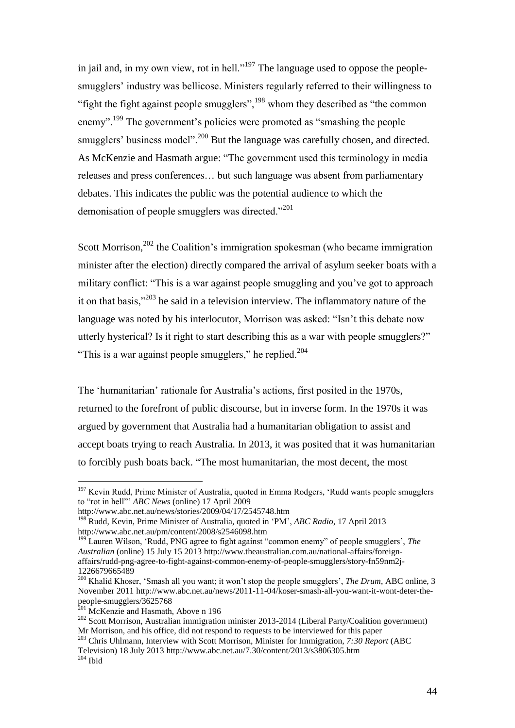in jail and, in my own view, rot in hell."[197] The language used to oppose the people-smugglers' industry was bellicose. Ministers regularly referred to their willingness to "fight the fight against people smugglers",[198] whom they described as "the common enemy".[199] The government's policies were promoted as "smashing the people smugglers' business model".[200] But the language was carefully chosen, and directed. As McKenzie and Hasmath argue: "The government used this terminology in media releases and press conferences… but such language was absent from parliamentary debates. This indicates the public was the potential audience to which the demonisation of people smugglers was directed."[201]

Scott Morrison,[202] the Coalition's immigration spokesman (who became immigration minister after the election) directly compared the arrival of asylum seeker boats with a military conflict: "This is a war against people smuggling and you've got to approach it on that basis,"[203] he said in a television interview. The inflammatory nature of the language was noted by his interlocutor, Morrison was asked: "Isn't this debate now utterly hysterical? Is it right to start describing this as a war with people smugglers?" "This is a war against people smugglers," he replied.[204]

The 'humanitarian' rationale for Australia's actions, first posited in the 1970s, returned to the forefront of public discourse, but in inverse form. In the 1970s it was argued by government that Australia had a humanitarian obligation to assist and accept boats trying to reach Australia. In 2013, it was posited that it was humanitarian to forcibly push boats back. "The most humanitarian, the most decent, the most

---

[197] Kevin Rudd, Prime Minister of Australia, quoted in Emma Rodgers, 'Rudd wants people smugglers to "rot in hell"' *ABC News* (online) 17 April 2009 http://www.abc.net.au/news/stories/2009/04/17/2545748.htm

[198] Rudd, Kevin, Prime Minister of Australia, quoted in 'PM', *ABC Radio*, 17 April 2013 http://www.abc.net.au/pm/content/2008/s2546098.htm

[199] Lauren Wilson, 'Rudd, PNG agree to fight against "common enemy" of people smugglers', *The Australian* (online) 15 July 15 2013 http://www.theaustralian.com.au/national-affairs/foreign-affairs/rudd-png-agree-to-fight-against-common-enemy-of-people-smugglers/story-fn59nm2j-1226679665489

[200] Khalid Khoser, 'Smash all you want; it won't stop the people smugglers', *The Drum*, ABC online, 3 November 2011 http://www.abc.net.au/news/2011-11-04/koser-smash-all-you-want-it-wont-deter-the-people-smugglers/3625768

[201] McKenzie and Hasmath, Above n 196

[202] Scott Morrison, Australian immigration minister 2013-2014 (Liberal Party/Coalition government) Mr Morrison, and his office, did not respond to requests to be interviewed for this paper

[203] Chris Uhlmann, Interview with Scott Morrison, Minister for Immigration, *7:30 Report* (ABC Television) 18 July 2013 http://www.abc.net.au/7.30/content/2013/s3806305.htm

[204] Ibid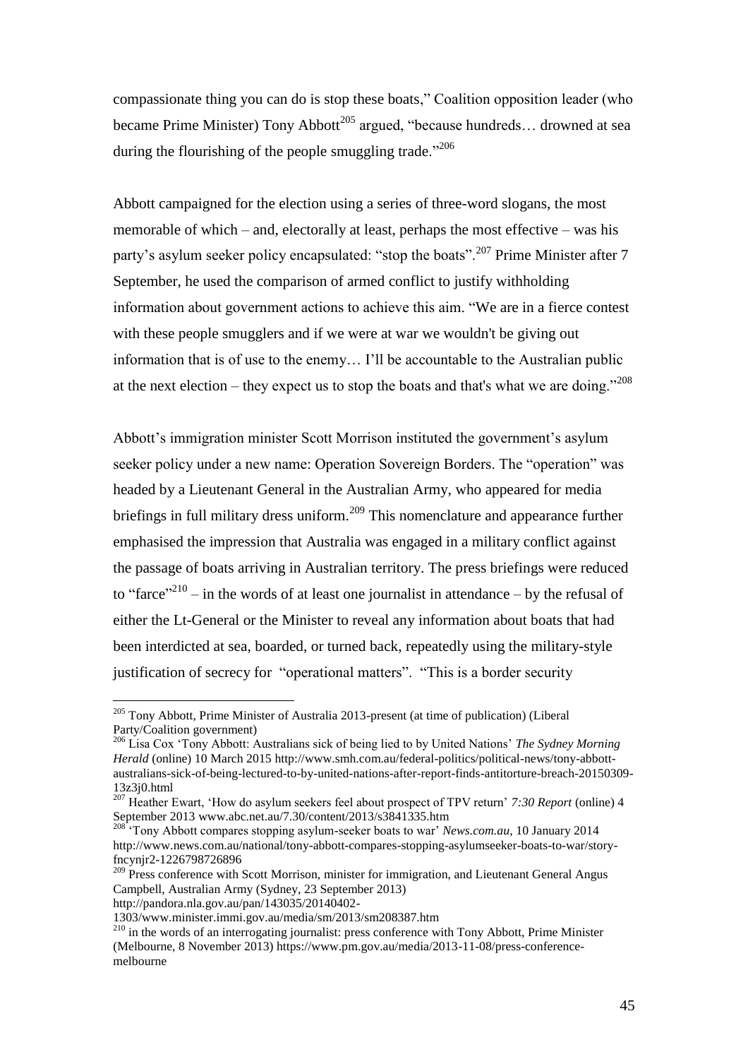compassionate thing you can do is stop these boats," Coalition opposition leader (who became Prime Minister) Tony Abbott[205] argued, "because hundreds… drowned at sea during the flourishing of the people smuggling trade."[206]

Abbott campaigned for the election using a series of three-word slogans, the most memorable of which – and, electorally at least, perhaps the most effective – was his party's asylum seeker policy encapsulated: "stop the boats".[207] Prime Minister after 7 September, he used the comparison of armed conflict to justify withholding information about government actions to achieve this aim. "We are in a fierce contest with these people smugglers and if we were at war we wouldn't be giving out information that is of use to the enemy… I'll be accountable to the Australian public at the next election – they expect us to stop the boats and that's what we are doing."[208]

Abbott's immigration minister Scott Morrison instituted the government's asylum seeker policy under a new name: Operation Sovereign Borders. The "operation" was headed by a Lieutenant General in the Australian Army, who appeared for media briefings in full military dress uniform.[209] This nomenclature and appearance further emphasised the impression that Australia was engaged in a military conflict against the passage of boats arriving in Australian territory. The press briefings were reduced to "farce"[210] – in the words of at least one journalist in attendance – by the refusal of either the Lt-General or the Minister to reveal any information about boats that had been interdicted at sea, boarded, or turned back, repeatedly using the military-style justification of secrecy for "operational matters". "This is a border security

---

[205] Tony Abbott, Prime Minister of Australia 2013-present (at time of publication) (Liberal Party/Coalition government)

[206] Lisa Cox 'Tony Abbott: Australians sick of being lied to by United Nations' *The Sydney Morning Herald* (online) 10 March 2015 http://www.smh.com.au/federal-politics/political-news/tony-abbott-australians-sick-of-being-lectured-to-by-united-nations-after-report-finds-antitorture-breach-20150309-13z3j0.html

[207] Heather Ewart, 'How do asylum seekers feel about prospect of TPV return' *7:30 Report* (online) 4 September 2013 www.abc.net.au/7.30/content/2013/s3841335.htm

[208] 'Tony Abbott compares stopping asylum-seeker boats to war' *News.com.au*, 10 January 2014 http://www.news.com.au/national/tony-abbott-compares-stopping-asylumseeker-boats-to-war/story-fncynjr2-1226798726896

[209] Press conference with Scott Morrison, minister for immigration, and Lieutenant General Angus Campbell, Australian Army (Sydney, 23 September 2013) http://pandora.nla.gov.au/pan/143035/20140402-1303/www.minister.immi.gov.au/media/sm/2013/sm208387.htm

[210] in the words of an interrogating journalist: press conference with Tony Abbott, Prime Minister (Melbourne, 8 November 2013) https://www.pm.gov.au/media/2013-11-08/press-conference-melbourne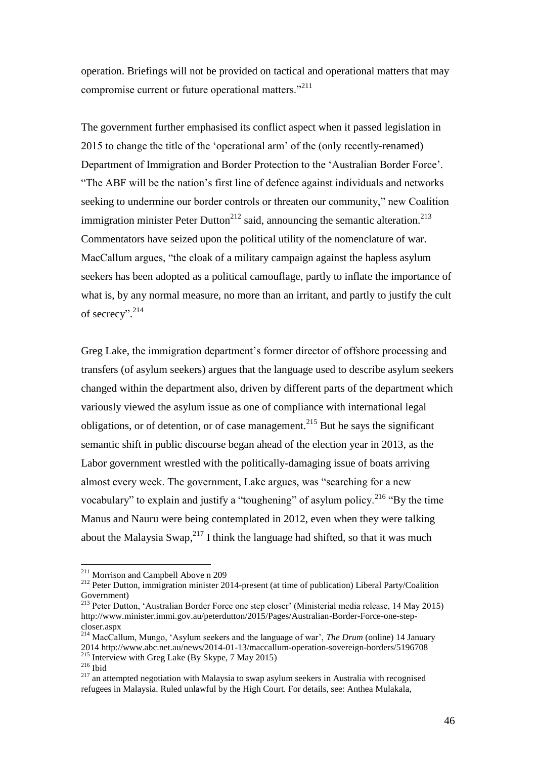operation. Briefings will not be provided on tactical and operational matters that may compromise current or future operational matters."[211]

The government further emphasised its conflict aspect when it passed legislation in 2015 to change the title of the 'operational arm' of the (only recently-renamed) Department of Immigration and Border Protection to the 'Australian Border Force'. "The ABF will be the nation's first line of defence against individuals and networks seeking to undermine our border controls or threaten our community," new Coalition immigration minister Peter Dutton[212] said, announcing the semantic alteration.[213] Commentators have seized upon the political utility of the nomenclature of war. MacCallum argues, "the cloak of a military campaign against the hapless asylum seekers has been adopted as a political camouflage, partly to inflate the importance of what is, by any normal measure, no more than an irritant, and partly to justify the cult of secrecy".[214]

Greg Lake, the immigration department's former director of offshore processing and transfers (of asylum seekers) argues that the language used to describe asylum seekers changed within the department also, driven by different parts of the department which variously viewed the asylum issue as one of compliance with international legal obligations, or of detention, or of case management.[215] But he says the significant semantic shift in public discourse began ahead of the election year in 2013, as the Labor government wrestled with the politically-damaging issue of boats arriving almost every week. The government, Lake argues, was "searching for a new vocabulary" to explain and justify a "toughening" of asylum policy.[216] "By the time Manus and Nauru were being contemplated in 2012, even when they were talking about the Malaysia Swap,[217] I think the language had shifted, so that it was much

---

[211] Morrison and Campbell Above n 209

[212] Peter Dutton, immigration minister 2014-present (at time of publication) Liberal Party/Coalition Government)

[213] Peter Dutton, 'Australian Border Force one step closer' (Ministerial media release, 14 May 2015) http://www.minister.immi.gov.au/peterdutton/2015/Pages/Australian-Border-Force-one-step-closer.aspx

[214] MacCallum, Mungo, 'Asylum seekers and the language of war', *The Drum* (online) 14 January 2014 http://www.abc.net.au/news/2014-01-13/maccallum-operation-sovereign-borders/5196708

[215] Interview with Greg Lake (By Skype, 7 May 2015)

[216] Ibid

[217] an attempted negotiation with Malaysia to swap asylum seekers in Australia with recognised refugees in Malaysia. Ruled unlawful by the High Court. For details, see: Anthea Mulakala,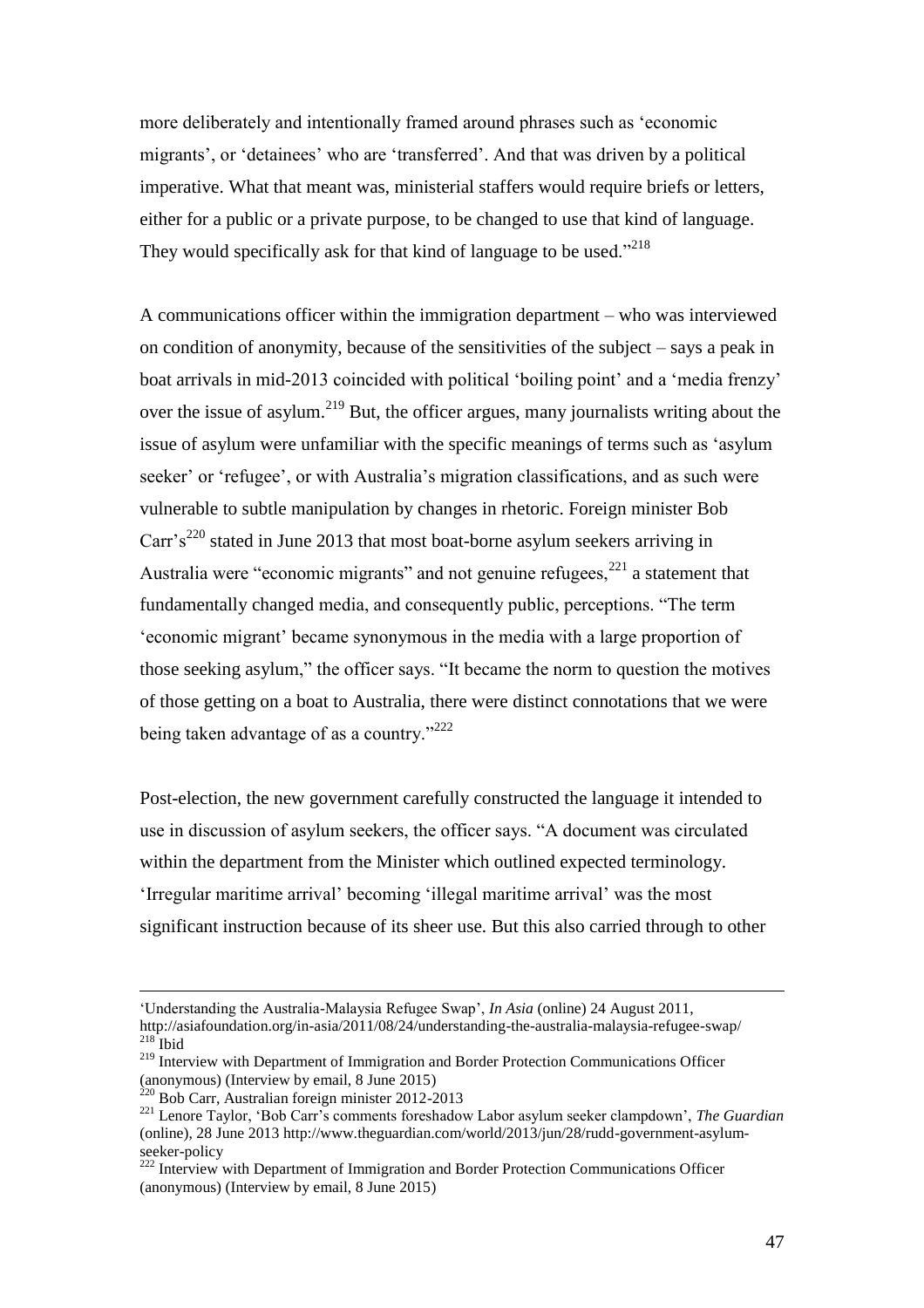more deliberately and intentionally framed around phrases such as 'economic migrants', or 'detainees' who are 'transferred'. And that was driven by a political imperative. What that meant was, ministerial staffers would require briefs or letters, either for a public or a private purpose, to be changed to use that kind of language. They would specifically ask for that kind of language to be used."[218]

A communications officer within the immigration department – who was interviewed on condition of anonymity, because of the sensitivities of the subject – says a peak in boat arrivals in mid-2013 coincided with political 'boiling point' and a 'media frenzy' over the issue of asylum.[219] But, the officer argues, many journalists writing about the issue of asylum were unfamiliar with the specific meanings of terms such as 'asylum seeker' or 'refugee', or with Australia's migration classifications, and as such were vulnerable to subtle manipulation by changes in rhetoric. Foreign minister Bob Carr's[220] stated in June 2013 that most boat-borne asylum seekers arriving in Australia were "economic migrants" and not genuine refugees,[221] a statement that fundamentally changed media, and consequently public, perceptions. "The term 'economic migrant' became synonymous in the media with a large proportion of those seeking asylum," the officer says. "It became the norm to question the motives of those getting on a boat to Australia, there were distinct connotations that we were being taken advantage of as a country."[222]

Post-election, the new government carefully constructed the language it intended to use in discussion of asylum seekers, the officer says. "A document was circulated within the department from the Minister which outlined expected terminology. 'Irregular maritime arrival' becoming 'illegal maritime arrival' was the most significant instruction because of its sheer use. But this also carried through to other

---

'Understanding the Australia-Malaysia Refugee Swap', *In Asia* (online) 24 August 2011, http://asiafoundation.org/in-asia/2011/08/24/understanding-the-australia-malaysia-refugee-swap/

[218] Ibid

[219] Interview with Department of Immigration and Border Protection Communications Officer (anonymous) (Interview by email, 8 June 2015)

[220] Bob Carr, Australian foreign minister 2012-2013

[221] Lenore Taylor, 'Bob Carr's comments foreshadow Labor asylum seeker clampdown', *The Guardian* (online), 28 June 2013 http://www.theguardian.com/world/2013/jun/28/rudd-government-asylum-seeker-policy

[222] Interview with Department of Immigration and Border Protection Communications Officer (anonymous) (Interview by email, 8 June 2015)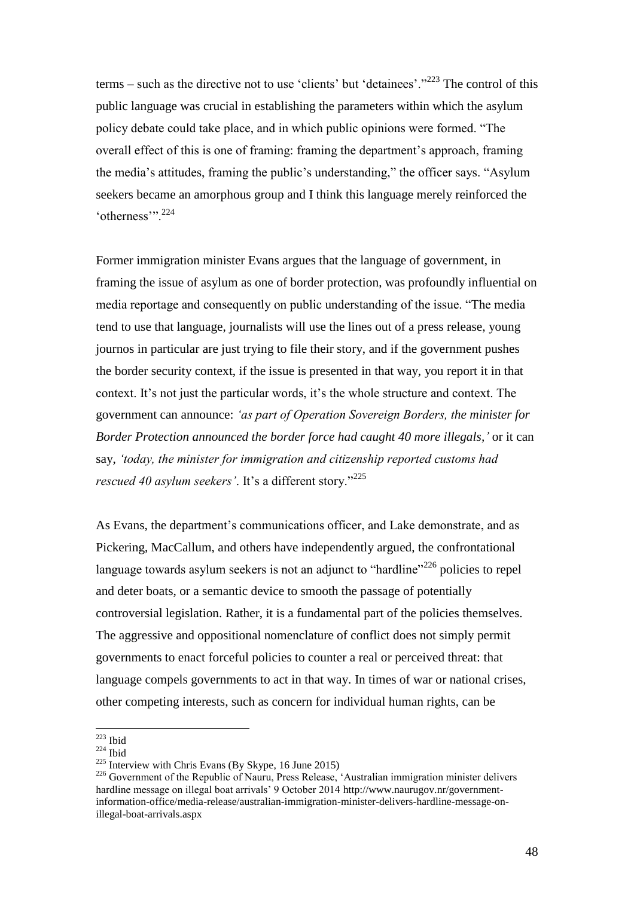terms – such as the directive not to use 'clients' but 'detainees'."[223] The control of this public language was crucial in establishing the parameters within which the asylum policy debate could take place, and in which public opinions were formed. "The overall effect of this is one of framing: framing the department's approach, framing the media's attitudes, framing the public's understanding," the officer says. "Asylum seekers became an amorphous group and I think this language merely reinforced the 'otherness'".[224]

Former immigration minister Evans argues that the language of government, in framing the issue of asylum as one of border protection, was profoundly influential on media reportage and consequently on public understanding of the issue. "The media tend to use that language, journalists will use the lines out of a press release, young journos in particular are just trying to file their story, and if the government pushes the border security context, if the issue is presented in that way, you report it in that context. It's not just the particular words, it's the whole structure and context. The government can announce: *'as part of Operation Sovereign Borders, the minister for Border Protection announced the border force had caught 40 more illegals,'* or it can say, *'today, the minister for immigration and citizenship reported customs had rescued 40 asylum seekers'*. It's a different story."[225]

As Evans, the department's communications officer, and Lake demonstrate, and as Pickering, MacCallum, and others have independently argued, the confrontational language towards asylum seekers is not an adjunct to "hardline"[226] policies to repel and deter boats, or a semantic device to smooth the passage of potentially controversial legislation. Rather, it is a fundamental part of the policies themselves. The aggressive and oppositional nomenclature of conflict does not simply permit governments to enact forceful policies to counter a real or perceived threat: that language compels governments to act in that way. In times of war or national crises, other competing interests, such as concern for individual human rights, can be

---

[223] Ibid

[224] Ibid

[225] Interview with Chris Evans (By Skype, 16 June 2015)

[226] Government of the Republic of Nauru, Press Release, 'Australian immigration minister delivers hardline message on illegal boat arrivals' 9 October 2014 http://www.naurugov.nr/government-information-office/media-release/australian-immigration-minister-delivers-hardline-message-on-illegal-boat-arrivals.aspx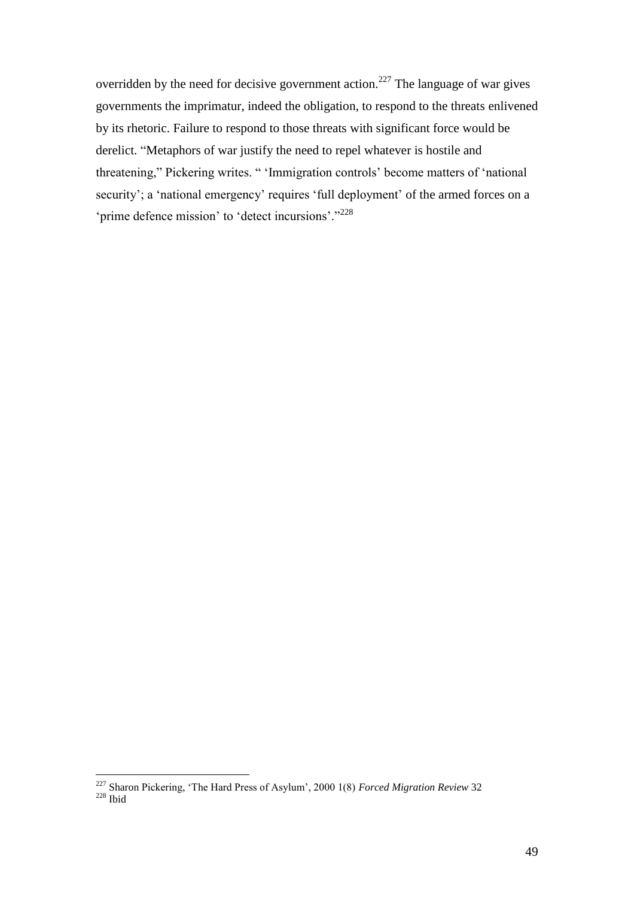overridden by the need for decisive government action.[227] The language of war gives governments the imprimatur, indeed the obligation, to respond to the threats enlivened by its rhetoric. Failure to respond to those threats with significant force would be derelict. "Metaphors of war justify the need to repel whatever is hostile and threatening," Pickering writes. " 'Immigration controls' become matters of 'national security'; a 'national emergency' requires 'full deployment' of the armed forces on a 'prime defence mission' to 'detect incursions'."[228]

---

[227] Sharon Pickering, 'The Hard Press of Asylum', 2000 1(8) *Forced Migration Review* 32

[228] Ibid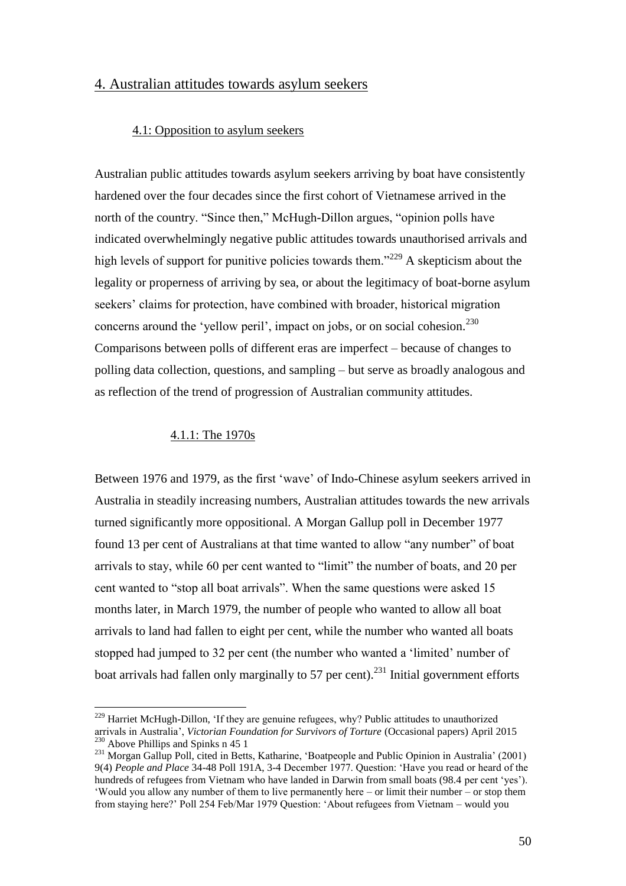## 4. Australian attitudes towards asylum seekers

### 4.1: Opposition to asylum seekers

Australian public attitudes towards asylum seekers arriving by boat have consistently hardened over the four decades since the first cohort of Vietnamese arrived in the north of the country. "Since then," McHugh-Dillon argues, "opinion polls have indicated overwhelmingly negative public attitudes towards unauthorised arrivals and high levels of support for punitive policies towards them."[229] A skepticism about the legality or properness of arriving by sea, or about the legitimacy of boat-borne asylum seekers' claims for protection, have combined with broader, historical migration concerns around the 'yellow peril', impact on jobs, or on social cohesion.[230] Comparisons between polls of different eras are imperfect – because of changes to polling data collection, questions, and sampling – but serve as broadly analogous and as reflection of the trend of progression of Australian community attitudes.

#### 4.1.1: The 1970s

Between 1976 and 1979, as the first 'wave' of Indo-Chinese asylum seekers arrived in Australia in steadily increasing numbers, Australian attitudes towards the new arrivals turned significantly more oppositional. A Morgan Gallup poll in December 1977 found 13 per cent of Australians at that time wanted to allow "any number" of boat arrivals to stay, while 60 per cent wanted to "limit" the number of boats, and 20 per cent wanted to "stop all boat arrivals". When the same questions were asked 15 months later, in March 1979, the number of people who wanted to allow all boat arrivals to land had fallen to eight per cent, while the number who wanted all boats stopped had jumped to 32 per cent (the number who wanted a 'limited' number of boat arrivals had fallen only marginally to 57 per cent).[231] Initial government efforts

---

[229] Harriet McHugh-Dillon, 'If they are genuine refugees, why? Public attitudes to unauthorized arrivals in Australia', *Victorian Foundation for Survivors of Torture* (Occasional papers) April 2015

[230] Above Phillips and Spinks n 45 1

[231] Morgan Gallup Poll, cited in Betts, Katharine, 'Boatpeople and Public Opinion in Australia' (2001) 9(4) *People and Place* 34-48 Poll 191A, 3-4 December 1977. Question: 'Have you read or heard of the hundreds of refugees from Vietnam who have landed in Darwin from small boats (98.4 per cent 'yes'). 'Would you allow any number of them to live permanently here – or limit their number – or stop them from staying here?' Poll 254 Feb/Mar 1979 Question: 'About refugees from Vietnam – would you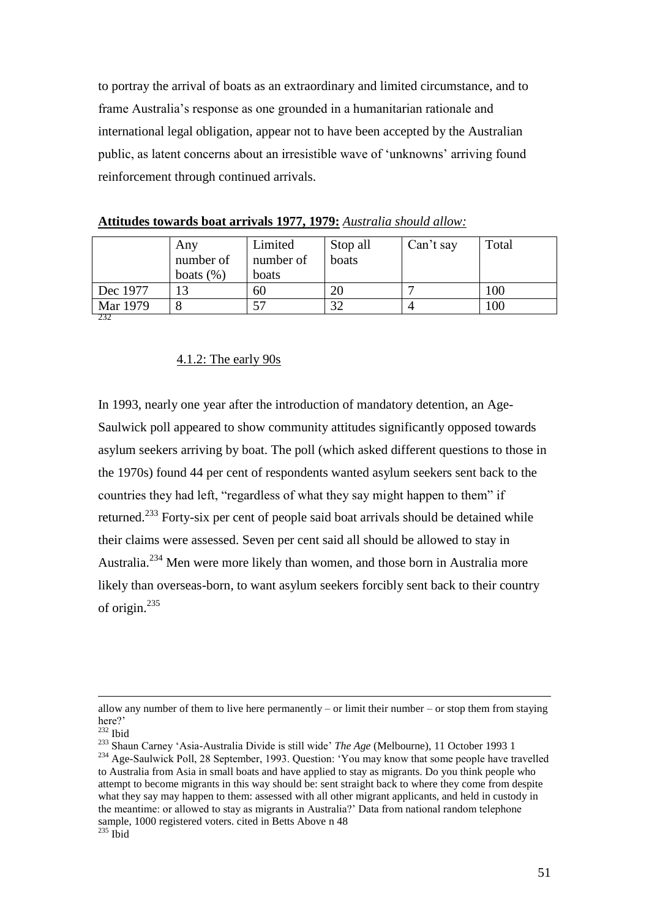to portray the arrival of boats as an extraordinary and limited circumstance, and to frame Australia's response as one grounded in a humanitarian rationale and international legal obligation, appear not to have been accepted by the Australian public, as latent concerns about an irresistible wave of 'unknowns' arriving found reinforcement through continued arrivals.

**Attitudes towards boat arrivals 1977, 1979:** *Australia should allow:*

| | Any number of boats (%) | Limited number of boats | Stop all boats | Can't say | Total |
|---|---|---|---|---|---|
| Dec 1977 | 13 | 60 | 20 | 7 | 100 |
| Mar 1979 | 8 | 57 | 32 | 4 | 100 |

[232]

#### 4.1.2: The early 90s

In 1993, nearly one year after the introduction of mandatory detention, an Age-Saulwick poll appeared to show community attitudes significantly opposed towards asylum seekers arriving by boat. The poll (which asked different questions to those in the 1970s) found 44 per cent of respondents wanted asylum seekers sent back to the countries they had left, "regardless of what they say might happen to them" if returned.[233] Forty-six per cent of people said boat arrivals should be detained while their claims were assessed. Seven per cent said all should be allowed to stay in Australia.[234] Men were more likely than women, and those born in Australia more likely than overseas-born, to want asylum seekers forcibly sent back to their country of origin.[235]

---

allow any number of them to live here permanently – or limit their number – or stop them from staying here?'

[232] Ibid

[233] Shaun Carney 'Asia-Australia Divide is still wide' *The Age* (Melbourne), 11 October 1993 1

[234] Age-Saulwick Poll, 28 September, 1993. Question: 'You may know that some people have travelled to Australia from Asia in small boats and have applied to stay as migrants. Do you think people who attempt to become migrants in this way should be: sent straight back to where they come from despite what they say may happen to them: assessed with all other migrant applicants, and held in custody in the meantime: or allowed to stay as migrants in Australia?' Data from national random telephone sample, 1000 registered voters. cited in Betts Above n 48

[235] Ibid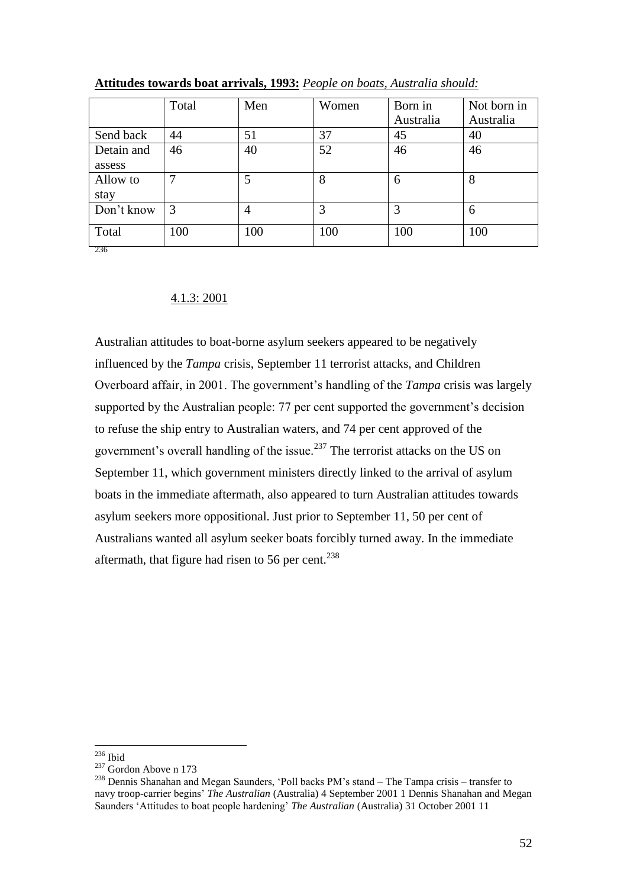**Attitudes towards boat arrivals, 1993:** *People on boats, Australia should:*

| | Total | Men | Women | Born in Australia | Not born in Australia |
|---|---|---|---|---|---|
| Send back | 44 | 51 | 37 | 45 | 40 |
| Detain and assess | 46 | 40 | 52 | 46 | 46 |
| Allow to stay | 7 | 5 | 8 | 6 | 8 |
| Don't know | 3 | 4 | 3 | 3 | 6 |
| Total | 100 | 100 | 100 | 100 | 100 |

[236]

### 4.1.3: 2001

Australian attitudes to boat-borne asylum seekers appeared to be negatively influenced by the *Tampa* crisis, September 11 terrorist attacks, and Children Overboard affair, in 2001. The government's handling of the *Tampa* crisis was largely supported by the Australian people: 77 per cent supported the government's decision to refuse the ship entry to Australian waters, and 74 per cent approved of the government's overall handling of the issue.[237] The terrorist attacks on the US on September 11, which government ministers directly linked to the arrival of asylum boats in the immediate aftermath, also appeared to turn Australian attitudes towards asylum seekers more oppositional. Just prior to September 11, 50 per cent of Australians wanted all asylum seeker boats forcibly turned away. In the immediate aftermath, that figure had risen to 56 per cent.[238]

---

[236] Ibid

[237] Gordon Above n 173

[238] Dennis Shanahan and Megan Saunders, 'Poll backs PM's stand – The Tampa crisis – transfer to navy troop-carrier begins' *The Australian* (Australia) 4 September 2001 1 Dennis Shanahan and Megan Saunders 'Attitudes to boat people hardening' *The Australian* (Australia) 31 October 2001 11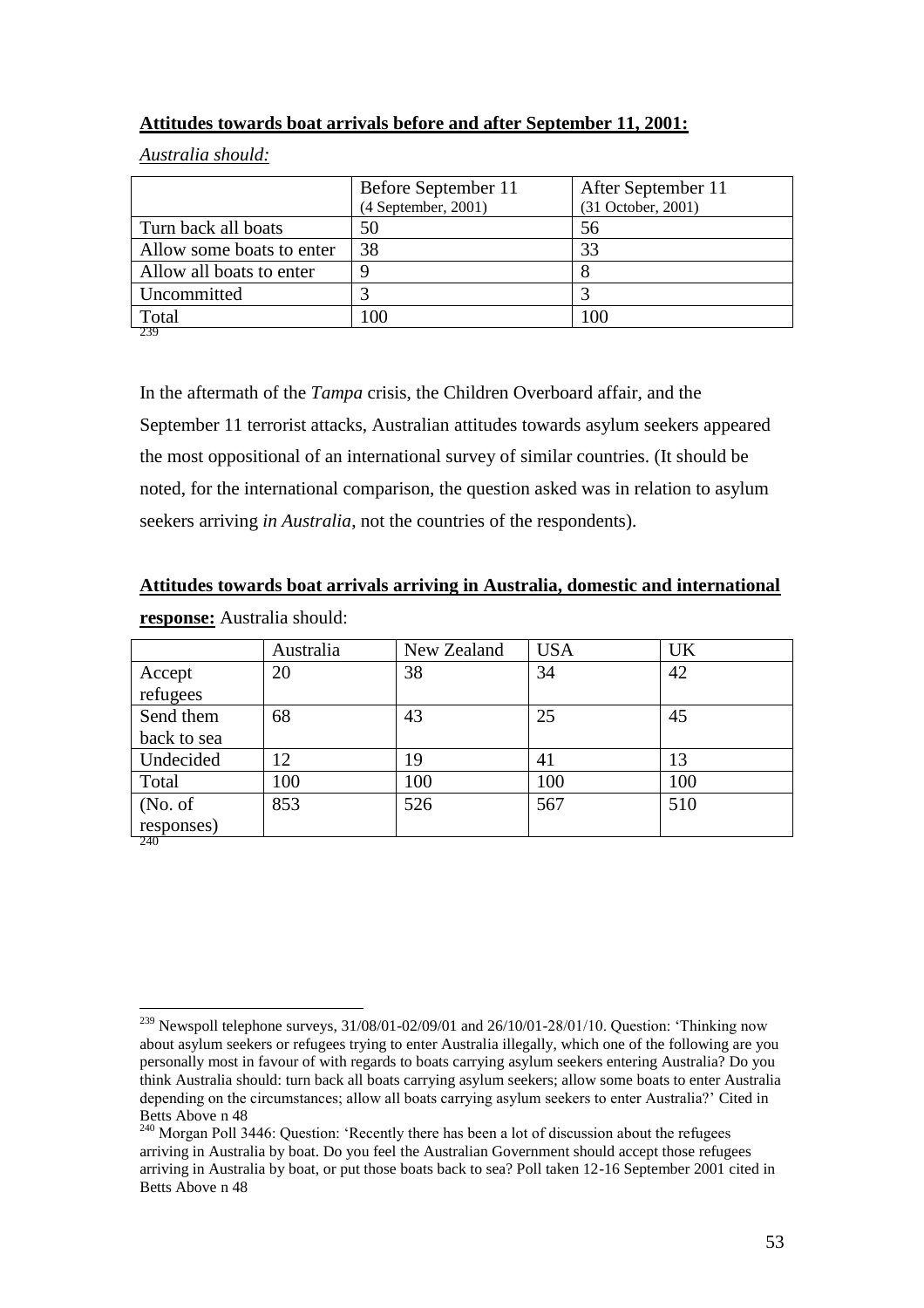**Attitudes towards boat arrivals before and after September 11, 2001:**

*Australia should:*

| | Before September 11 (4 September, 2001) | After September 11 (31 October, 2001) |
|---|---|---|
| Turn back all boats | 50 | 56 |
| Allow some boats to enter | 38 | 33 |
| Allow all boats to enter | 9 | 8 |
| Uncommitted | 3 | 3 |
| Total | 100 | 100 |

[239]

In the aftermath of the *Tampa* crisis, the Children Overboard affair, and the September 11 terrorist attacks, Australian attitudes towards asylum seekers appeared the most oppositional of an international survey of similar countries. (It should be noted, for the international comparison, the question asked was in relation to asylum seekers arriving *in Australia*, not the countries of the respondents).

**Attitudes towards boat arrivals arriving in Australia, domestic and international response:** Australia should:

| | Australia | New Zealand | USA | UK |
|---|---|---|---|---|
| Accept refugees | 20 | 38 | 34 | 42 |
| Send them back to sea | 68 | 43 | 25 | 45 |
| Undecided | 12 | 19 | 41 | 13 |
| Total | 100 | 100 | 100 | 100 |
| (No. of responses) | 853 | 526 | 567 | 510 |

[240]

---

[239] Newspoll telephone surveys, 31/08/01-02/09/01 and 26/10/01-28/01/10. Question: 'Thinking now about asylum seekers or refugees trying to enter Australia illegally, which one of the following are you personally most in favour of with regards to boats carrying asylum seekers entering Australia? Do you think Australia should: turn back all boats carrying asylum seekers; allow some boats to enter Australia depending on the circumstances; allow all boats carrying asylum seekers to enter Australia?' Cited in Betts Above n 48

[240] Morgan Poll 3446: Question: 'Recently there has been a lot of discussion about the refugees arriving in Australia by boat. Do you feel the Australian Government should accept those refugees arriving in Australia by boat, or put those boats back to sea? Poll taken 12-16 September 2001 cited in Betts Above n 48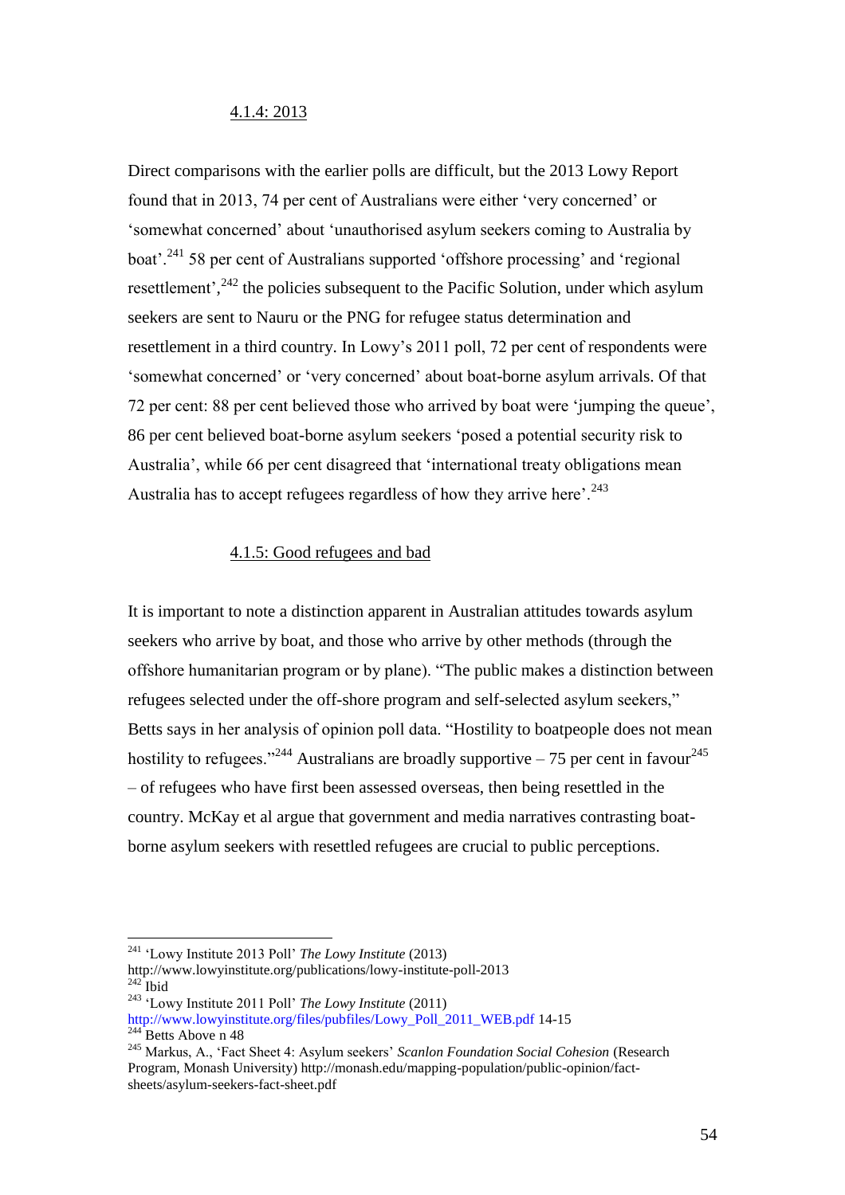#### 4.1.4: 2013

Direct comparisons with the earlier polls are difficult, but the 2013 Lowy Report found that in 2013, 74 per cent of Australians were either 'very concerned' or 'somewhat concerned' about 'unauthorised asylum seekers coming to Australia by boat'.[241] 58 per cent of Australians supported 'offshore processing' and 'regional resettlement',[242] the policies subsequent to the Pacific Solution, under which asylum seekers are sent to Nauru or the PNG for refugee status determination and resettlement in a third country. In Lowy's 2011 poll, 72 per cent of respondents were 'somewhat concerned' or 'very concerned' about boat-borne asylum arrivals. Of that 72 per cent: 88 per cent believed those who arrived by boat were 'jumping the queue', 86 per cent believed boat-borne asylum seekers 'posed a potential security risk to Australia', while 66 per cent disagreed that 'international treaty obligations mean Australia has to accept refugees regardless of how they arrive here'.[243]

#### 4.1.5: Good refugees and bad

It is important to note a distinction apparent in Australian attitudes towards asylum seekers who arrive by boat, and those who arrive by other methods (through the offshore humanitarian program or by plane). "The public makes a distinction between refugees selected under the off-shore program and self-selected asylum seekers," Betts says in her analysis of opinion poll data. "Hostility to boatpeople does not mean hostility to refugees."[244] Australians are broadly supportive – 75 per cent in favour[245] – of refugees who have first been assessed overseas, then being resettled in the country. McKay et al argue that government and media narratives contrasting boat-borne asylum seekers with resettled refugees are crucial to public perceptions.

---

[241] 'Lowy Institute 2013 Poll' *The Lowy Institute* (2013) http://www.lowyinstitute.org/publications/lowy-institute-poll-2013

[242] Ibid

[243] 'Lowy Institute 2011 Poll' *The Lowy Institute* (2011) http://www.lowyinstitute.org/files/pubfiles/Lowy_Poll_2011_WEB.pdf 14-15

[244] Betts Above n 48

[245] Markus, A., 'Fact Sheet 4: Asylum seekers' *Scanlon Foundation Social Cohesion* (Research Program, Monash University) http://monash.edu/mapping-population/public-opinion/fact-sheets/asylum-seekers-fact-sheet.pdf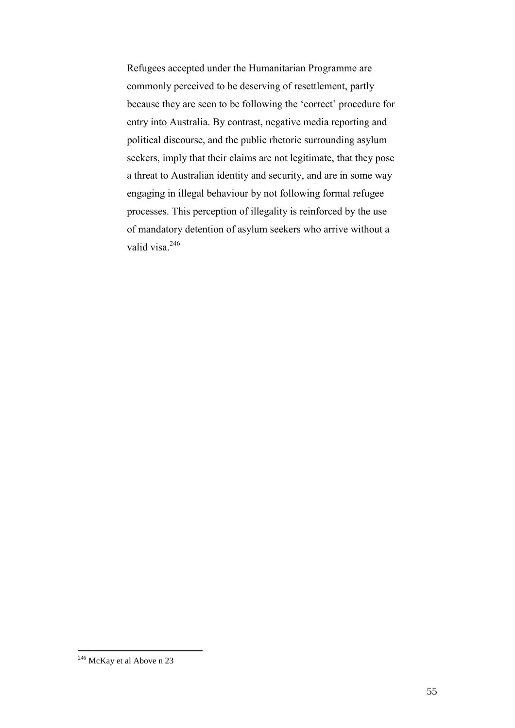Refugees accepted under the Humanitarian Programme are commonly perceived to be deserving of resettlement, partly because they are seen to be following the 'correct' procedure for entry into Australia. By contrast, negative media reporting and political discourse, and the public rhetoric surrounding asylum seekers, imply that their claims are not legitimate, that they pose a threat to Australian identity and security, and are in some way engaging in illegal behaviour by not following formal refugee processes. This perception of illegality is reinforced by the use of mandatory detention of asylum seekers who arrive without a valid visa.[246]

---

[246] McKay et al Above n 23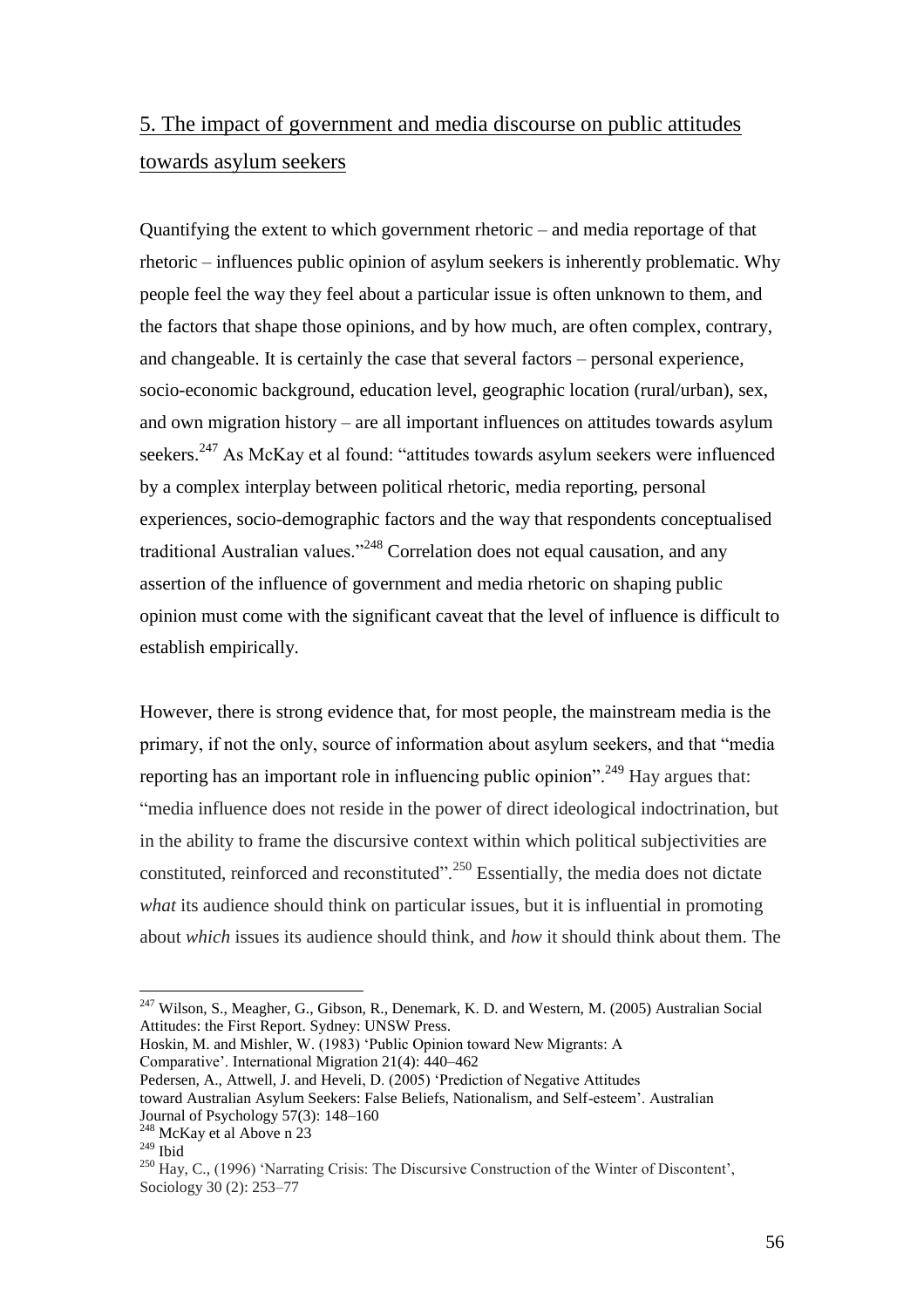## 5. The impact of government and media discourse on public attitudes towards asylum seekers

Quantifying the extent to which government rhetoric – and media reportage of that rhetoric – influences public opinion of asylum seekers is inherently problematic. Why people feel the way they feel about a particular issue is often unknown to them, and the factors that shape those opinions, and by how much, are often complex, contrary, and changeable. It is certainly the case that several factors – personal experience, socio-economic background, education level, geographic location (rural/urban), sex, and own migration history – are all important influences on attitudes towards asylum seekers.[247] As McKay et al found: "attitudes towards asylum seekers were influenced by a complex interplay between political rhetoric, media reporting, personal experiences, socio-demographic factors and the way that respondents conceptualised traditional Australian values."[248] Correlation does not equal causation, and any assertion of the influence of government and media rhetoric on shaping public opinion must come with the significant caveat that the level of influence is difficult to establish empirically.

However, there is strong evidence that, for most people, the mainstream media is the primary, if not the only, source of information about asylum seekers, and that "media reporting has an important role in influencing public opinion".[249] Hay argues that: "media influence does not reside in the power of direct ideological indoctrination, but in the ability to frame the discursive context within which political subjectivities are constituted, reinforced and reconstituted".[250] Essentially, the media does not dictate *what* its audience should think on particular issues, but it is influential in promoting about *which* issues its audience should think, and *how* it should think about them. The

---

[247] Wilson, S., Meagher, G., Gibson, R., Denemark, K. D. and Western, M. (2005) Australian Social Attitudes: the First Report. Sydney: UNSW Press.
Hoskin, M. and Mishler, W. (1983) 'Public Opinion toward New Migrants: A Comparative'. International Migration 21(4): 440–462
Pedersen, A., Attwell, J. and Heveli, D. (2005) 'Prediction of Negative Attitudes toward Australian Asylum Seekers: False Beliefs, Nationalism, and Self-esteem'. Australian Journal of Psychology 57(3): 148–160

[248] McKay et al Above n 23

[249] Ibid

[250] Hay, C., (1996) 'Narrating Crisis: The Discursive Construction of the Winter of Discontent', Sociology 30 (2): 253–77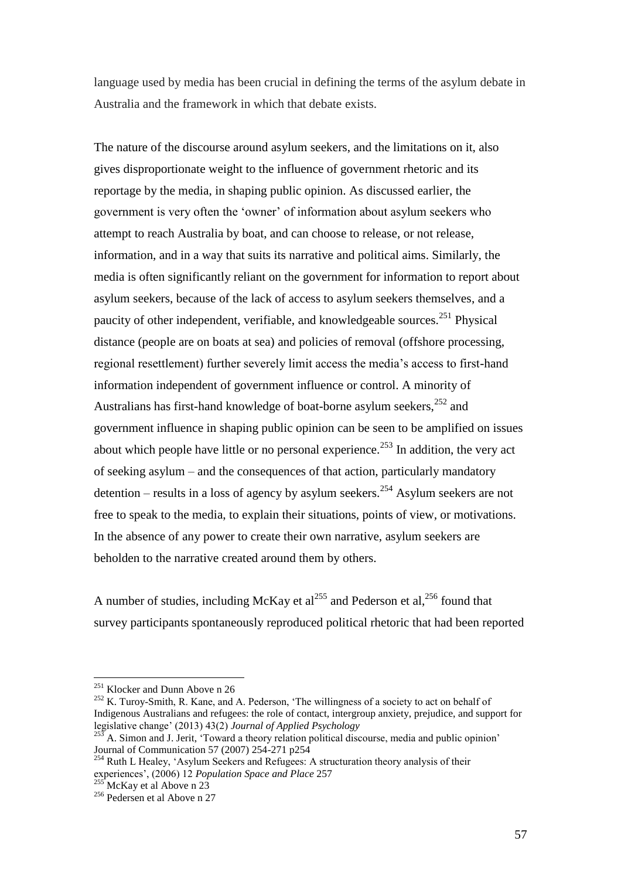language used by media has been crucial in defining the terms of the asylum debate in Australia and the framework in which that debate exists.

The nature of the discourse around asylum seekers, and the limitations on it, also gives disproportionate weight to the influence of government rhetoric and its reportage by the media, in shaping public opinion. As discussed earlier, the government is very often the 'owner' of information about asylum seekers who attempt to reach Australia by boat, and can choose to release, or not release, information, and in a way that suits its narrative and political aims. Similarly, the media is often significantly reliant on the government for information to report about asylum seekers, because of the lack of access to asylum seekers themselves, and a paucity of other independent, verifiable, and knowledgeable sources.[251] Physical distance (people are on boats at sea) and policies of removal (offshore processing, regional resettlement) further severely limit access the media's access to first-hand information independent of government influence or control. A minority of Australians has first-hand knowledge of boat-borne asylum seekers,[252] and government influence in shaping public opinion can be seen to be amplified on issues about which people have little or no personal experience.[253] In addition, the very act of seeking asylum – and the consequences of that action, particularly mandatory detention – results in a loss of agency by asylum seekers.[254] Asylum seekers are not free to speak to the media, to explain their situations, points of view, or motivations. In the absence of any power to create their own narrative, asylum seekers are beholden to the narrative created around them by others.

A number of studies, including McKay et al[255] and Pederson et al,[256] found that survey participants spontaneously reproduced political rhetoric that had been reported

---

[251] Klocker and Dunn Above n 26

[252] K. Turoy-Smith, R. Kane, and A. Pederson, 'The willingness of a society to act on behalf of Indigenous Australians and refugees: the role of contact, intergroup anxiety, prejudice, and support for legislative change' (2013) 43(2) *Journal of Applied Psychology*

[253] A. Simon and J. Jerit, 'Toward a theory relation political discourse, media and public opinion' Journal of Communication 57 (2007) 254-271 p254

[254] Ruth L Healey, 'Asylum Seekers and Refugees: A structuration theory analysis of their experiences', (2006) 12 *Population Space and Place* 257

[255] McKay et al Above n 23

[256] Pedersen et al Above n 27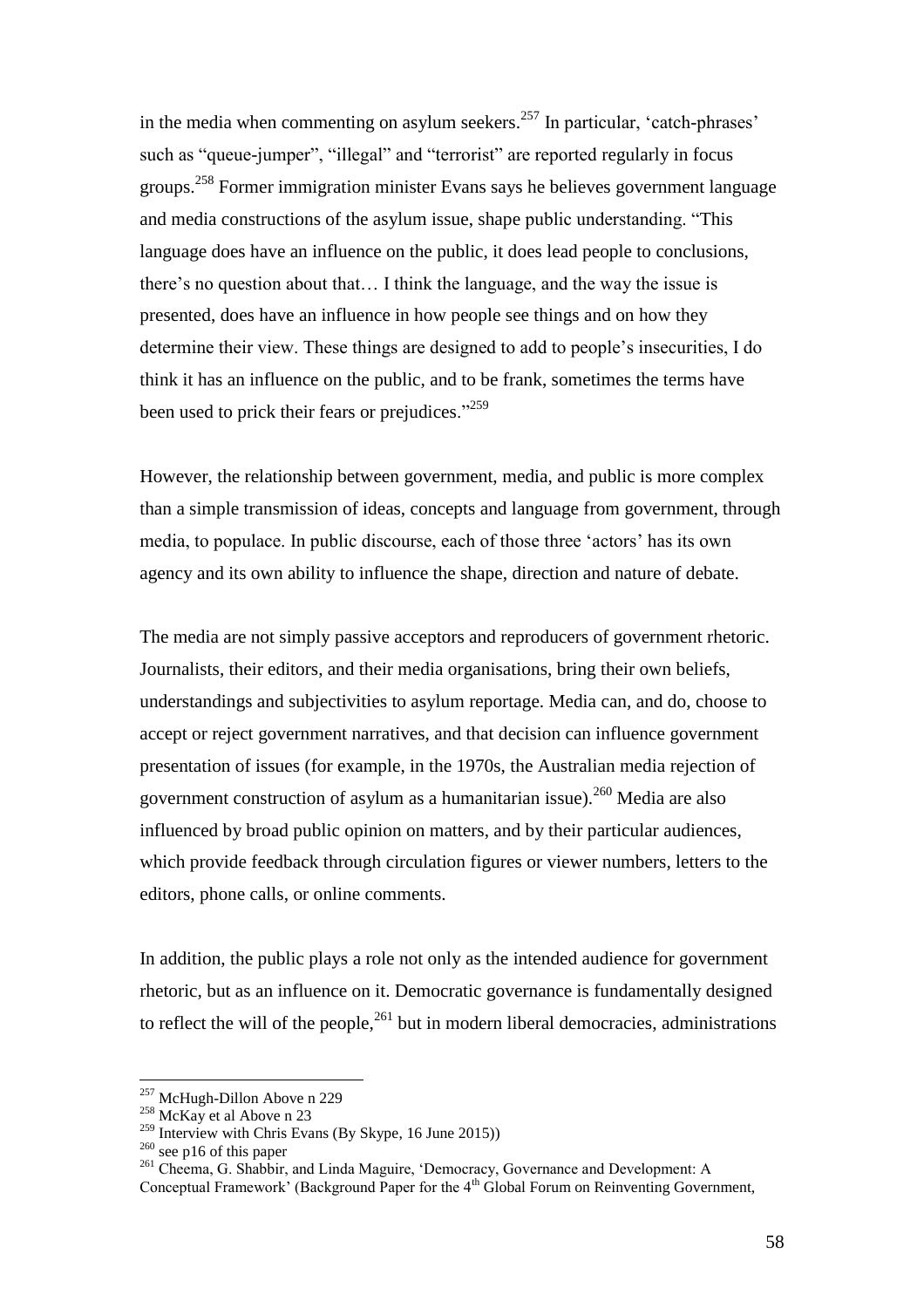in the media when commenting on asylum seekers.[257] In particular, 'catch-phrases' such as "queue-jumper", "illegal" and "terrorist" are reported regularly in focus groups.[258] Former immigration minister Evans says he believes government language and media constructions of the asylum issue, shape public understanding. "This language does have an influence on the public, it does lead people to conclusions, there's no question about that… I think the language, and the way the issue is presented, does have an influence in how people see things and on how they determine their view. These things are designed to add to people's insecurities, I do think it has an influence on the public, and to be frank, sometimes the terms have been used to prick their fears or prejudices."[259]

However, the relationship between government, media, and public is more complex than a simple transmission of ideas, concepts and language from government, through media, to populace. In public discourse, each of those three 'actors' has its own agency and its own ability to influence the shape, direction and nature of debate.

The media are not simply passive acceptors and reproducers of government rhetoric. Journalists, their editors, and their media organisations, bring their own beliefs, understandings and subjectivities to asylum reportage. Media can, and do, choose to accept or reject government narratives, and that decision can influence government presentation of issues (for example, in the 1970s, the Australian media rejection of government construction of asylum as a humanitarian issue).[260] Media are also influenced by broad public opinion on matters, and by their particular audiences, which provide feedback through circulation figures or viewer numbers, letters to the editors, phone calls, or online comments.

In addition, the public plays a role not only as the intended audience for government rhetoric, but as an influence on it. Democratic governance is fundamentally designed to reflect the will of the people,[261] but in modern liberal democracies, administrations

---

[257] McHugh-Dillon Above n 229

[258] McKay et al Above n 23

[259] Interview with Chris Evans (By Skype, 16 June 2015))

[260] see p16 of this paper

[261] Cheema, G. Shabbir, and Linda Maguire, 'Democracy, Governance and Development: A Conceptual Framework' (Background Paper for the 4th Global Forum on Reinventing Government,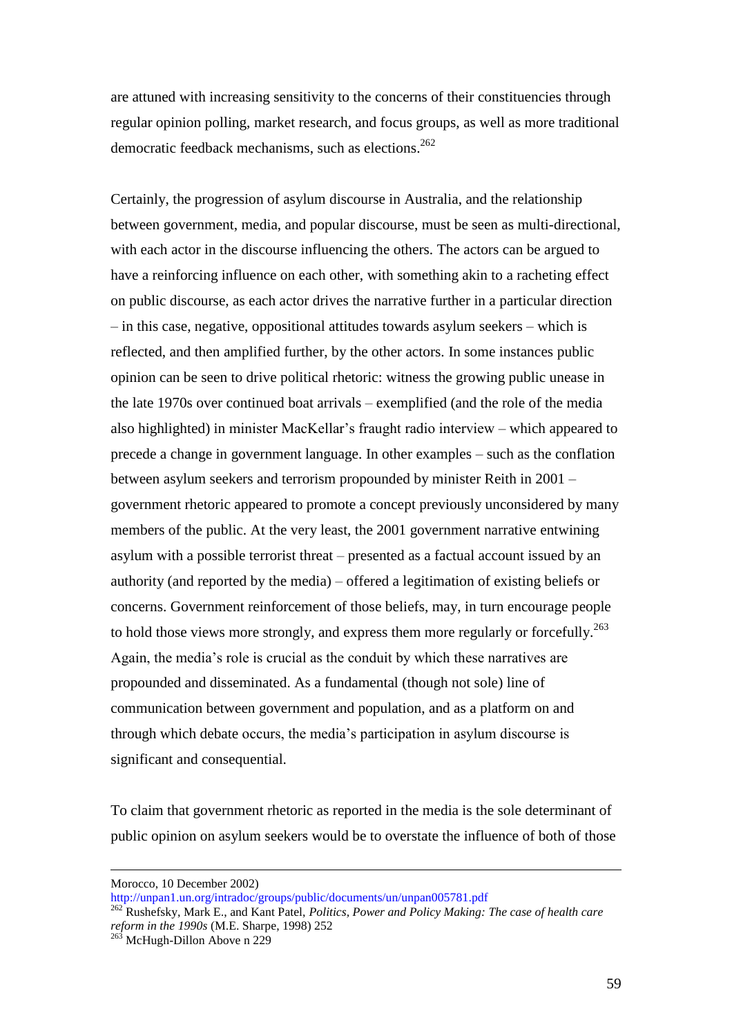are attuned with increasing sensitivity to the concerns of their constituencies through regular opinion polling, market research, and focus groups, as well as more traditional democratic feedback mechanisms, such as elections.[262]

Certainly, the progression of asylum discourse in Australia, and the relationship between government, media, and popular discourse, must be seen as multi-directional, with each actor in the discourse influencing the others. The actors can be argued to have a reinforcing influence on each other, with something akin to a racheting effect on public discourse, as each actor drives the narrative further in a particular direction – in this case, negative, oppositional attitudes towards asylum seekers – which is reflected, and then amplified further, by the other actors. In some instances public opinion can be seen to drive political rhetoric: witness the growing public unease in the late 1970s over continued boat arrivals – exemplified (and the role of the media also highlighted) in minister MacKellar's fraught radio interview – which appeared to precede a change in government language. In other examples – such as the conflation between asylum seekers and terrorism propounded by minister Reith in 2001 – government rhetoric appeared to promote a concept previously unconsidered by many members of the public. At the very least, the 2001 government narrative entwining asylum with a possible terrorist threat – presented as a factual account issued by an authority (and reported by the media) – offered a legitimation of existing beliefs or concerns. Government reinforcement of those beliefs, may, in turn encourage people to hold those views more strongly, and express them more regularly or forcefully.[263] Again, the media's role is crucial as the conduit by which these narratives are propounded and disseminated. As a fundamental (though not sole) line of communication between government and population, and as a platform on and through which debate occurs, the media's participation in asylum discourse is significant and consequential.

To claim that government rhetoric as reported in the media is the sole determinant of public opinion on asylum seekers would be to overstate the influence of both of those

---

Morocco, 10 December 2002)
http://unpan1.un.org/intradoc/groups/public/documents/un/unpan005781.pdf

[262] Rushefsky, Mark E., and Kant Patel, *Politics, Power and Policy Making: The case of health care reform in the 1990s* (M.E. Sharpe, 1998) 252

[263] McHugh-Dillon Above n 229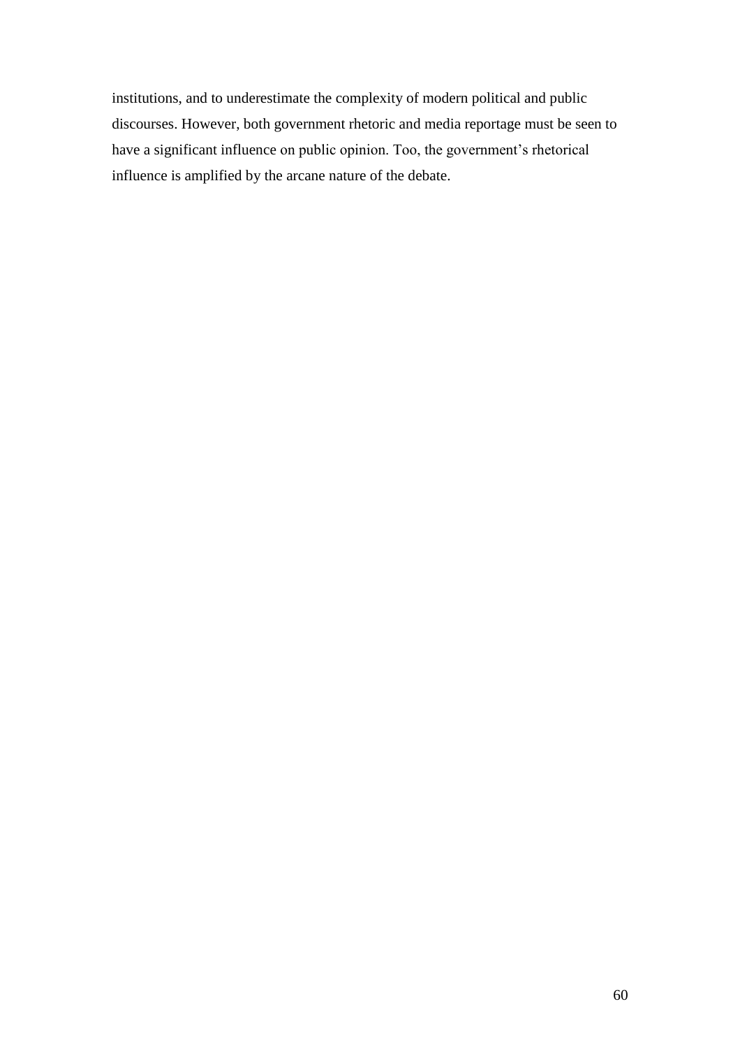institutions, and to underestimate the complexity of modern political and public discourses. However, both government rhetoric and media reportage must be seen to have a significant influence on public opinion. Too, the government's rhetorical influence is amplified by the arcane nature of the debate.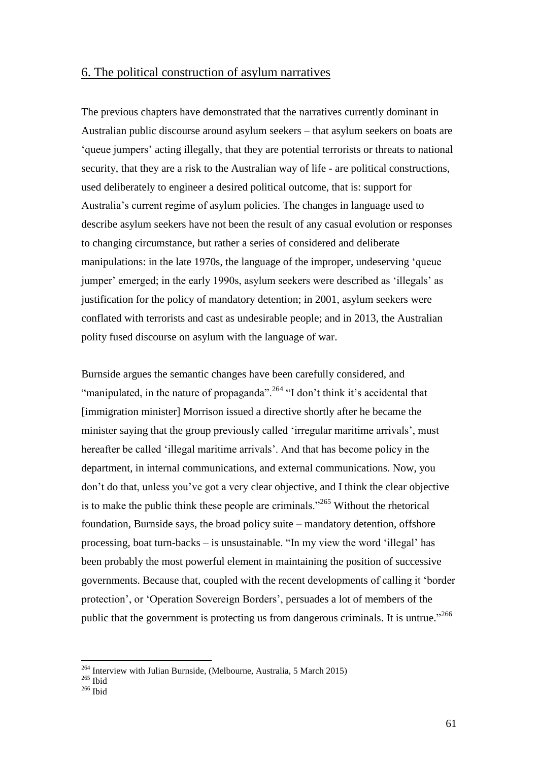## 6. The political construction of asylum narratives

The previous chapters have demonstrated that the narratives currently dominant in Australian public discourse around asylum seekers – that asylum seekers on boats are 'queue jumpers' acting illegally, that they are potential terrorists or threats to national security, that they are a risk to the Australian way of life - are political constructions, used deliberately to engineer a desired political outcome, that is: support for Australia's current regime of asylum policies. The changes in language used to describe asylum seekers have not been the result of any casual evolution or responses to changing circumstance, but rather a series of considered and deliberate manipulations: in the late 1970s, the language of the improper, undeserving 'queue jumper' emerged; in the early 1990s, asylum seekers were described as 'illegals' as justification for the policy of mandatory detention; in 2001, asylum seekers were conflated with terrorists and cast as undesirable people; and in 2013, the Australian polity fused discourse on asylum with the language of war.

Burnside argues the semantic changes have been carefully considered, and "manipulated, in the nature of propaganda".[264] "I don't think it's accidental that [immigration minister] Morrison issued a directive shortly after he became the minister saying that the group previously called 'irregular maritime arrivals', must hereafter be called 'illegal maritime arrivals'. And that has become policy in the department, in internal communications, and external communications. Now, you don't do that, unless you've got a very clear objective, and I think the clear objective is to make the public think these people are criminals."[265] Without the rhetorical foundation, Burnside says, the broad policy suite – mandatory detention, offshore processing, boat turn-backs – is unsustainable. "In my view the word 'illegal' has been probably the most powerful element in maintaining the position of successive governments. Because that, coupled with the recent developments of calling it 'border protection', or 'Operation Sovereign Borders', persuades a lot of members of the public that the government is protecting us from dangerous criminals. It is untrue."[266]

---

[264] Interview with Julian Burnside, (Melbourne, Australia, 5 March 2015)

[265] Ibid

[266] Ibid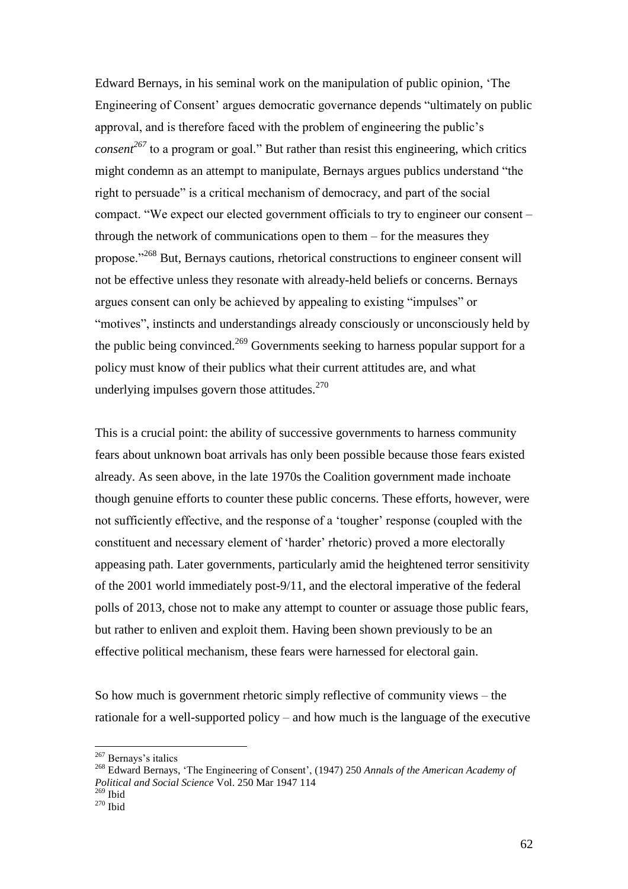Edward Bernays, in his seminal work on the manipulation of public opinion, 'The Engineering of Consent' argues democratic governance depends "ultimately on public approval, and is therefore faced with the problem of engineering the public's *consent*[267] to a program or goal." But rather than resist this engineering, which critics might condemn as an attempt to manipulate, Bernays argues publics understand "the right to persuade" is a critical mechanism of democracy, and part of the social compact. "We expect our elected government officials to try to engineer our consent – through the network of communications open to them – for the measures they propose."[268] But, Bernays cautions, rhetorical constructions to engineer consent will not be effective unless they resonate with already-held beliefs or concerns. Bernays argues consent can only be achieved by appealing to existing "impulses" or "motives", instincts and understandings already consciously or unconsciously held by the public being convinced.[269] Governments seeking to harness popular support for a policy must know of their publics what their current attitudes are, and what underlying impulses govern those attitudes.[270]

This is a crucial point: the ability of successive governments to harness community fears about unknown boat arrivals has only been possible because those fears existed already. As seen above, in the late 1970s the Coalition government made inchoate though genuine efforts to counter these public concerns. These efforts, however, were not sufficiently effective, and the response of a 'tougher' response (coupled with the constituent and necessary element of 'harder' rhetoric) proved a more electorally appeasing path. Later governments, particularly amid the heightened terror sensitivity of the 2001 world immediately post-9/11, and the electoral imperative of the federal polls of 2013, chose not to make any attempt to counter or assuage those public fears, but rather to enliven and exploit them. Having been shown previously to be an effective political mechanism, these fears were harnessed for electoral gain.

So how much is government rhetoric simply reflective of community views – the rationale for a well-supported policy – and how much is the language of the executive

---

[267] Bernays's italics

[268] Edward Bernays, 'The Engineering of Consent', (1947) 250 *Annals of the American Academy of Political and Social Science* Vol. 250 Mar 1947 114

[269] Ibid

[270] Ibid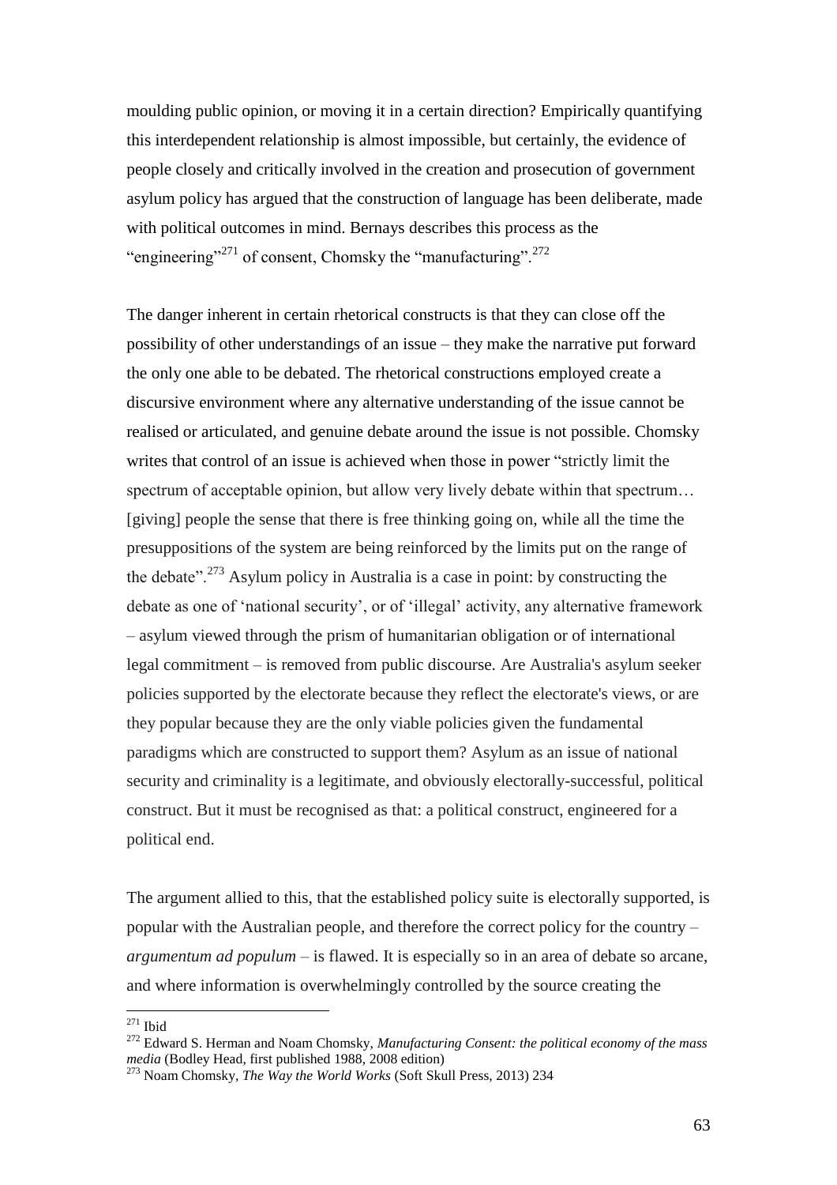moulding public opinion, or moving it in a certain direction? Empirically quantifying this interdependent relationship is almost impossible, but certainly, the evidence of people closely and critically involved in the creation and prosecution of government asylum policy has argued that the construction of language has been deliberate, made with political outcomes in mind. Bernays describes this process as the "engineering"[271] of consent, Chomsky the "manufacturing".[272]

The danger inherent in certain rhetorical constructs is that they can close off the possibility of other understandings of an issue – they make the narrative put forward the only one able to be debated. The rhetorical constructions employed create a discursive environment where any alternative understanding of the issue cannot be realised or articulated, and genuine debate around the issue is not possible. Chomsky writes that control of an issue is achieved when those in power "strictly limit the spectrum of acceptable opinion, but allow very lively debate within that spectrum… [giving] people the sense that there is free thinking going on, while all the time the presuppositions of the system are being reinforced by the limits put on the range of the debate".[273] Asylum policy in Australia is a case in point: by constructing the debate as one of 'national security', or of 'illegal' activity, any alternative framework – asylum viewed through the prism of humanitarian obligation or of international legal commitment – is removed from public discourse. Are Australia's asylum seeker policies supported by the electorate because they reflect the electorate's views, or are they popular because they are the only viable policies given the fundamental paradigms which are constructed to support them? Asylum as an issue of national security and criminality is a legitimate, and obviously electorally-successful, political construct. But it must be recognised as that: a political construct, engineered for a political end.

The argument allied to this, that the established policy suite is electorally supported, is popular with the Australian people, and therefore the correct policy for the country – *argumentum ad populum* – is flawed. It is especially so in an area of debate so arcane, and where information is overwhelmingly controlled by the source creating the

---

[271] Ibid

[272] Edward S. Herman and Noam Chomsky, *Manufacturing Consent: the political economy of the mass media* (Bodley Head, first published 1988, 2008 edition)

[273] Noam Chomsky, *The Way the World Works* (Soft Skull Press, 2013) 234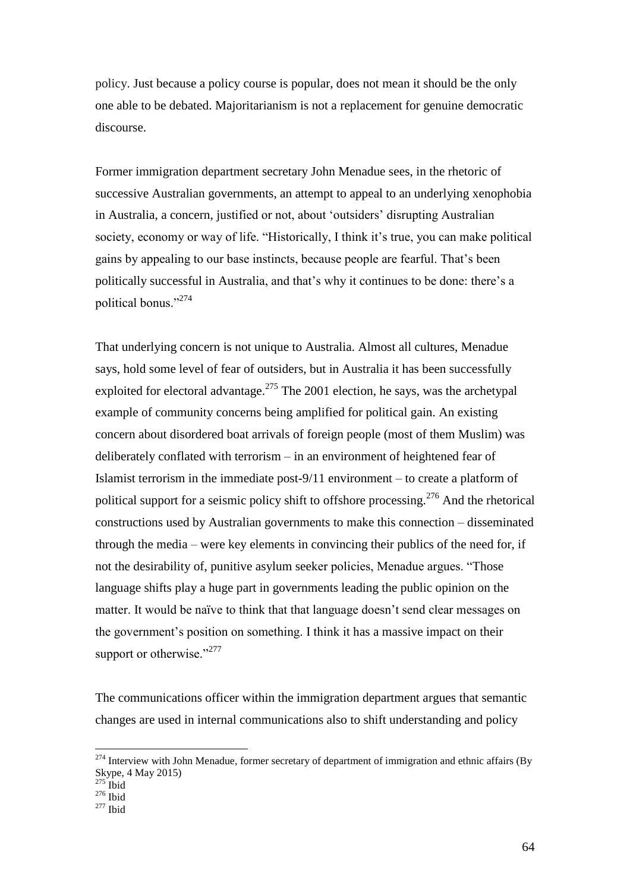policy. Just because a policy course is popular, does not mean it should be the only one able to be debated. Majoritarianism is not a replacement for genuine democratic discourse.

Former immigration department secretary John Menadue sees, in the rhetoric of successive Australian governments, an attempt to appeal to an underlying xenophobia in Australia, a concern, justified or not, about 'outsiders' disrupting Australian society, economy or way of life. "Historically, I think it's true, you can make political gains by appealing to our base instincts, because people are fearful. That's been politically successful in Australia, and that's why it continues to be done: there's a political bonus."[274]

That underlying concern is not unique to Australia. Almost all cultures, Menadue says, hold some level of fear of outsiders, but in Australia it has been successfully exploited for electoral advantage.[275] The 2001 election, he says, was the archetypal example of community concerns being amplified for political gain. An existing concern about disordered boat arrivals of foreign people (most of them Muslim) was deliberately conflated with terrorism – in an environment of heightened fear of Islamist terrorism in the immediate post-9/11 environment – to create a platform of political support for a seismic policy shift to offshore processing.[276] And the rhetorical constructions used by Australian governments to make this connection – disseminated through the media – were key elements in convincing their publics of the need for, if not the desirability of, punitive asylum seeker policies, Menadue argues. "Those language shifts play a huge part in governments leading the public opinion on the matter. It would be naïve to think that that language doesn't send clear messages on the government's position on something. I think it has a massive impact on their support or otherwise."[277]

The communications officer within the immigration department argues that semantic changes are used in internal communications also to shift understanding and policy

---

[274] Interview with John Menadue, former secretary of department of immigration and ethnic affairs (By Skype, 4 May 2015)

[275] Ibid

[276] Ibid

[277] Ibid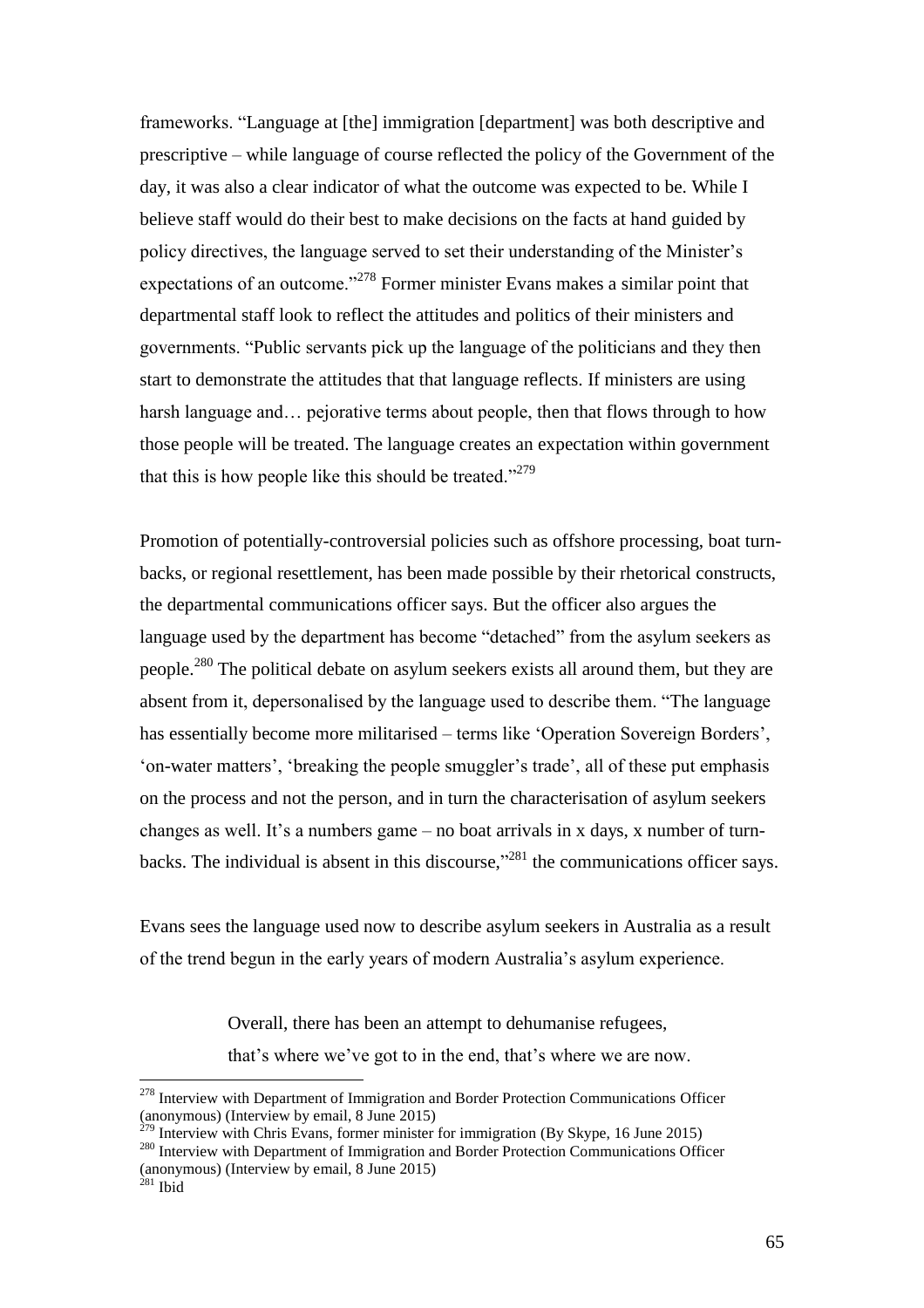frameworks. "Language at [the] immigration [department] was both descriptive and prescriptive – while language of course reflected the policy of the Government of the day, it was also a clear indicator of what the outcome was expected to be. While I believe staff would do their best to make decisions on the facts at hand guided by policy directives, the language served to set their understanding of the Minister's expectations of an outcome."[278] Former minister Evans makes a similar point that departmental staff look to reflect the attitudes and politics of their ministers and governments. "Public servants pick up the language of the politicians and they then start to demonstrate the attitudes that that language reflects. If ministers are using harsh language and… pejorative terms about people, then that flows through to how those people will be treated. The language creates an expectation within government that this is how people like this should be treated."[279]

Promotion of potentially-controversial policies such as offshore processing, boat turn-backs, or regional resettlement, has been made possible by their rhetorical constructs, the departmental communications officer says. But the officer also argues the language used by the department has become "detached" from the asylum seekers as people.[280] The political debate on asylum seekers exists all around them, but they are absent from it, depersonalised by the language used to describe them. "The language has essentially become more militarised – terms like 'Operation Sovereign Borders', 'on-water matters', 'breaking the people smuggler's trade', all of these put emphasis on the process and not the person, and in turn the characterisation of asylum seekers changes as well. It's a numbers game – no boat arrivals in x days, x number of turn-backs. The individual is absent in this discourse,"[281] the communications officer says.

Evans sees the language used now to describe asylum seekers in Australia as a result of the trend begun in the early years of modern Australia's asylum experience.

> Overall, there has been an attempt to dehumanise refugees, that's where we've got to in the end, that's where we are now.

---

[278] Interview with Department of Immigration and Border Protection Communications Officer (anonymous) (Interview by email, 8 June 2015)

[279] Interview with Chris Evans, former minister for immigration (By Skype, 16 June 2015)

[280] Interview with Department of Immigration and Border Protection Communications Officer (anonymous) (Interview by email, 8 June 2015)

[281] Ibid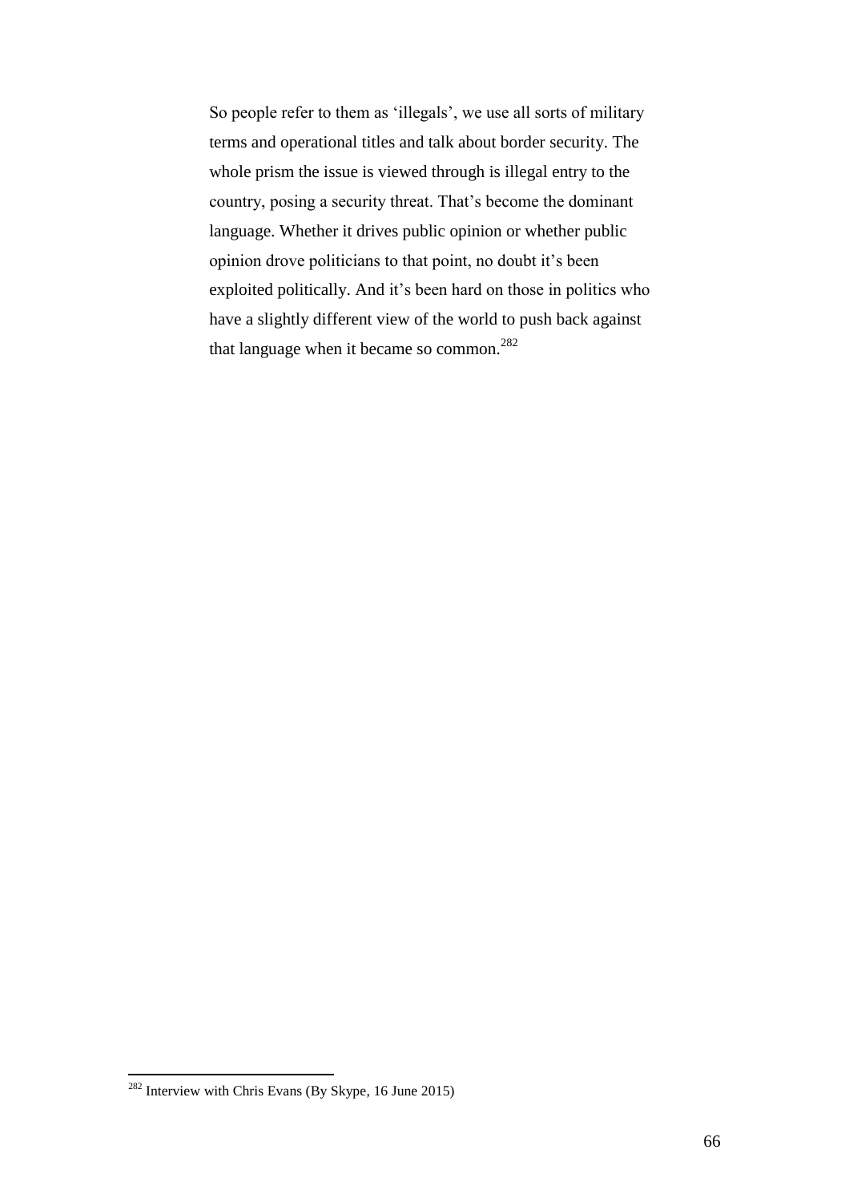> So people refer to them as 'illegals', we use all sorts of military terms and operational titles and talk about border security. The whole prism the issue is viewed through is illegal entry to the country, posing a security threat. That's become the dominant language. Whether it drives public opinion or whether public opinion drove politicians to that point, no doubt it's been exploited politically. And it's been hard on those in politics who have a slightly different view of the world to push back against that language when it became so common.[282]

[282] Interview with Chris Evans (By Skype, 16 June 2015)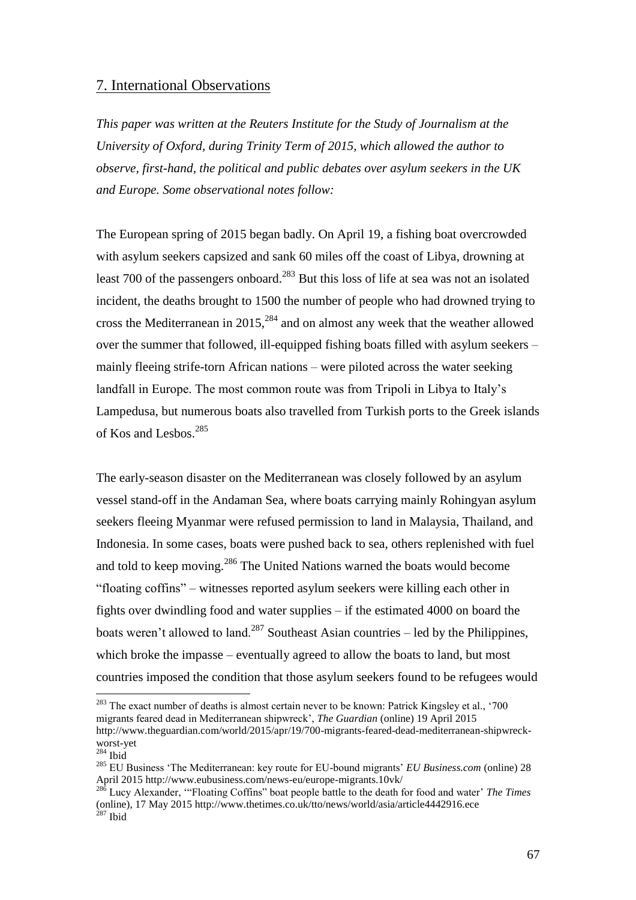## 7. International Observations

*This paper was written at the Reuters Institute for the Study of Journalism at the University of Oxford, during Trinity Term of 2015, which allowed the author to observe, first-hand, the political and public debates over asylum seekers in the UK and Europe. Some observational notes follow:*

The European spring of 2015 began badly. On April 19, a fishing boat overcrowded with asylum seekers capsized and sank 60 miles off the coast of Libya, drowning at least 700 of the passengers onboard.[283] But this loss of life at sea was not an isolated incident, the deaths brought to 1500 the number of people who had drowned trying to cross the Mediterranean in 2015,[284] and on almost any week that the weather allowed over the summer that followed, ill-equipped fishing boats filled with asylum seekers – mainly fleeing strife-torn African nations – were piloted across the water seeking landfall in Europe. The most common route was from Tripoli in Libya to Italy's Lampedusa, but numerous boats also travelled from Turkish ports to the Greek islands of Kos and Lesbos.[285]

The early-season disaster on the Mediterranean was closely followed by an asylum vessel stand-off in the Andaman Sea, where boats carrying mainly Rohingyan asylum seekers fleeing Myanmar were refused permission to land in Malaysia, Thailand, and Indonesia. In some cases, boats were pushed back to sea, others replenished with fuel and told to keep moving.[286] The United Nations warned the boats would become "floating coffins" – witnesses reported asylum seekers were killing each other in fights over dwindling food and water supplies – if the estimated 4000 on board the boats weren't allowed to land.[287] Southeast Asian countries – led by the Philippines, which broke the impasse – eventually agreed to allow the boats to land, but most countries imposed the condition that those asylum seekers found to be refugees would

---

[283] The exact number of deaths is almost certain never to be known: Patrick Kingsley et al., '700 migrants feared dead in Mediterranean shipwreck', *The Guardian* (online) 19 April 2015 http://www.theguardian.com/world/2015/apr/19/700-migrants-feared-dead-mediterranean-shipwreck-worst-yet

[284] Ibid

[285] EU Business 'The Mediterranean: key route for EU-bound migrants' *EU Business.com* (online) 28 April 2015 http://www.eubusiness.com/news-eu/europe-migrants.10vk/

[286] Lucy Alexander, '"Floating Coffins" boat people battle to the death for food and water' *The Times* (online), 17 May 2015 http://www.thetimes.co.uk/tto/news/world/asia/article4442916.ece

[287] Ibid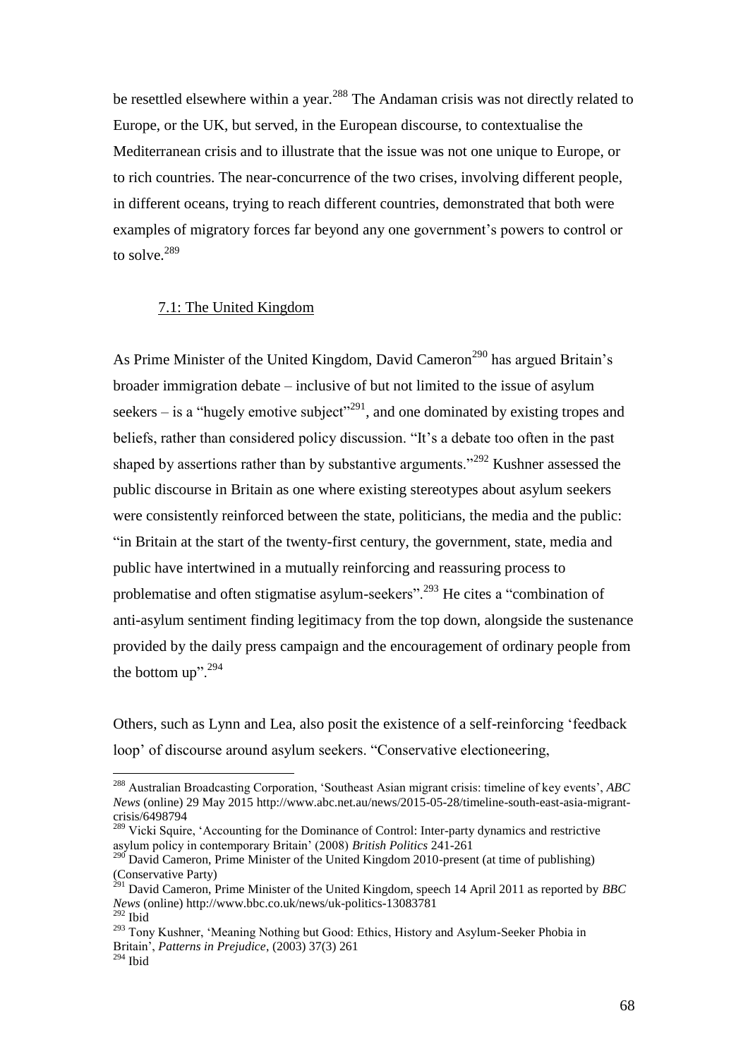be resettled elsewhere within a year.[288] The Andaman crisis was not directly related to Europe, or the UK, but served, in the European discourse, to contextualise the Mediterranean crisis and to illustrate that the issue was not one unique to Europe, or to rich countries. The near-concurrence of the two crises, involving different people, in different oceans, trying to reach different countries, demonstrated that both were examples of migratory forces far beyond any one government's powers to control or to solve.[289]

## 7.1: The United Kingdom

As Prime Minister of the United Kingdom, David Cameron[290] has argued Britain's broader immigration debate – inclusive of but not limited to the issue of asylum seekers – is a "hugely emotive subject"[291], and one dominated by existing tropes and beliefs, rather than considered policy discussion. "It's a debate too often in the past shaped by assertions rather than by substantive arguments."[292] Kushner assessed the public discourse in Britain as one where existing stereotypes about asylum seekers were consistently reinforced between the state, politicians, the media and the public: "in Britain at the start of the twenty-first century, the government, state, media and public have intertwined in a mutually reinforcing and reassuring process to problematise and often stigmatise asylum-seekers".[293] He cites a "combination of anti-asylum sentiment finding legitimacy from the top down, alongside the sustenance provided by the daily press campaign and the encouragement of ordinary people from the bottom up".[294]

Others, such as Lynn and Lea, also posit the existence of a self-reinforcing 'feedback loop' of discourse around asylum seekers. "Conservative electioneering,

---

[288] Australian Broadcasting Corporation, 'Southeast Asian migrant crisis: timeline of key events', *ABC News* (online) 29 May 2015 http://www.abc.net.au/news/2015-05-28/timeline-south-east-asia-migrant-crisis/6498794

[289] Vicki Squire, 'Accounting for the Dominance of Control: Inter-party dynamics and restrictive asylum policy in contemporary Britain' (2008) *British Politics* 241-261

[290] David Cameron, Prime Minister of the United Kingdom 2010-present (at time of publishing) (Conservative Party)

[291] David Cameron, Prime Minister of the United Kingdom, speech 14 April 2011 as reported by *BBC News* (online) http://www.bbc.co.uk/news/uk-politics-13083781

[292] Ibid

[293] Tony Kushner, 'Meaning Nothing but Good: Ethics, History and Asylum-Seeker Phobia in Britain', *Patterns in Prejudice*, (2003) 37(3) 261

[294] Ibid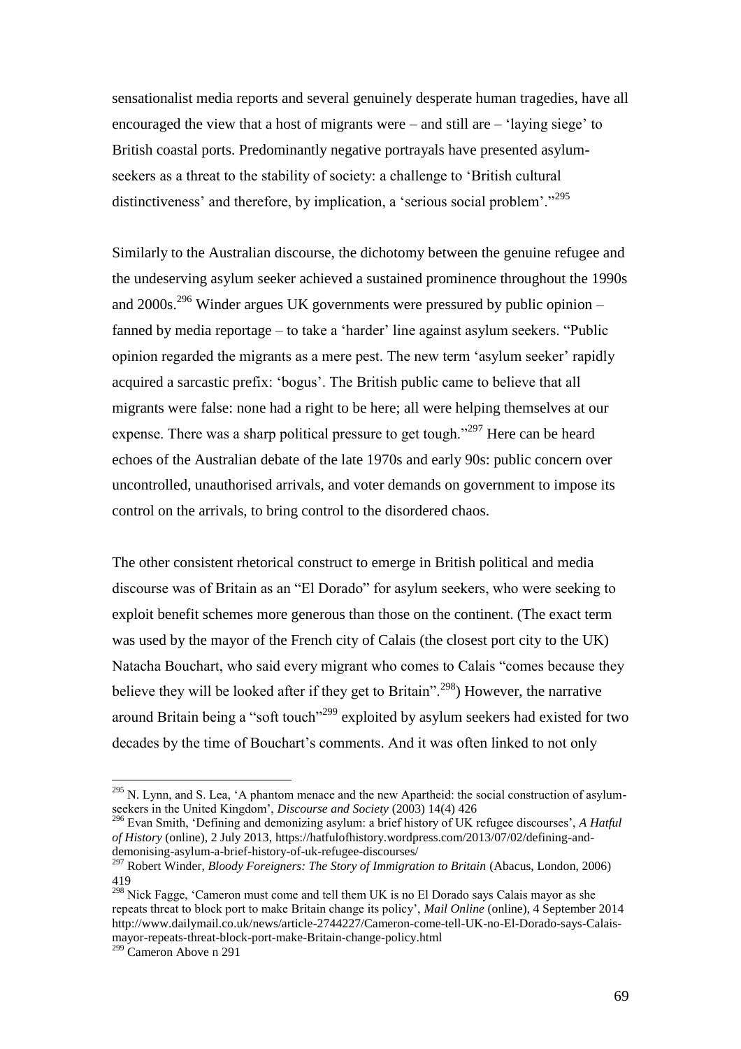sensationalist media reports and several genuinely desperate human tragedies, have all encouraged the view that a host of migrants were – and still are – 'laying siege' to British coastal ports. Predominantly negative portrayals have presented asylum-seekers as a threat to the stability of society: a challenge to 'British cultural distinctiveness' and therefore, by implication, a 'serious social problem'."[295]

Similarly to the Australian discourse, the dichotomy between the genuine refugee and the undeserving asylum seeker achieved a sustained prominence throughout the 1990s and 2000s.[296] Winder argues UK governments were pressured by public opinion – fanned by media reportage – to take a 'harder' line against asylum seekers. "Public opinion regarded the migrants as a mere pest. The new term 'asylum seeker' rapidly acquired a sarcastic prefix: 'bogus'. The British public came to believe that all migrants were false: none had a right to be here; all were helping themselves at our expense. There was a sharp political pressure to get tough."[297] Here can be heard echoes of the Australian debate of the late 1970s and early 90s: public concern over uncontrolled, unauthorised arrivals, and voter demands on government to impose its control on the arrivals, to bring control to the disordered chaos.

The other consistent rhetorical construct to emerge in British political and media discourse was of Britain as an "El Dorado" for asylum seekers, who were seeking to exploit benefit schemes more generous than those on the continent. (The exact term was used by the mayor of the French city of Calais (the closest port city to the UK) Natacha Bouchart, who said every migrant who comes to Calais "comes because they believe they will be looked after if they get to Britain".[298]) However, the narrative around Britain being a "soft touch"[299] exploited by asylum seekers had existed for two decades by the time of Bouchart's comments. And it was often linked to not only

---

[295] N. Lynn, and S. Lea, 'A phantom menace and the new Apartheid: the social construction of asylum-seekers in the United Kingdom', *Discourse and Society* (2003) 14(4) 426

[296] Evan Smith, 'Defining and demonizing asylum: a brief history of UK refugee discourses', *A Hatful of History* (online), 2 July 2013, https://hatfulofhistory.wordpress.com/2013/07/02/defining-and-demonising-asylum-a-brief-history-of-uk-refugee-discourses/

[297] Robert Winder, *Bloody Foreigners: The Story of Immigration to Britain* (Abacus, London, 2006) 419

[298] Nick Fagge, 'Cameron must come and tell them UK is no El Dorado says Calais mayor as she repeats threat to block port to make Britain change its policy', *Mail Online* (online), 4 September 2014 http://www.dailymail.co.uk/news/article-2744227/Cameron-come-tell-UK-no-El-Dorado-says-Calais-mayor-repeats-threat-block-port-make-Britain-change-policy.html

[299] Cameron Above n 291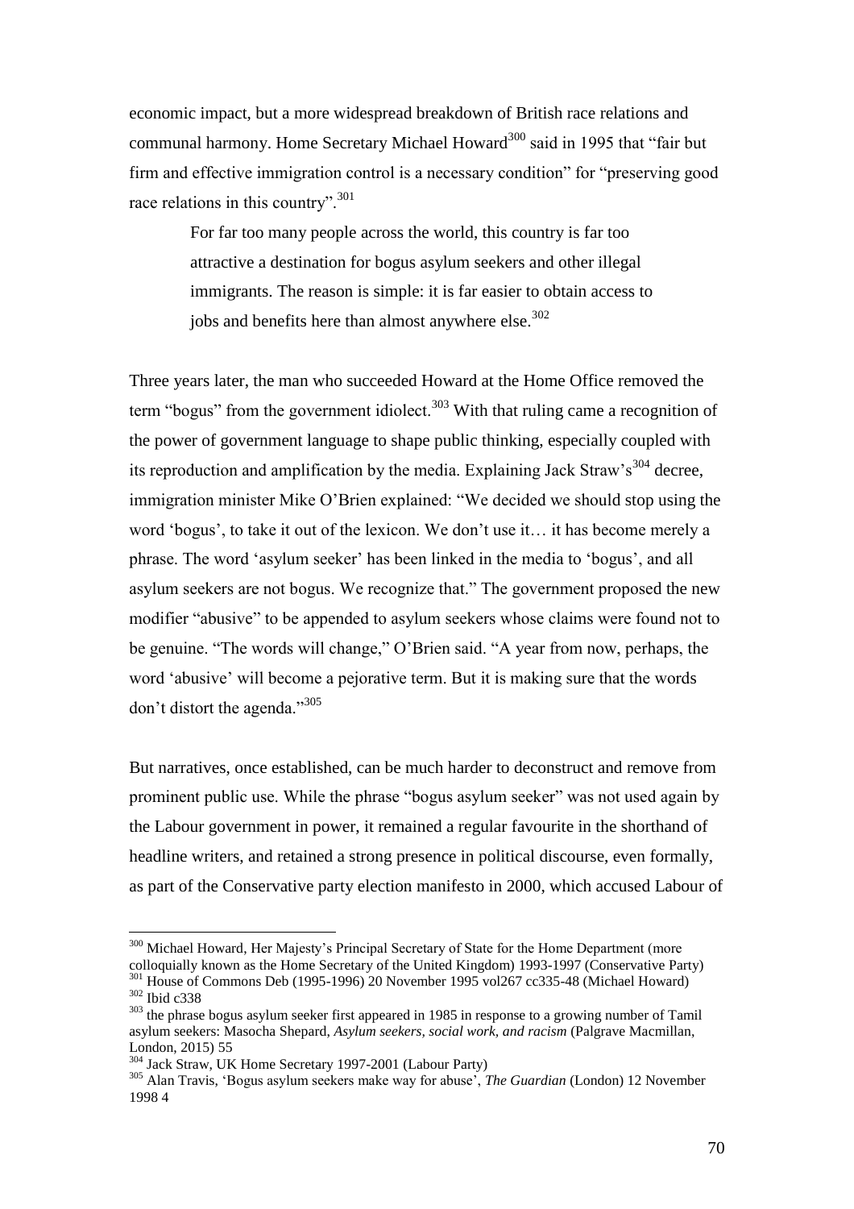economic impact, but a more widespread breakdown of British race relations and communal harmony. Home Secretary Michael Howard[300] said in 1995 that "fair but firm and effective immigration control is a necessary condition" for "preserving good race relations in this country".[301]

> For far too many people across the world, this country is far too attractive a destination for bogus asylum seekers and other illegal immigrants. The reason is simple: it is far easier to obtain access to jobs and benefits here than almost anywhere else.[302]

Three years later, the man who succeeded Howard at the Home Office removed the term "bogus" from the government idiolect.[303] With that ruling came a recognition of the power of government language to shape public thinking, especially coupled with its reproduction and amplification by the media. Explaining Jack Straw's[304] decree, immigration minister Mike O'Brien explained: "We decided we should stop using the word 'bogus', to take it out of the lexicon. We don't use it… it has become merely a phrase. The word 'asylum seeker' has been linked in the media to 'bogus', and all asylum seekers are not bogus. We recognize that." The government proposed the new modifier "abusive" to be appended to asylum seekers whose claims were found not to be genuine. "The words will change," O'Brien said. "A year from now, perhaps, the word 'abusive' will become a pejorative term. But it is making sure that the words don't distort the agenda."[305]

But narratives, once established, can be much harder to deconstruct and remove from prominent public use. While the phrase "bogus asylum seeker" was not used again by the Labour government in power, it remained a regular favourite in the shorthand of headline writers, and retained a strong presence in political discourse, even formally, as part of the Conservative party election manifesto in 2000, which accused Labour of

---

[300] Michael Howard, Her Majesty's Principal Secretary of State for the Home Department (more colloquially known as the Home Secretary of the United Kingdom) 1993-1997 (Conservative Party)

[301] House of Commons Deb (1995-1996) 20 November 1995 vol267 cc335-48 (Michael Howard)

[302] Ibid c338

[303] the phrase bogus asylum seeker first appeared in 1985 in response to a growing number of Tamil asylum seekers: Masocha Shepard, *Asylum seekers, social work, and racism* (Palgrave Macmillan, London, 2015) 55

[304] Jack Straw, UK Home Secretary 1997-2001 (Labour Party)

[305] Alan Travis, 'Bogus asylum seekers make way for abuse', *The Guardian* (London) 12 November 1998 4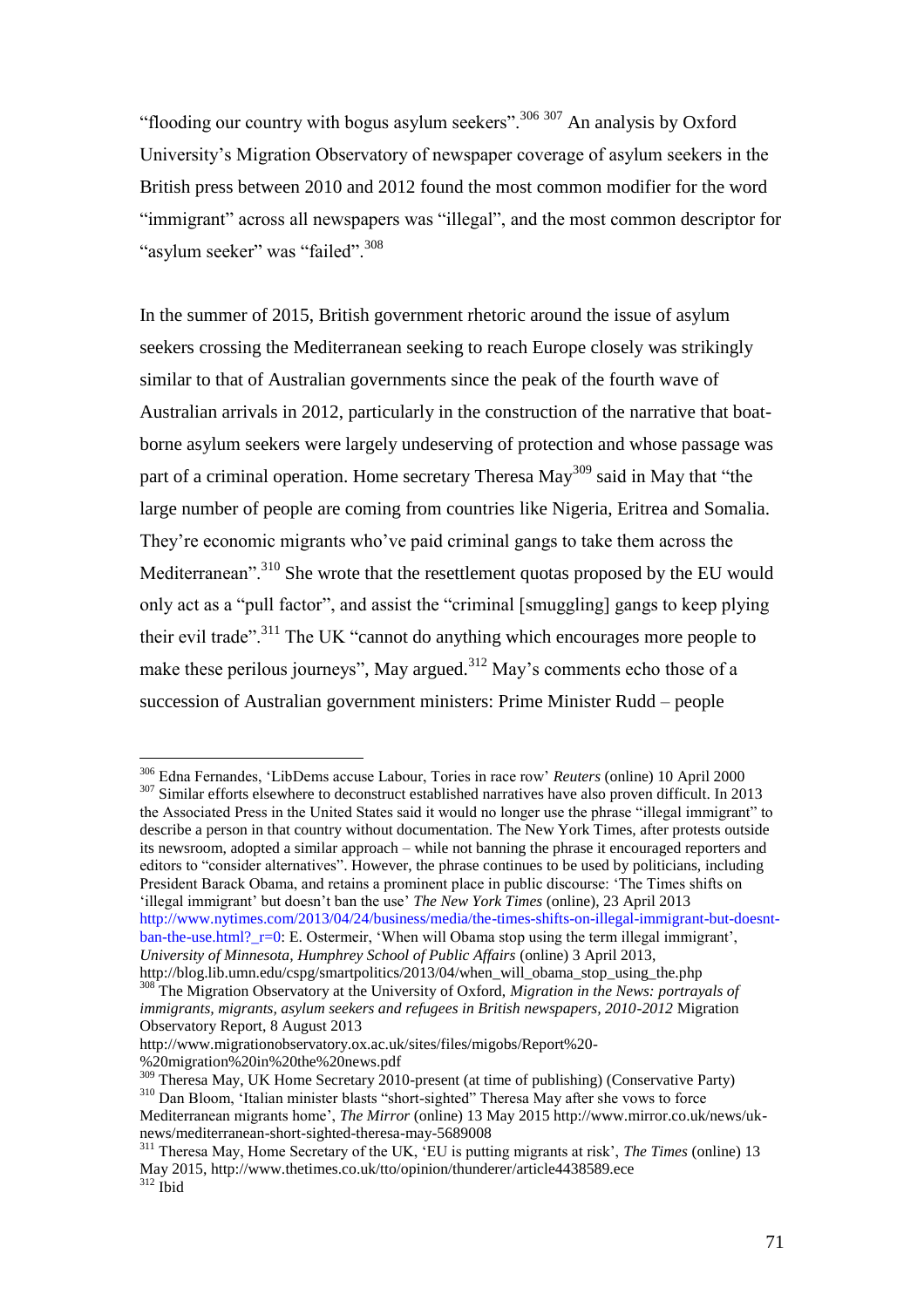"flooding our country with bogus asylum seekers".[306] [307] An analysis by Oxford University's Migration Observatory of newspaper coverage of asylum seekers in the British press between 2010 and 2012 found the most common modifier for the word "immigrant" across all newspapers was "illegal", and the most common descriptor for "asylum seeker" was "failed".[308]

In the summer of 2015, British government rhetoric around the issue of asylum seekers crossing the Mediterranean seeking to reach Europe closely was strikingly similar to that of Australian governments since the peak of the fourth wave of Australian arrivals in 2012, particularly in the construction of the narrative that boat-borne asylum seekers were largely undeserving of protection and whose passage was part of a criminal operation. Home secretary Theresa May[309] said in May that "the large number of people are coming from countries like Nigeria, Eritrea and Somalia. They're economic migrants who've paid criminal gangs to take them across the Mediterranean".[310] She wrote that the resettlement quotas proposed by the EU would only act as a "pull factor", and assist the "criminal [smuggling] gangs to keep plying their evil trade".[311] The UK "cannot do anything which encourages more people to make these perilous journeys", May argued.[312] May's comments echo those of a succession of Australian government ministers: Prime Minister Rudd – people

---

[306] Edna Fernandes, 'LibDems accuse Labour, Tories in race row' *Reuters* (online) 10 April 2000

[307] Similar efforts elsewhere to deconstruct established narratives have also proven difficult. In 2013 the Associated Press in the United States said it would no longer use the phrase "illegal immigrant" to describe a person in that country without documentation. The New York Times, after protests outside its newsroom, adopted a similar approach – while not banning the phrase it encouraged reporters and editors to "consider alternatives". However, the phrase continues to be used by politicians, including President Barack Obama, and retains a prominent place in public discourse: 'The Times shifts on 'illegal immigrant' but doesn't ban the use' *The New York Times* (online), 23 April 2013 http://www.nytimes.com/2013/04/24/business/media/the-times-shifts-on-illegal-immigrant-but-doesnt-ban-the-use.html?_r=0: E. Ostermeir, 'When will Obama stop using the term illegal immigrant', *University of Minnesota, Humphrey School of Public Affairs* (online) 3 April 2013, http://blog.lib.umn.edu/cspg/smartpolitics/2013/04/when_will_obama_stop_using_the.php

[308] The Migration Observatory at the University of Oxford, *Migration in the News: portrayals of immigrants, migrants, asylum seekers and refugees in British newspapers, 2010-2012* Migration Observatory Report, 8 August 2013 http://www.migrationobservatory.ox.ac.uk/sites/files/migobs/Report%20-%20migration%20in%20the%20news.pdf

[309] Theresa May, UK Home Secretary 2010-present (at time of publishing) (Conservative Party)

[310] Dan Bloom, 'Italian minister blasts "short-sighted" Theresa May after she vows to force Mediterranean migrants home', *The Mirror* (online) 13 May 2015 http://www.mirror.co.uk/news/uk-news/mediterranean-short-sighted-theresa-may-5689008

[311] Theresa May, Home Secretary of the UK, 'EU is putting migrants at risk', *The Times* (online) 13 May 2015, http://www.thetimes.co.uk/tto/opinion/thunderer/article4438589.ece

[312] Ibid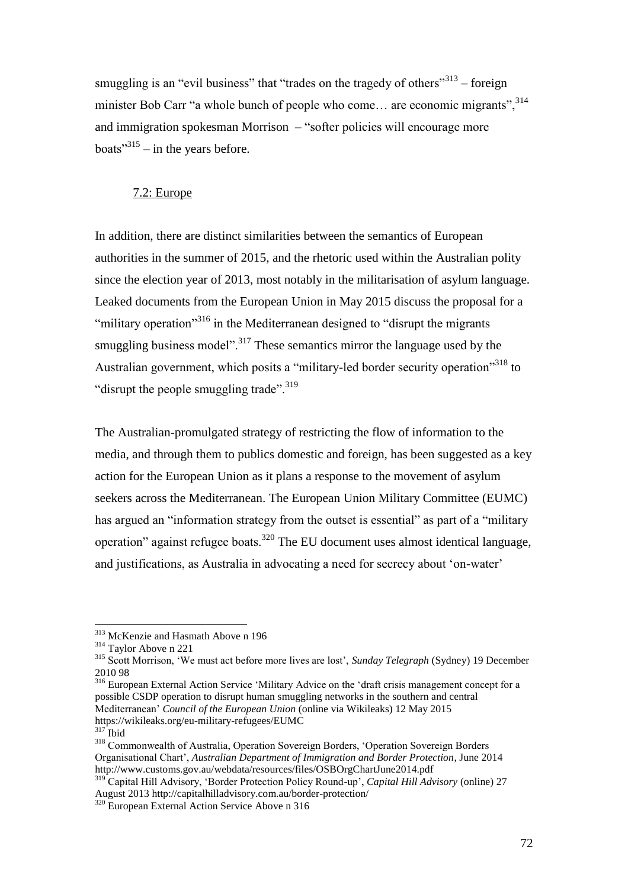smuggling is an "evil business" that "trades on the tragedy of others"[313] – foreign minister Bob Carr "a whole bunch of people who come… are economic migrants",[314] and immigration spokesman Morrison – "softer policies will encourage more boats"[315] – in the years before.

### 7.2: Europe

In addition, there are distinct similarities between the semantics of European authorities in the summer of 2015, and the rhetoric used within the Australian polity since the election year of 2013, most notably in the militarisation of asylum language. Leaked documents from the European Union in May 2015 discuss the proposal for a "military operation"[316] in the Mediterranean designed to "disrupt the migrants smuggling business model".[317] These semantics mirror the language used by the Australian government, which posits a "military-led border security operation"[318] to "disrupt the people smuggling trade".[319]

The Australian-promulgated strategy of restricting the flow of information to the media, and through them to publics domestic and foreign, has been suggested as a key action for the European Union as it plans a response to the movement of asylum seekers across the Mediterranean. The European Union Military Committee (EUMC) has argued an "information strategy from the outset is essential" as part of a "military operation" against refugee boats.[320] The EU document uses almost identical language, and justifications, as Australia in advocating a need for secrecy about 'on-water'

---

[313] McKenzie and Hasmath Above n 196

[314] Taylor Above n 221

[315] Scott Morrison, 'We must act before more lives are lost', *Sunday Telegraph* (Sydney) 19 December 2010 98

[316] European External Action Service 'Military Advice on the 'draft crisis management concept for a possible CSDP operation to disrupt human smuggling networks in the southern and central Mediterranean' *Council of the European Union* (online via Wikileaks) 12 May 2015 https://wikileaks.org/eu-military-refugees/EUMC

[317] Ibid

[318] Commonwealth of Australia, Operation Sovereign Borders, 'Operation Sovereign Borders Organisational Chart', *Australian Department of Immigration and Border Protection*, June 2014 http://www.customs.gov.au/webdata/resources/files/OSBOrgChartJune2014.pdf

[319] Capital Hill Advisory, 'Border Protection Policy Round-up', *Capital Hill Advisory* (online) 27 August 2013 http://capitalhilladvisory.com.au/border-protection/

[320] European External Action Service Above n 316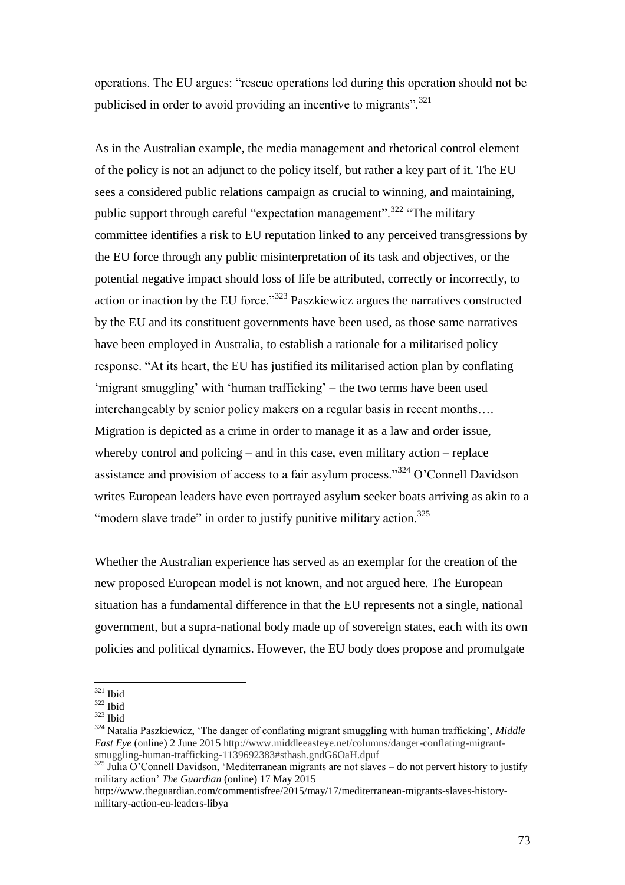operations. The EU argues: "rescue operations led during this operation should not be publicised in order to avoid providing an incentive to migrants".[321]

As in the Australian example, the media management and rhetorical control element of the policy is not an adjunct to the policy itself, but rather a key part of it. The EU sees a considered public relations campaign as crucial to winning, and maintaining, public support through careful "expectation management".[322] "The military committee identifies a risk to EU reputation linked to any perceived transgressions by the EU force through any public misinterpretation of its task and objectives, or the potential negative impact should loss of life be attributed, correctly or incorrectly, to action or inaction by the EU force."[323] Paszkiewicz argues the narratives constructed by the EU and its constituent governments have been used, as those same narratives have been employed in Australia, to establish a rationale for a militarised policy response. "At its heart, the EU has justified its militarised action plan by conflating 'migrant smuggling' with 'human trafficking' – the two terms have been used interchangeably by senior policy makers on a regular basis in recent months…. Migration is depicted as a crime in order to manage it as a law and order issue, whereby control and policing – and in this case, even military action – replace assistance and provision of access to a fair asylum process."[324] O'Connell Davidson writes European leaders have even portrayed asylum seeker boats arriving as akin to a "modern slave trade" in order to justify punitive military action.[325]

Whether the Australian experience has served as an exemplar for the creation of the new proposed European model is not known, and not argued here. The European situation has a fundamental difference in that the EU represents not a single, national government, but a supra-national body made up of sovereign states, each with its own policies and political dynamics. However, the EU body does propose and promulgate

---

[321] Ibid

[322] Ibid

[323] Ibid

[324] Natalia Paszkiewicz, 'The danger of conflating migrant smuggling with human trafficking', *Middle East Eye* (online) 2 June 2015 http://www.middleeasteye.net/columns/danger-conflating-migrant-smuggling-human-trafficking-1139692383#sthash.gndG6OaH.dpuf

[325] Julia O'Connell Davidson, 'Mediterranean migrants are not slaves – do not pervert history to justify military action' *The Guardian* (online) 17 May 2015 http://www.theguardian.com/commentisfree/2015/may/17/mediterranean-migrants-slaves-history-military-action-eu-leaders-libya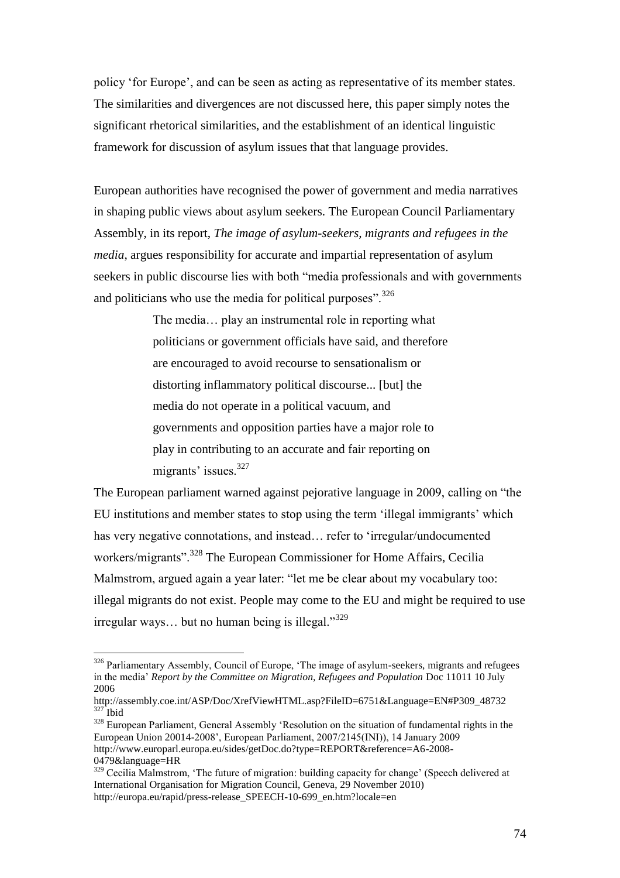policy 'for Europe', and can be seen as acting as representative of its member states. The similarities and divergences are not discussed here, this paper simply notes the significant rhetorical similarities, and the establishment of an identical linguistic framework for discussion of asylum issues that that language provides.

European authorities have recognised the power of government and media narratives in shaping public views about asylum seekers. The European Council Parliamentary Assembly, in its report, *The image of asylum-seekers, migrants and refugees in the media*, argues responsibility for accurate and impartial representation of asylum seekers in public discourse lies with both "media professionals and with governments and politicians who use the media for political purposes".[326]

> The media… play an instrumental role in reporting what politicians or government officials have said, and therefore are encouraged to avoid recourse to sensationalism or distorting inflammatory political discourse... [but] the media do not operate in a political vacuum, and governments and opposition parties have a major role to play in contributing to an accurate and fair reporting on migrants' issues.[327]

The European parliament warned against pejorative language in 2009, calling on "the EU institutions and member states to stop using the term 'illegal immigrants' which has very negative connotations, and instead… refer to 'irregular/undocumented workers/migrants".[328] The European Commissioner for Home Affairs, Cecilia Malmstrom, argued again a year later: "let me be clear about my vocabulary too: illegal migrants do not exist. People may come to the EU and might be required to use irregular ways… but no human being is illegal."[329]

---

[326] Parliamentary Assembly, Council of Europe, 'The image of asylum-seekers, migrants and refugees in the media' *Report by the Committee on Migration, Refugees and Population* Doc 11011 10 July 2006
http://assembly.coe.int/ASP/Doc/XrefViewHTML.asp?FileID=6751&Language=EN#P309_48732

[327] Ibid

[328] European Parliament, General Assembly 'Resolution on the situation of fundamental rights in the European Union 20014-2008', European Parliament, 2007/2145(INI)), 14 January 2009
http://www.europarl.europa.eu/sides/getDoc.do?type=REPORT&reference=A6-2008-0479&language=HR

[329] Cecilia Malmstrom, 'The future of migration: building capacity for change' (Speech delivered at International Organisation for Migration Council, Geneva, 29 November 2010)
http://europa.eu/rapid/press-release_SPEECH-10-699_en.htm?locale=en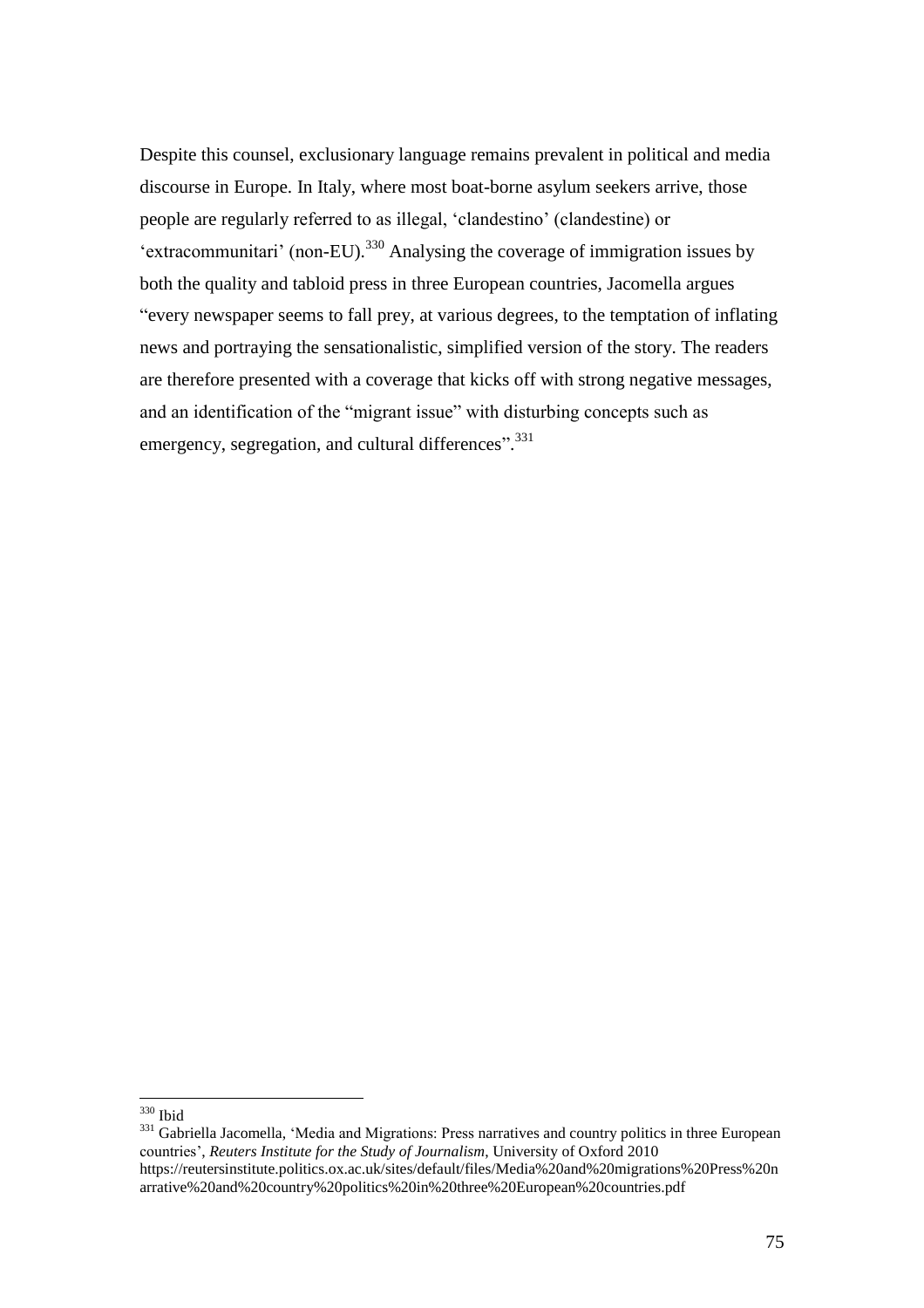Despite this counsel, exclusionary language remains prevalent in political and media discourse in Europe. In Italy, where most boat-borne asylum seekers arrive, those people are regularly referred to as illegal, 'clandestino' (clandestine) or 'extracommunitari' (non-EU).[330] Analysing the coverage of immigration issues by both the quality and tabloid press in three European countries, Jacomella argues "every newspaper seems to fall prey, at various degrees, to the temptation of inflating news and portraying the sensationalistic, simplified version of the story. The readers are therefore presented with a coverage that kicks off with strong negative messages, and an identification of the "migrant issue" with disturbing concepts such as emergency, segregation, and cultural differences".[331]

---

[330] Ibid

[331] Gabriella Jacomella, 'Media and Migrations: Press narratives and country politics in three European countries', *Reuters Institute for the Study of Journalism*, University of Oxford 2010 https://reutersinstitute.politics.ox.ac.uk/sites/default/files/Media%20and%20migrations%20Press%20narrative%20and%20country%20politics%20in%20three%20European%20countries.pdf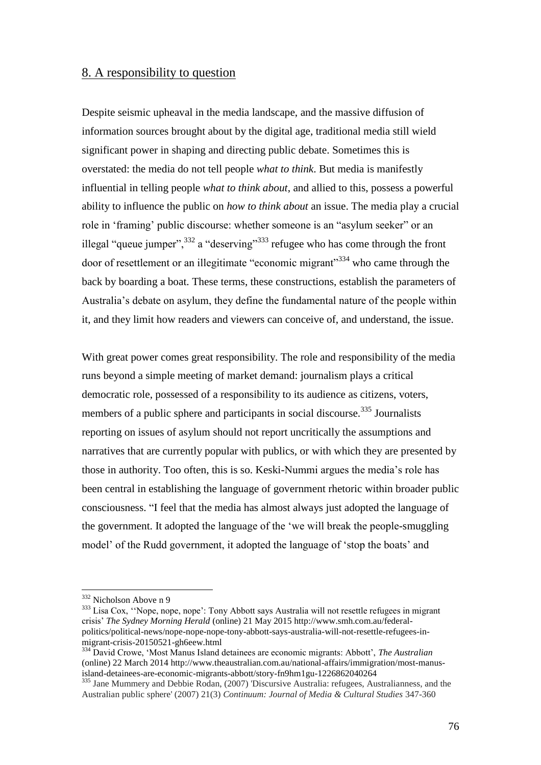## 8. A responsibility to question

Despite seismic upheaval in the media landscape, and the massive diffusion of information sources brought about by the digital age, traditional media still wield significant power in shaping and directing public debate. Sometimes this is overstated: the media do not tell people *what to think*. But media is manifestly influential in telling people *what to think about*, and allied to this, possess a powerful ability to influence the public on *how to think about* an issue. The media play a crucial role in 'framing' public discourse: whether someone is an "asylum seeker" or an illegal "queue jumper",[332] a "deserving"[333] refugee who has come through the front door of resettlement or an illegitimate "economic migrant"[334] who came through the back by boarding a boat. These terms, these constructions, establish the parameters of Australia's debate on asylum, they define the fundamental nature of the people within it, and they limit how readers and viewers can conceive of, and understand, the issue.

With great power comes great responsibility. The role and responsibility of the media runs beyond a simple meeting of market demand: journalism plays a critical democratic role, possessed of a responsibility to its audience as citizens, voters, members of a public sphere and participants in social discourse.[335] Journalists reporting on issues of asylum should not report uncritically the assumptions and narratives that are currently popular with publics, or with which they are presented by those in authority. Too often, this is so. Keski-Nummi argues the media's role has been central in establishing the language of government rhetoric within broader public consciousness. "I feel that the media has almost always just adopted the language of the government. It adopted the language of the 'we will break the people-smuggling model' of the Rudd government, it adopted the language of 'stop the boats' and

---

[332] Nicholson Above n 9

[333] Lisa Cox, ''Nope, nope, nope': Tony Abbott says Australia will not resettle refugees in migrant crisis' *The Sydney Morning Herald* (online) 21 May 2015 http://www.smh.com.au/federal-politics/political-news/nope-nope-nope-tony-abbott-says-australia-will-not-resettle-refugees-in-migrant-crisis-20150521-gh6eew.html

[334] David Crowe, 'Most Manus Island detainees are economic migrants: Abbott', *The Australian* (online) 22 March 2014 http://www.theaustralian.com.au/national-affairs/immigration/most-manus-island-detainees-are-economic-migrants-abbott/story-fn9hm1gu-1226862040264

[335] Jane Mummery and Debbie Rodan, (2007) 'Discursive Australia: refugees, Australianness, and the Australian public sphere' (2007) 21(3) *Continuum: Journal of Media & Cultural Studies* 347-360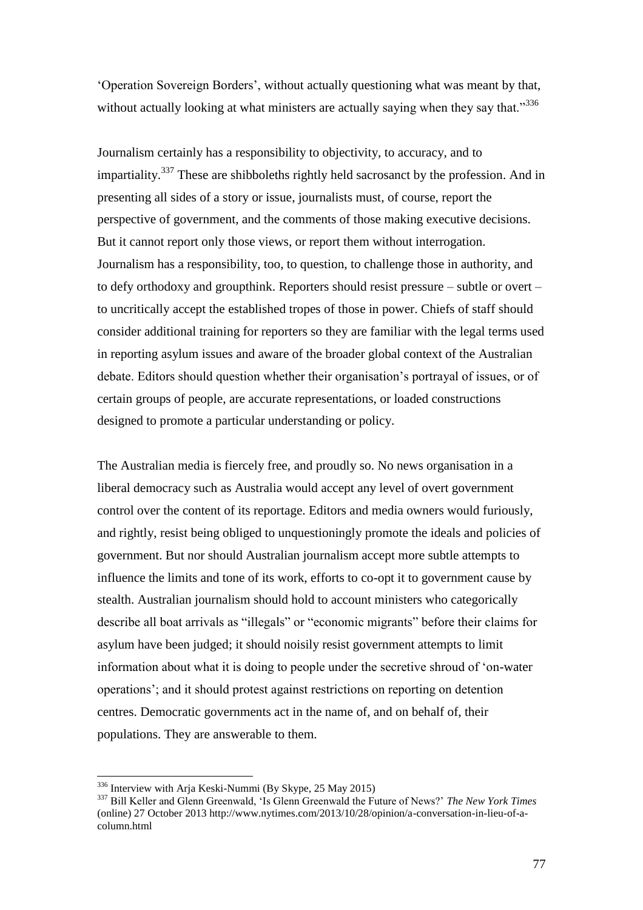'Operation Sovereign Borders', without actually questioning what was meant by that, without actually looking at what ministers are actually saying when they say that."[336]

Journalism certainly has a responsibility to objectivity, to accuracy, and to impartiality.[337] These are shibboleths rightly held sacrosanct by the profession. And in presenting all sides of a story or issue, journalists must, of course, report the perspective of government, and the comments of those making executive decisions. But it cannot report only those views, or report them without interrogation. Journalism has a responsibility, too, to question, to challenge those in authority, and to defy orthodoxy and groupthink. Reporters should resist pressure – subtle or overt – to uncritically accept the established tropes of those in power. Chiefs of staff should consider additional training for reporters so they are familiar with the legal terms used in reporting asylum issues and aware of the broader global context of the Australian debate. Editors should question whether their organisation's portrayal of issues, or of certain groups of people, are accurate representations, or loaded constructions designed to promote a particular understanding or policy.

The Australian media is fiercely free, and proudly so. No news organisation in a liberal democracy such as Australia would accept any level of overt government control over the content of its reportage. Editors and media owners would furiously, and rightly, resist being obliged to unquestioningly promote the ideals and policies of government. But nor should Australian journalism accept more subtle attempts to influence the limits and tone of its work, efforts to co-opt it to government cause by stealth. Australian journalism should hold to account ministers who categorically describe all boat arrivals as "illegals" or "economic migrants" before their claims for asylum have been judged; it should noisily resist government attempts to limit information about what it is doing to people under the secretive shroud of 'on-water operations'; and it should protest against restrictions on reporting on detention centres. Democratic governments act in the name of, and on behalf of, their populations. They are answerable to them.

---

[336] Interview with Arja Keski-Nummi (By Skype, 25 May 2015)

[337] Bill Keller and Glenn Greenwald, 'Is Glenn Greenwald the Future of News?' *The New York Times* (online) 27 October 2013 http://www.nytimes.com/2013/10/28/opinion/a-conversation-in-lieu-of-a-column.html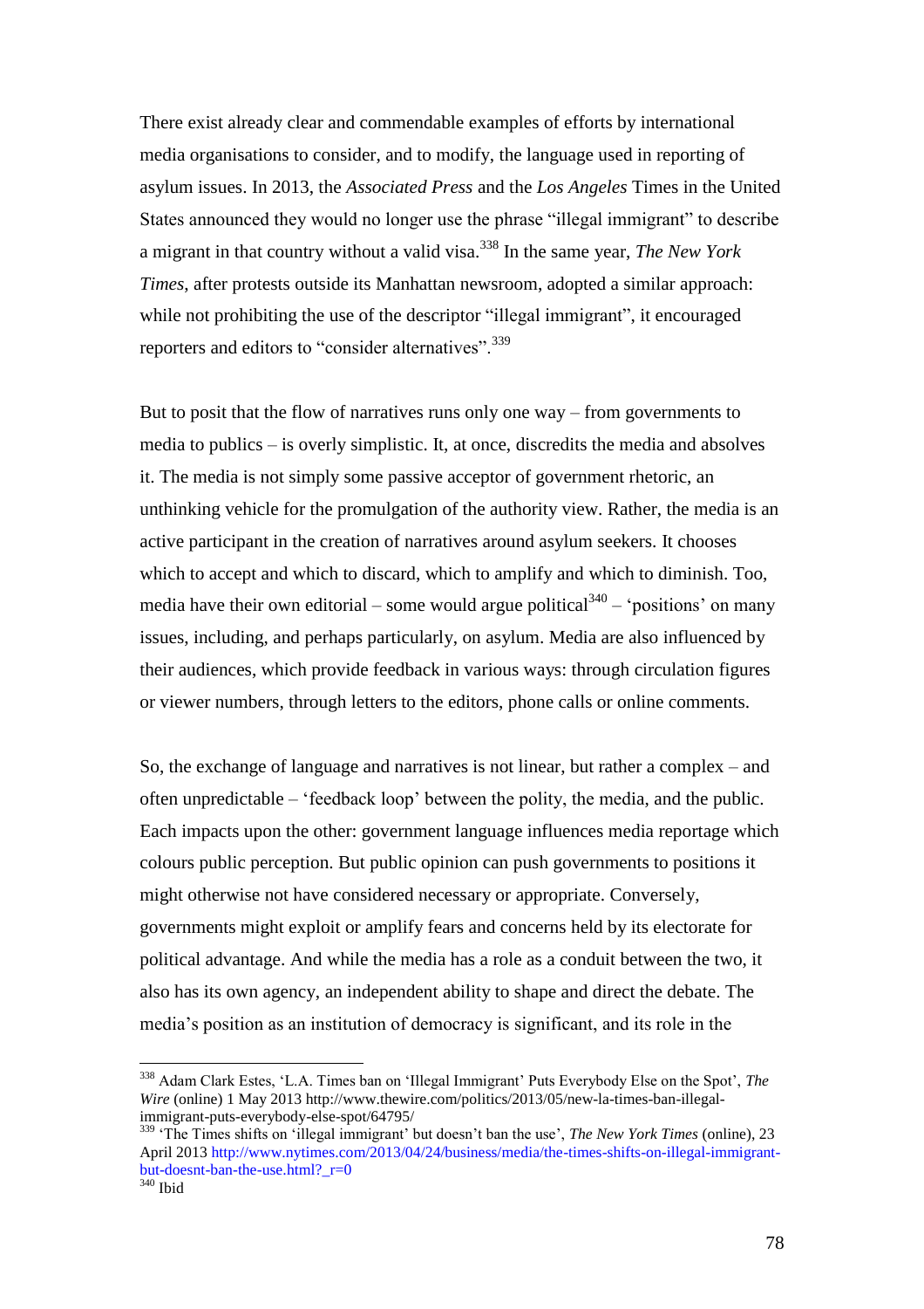There exist already clear and commendable examples of efforts by international media organisations to consider, and to modify, the language used in reporting of asylum issues. In 2013, the *Associated Press* and the *Los Angeles* Times in the United States announced they would no longer use the phrase "illegal immigrant" to describe a migrant in that country without a valid visa.[338] In the same year, *The New York Times*, after protests outside its Manhattan newsroom, adopted a similar approach: while not prohibiting the use of the descriptor "illegal immigrant", it encouraged reporters and editors to "consider alternatives".[339]

But to posit that the flow of narratives runs only one way – from governments to media to publics – is overly simplistic. It, at once, discredits the media and absolves it. The media is not simply some passive acceptor of government rhetoric, an unthinking vehicle for the promulgation of the authority view. Rather, the media is an active participant in the creation of narratives around asylum seekers. It chooses which to accept and which to discard, which to amplify and which to diminish. Too, media have their own editorial – some would argue political[340] – 'positions' on many issues, including, and perhaps particularly, on asylum. Media are also influenced by their audiences, which provide feedback in various ways: through circulation figures or viewer numbers, through letters to the editors, phone calls or online comments.

So, the exchange of language and narratives is not linear, but rather a complex – and often unpredictable – 'feedback loop' between the polity, the media, and the public. Each impacts upon the other: government language influences media reportage which colours public perception. But public opinion can push governments to positions it might otherwise not have considered necessary or appropriate. Conversely, governments might exploit or amplify fears and concerns held by its electorate for political advantage. And while the media has a role as a conduit between the two, it also has its own agency, an independent ability to shape and direct the debate. The media's position as an institution of democracy is significant, and its role in the

---

[338] Adam Clark Estes, 'L.A. Times ban on 'Illegal Immigrant' Puts Everybody Else on the Spot', *The Wire* (online) 1 May 2013 http://www.thewire.com/politics/2013/05/new-la-times-ban-illegal-immigrant-puts-everybody-else-spot/64795/

[339] 'The Times shifts on 'illegal immigrant' but doesn't ban the use', *The New York Times* (online), 23 April 2013 http://www.nytimes.com/2013/04/24/business/media/the-times-shifts-on-illegal-immigrant-but-doesnt-ban-the-use.html?_r=0

[340] Ibid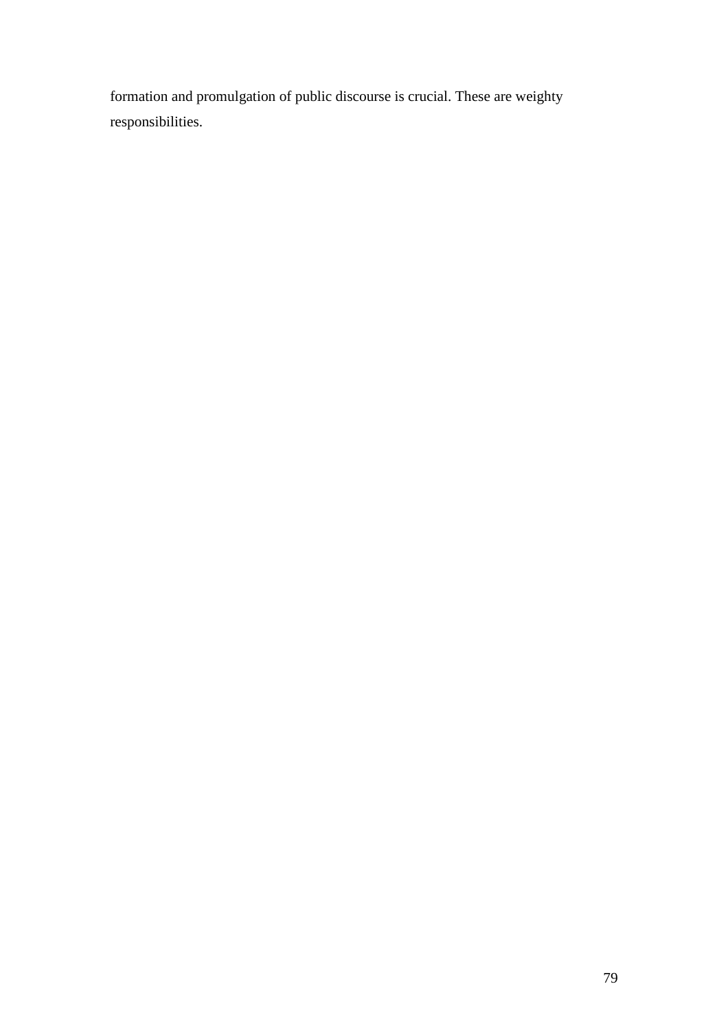formation and promulgation of public discourse is crucial. These are weighty responsibilities.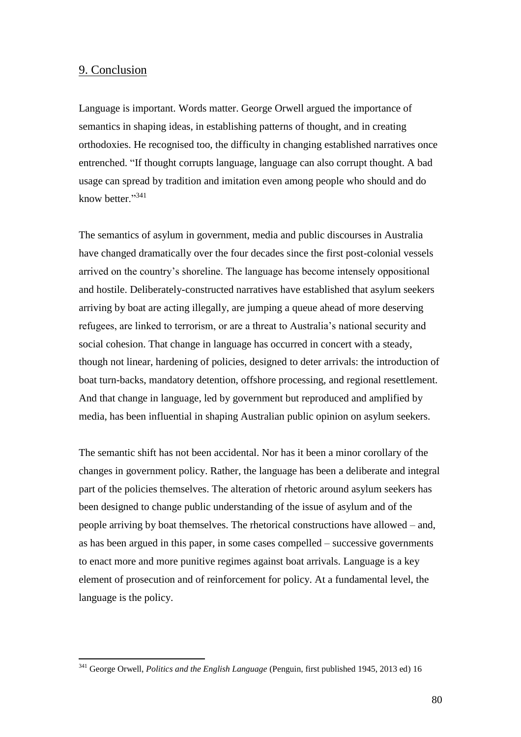## 9. Conclusion

Language is important. Words matter. George Orwell argued the importance of semantics in shaping ideas, in establishing patterns of thought, and in creating orthodoxies. He recognised too, the difficulty in changing established narratives once entrenched. "If thought corrupts language, language can also corrupt thought. A bad usage can spread by tradition and imitation even among people who should and do know better."[341]

The semantics of asylum in government, media and public discourses in Australia have changed dramatically over the four decades since the first post-colonial vessels arrived on the country's shoreline. The language has become intensely oppositional and hostile. Deliberately-constructed narratives have established that asylum seekers arriving by boat are acting illegally, are jumping a queue ahead of more deserving refugees, are linked to terrorism, or are a threat to Australia's national security and social cohesion. That change in language has occurred in concert with a steady, though not linear, hardening of policies, designed to deter arrivals: the introduction of boat turn-backs, mandatory detention, offshore processing, and regional resettlement. And that change in language, led by government but reproduced and amplified by media, has been influential in shaping Australian public opinion on asylum seekers.

The semantic shift has not been accidental. Nor has it been a minor corollary of the changes in government policy. Rather, the language has been a deliberate and integral part of the policies themselves. The alteration of rhetoric around asylum seekers has been designed to change public understanding of the issue of asylum and of the people arriving by boat themselves. The rhetorical constructions have allowed – and, as has been argued in this paper, in some cases compelled – successive governments to enact more and more punitive regimes against boat arrivals. Language is a key element of prosecution and of reinforcement for policy. At a fundamental level, the language is the policy.

---

[341] George Orwell, *Politics and the English Language* (Penguin, first published 1945, 2013 ed) 16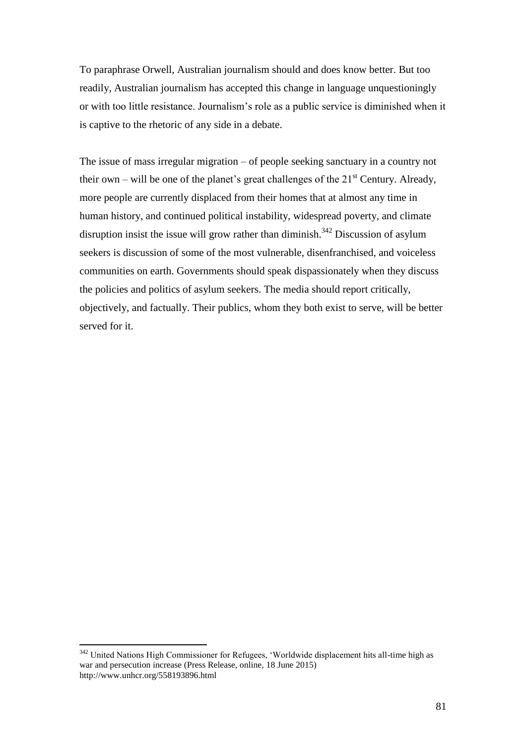To paraphrase Orwell, Australian journalism should and does know better. But too readily, Australian journalism has accepted this change in language unquestioningly or with too little resistance. Journalism's role as a public service is diminished when it is captive to the rhetoric of any side in a debate.

The issue of mass irregular migration – of people seeking sanctuary in a country not their own – will be one of the planet's great challenges of the 21st Century. Already, more people are currently displaced from their homes that at almost any time in human history, and continued political instability, widespread poverty, and climate disruption insist the issue will grow rather than diminish.[342] Discussion of asylum seekers is discussion of some of the most vulnerable, disenfranchised, and voiceless communities on earth. Governments should speak dispassionately when they discuss the policies and politics of asylum seekers. The media should report critically, objectively, and factually. Their publics, whom they both exist to serve, will be better served for it.

---

[342] United Nations High Commissioner for Refugees, 'Worldwide displacement hits all-time high as war and persecution increase (Press Release, online, 18 June 2015) http://www.unhcr.org/558193896.html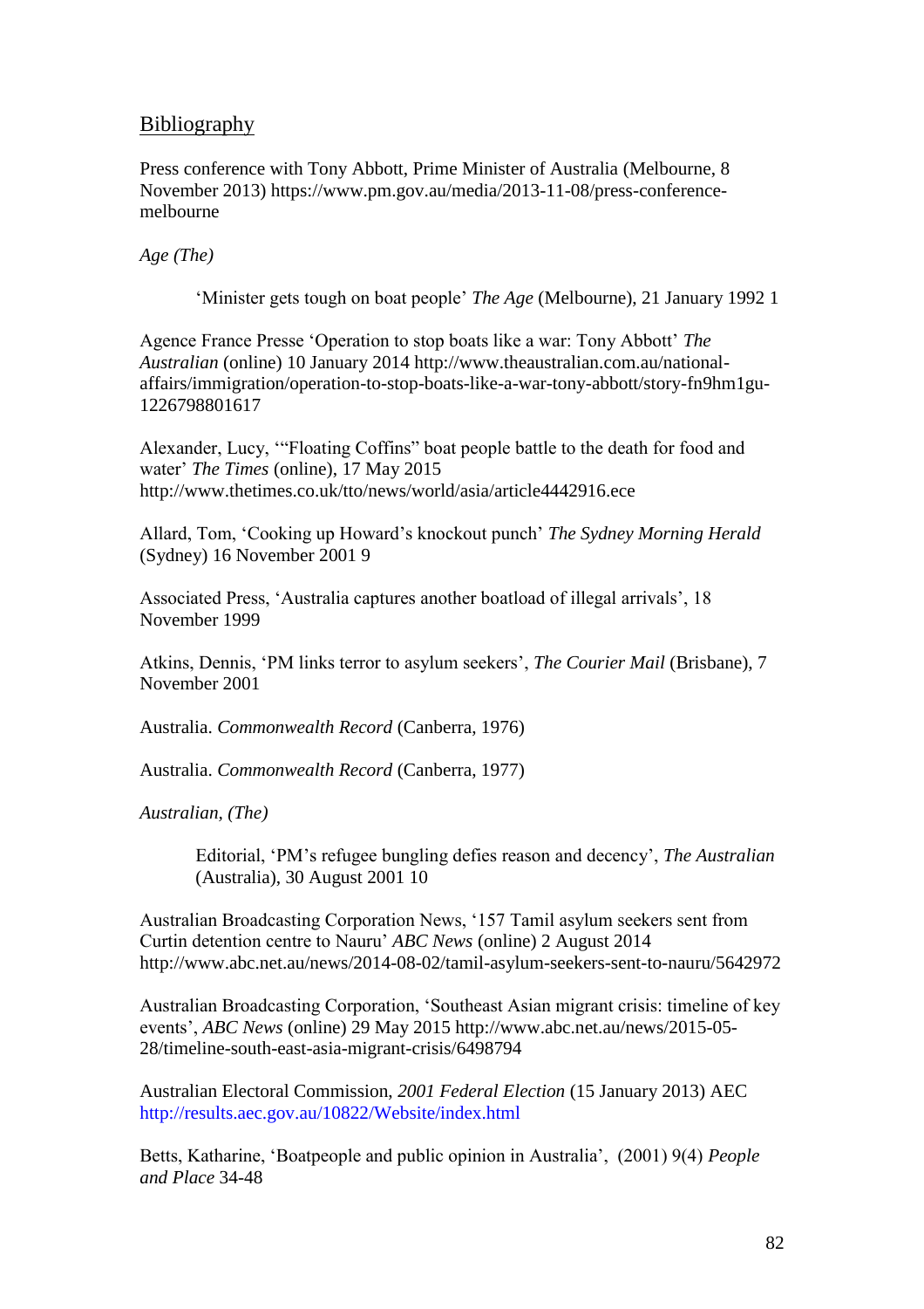## Bibliography

Press conference with Tony Abbott, Prime Minister of Australia (Melbourne, 8 November 2013) https://www.pm.gov.au/media/2013-11-08/press-conference-melbourne

*Age (The)*

> 'Minister gets tough on boat people' *The Age* (Melbourne), 21 January 1992 1

Agence France Presse 'Operation to stop boats like a war: Tony Abbott' *The Australian* (online) 10 January 2014 http://www.theaustralian.com.au/national-affairs/immigration/operation-to-stop-boats-like-a-war-tony-abbott/story-fn9hm1gu-1226798801617

Alexander, Lucy, '"Floating Coffins" boat people battle to the death for food and water' *The Times* (online), 17 May 2015 http://www.thetimes.co.uk/tto/news/world/asia/article4442916.ece

Allard, Tom, 'Cooking up Howard's knockout punch' *The Sydney Morning Herald* (Sydney) 16 November 2001 9

Associated Press, 'Australia captures another boatload of illegal arrivals', 18 November 1999

Atkins, Dennis, 'PM links terror to asylum seekers', *The Courier Mail* (Brisbane), 7 November 2001

Australia. *Commonwealth Record* (Canberra, 1976)

Australia. *Commonwealth Record* (Canberra, 1977)

*Australian, (The)*

> Editorial, 'PM's refugee bungling defies reason and decency', *The Australian* (Australia), 30 August 2001 10

Australian Broadcasting Corporation News, '157 Tamil asylum seekers sent from Curtin detention centre to Nauru' *ABC News* (online) 2 August 2014 http://www.abc.net.au/news/2014-08-02/tamil-asylum-seekers-sent-to-nauru/5642972

Australian Broadcasting Corporation, 'Southeast Asian migrant crisis: timeline of key events', *ABC News* (online) 29 May 2015 http://www.abc.net.au/news/2015-05-28/timeline-south-east-asia-migrant-crisis/6498794

Australian Electoral Commission, *2001 Federal Election* (15 January 2013) AEC http://results.aec.gov.au/10822/Website/index.html

Betts, Katharine, 'Boatpeople and public opinion in Australia', (2001) 9(4) *People and Place* 34-48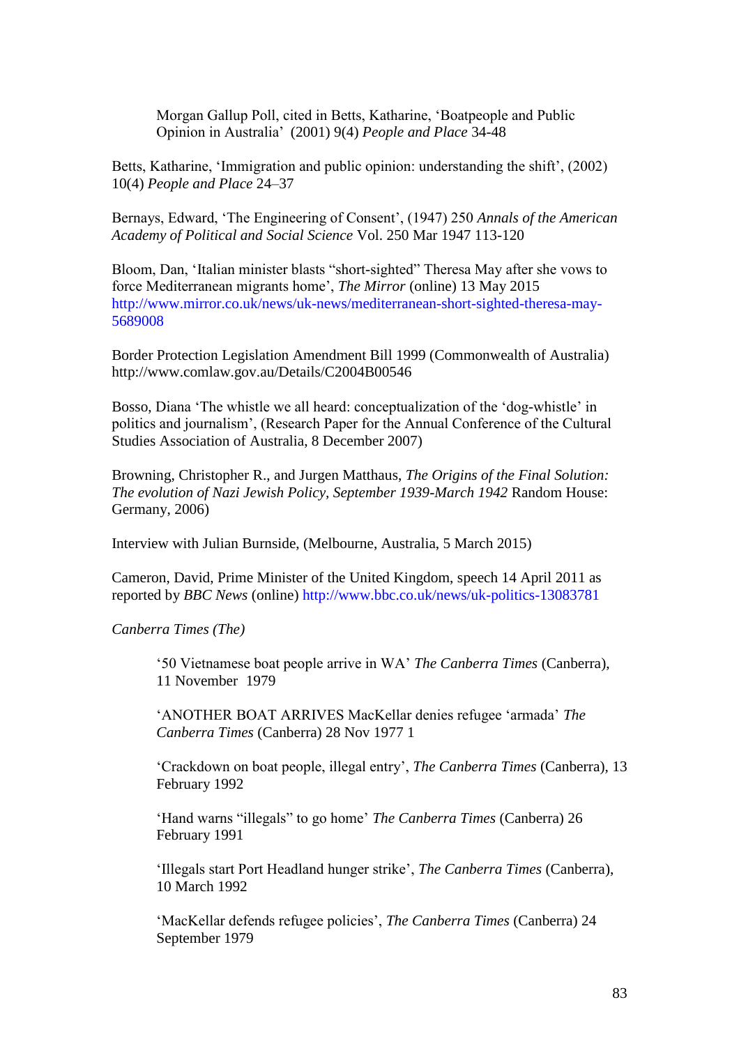Morgan Gallup Poll, cited in Betts, Katharine, 'Boatpeople and Public Opinion in Australia' (2001) 9(4) *People and Place* 34-48

Betts, Katharine, 'Immigration and public opinion: understanding the shift', (2002) 10(4) *People and Place* 24–37

Bernays, Edward, 'The Engineering of Consent', (1947) 250 *Annals of the American Academy of Political and Social Science* Vol. 250 Mar 1947 113-120

Bloom, Dan, 'Italian minister blasts "short-sighted" Theresa May after she vows to force Mediterranean migrants home', *The Mirror* (online) 13 May 2015 http://www.mirror.co.uk/news/uk-news/mediterranean-short-sighted-theresa-may-5689008

Border Protection Legislation Amendment Bill 1999 (Commonwealth of Australia) http://www.comlaw.gov.au/Details/C2004B00546

Bosso, Diana 'The whistle we all heard: conceptualization of the 'dog-whistle' in politics and journalism', (Research Paper for the Annual Conference of the Cultural Studies Association of Australia, 8 December 2007)

Browning, Christopher R., and Jurgen Matthaus, *The Origins of the Final Solution: The evolution of Nazi Jewish Policy, September 1939-March 1942* Random House: Germany, 2006)

Interview with Julian Burnside, (Melbourne, Australia, 5 March 2015)

Cameron, David, Prime Minister of the United Kingdom, speech 14 April 2011 as reported by *BBC News* (online) http://www.bbc.co.uk/news/uk-politics-13083781

*Canberra Times (The)*

'50 Vietnamese boat people arrive in WA' *The Canberra Times* (Canberra), 11 November 1979

'ANOTHER BOAT ARRIVES MacKellar denies refugee 'armada' *The Canberra Times* (Canberra) 28 Nov 1977 1

'Crackdown on boat people, illegal entry', *The Canberra Times* (Canberra), 13 February 1992

'Hand warns "illegals" to go home' *The Canberra Times* (Canberra) 26 February 1991

'Illegals start Port Headland hunger strike', *The Canberra Times* (Canberra), 10 March 1992

'MacKellar defends refugee policies', *The Canberra Times* (Canberra) 24 September 1979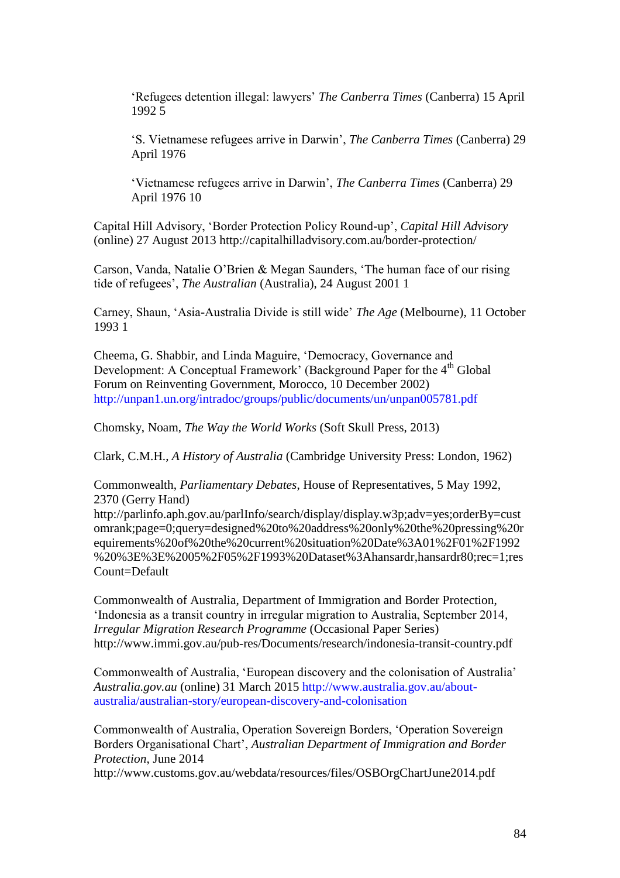'Refugees detention illegal: lawyers' *The Canberra Times* (Canberra) 15 April 1992 5

'S. Vietnamese refugees arrive in Darwin', *The Canberra Times* (Canberra) 29 April 1976

'Vietnamese refugees arrive in Darwin', *The Canberra Times* (Canberra) 29 April 1976 10

Capital Hill Advisory, 'Border Protection Policy Round-up', *Capital Hill Advisory* (online) 27 August 2013 http://capitalhilladvisory.com.au/border-protection/

Carson, Vanda, Natalie O'Brien & Megan Saunders, 'The human face of our rising tide of refugees', *The Australian* (Australia), 24 August 2001 1

Carney, Shaun, 'Asia-Australia Divide is still wide' *The Age* (Melbourne), 11 October 1993 1

Cheema, G. Shabbir, and Linda Maguire, 'Democracy, Governance and Development: A Conceptual Framework' (Background Paper for the 4th Global Forum on Reinventing Government, Morocco, 10 December 2002) http://unpan1.un.org/intradoc/groups/public/documents/un/unpan005781.pdf

Chomsky, Noam, *The Way the World Works* (Soft Skull Press, 2013)

Clark, C.M.H., *A History of Australia* (Cambridge University Press: London, 1962)

Commonwealth, *Parliamentary Debates*, House of Representatives, 5 May 1992, 2370 (Gerry Hand) http://parlinfo.aph.gov.au/parlInfo/search/display/display.w3p;adv=yes;orderBy=customrank;page=0;query=designed%20to%20address%20only%20the%20pressing%20requirements%20of%20the%20current%20situation%20Date%3A01%2F01%2F1992%20%3E%3E%2005%2F05%2F1993%20Dataset%3Ahansardr,hansardr80;rec=1;resCount=Default

Commonwealth of Australia, Department of Immigration and Border Protection, 'Indonesia as a transit country in irregular migration to Australia, September 2014, *Irregular Migration Research Programme* (Occasional Paper Series) http://www.immi.gov.au/pub-res/Documents/research/indonesia-transit-country.pdf

Commonwealth of Australia, 'European discovery and the colonisation of Australia' *Australia.gov.au* (online) 31 March 2015 http://www.australia.gov.au/about-australia/australian-story/european-discovery-and-colonisation

Commonwealth of Australia, Operation Sovereign Borders, 'Operation Sovereign Borders Organisational Chart', *Australian Department of Immigration and Border Protection*, June 2014 http://www.customs.gov.au/webdata/resources/files/OSBOrgChartJune2014.pdf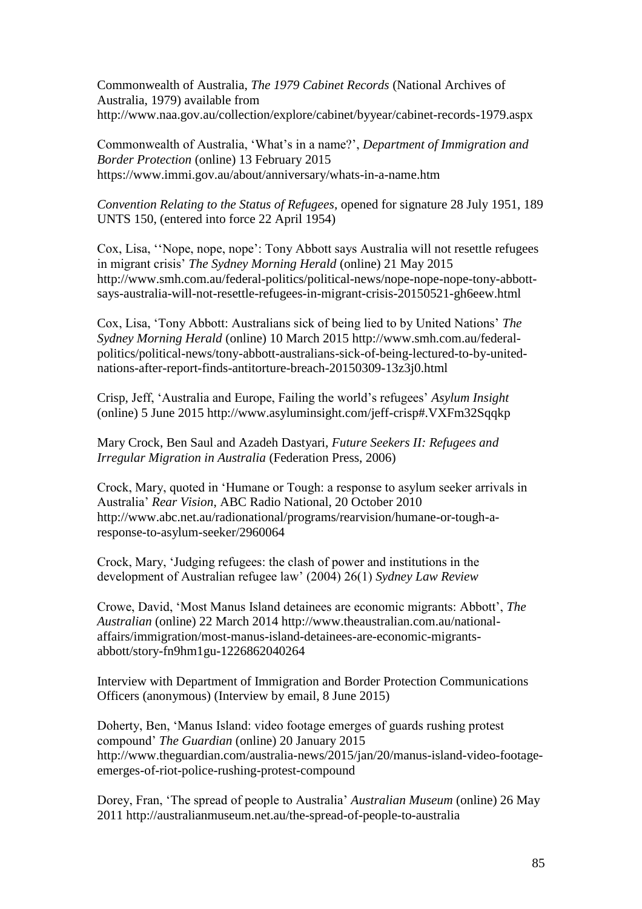Commonwealth of Australia, *The 1979 Cabinet Records* (National Archives of Australia, 1979) available from http://www.naa.gov.au/collection/explore/cabinet/byyear/cabinet-records-1979.aspx

Commonwealth of Australia, 'What's in a name?', *Department of Immigration and Border Protection* (online) 13 February 2015 https://www.immi.gov.au/about/anniversary/whats-in-a-name.htm

*Convention Relating to the Status of Refugees*, opened for signature 28 July 1951, 189 UNTS 150, (entered into force 22 April 1954)

Cox, Lisa, ''Nope, nope, nope': Tony Abbott says Australia will not resettle refugees in migrant crisis' *The Sydney Morning Herald* (online) 21 May 2015 http://www.smh.com.au/federal-politics/political-news/nope-nope-nope-tony-abbott-says-australia-will-not-resettle-refugees-in-migrant-crisis-20150521-gh6eew.html

Cox, Lisa, 'Tony Abbott: Australians sick of being lied to by United Nations' *The Sydney Morning Herald* (online) 10 March 2015 http://www.smh.com.au/federal-politics/political-news/tony-abbott-australians-sick-of-being-lectured-to-by-united-nations-after-report-finds-antitorture-breach-20150309-13z3j0.html

Crisp, Jeff, 'Australia and Europe, Failing the world's refugees' *Asylum Insight* (online) 5 June 2015 http://www.asyluminsight.com/jeff-crisp#.VXFm32Sqqkp

Mary Crock, Ben Saul and Azadeh Dastyari, *Future Seekers II: Refugees and Irregular Migration in Australia* (Federation Press, 2006)

Crock, Mary, quoted in 'Humane or Tough: a response to asylum seeker arrivals in Australia' *Rear Vision*, ABC Radio National, 20 October 2010 http://www.abc.net.au/radionational/programs/rearvision/humane-or-tough-a-response-to-asylum-seeker/2960064

Crock, Mary, 'Judging refugees: the clash of power and institutions in the development of Australian refugee law' (2004) 26(1) *Sydney Law Review*

Crowe, David, 'Most Manus Island detainees are economic migrants: Abbott', *The Australian* (online) 22 March 2014 http://www.theaustralian.com.au/national-affairs/immigration/most-manus-island-detainees-are-economic-migrants-abbott/story-fn9hm1gu-1226862040264

Interview with Department of Immigration and Border Protection Communications Officers (anonymous) (Interview by email, 8 June 2015)

Doherty, Ben, 'Manus Island: video footage emerges of guards rushing protest compound' *The Guardian* (online) 20 January 2015 http://www.theguardian.com/australia-news/2015/jan/20/manus-island-video-footage-emerges-of-riot-police-rushing-protest-compound

Dorey, Fran, 'The spread of people to Australia' *Australian Museum* (online) 26 May 2011 http://australianmuseum.net.au/the-spread-of-people-to-australia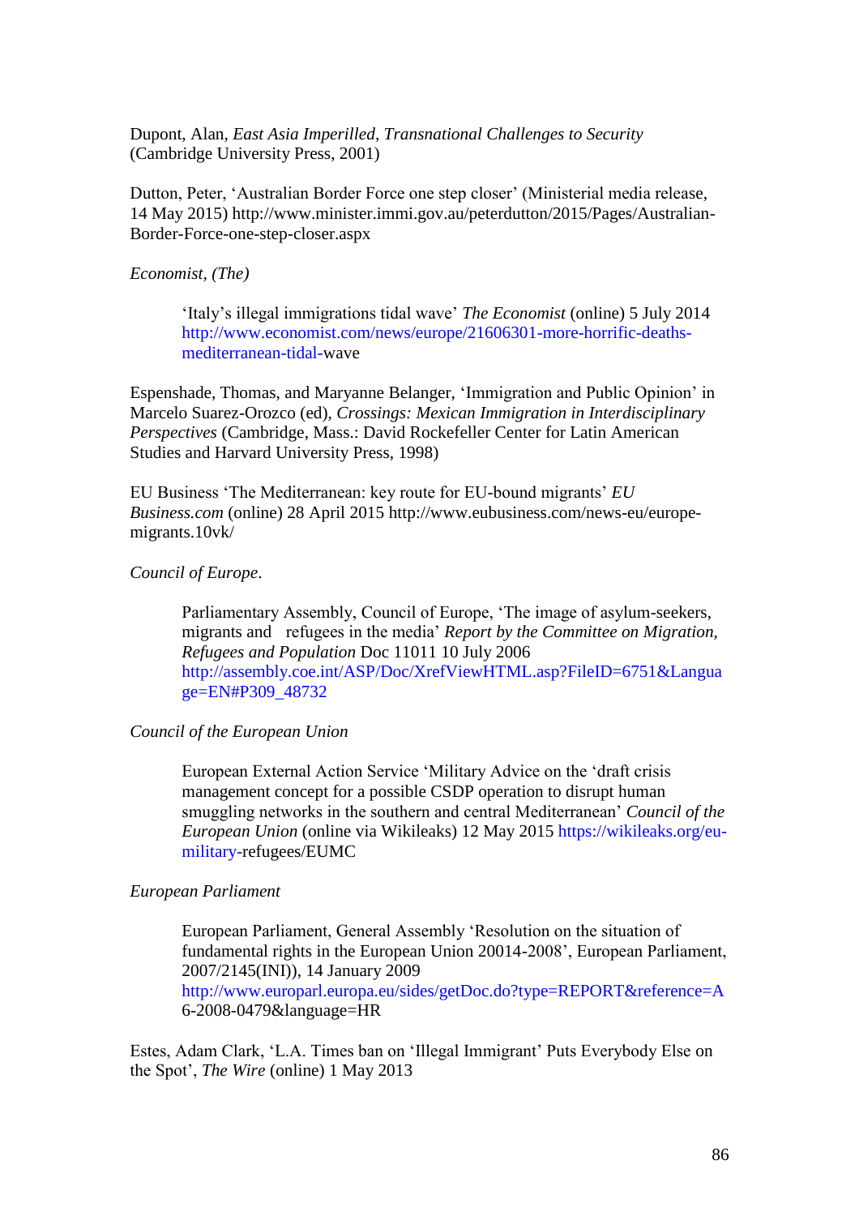Dupont, Alan, *East Asia Imperilled, Transnational Challenges to Security* (Cambridge University Press, 2001)

Dutton, Peter, 'Australian Border Force one step closer' (Ministerial media release, 14 May 2015) http://www.minister.immi.gov.au/peterdutton/2015/Pages/Australian-Border-Force-one-step-closer.aspx

*Economist, (The)*

> 'Italy's illegal immigrations tidal wave' *The Economist* (online) 5 July 2014 http://www.economist.com/news/europe/21606301-more-horrific-deaths-mediterranean-tidal-wave

Espenshade, Thomas, and Maryanne Belanger, 'Immigration and Public Opinion' in Marcelo Suarez-Orozco (ed), *Crossings: Mexican Immigration in Interdisciplinary Perspectives* (Cambridge, Mass.: David Rockefeller Center for Latin American Studies and Harvard University Press, 1998)

EU Business 'The Mediterranean: key route for EU-bound migrants' *EU Business.com* (online) 28 April 2015 http://www.eubusiness.com/news-eu/europe-migrants.10vk/

*Council of Europe*.

> Parliamentary Assembly, Council of Europe, 'The image of asylum-seekers, migrants and refugees in the media' *Report by the Committee on Migration, Refugees and Population* Doc 11011 10 July 2006 http://assembly.coe.int/ASP/Doc/XrefViewHTML.asp?FileID=6751&Language=EN#P309_48732

*Council of the European Union*

> European External Action Service 'Military Advice on the 'draft crisis management concept for a possible CSDP operation to disrupt human smuggling networks in the southern and central Mediterranean' *Council of the European Union* (online via Wikileaks) 12 May 2015 https://wikileaks.org/eu-military-refugees/EUMC

*European Parliament*

> European Parliament, General Assembly 'Resolution on the situation of fundamental rights in the European Union 20014-2008', European Parliament, 2007/2145(INI)), 14 January 2009 http://www.europarl.europa.eu/sides/getDoc.do?type=REPORT&reference=A6-2008-0479&language=HR

Estes, Adam Clark, 'L.A. Times ban on 'Illegal Immigrant' Puts Everybody Else on the Spot', *The Wire* (online) 1 May 2013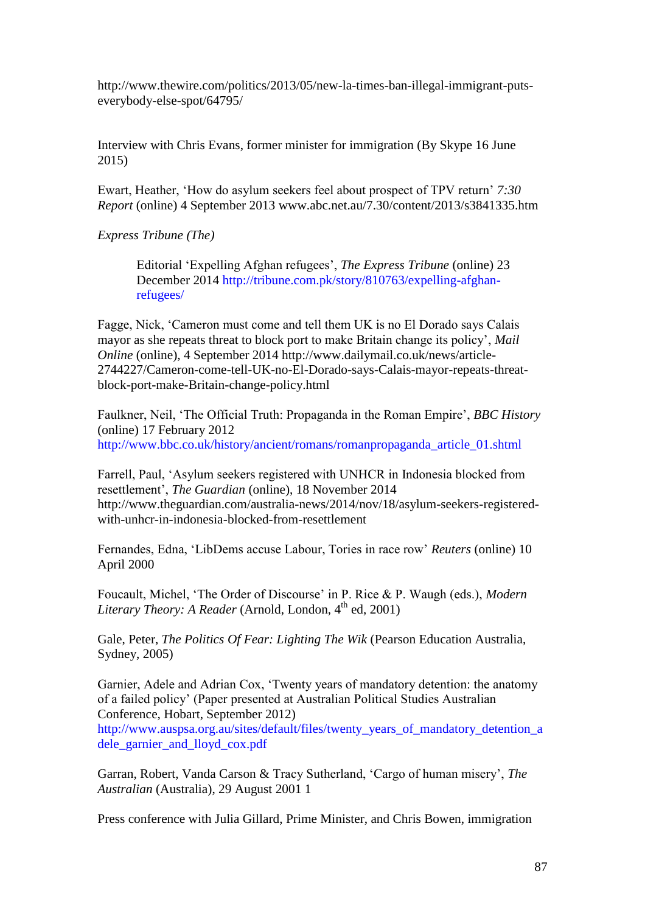http://www.thewire.com/politics/2013/05/new-la-times-ban-illegal-immigrant-puts-everybody-else-spot/64795/

Interview with Chris Evans, former minister for immigration (By Skype 16 June 2015)

Ewart, Heather, 'How do asylum seekers feel about prospect of TPV return' *7:30 Report* (online) 4 September 2013 www.abc.net.au/7.30/content/2013/s3841335.htm

*Express Tribune (The)*

> Editorial 'Expelling Afghan refugees', *The Express Tribune* (online) 23 December 2014 http://tribune.com.pk/story/810763/expelling-afghan-refugees/

Fagge, Nick, 'Cameron must come and tell them UK is no El Dorado says Calais mayor as she repeats threat to block port to make Britain change its policy', *Mail Online* (online), 4 September 2014 http://www.dailymail.co.uk/news/article-2744227/Cameron-come-tell-UK-no-El-Dorado-says-Calais-mayor-repeats-threat-block-port-make-Britain-change-policy.html

Faulkner, Neil, 'The Official Truth: Propaganda in the Roman Empire', *BBC History* (online) 17 February 2012 http://www.bbc.co.uk/history/ancient/romans/romanpropaganda_article_01.shtml

Farrell, Paul, 'Asylum seekers registered with UNHCR in Indonesia blocked from resettlement', *The Guardian* (online), 18 November 2014 http://www.theguardian.com/australia-news/2014/nov/18/asylum-seekers-registered-with-unhcr-in-indonesia-blocked-from-resettlement

Fernandes, Edna, 'LibDems accuse Labour, Tories in race row' *Reuters* (online) 10 April 2000

Foucault, Michel, 'The Order of Discourse' in P. Rice & P. Waugh (eds.), *Modern Literary Theory: A Reader* (Arnold, London, 4th ed, 2001)

Gale, Peter, *The Politics Of Fear: Lighting The Wik* (Pearson Education Australia, Sydney, 2005)

Garnier, Adele and Adrian Cox, 'Twenty years of mandatory detention: the anatomy of a failed policy' (Paper presented at Australian Political Studies Australian Conference, Hobart, September 2012) http://www.auspsa.org.au/sites/default/files/twenty_years_of_mandatory_detention_adele_garnier_and_lloyd_cox.pdf

Garran, Robert, Vanda Carson & Tracy Sutherland, 'Cargo of human misery', *The Australian* (Australia), 29 August 2001 1

Press conference with Julia Gillard, Prime Minister, and Chris Bowen, immigration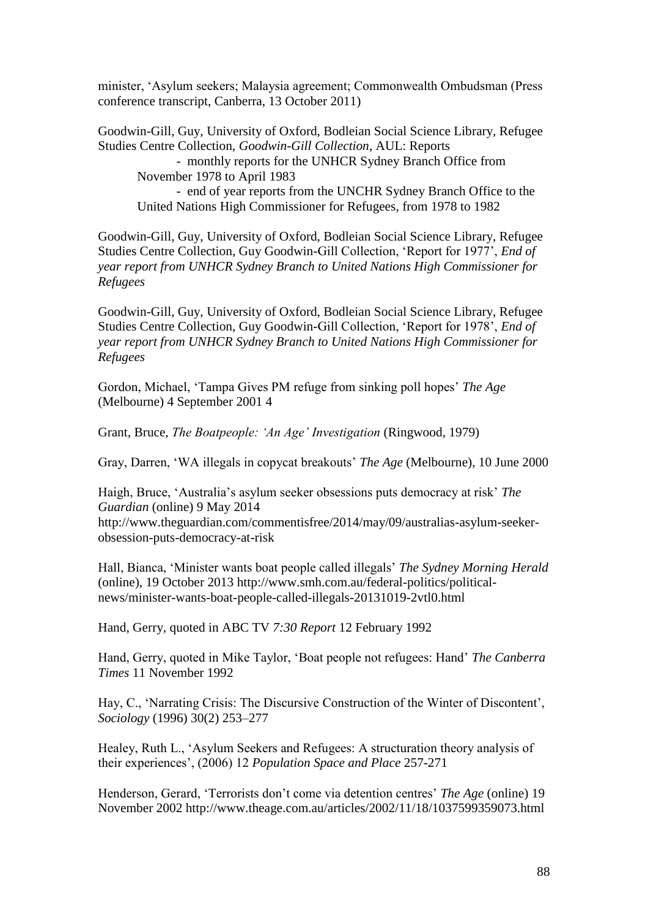minister, 'Asylum seekers; Malaysia agreement; Commonwealth Ombudsman (Press conference transcript, Canberra, 13 October 2011)

Goodwin-Gill, Guy, University of Oxford, Bodleian Social Science Library, Refugee Studies Centre Collection, *Goodwin-Gill Collection*, AUL: Reports
- monthly reports for the UNHCR Sydney Branch Office from November 1978 to April 1983
- end of year reports from the UNCHR Sydney Branch Office to the United Nations High Commissioner for Refugees, from 1978 to 1982

Goodwin-Gill, Guy, University of Oxford, Bodleian Social Science Library, Refugee Studies Centre Collection, Guy Goodwin-Gill Collection, 'Report for 1977', *End of year report from UNHCR Sydney Branch to United Nations High Commissioner for Refugees*

Goodwin-Gill, Guy, University of Oxford, Bodleian Social Science Library, Refugee Studies Centre Collection, Guy Goodwin-Gill Collection, 'Report for 1978', *End of year report from UNHCR Sydney Branch to United Nations High Commissioner for Refugees*

Gordon, Michael, 'Tampa Gives PM refuge from sinking poll hopes' *The Age* (Melbourne) 4 September 2001 4

Grant, Bruce, *The Boatpeople: 'An Age' Investigation* (Ringwood, 1979)

Gray, Darren, 'WA illegals in copycat breakouts' *The Age* (Melbourne), 10 June 2000

Haigh, Bruce, 'Australia's asylum seeker obsessions puts democracy at risk' *The Guardian* (online) 9 May 2014 http://www.theguardian.com/commentisfree/2014/may/09/australias-asylum-seeker-obsession-puts-democracy-at-risk

Hall, Bianca, 'Minister wants boat people called illegals' *The Sydney Morning Herald* (online), 19 October 2013 http://www.smh.com.au/federal-politics/political-news/minister-wants-boat-people-called-illegals-20131019-2vtl0.html

Hand, Gerry, quoted in ABC TV *7:30 Report* 12 February 1992

Hand, Gerry, quoted in Mike Taylor, 'Boat people not refugees: Hand' *The Canberra Times* 11 November 1992

Hay, C., 'Narrating Crisis: The Discursive Construction of the Winter of Discontent', *Sociology* (1996) 30(2) 253–277

Healey, Ruth L., 'Asylum Seekers and Refugees: A structuration theory analysis of their experiences', (2006) 12 *Population Space and Place* 257-271

Henderson, Gerard, 'Terrorists don't come via detention centres' *The Age* (online) 19 November 2002 http://www.theage.com.au/articles/2002/11/18/1037599359073.html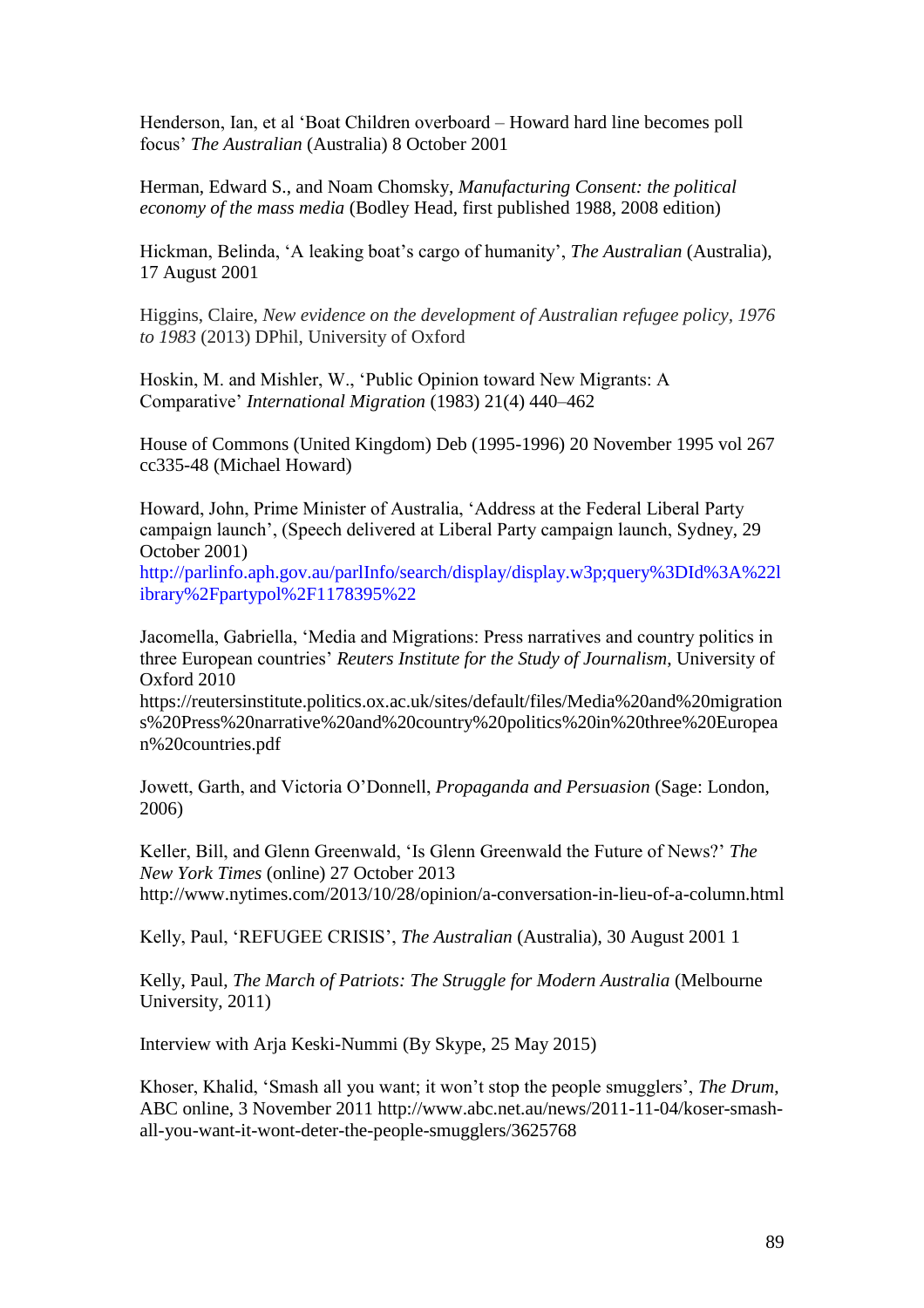Henderson, Ian, et al 'Boat Children overboard – Howard hard line becomes poll focus' *The Australian* (Australia) 8 October 2001

Herman, Edward S., and Noam Chomsky, *Manufacturing Consent: the political economy of the mass media* (Bodley Head, first published 1988, 2008 edition)

Hickman, Belinda, 'A leaking boat's cargo of humanity', *The Australian* (Australia), 17 August 2001

Higgins, Claire, *New evidence on the development of Australian refugee policy, 1976 to 1983* (2013) DPhil, University of Oxford

Hoskin, M. and Mishler, W., 'Public Opinion toward New Migrants: A Comparative' *International Migration* (1983) 21(4) 440–462

House of Commons (United Kingdom) Deb (1995-1996) 20 November 1995 vol 267 cc335-48 (Michael Howard)

Howard, John, Prime Minister of Australia, 'Address at the Federal Liberal Party campaign launch', (Speech delivered at Liberal Party campaign launch, Sydney, 29 October 2001)
http://parlinfo.aph.gov.au/parlInfo/search/display/display.w3p;query%3DId%3A%22library%2Fpartypol%2F1178395%22

Jacomella, Gabriella, 'Media and Migrations: Press narratives and country politics in three European countries' *Reuters Institute for the Study of Journalism*, University of Oxford 2010
https://reutersinstitute.politics.ox.ac.uk/sites/default/files/Media%20and%20migrations%20Press%20narrative%20and%20country%20politics%20in%20three%20European%20countries.pdf

Jowett, Garth, and Victoria O'Donnell, *Propaganda and Persuasion* (Sage: London, 2006)

Keller, Bill, and Glenn Greenwald, 'Is Glenn Greenwald the Future of News?' *The New York Times* (online) 27 October 2013
http://www.nytimes.com/2013/10/28/opinion/a-conversation-in-lieu-of-a-column.html

Kelly, Paul, 'REFUGEE CRISIS', *The Australian* (Australia), 30 August 2001 1

Kelly, Paul, *The March of Patriots: The Struggle for Modern Australia* (Melbourne University, 2011)

Interview with Arja Keski-Nummi (By Skype, 25 May 2015)

Khoser, Khalid, 'Smash all you want; it won't stop the people smugglers', *The Drum*, ABC online, 3 November 2011 http://www.abc.net.au/news/2011-11-04/koser-smash-all-you-want-it-wont-deter-the-people-smugglers/3625768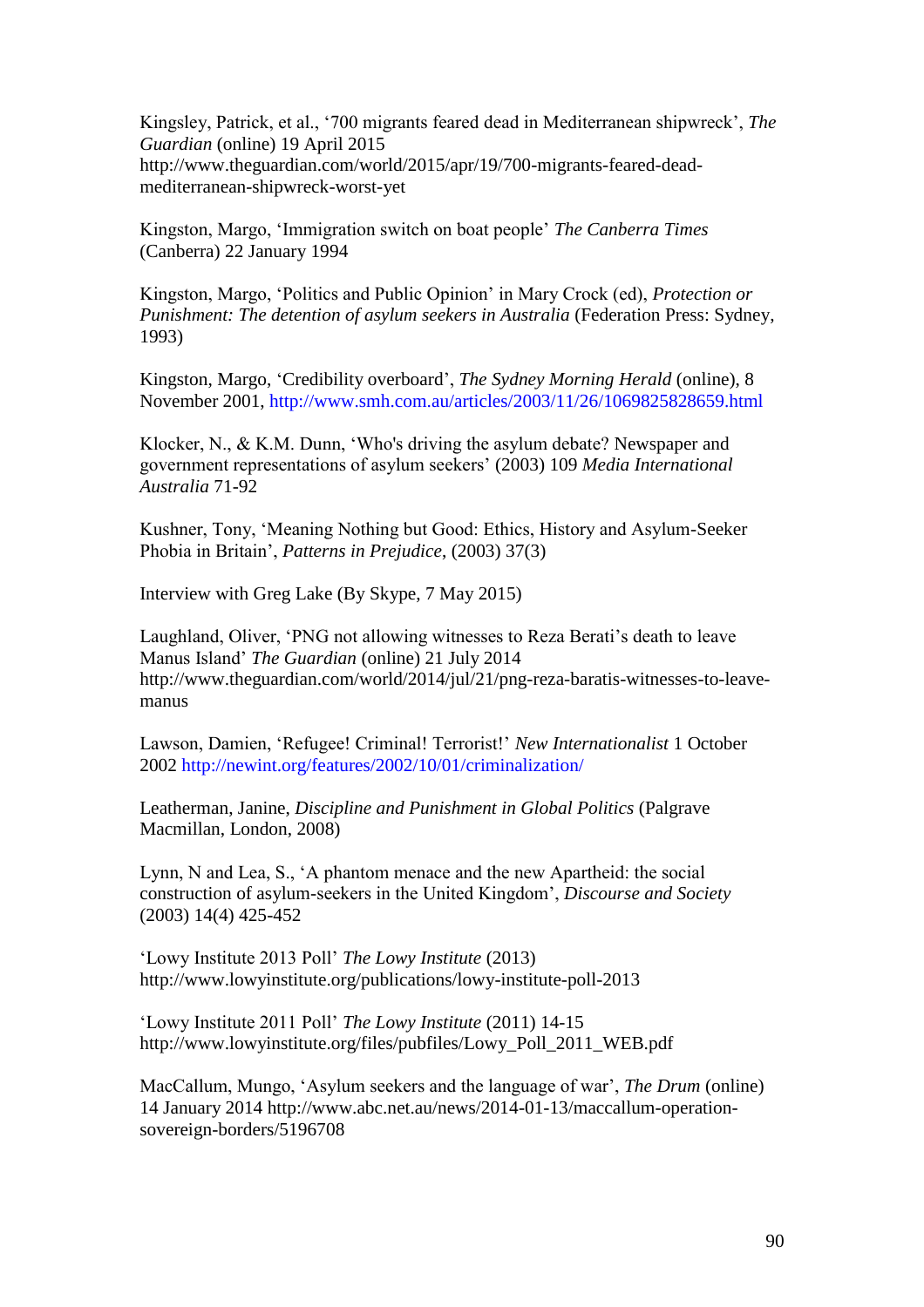Kingsley, Patrick, et al., '700 migrants feared dead in Mediterranean shipwreck', *The Guardian* (online) 19 April 2015 http://www.theguardian.com/world/2015/apr/19/700-migrants-feared-dead-mediterranean-shipwreck-worst-yet

Kingston, Margo, 'Immigration switch on boat people' *The Canberra Times* (Canberra) 22 January 1994

Kingston, Margo, 'Politics and Public Opinion' in Mary Crock (ed), *Protection or Punishment: The detention of asylum seekers in Australia* (Federation Press: Sydney, 1993)

Kingston, Margo, 'Credibility overboard', *The Sydney Morning Herald* (online), 8 November 2001, http://www.smh.com.au/articles/2003/11/26/1069825828659.html

Klocker, N., & K.M. Dunn, 'Who's driving the asylum debate? Newspaper and government representations of asylum seekers' (2003) 109 *Media International Australia* 71-92

Kushner, Tony, 'Meaning Nothing but Good: Ethics, History and Asylum-Seeker Phobia in Britain', *Patterns in Prejudice*, (2003) 37(3)

Interview with Greg Lake (By Skype, 7 May 2015)

Laughland, Oliver, 'PNG not allowing witnesses to Reza Berati's death to leave Manus Island' *The Guardian* (online) 21 July 2014 http://www.theguardian.com/world/2014/jul/21/png-reza-baratis-witnesses-to-leave-manus

Lawson, Damien, 'Refugee! Criminal! Terrorist!' *New Internationalist* 1 October 2002 http://newint.org/features/2002/10/01/criminalization/

Leatherman, Janine, *Discipline and Punishment in Global Politics* (Palgrave Macmillan, London, 2008)

Lynn, N and Lea, S., 'A phantom menace and the new Apartheid: the social construction of asylum-seekers in the United Kingdom', *Discourse and Society* (2003) 14(4) 425-452

'Lowy Institute 2013 Poll' *The Lowy Institute* (2013) http://www.lowyinstitute.org/publications/lowy-institute-poll-2013

'Lowy Institute 2011 Poll' *The Lowy Institute* (2011) 14-15 http://www.lowyinstitute.org/files/pubfiles/Lowy_Poll_2011_WEB.pdf

MacCallum, Mungo, 'Asylum seekers and the language of war', *The Drum* (online) 14 January 2014 http://www.abc.net.au/news/2014-01-13/maccallum-operation-sovereign-borders/5196708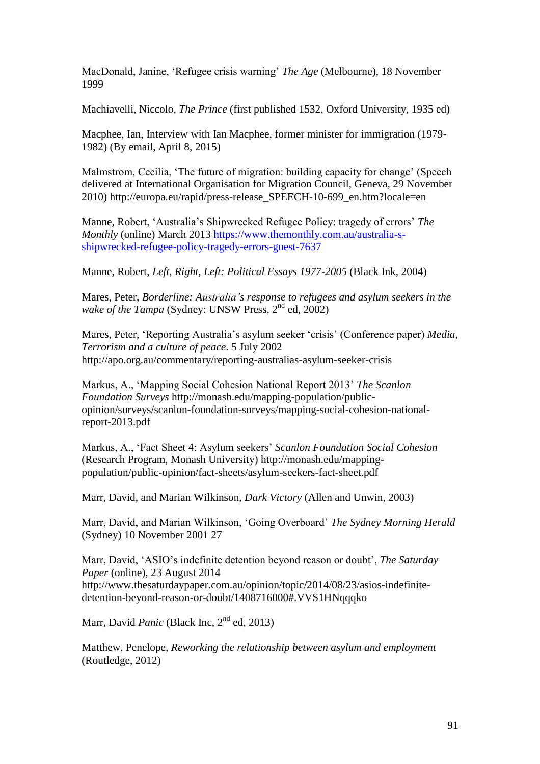MacDonald, Janine, 'Refugee crisis warning' *The Age* (Melbourne), 18 November 1999

Machiavelli, Niccolo, *The Prince* (first published 1532, Oxford University, 1935 ed)

Macphee, Ian, Interview with Ian Macphee, former minister for immigration (1979-1982) (By email, April 8, 2015)

Malmstrom, Cecilia, 'The future of migration: building capacity for change' (Speech delivered at International Organisation for Migration Council, Geneva, 29 November 2010) http://europa.eu/rapid/press-release_SPEECH-10-699_en.htm?locale=en

Manne, Robert, 'Australia's Shipwrecked Refugee Policy: tragedy of errors' *The Monthly* (online) March 2013 https://www.themonthly.com.au/australia-s-shipwrecked-refugee-policy-tragedy-errors-guest-7637

Manne, Robert, *Left, Right, Left: Political Essays 1977-2005* (Black Ink, 2004)

Mares, Peter, *Borderline: Australia's response to refugees and asylum seekers in the wake of the Tampa* (Sydney: UNSW Press, 2nd ed, 2002)

Mares, Peter, 'Reporting Australia's asylum seeker 'crisis' (Conference paper) *Media, Terrorism and a culture of peace*. 5 July 2002 http://apo.org.au/commentary/reporting-australias-asylum-seeker-crisis

Markus, A., 'Mapping Social Cohesion National Report 2013' *The Scanlon Foundation Surveys* http://monash.edu/mapping-population/public-opinion/surveys/scanlon-foundation-surveys/mapping-social-cohesion-national-report-2013.pdf

Markus, A., 'Fact Sheet 4: Asylum seekers' *Scanlon Foundation Social Cohesion* (Research Program, Monash University) http://monash.edu/mapping-population/public-opinion/fact-sheets/asylum-seekers-fact-sheet.pdf

Marr, David, and Marian Wilkinson, *Dark Victory* (Allen and Unwin, 2003)

Marr, David, and Marian Wilkinson, 'Going Overboard' *The Sydney Morning Herald* (Sydney) 10 November 2001 27

Marr, David, 'ASIO's indefinite detention beyond reason or doubt', *The Saturday Paper* (online), 23 August 2014 http://www.thesaturdaypaper.com.au/opinion/topic/2014/08/23/asios-indefinite-detention-beyond-reason-or-doubt/1408716000#.VVS1HNqqqko

Marr, David *Panic* (Black Inc, 2nd ed, 2013)

Matthew, Penelope, *Reworking the relationship between asylum and employment* (Routledge, 2012)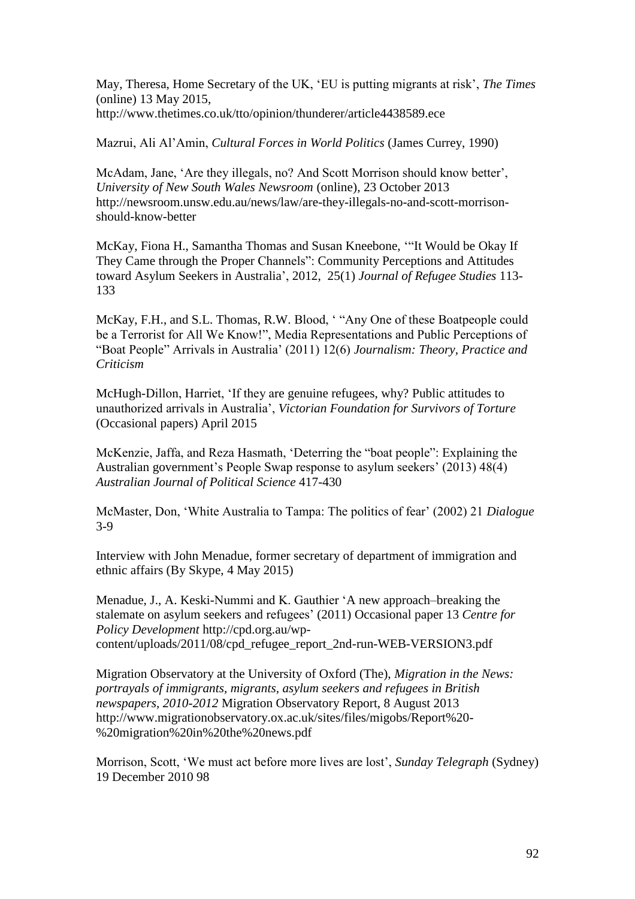May, Theresa, Home Secretary of the UK, 'EU is putting migrants at risk', *The Times* (online) 13 May 2015, http://www.thetimes.co.uk/tto/opinion/thunderer/article4438589.ece

Mazrui, Ali Al'Amin, *Cultural Forces in World Politics* (James Currey, 1990)

McAdam, Jane, 'Are they illegals, no? And Scott Morrison should know better', *University of New South Wales Newsroom* (online), 23 October 2013 http://newsroom.unsw.edu.au/news/law/are-they-illegals-no-and-scott-morrison-should-know-better

McKay, Fiona H., Samantha Thomas and Susan Kneebone, '"It Would be Okay If They Came through the Proper Channels": Community Perceptions and Attitudes toward Asylum Seekers in Australia', 2012, 25(1) *Journal of Refugee Studies* 113-133

McKay, F.H., and S.L. Thomas, R.W. Blood, ' "Any One of these Boatpeople could be a Terrorist for All We Know!", Media Representations and Public Perceptions of "Boat People" Arrivals in Australia' (2011) 12(6) *Journalism: Theory, Practice and Criticism*

McHugh-Dillon, Harriet, 'If they are genuine refugees, why? Public attitudes to unauthorized arrivals in Australia', *Victorian Foundation for Survivors of Torture* (Occasional papers) April 2015

McKenzie, Jaffa, and Reza Hasmath, 'Deterring the "boat people": Explaining the Australian government's People Swap response to asylum seekers' (2013) 48(4) *Australian Journal of Political Science* 417-430

McMaster, Don, 'White Australia to Tampa: The politics of fear' (2002) 21 *Dialogue* 3-9

Interview with John Menadue, former secretary of department of immigration and ethnic affairs (By Skype, 4 May 2015)

Menadue, J., A. Keski-Nummi and K. Gauthier 'A new approach–breaking the stalemate on asylum seekers and refugees' (2011) Occasional paper 13 *Centre for Policy Development* http://cpd.org.au/wp-content/uploads/2011/08/cpd_refugee_report_2nd-run-WEB-VERSION3.pdf

Migration Observatory at the University of Oxford (The), *Migration in the News: portrayals of immigrants, migrants, asylum seekers and refugees in British newspapers, 2010-2012* Migration Observatory Report, 8 August 2013 http://www.migrationobservatory.ox.ac.uk/sites/files/migobs/Report%20-%20migration%20in%20the%20news.pdf

Morrison, Scott, 'We must act before more lives are lost', *Sunday Telegraph* (Sydney) 19 December 2010 98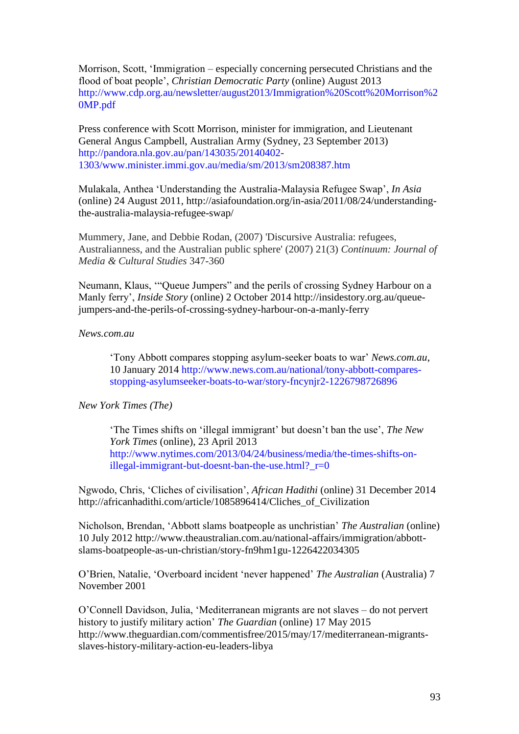Morrison, Scott, ‘Immigration – especially concerning persecuted Christians and the flood of boat people’, *Christian Democratic Party* (online) August 2013 http://www.cdp.org.au/newsletter/august2013/Immigration%20Scott%20Morrison%20MP.pdf

Press conference with Scott Morrison, minister for immigration, and Lieutenant General Angus Campbell, Australian Army (Sydney, 23 September 2013) http://pandora.nla.gov.au/pan/143035/20140402-1303/www.minister.immi.gov.au/media/sm/2013/sm208387.htm

Mulakala, Anthea ‘Understanding the Australia-Malaysia Refugee Swap’, *In Asia* (online) 24 August 2011, http://asiafoundation.org/in-asia/2011/08/24/understanding-the-australia-malaysia-refugee-swap/

Mummery, Jane, and Debbie Rodan, (2007) 'Discursive Australia: refugees, Australianness, and the Australian public sphere' (2007) 21(3) *Continuum: Journal of Media & Cultural Studies* 347-360

Neumann, Klaus, ‘“Queue Jumpers” and the perils of crossing Sydney Harbour on a Manly ferry’, *Inside Story* (online) 2 October 2014 http://insidestory.org.au/queue-jumpers-and-the-perils-of-crossing-sydney-harbour-on-a-manly-ferry

*News.com.au*

> ‘Tony Abbott compares stopping asylum-seeker boats to war’ *News.com.au*, 10 January 2014 http://www.news.com.au/national/tony-abbott-compares-stopping-asylumseeker-boats-to-war/story-fncynjr2-1226798726896

*New York Times (The)*

> ‘The Times shifts on ‘illegal immigrant’ but doesn’t ban the use’, *The New York Times* (online), 23 April 2013 http://www.nytimes.com/2013/04/24/business/media/the-times-shifts-on-illegal-immigrant-but-doesnt-ban-the-use.html?_r=0

Ngwodo, Chris, ‘Cliches of civilisation’, *African Hadithi* (online) 31 December 2014 http://africanhadithi.com/article/1085896414/Cliches_of_Civilization

Nicholson, Brendan, ‘Abbott slams boatpeople as unchristian’ *The Australian* (online) 10 July 2012 http://www.theaustralian.com.au/national-affairs/immigration/abbott-slams-boatpeople-as-un-christian/story-fn9hm1gu-1226422034305

O’Brien, Natalie, ‘Overboard incident ‘never happened’ *The Australian* (Australia) 7 November 2001

O’Connell Davidson, Julia, ‘Mediterranean migrants are not slaves – do not pervert history to justify military action’ *The Guardian* (online) 17 May 2015 http://www.theguardian.com/commentisfree/2015/may/17/mediterranean-migrants-slaves-history-military-action-eu-leaders-libya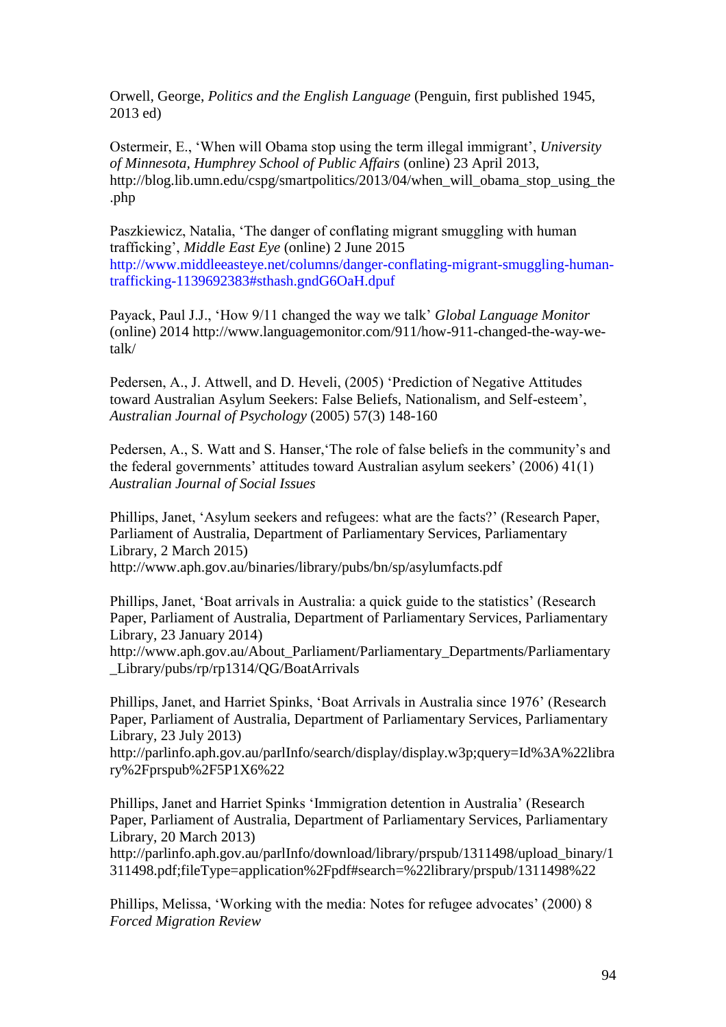Orwell, George, *Politics and the English Language* (Penguin, first published 1945, 2013 ed)

Ostermeir, E., 'When will Obama stop using the term illegal immigrant', *University of Minnesota, Humphrey School of Public Affairs* (online) 23 April 2013, http://blog.lib.umn.edu/cspg/smartpolitics/2013/04/when_will_obama_stop_using_the.php

Paszkiewicz, Natalia, 'The danger of conflating migrant smuggling with human trafficking', *Middle East Eye* (online) 2 June 2015 http://www.middleeasteye.net/columns/danger-conflating-migrant-smuggling-human-trafficking-1139692383#sthash.gndG6OaH.dpuf

Payack, Paul J.J., 'How 9/11 changed the way we talk' *Global Language Monitor* (online) 2014 http://www.languagemonitor.com/911/how-911-changed-the-way-we-talk/

Pedersen, A., J. Attwell, and D. Heveli, (2005) 'Prediction of Negative Attitudes toward Australian Asylum Seekers: False Beliefs, Nationalism, and Self-esteem', *Australian Journal of Psychology* (2005) 57(3) 148-160

Pedersen, A., S. Watt and S. Hanser,'The role of false beliefs in the community's and the federal governments' attitudes toward Australian asylum seekers' (2006) 41(1) *Australian Journal of Social Issues*

Phillips, Janet, 'Asylum seekers and refugees: what are the facts?' (Research Paper, Parliament of Australia, Department of Parliamentary Services, Parliamentary Library, 2 March 2015) http://www.aph.gov.au/binaries/library/pubs/bn/sp/asylumfacts.pdf

Phillips, Janet, 'Boat arrivals in Australia: a quick guide to the statistics' (Research Paper, Parliament of Australia, Department of Parliamentary Services, Parliamentary Library, 23 January 2014) http://www.aph.gov.au/About_Parliament/Parliamentary_Departments/Parliamentary_Library/pubs/rp/rp1314/QG/BoatArrivals

Phillips, Janet, and Harriet Spinks, 'Boat Arrivals in Australia since 1976' (Research Paper, Parliament of Australia, Department of Parliamentary Services, Parliamentary Library, 23 July 2013) http://parlinfo.aph.gov.au/parlInfo/search/display/display.w3p;query=Id%3A%22library%2Fprspub%2F5P1X6%22

Phillips, Janet and Harriet Spinks 'Immigration detention in Australia' (Research Paper, Parliament of Australia, Department of Parliamentary Services, Parliamentary Library, 20 March 2013) http://parlinfo.aph.gov.au/parlInfo/download/library/prspub/1311498/upload_binary/1311498.pdf;fileType=application%2Fpdf#search=%22library/prspub/1311498%22

Phillips, Melissa, 'Working with the media: Notes for refugee advocates' (2000) 8 *Forced Migration Review*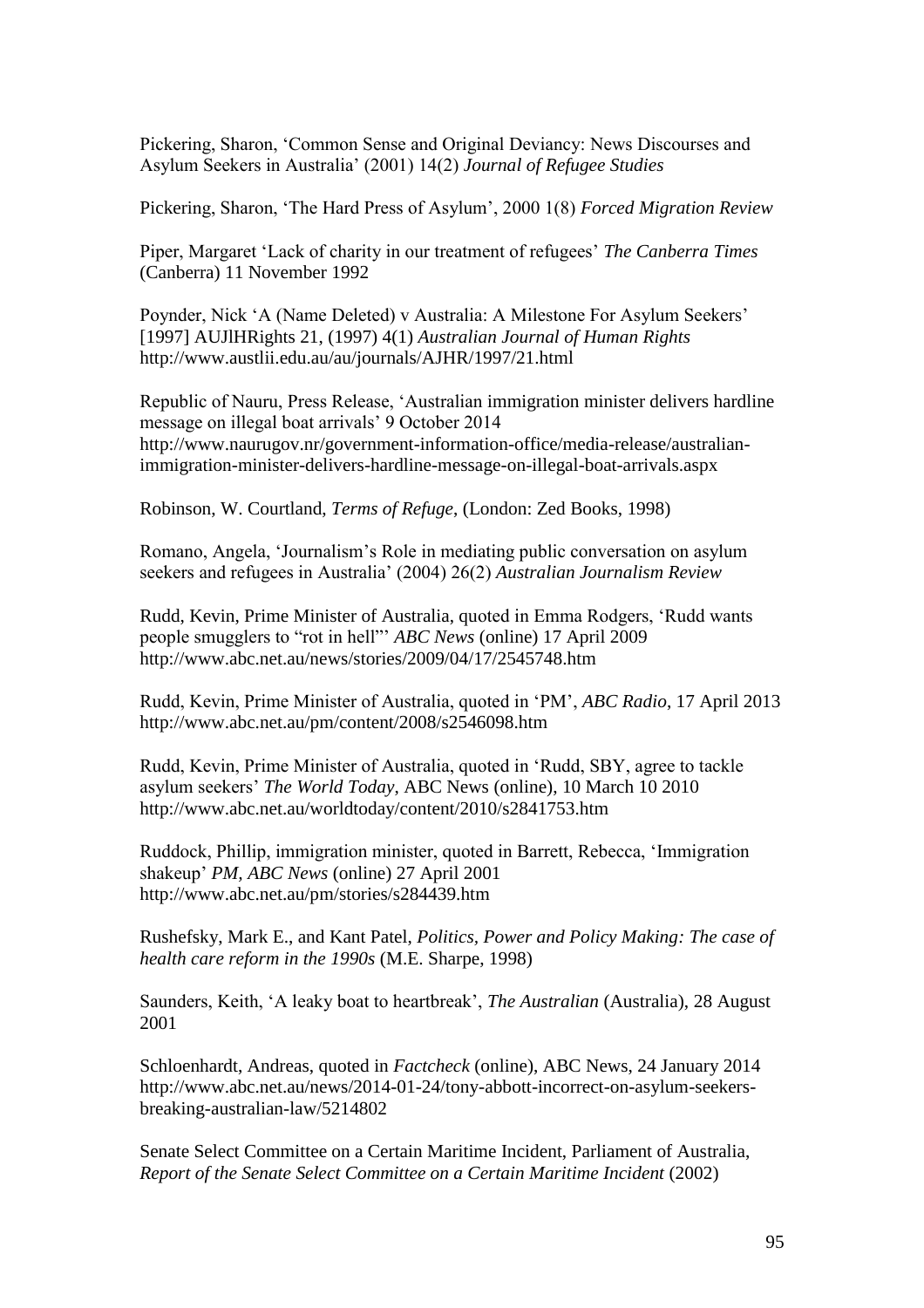Pickering, Sharon, 'Common Sense and Original Deviancy: News Discourses and Asylum Seekers in Australia' (2001) 14(2) *Journal of Refugee Studies*

Pickering, Sharon, 'The Hard Press of Asylum', 2000 1(8) *Forced Migration Review*

Piper, Margaret 'Lack of charity in our treatment of refugees' *The Canberra Times* (Canberra) 11 November 1992

Poynder, Nick 'A (Name Deleted) v Australia: A Milestone For Asylum Seekers' [1997] AUJlHRights 21, (1997) 4(1) *Australian Journal of Human Rights* http://www.austlii.edu.au/au/journals/AJHR/1997/21.html

Republic of Nauru, Press Release, 'Australian immigration minister delivers hardline message on illegal boat arrivals' 9 October 2014 http://www.naurugov.nr/government-information-office/media-release/australian-immigration-minister-delivers-hardline-message-on-illegal-boat-arrivals.aspx

Robinson, W. Courtland, *Terms of Refuge*, (London: Zed Books, 1998)

Romano, Angela, 'Journalism's Role in mediating public conversation on asylum seekers and refugees in Australia' (2004) 26(2) *Australian Journalism Review*

Rudd, Kevin, Prime Minister of Australia, quoted in Emma Rodgers, 'Rudd wants people smugglers to "rot in hell"' *ABC News* (online) 17 April 2009 http://www.abc.net.au/news/stories/2009/04/17/2545748.htm

Rudd, Kevin, Prime Minister of Australia, quoted in 'PM', *ABC Radio*, 17 April 2013 http://www.abc.net.au/pm/content/2008/s2546098.htm

Rudd, Kevin, Prime Minister of Australia, quoted in 'Rudd, SBY, agree to tackle asylum seekers' *The World Today*, ABC News (online), 10 March 10 2010 http://www.abc.net.au/worldtoday/content/2010/s2841753.htm

Ruddock, Phillip, immigration minister, quoted in Barrett, Rebecca, 'Immigration shakeup' *PM, ABC News* (online) 27 April 2001 http://www.abc.net.au/pm/stories/s284439.htm

Rushefsky, Mark E., and Kant Patel, *Politics, Power and Policy Making: The case of health care reform in the 1990s* (M.E. Sharpe, 1998)

Saunders, Keith, 'A leaky boat to heartbreak', *The Australian* (Australia), 28 August 2001

Schloenhardt, Andreas, quoted in *Factcheck* (online), ABC News, 24 January 2014 http://www.abc.net.au/news/2014-01-24/tony-abbott-incorrect-on-asylum-seekers-breaking-australian-law/5214802

Senate Select Committee on a Certain Maritime Incident, Parliament of Australia, *Report of the Senate Select Committee on a Certain Maritime Incident* (2002)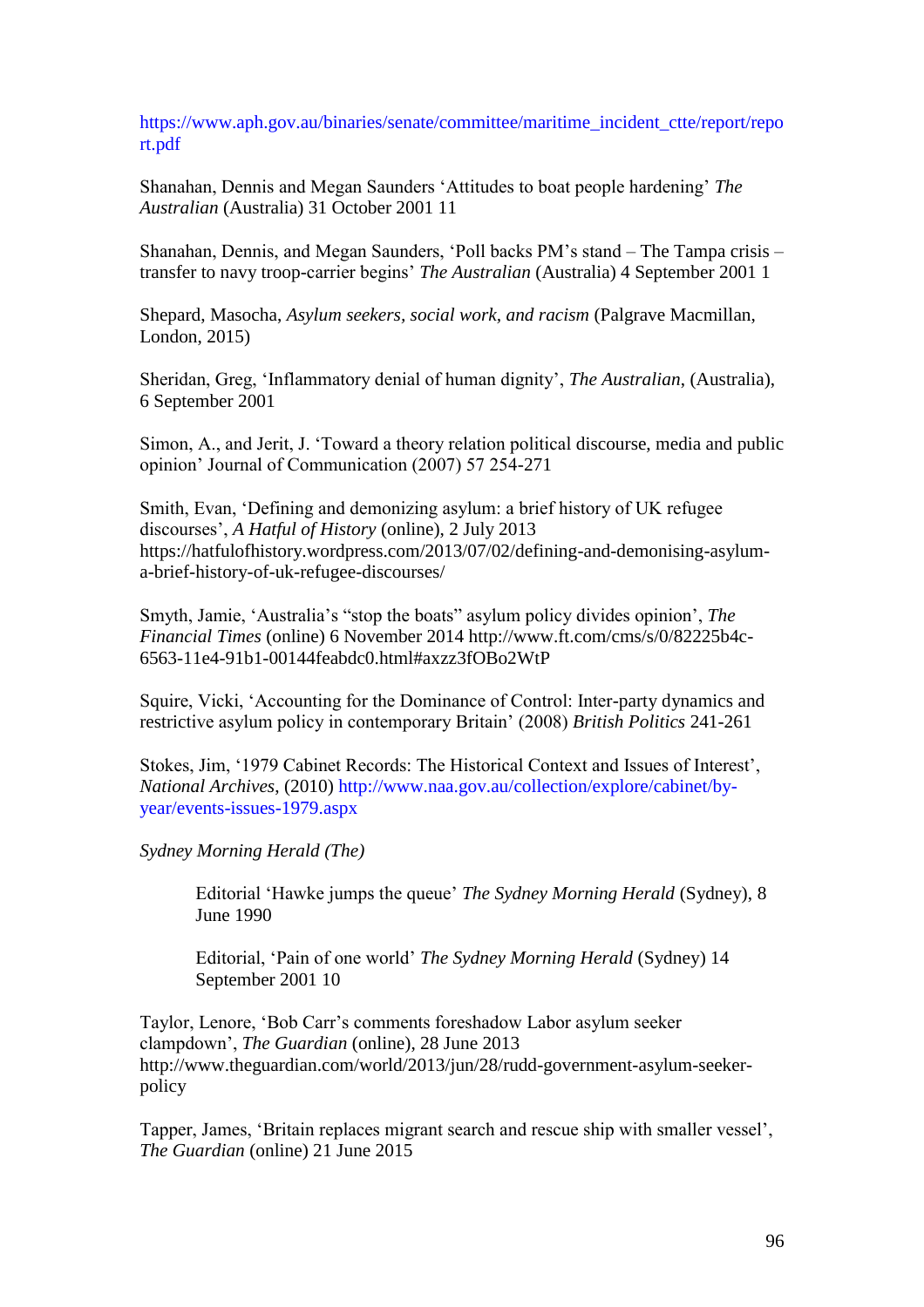https://www.aph.gov.au/binaries/senate/committee/maritime_incident_ctte/report/report.pdf

Shanahan, Dennis and Megan Saunders 'Attitudes to boat people hardening' *The Australian* (Australia) 31 October 2001 11

Shanahan, Dennis, and Megan Saunders, 'Poll backs PM's stand – The Tampa crisis – transfer to navy troop-carrier begins' *The Australian* (Australia) 4 September 2001 1

Shepard, Masocha, *Asylum seekers, social work, and racism* (Palgrave Macmillan, London, 2015)

Sheridan, Greg, 'Inflammatory denial of human dignity', *The Australian*, (Australia), 6 September 2001

Simon, A., and Jerit, J. 'Toward a theory relation political discourse, media and public opinion' Journal of Communication (2007) 57 254-271

Smith, Evan, 'Defining and demonizing asylum: a brief history of UK refugee discourses', *A Hatful of History* (online), 2 July 2013 https://hatfulofhistory.wordpress.com/2013/07/02/defining-and-demonising-asylum-a-brief-history-of-uk-refugee-discourses/

Smyth, Jamie, 'Australia's "stop the boats" asylum policy divides opinion', *The Financial Times* (online) 6 November 2014 http://www.ft.com/cms/s/0/82225b4c-6563-11e4-91b1-00144feabdc0.html#axzz3fOBo2WtP

Squire, Vicki, 'Accounting for the Dominance of Control: Inter-party dynamics and restrictive asylum policy in contemporary Britain' (2008) *British Politics* 241-261

Stokes, Jim, '1979 Cabinet Records: The Historical Context and Issues of Interest', *National Archives*, (2010) http://www.naa.gov.au/collection/explore/cabinet/by-year/events-issues-1979.aspx

*Sydney Morning Herald (The)*

> Editorial 'Hawke jumps the queue' *The Sydney Morning Herald* (Sydney), 8 June 1990
>
> Editorial, 'Pain of one world' *The Sydney Morning Herald* (Sydney) 14 September 2001 10

Taylor, Lenore, 'Bob Carr's comments foreshadow Labor asylum seeker clampdown', *The Guardian* (online), 28 June 2013 http://www.theguardian.com/world/2013/jun/28/rudd-government-asylum-seeker-policy

Tapper, James, 'Britain replaces migrant search and rescue ship with smaller vessel', *The Guardian* (online) 21 June 2015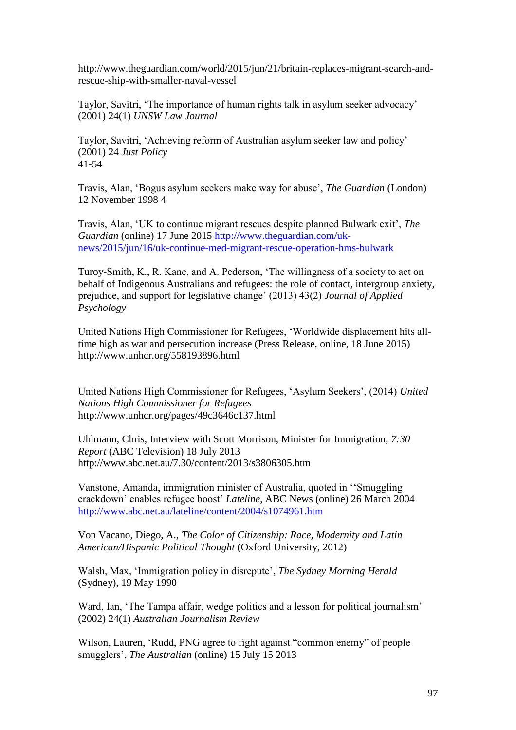http://www.theguardian.com/world/2015/jun/21/britain-replaces-migrant-search-and-rescue-ship-with-smaller-naval-vessel

Taylor, Savitri, 'The importance of human rights talk in asylum seeker advocacy' (2001) 24(1) *UNSW Law Journal*

Taylor, Savitri, 'Achieving reform of Australian asylum seeker law and policy' (2001) 24 *Just Policy*
41-54

Travis, Alan, 'Bogus asylum seekers make way for abuse', *The Guardian* (London) 12 November 1998 4

Travis, Alan, 'UK to continue migrant rescues despite planned Bulwark exit', *The Guardian* (online) 17 June 2015 http://www.theguardian.com/uk-news/2015/jun/16/uk-continue-med-migrant-rescue-operation-hms-bulwark

Turoy-Smith, K., R. Kane, and A. Pederson, 'The willingness of a society to act on behalf of Indigenous Australians and refugees: the role of contact, intergroup anxiety, prejudice, and support for legislative change' (2013) 43(2) *Journal of Applied Psychology*

United Nations High Commissioner for Refugees, 'Worldwide displacement hits all-time high as war and persecution increase (Press Release, online, 18 June 2015) http://www.unhcr.org/558193896.html

United Nations High Commissioner for Refugees, 'Asylum Seekers', (2014) *United Nations High Commissioner for Refugees*
http://www.unhcr.org/pages/49c3646c137.html

Uhlmann, Chris, Interview with Scott Morrison, Minister for Immigration, *7:30 Report* (ABC Television) 18 July 2013
http://www.abc.net.au/7.30/content/2013/s3806305.htm

Vanstone, Amanda, immigration minister of Australia, quoted in ''Smuggling crackdown' enables refugee boost' *Lateline,* ABC News (online) 26 March 2004 http://www.abc.net.au/lateline/content/2004/s1074961.htm

Von Vacano, Diego, A., *The Color of Citizenship: Race, Modernity and Latin American/Hispanic Political Thought* (Oxford University, 2012)

Walsh, Max, 'Immigration policy in disrepute', *The Sydney Morning Herald* (Sydney), 19 May 1990

Ward, Ian, 'The Tampa affair, wedge politics and a lesson for political journalism' (2002) 24(1) *Australian Journalism Review*

Wilson, Lauren, 'Rudd, PNG agree to fight against "common enemy" of people smugglers', *The Australian* (online) 15 July 15 2013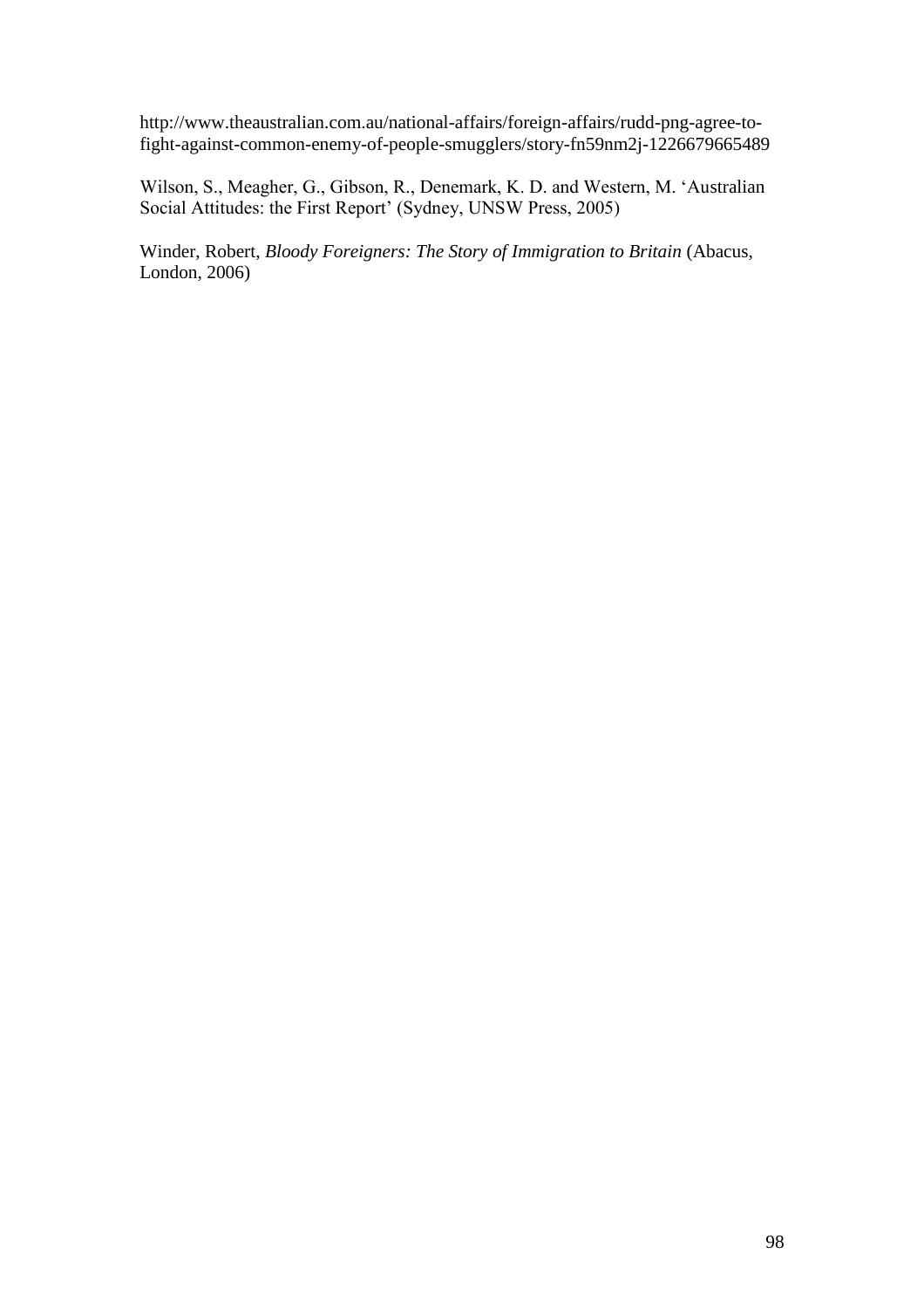http://www.theaustralian.com.au/national-affairs/foreign-affairs/rudd-png-agree-to-fight-against-common-enemy-of-people-smugglers/story-fn59nm2j-1226679665489

Wilson, S., Meagher, G., Gibson, R., Denemark, K. D. and Western, M. 'Australian Social Attitudes: the First Report' (Sydney, UNSW Press, 2005)

Winder, Robert, *Bloody Foreigners: The Story of Immigration to Britain* (Abacus, London, 2006)